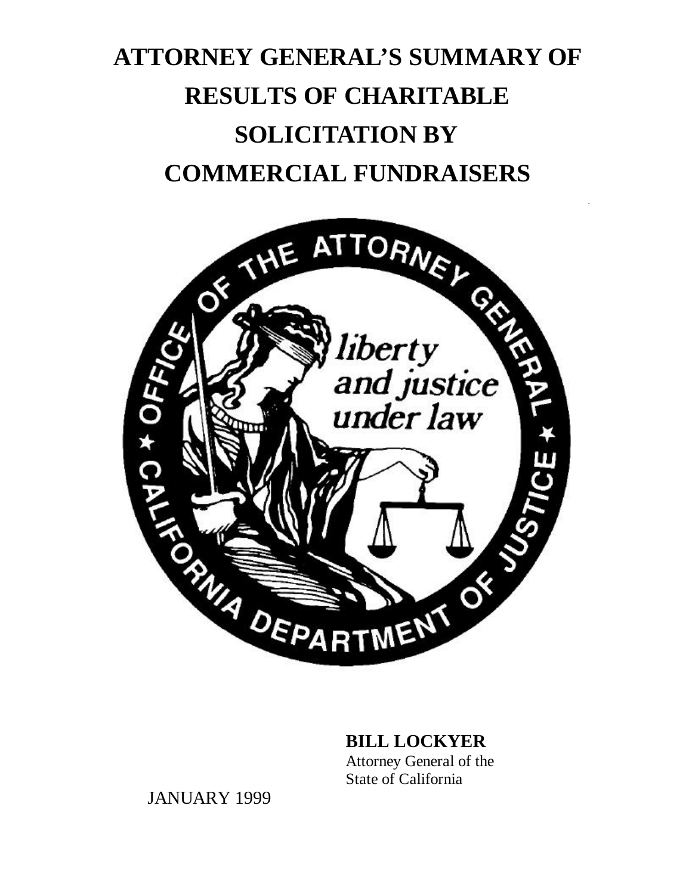# ATTORNEY GENERAL'S SUMMARY OF RESULTS OF CHARITABLE SOLICITATION BY COMMERCIAL FUNDRAISERS

**BILL LOCKYER**
Attorney General of the
State of California

JANUARY 1999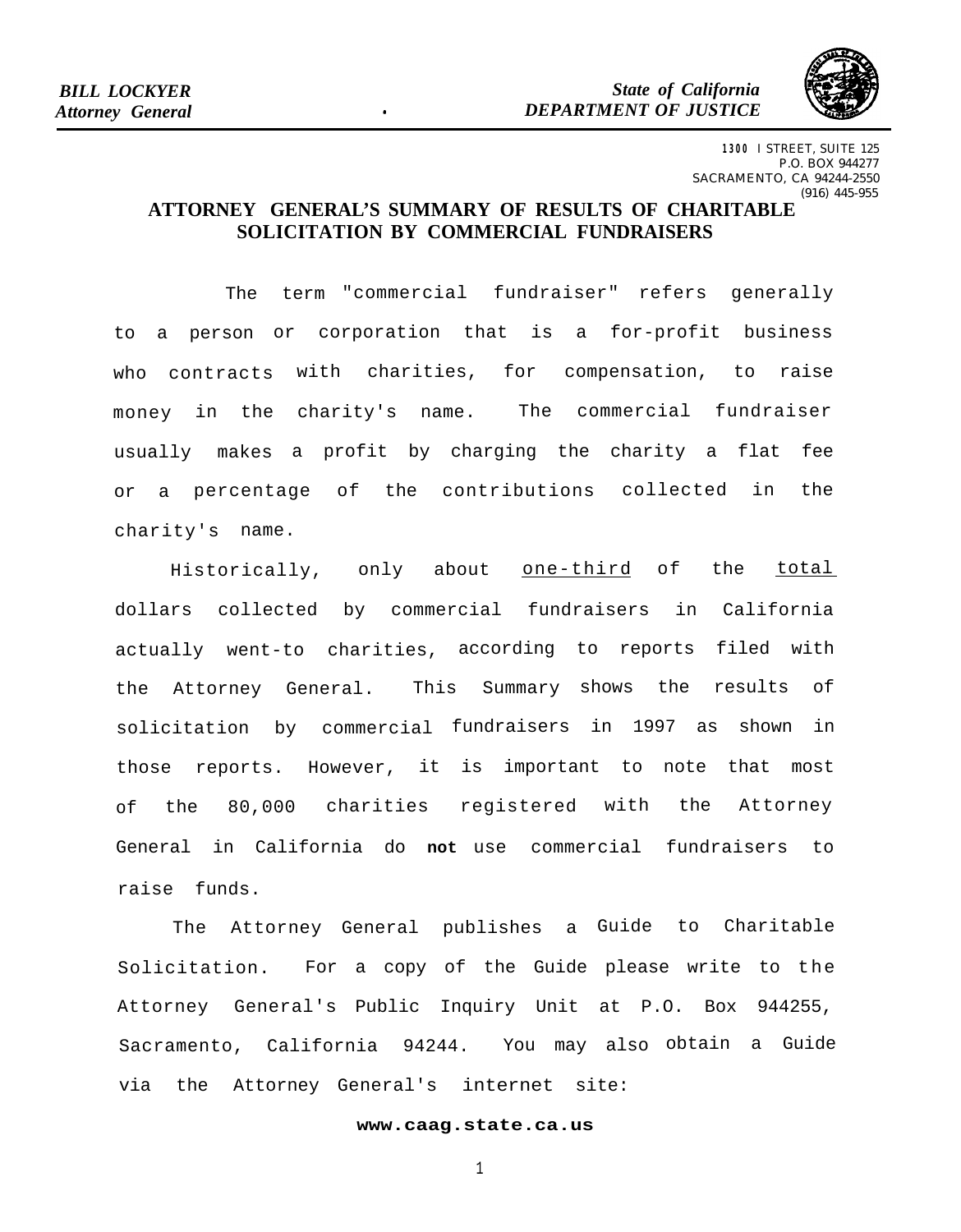**BILL LOCKYER**
*Attorney General*

*State of California*
*DEPARTMENT OF JUSTICE*

1300 I STREET, SUITE 125
P.O. BOX 944277
SACRAMENTO, CA 94244-2550
(916) 445-955

## ATTORNEY GENERAL'S SUMMARY OF RESULTS OF CHARITABLE SOLICITATION BY COMMERCIAL FUNDRAISERS

The term "commercial fundraiser" refers generally to a person or corporation that is a for-profit business who contracts with charities, for compensation, to raise money in the charity's name. The commercial fundraiser usually makes a profit by charging the charity a flat fee or a percentage of the contributions collected in the charity's name.

Historically, only about one-third of the total dollars collected by commercial fundraisers in California actually went-to charities, according to reports filed with the Attorney General. This Summary shows the results of solicitation by commercial fundraisers in 1997 as shown in those reports. However, it is important to note that most of the 80,000 charities registered with the Attorney General in California do **not** use commercial fundraisers to raise funds.

The Attorney General publishes a Guide to Charitable Solicitation. For a copy of the Guide please write to the Attorney General's Public Inquiry Unit at P.O. Box 944255, Sacramento, California 94244. You may also obtain a Guide via the Attorney General's internet site:

**www.caag.state.ca.us**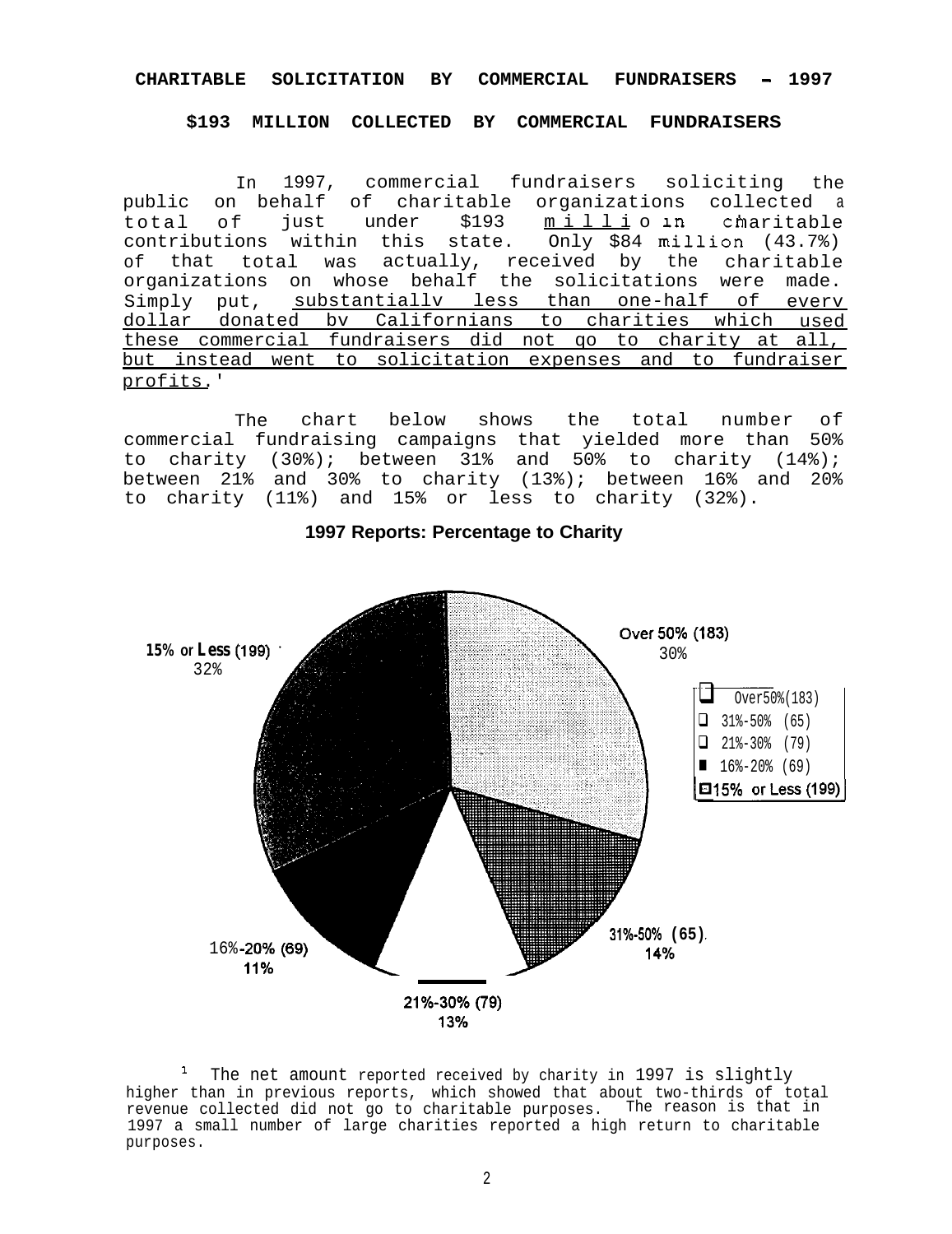**CHARITABLE SOLICITATION BY COMMERCIAL FUNDRAISERS - 1997**

**$193 MILLION COLLECTED BY COMMERCIAL FUNDRAISERS**

In 1997, commercial fundraisers soliciting the public on behalf of charitable organizations collected a total of just under $193 million in charitable contributions within this state. Only $84 million (43.7%) of that total was actually, received by the charitable organizations on whose behalf the solicitations were made. Simply put, substantially less than one-half of every dollar donated by Californians to charities which used these commercial fundraisers did not go to charity at all, but instead went to solicitation expenses and to fundraiser profits.[1]

The chart below shows the total number of commercial fundraising campaigns that yielded more than 50% to charity (30%); between 31% and 50% to charity (14%); between 21% and 30% to charity (13%); between 16% and 20% to charity (11%) and 15% or less to charity (32%).

**1997 Reports: Percentage to Charity**

| Category | Percentage |
|---|---|
| Over 50% (183) | 30% |
| 31%-50% (65) | 14% |
| 21%-30% (79) | 13% |
| 16%-20% (69) | 11% |
| 15% or Less (199) | 32% |

[1] The net amount reported received by charity in 1997 is slightly higher than in previous reports, which showed that about two-thirds of total revenue collected did not go to charitable purposes. The reason is that in 1997 a small number of large charities reported a high return to charitable purposes.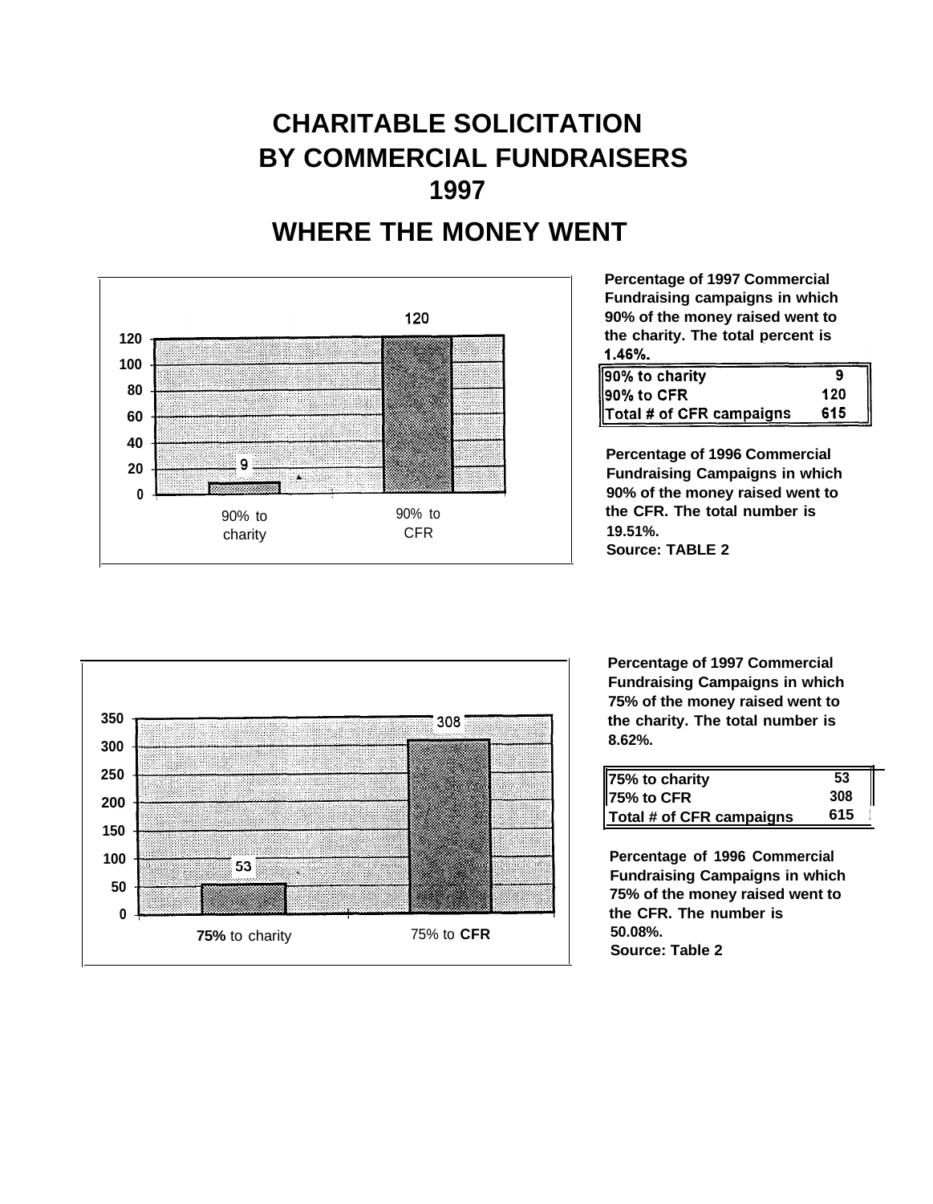# CHARITABLE SOLICITATION BY COMMERCIAL FUNDRAISERS 1997

## WHERE THE MONEY WENT

| Category | Value |
|---|---|
| 90% to charity | 9 |
| 90% to CFR | 120 |

**Percentage of 1997 Commercial Fundraising campaigns in which 90% of the money raised went to the charity. The total percent is 1.46%.**

| | |
|---|---|
| 90% to charity | 9 |
| 90% to CFR | 120 |
| Total # of CFR campaigns | 615 |

**Percentage of 1996 Commercial Fundraising Campaigns in which 90% of the money raised went to the CFR. The total number is 19.51%.**
**Source: TABLE 2**

| Category | Value |
|---|---|
| 75% to charity | 53 |
| 75% to CFR | 308 |

**Percentage of 1997 Commercial Fundraising Campaigns in which 75% of the money raised went to the charity. The total number is 8.62%.**

| | |
|---|---|
| 75% to charity | 53 |
| 75% to CFR | 308 |
| Total # of CFR campaigns | 615 |

**Percentage of 1996 Commercial Fundraising Campaigns in which 75% of the money raised went to the CFR. The number is 50.08%.**
**Source: Table 2**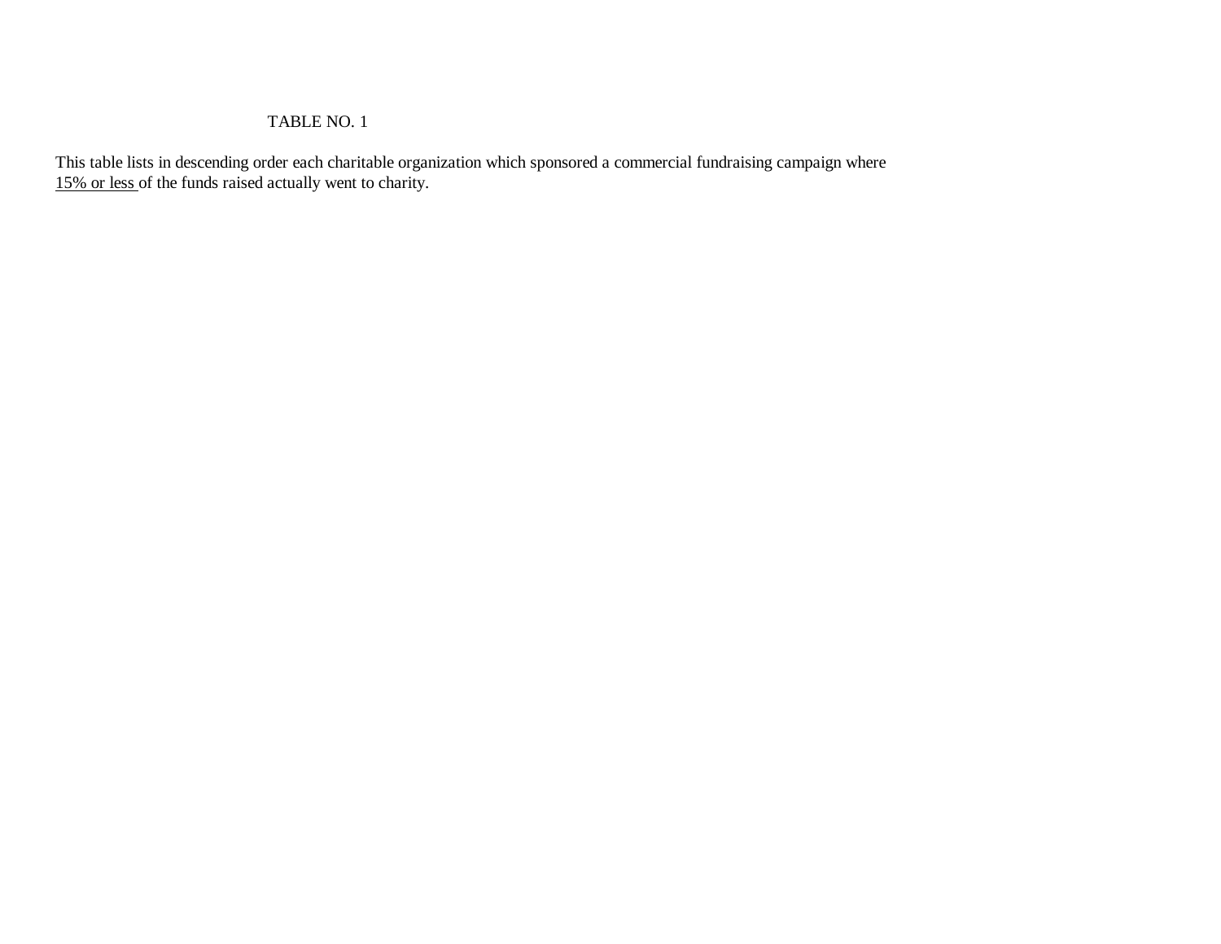TABLE NO. 1

This table lists in descending order each charitable organization which sponsored a commercial fundraising campaign where <u>15% or less</u> of the funds raised actually went to charity.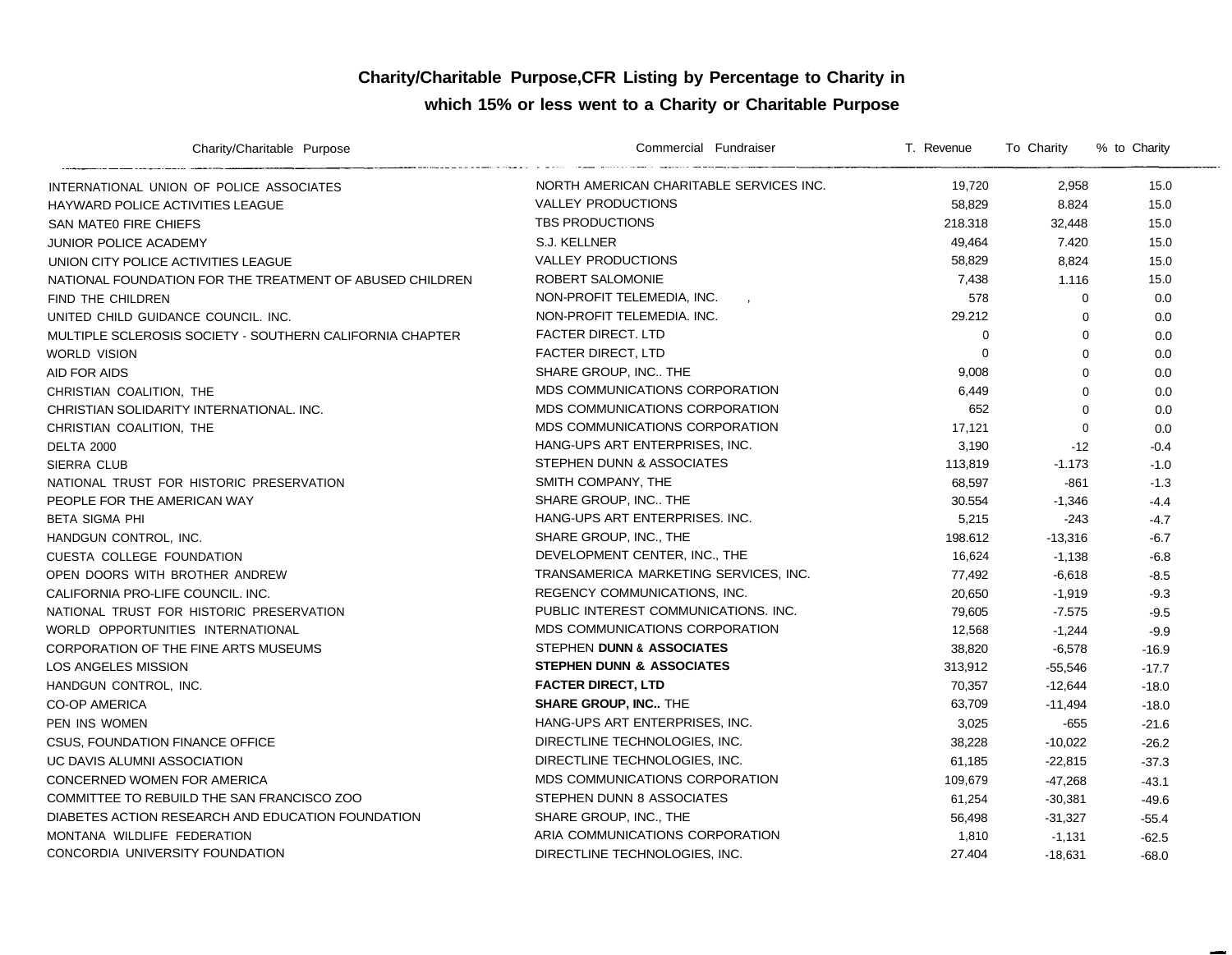# Charity/Charitable Purpose,CFR Listing by Percentage to Charity in which 15% or less went to a Charity or Charitable Purpose

| Charity/Charitable Purpose | Commercial Fundraiser | T. Revenue | To Charity | % to Charity |
|---|---|---|---|---|
| INTERNATIONAL UNION OF POLICE ASSOCIATES | NORTH AMERICAN CHARITABLE SERVICES INC. | 19,720 | 2,958 | 15.0 |
| HAYWARD POLICE ACTIVITIES LEAGUE | VALLEY PRODUCTIONS | 58,829 | 8.824 | 15.0 |
| SAN MATE0 FIRE CHIEFS | TBS PRODUCTIONS | 218.318 | 32,448 | 15.0 |
| JUNIOR POLICE ACADEMY | S.J. KELLNER | 49,464 | 7.420 | 15.0 |
| UNION CITY POLICE ACTIVITIES LEAGUE | VALLEY PRODUCTIONS | 58,829 | 8,824 | 15.0 |
| NATIONAL FOUNDATION FOR THE TREATMENT OF ABUSED CHILDREN | ROBERT SALOMONIE | 7,438 | 1.116 | 15.0 |
| FIND THE CHILDREN | NON-PROFIT TELEMEDIA, INC. | 578 | 0 | 0.0 |
| UNITED CHILD GUIDANCE COUNCIL. INC. | NON-PROFIT TELEMEDIA. INC. | 29.212 | 0 | 0.0 |
| MULTIPLE SCLEROSIS SOCIETY - SOUTHERN CALIFORNIA CHAPTER | FACTER DIRECT. LTD | 0 | 0 | 0.0 |
| WORLD VISION | FACTER DIRECT, LTD | 0 | 0 | 0.0 |
| AID FOR AIDS | SHARE GROUP, INC.. THE | 9,008 | 0 | 0.0 |
| CHRISTIAN COALITION, THE | MDS COMMUNICATIONS CORPORATION | 6,449 | 0 | 0.0 |
| CHRISTIAN SOLIDARITY INTERNATIONAL. INC. | MDS COMMUNICATIONS CORPORATION | 652 | 0 | 0.0 |
| CHRISTIAN COALITION, THE | MDS COMMUNICATIONS CORPORATION | 17,121 | 0 | 0.0 |
| DELTA 2000 | HANG-UPS ART ENTERPRISES, INC. | 3,190 | -12 | -0.4 |
| SIERRA CLUB | STEPHEN DUNN & ASSOCIATES | 113,819 | -1.173 | -1.0 |
| NATIONAL TRUST FOR HISTORIC PRESERVATION | SMITH COMPANY, THE | 68,597 | -861 | -1.3 |
| PEOPLE FOR THE AMERICAN WAY | SHARE GROUP, INC.. THE | 30.554 | -1,346 | -4.4 |
| BETA SIGMA PHI | HANG-UPS ART ENTERPRISES. INC. | 5,215 | -243 | -4.7 |
| HANDGUN CONTROL, INC. | SHARE GROUP, INC., THE | 198.612 | -13,316 | -6.7 |
| CUESTA COLLEGE FOUNDATION | DEVELOPMENT CENTER, INC., THE | 16,624 | -1,138 | -6.8 |
| OPEN DOORS WITH BROTHER ANDREW | TRANSAMERICA MARKETING SERVICES, INC. | 77,492 | -6,618 | -8.5 |
| CALIFORNIA PRO-LIFE COUNCIL. INC. | REGENCY COMMUNICATIONS, INC. | 20,650 | -1,919 | -9.3 |
| NATIONAL TRUST FOR HISTORIC PRESERVATION | PUBLIC INTEREST COMMUNICATIONS. INC. | 79,605 | -7.575 | -9.5 |
| WORLD OPPORTUNITIES INTERNATIONAL | MDS COMMUNICATIONS CORPORATION | 12,568 | -1,244 | -9.9 |
| CORPORATION OF THE FINE ARTS MUSEUMS | STEPHEN DUNN & ASSOCIATES | 38,820 | -6,578 | -16.9 |
| LOS ANGELES MISSION | STEPHEN DUNN & ASSOCIATES | 313,912 | -55,546 | -17.7 |
| HANDGUN CONTROL, INC. | FACTER DIRECT, LTD | 70,357 | -12,644 | -18.0 |
| CO-OP AMERICA | SHARE GROUP, INC.. THE | 63,709 | -11,494 | -18.0 |
| PEN INS WOMEN | HANG-UPS ART ENTERPRISES, INC. | 3,025 | -655 | -21.6 |
| CSUS, FOUNDATION FINANCE OFFICE | DIRECTLINE TECHNOLOGIES, INC. | 38,228 | -10,022 | -26.2 |
| UC DAVIS ALUMNI ASSOCIATION | DIRECTLINE TECHNOLOGIES, INC. | 61,185 | -22,815 | -37.3 |
| CONCERNED WOMEN FOR AMERICA | MDS COMMUNICATIONS CORPORATION | 109,679 | -47,268 | -43.1 |
| COMMITTEE TO REBUILD THE SAN FRANCISCO ZOO | STEPHEN DUNN 8 ASSOCIATES | 61,254 | -30,381 | -49.6 |
| DIABETES ACTION RESEARCH AND EDUCATION FOUNDATION | SHARE GROUP, INC., THE | 56,498 | -31,327 | -55.4 |
| MONTANA WILDLIFE FEDERATION | ARIA COMMUNICATIONS CORPORATION | 1,810 | -1,131 | -62.5 |
| CONCORDIA UNIVERSITY FOUNDATION | DIRECTLINE TECHNOLOGIES, INC. | 27.404 | -18,631 | -68.0 |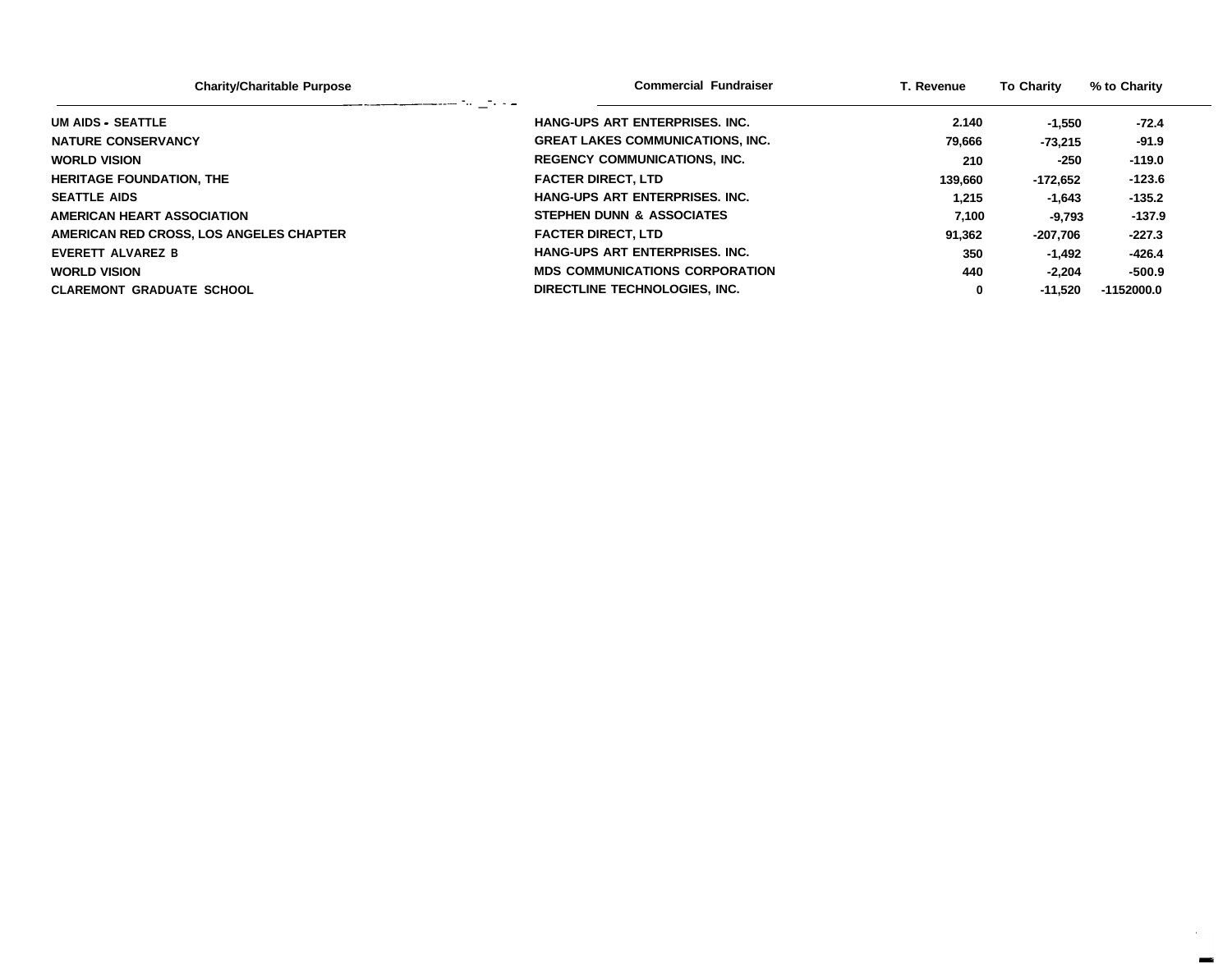| Charity/Charitable Purpose | Commercial Fundraiser | T. Revenue | To Charity | % to Charity |
|---|---|---|---|---|
| UM AIDS - SEATTLE | HANG-UPS ART ENTERPRISES. INC. | 2.140 | -1,550 | -72.4 |
| NATURE CONSERVANCY | GREAT LAKES COMMUNICATIONS, INC. | 79,666 | -73,215 | -91.9 |
| WORLD VISION | REGENCY COMMUNICATIONS, INC. | 210 | -250 | -119.0 |
| HERITAGE FOUNDATION, THE | FACTER DIRECT, LTD | 139,660 | -172,652 | -123.6 |
| SEATTLE AIDS | HANG-UPS ART ENTERPRISES. INC. | 1,215 | -1,643 | -135.2 |
| AMERICAN HEART ASSOCIATION | STEPHEN DUNN & ASSOCIATES | 7,100 | -9,793 | -137.9 |
| AMERICAN RED CROSS, LOS ANGELES CHAPTER | FACTER DIRECT, LTD | 91,362 | -207,706 | -227.3 |
| EVERETT ALVAREZ B | HANG-UPS ART ENTERPRISES. INC. | 350 | -1,492 | -426.4 |
| WORLD VISION | MDS COMMUNICATIONS CORPORATION | 440 | -2,204 | -500.9 |
| CLAREMONT GRADUATE SCHOOL | DIRECTLINE TECHNOLOGIES, INC. | 0 | -11,520 | -1152000.0 |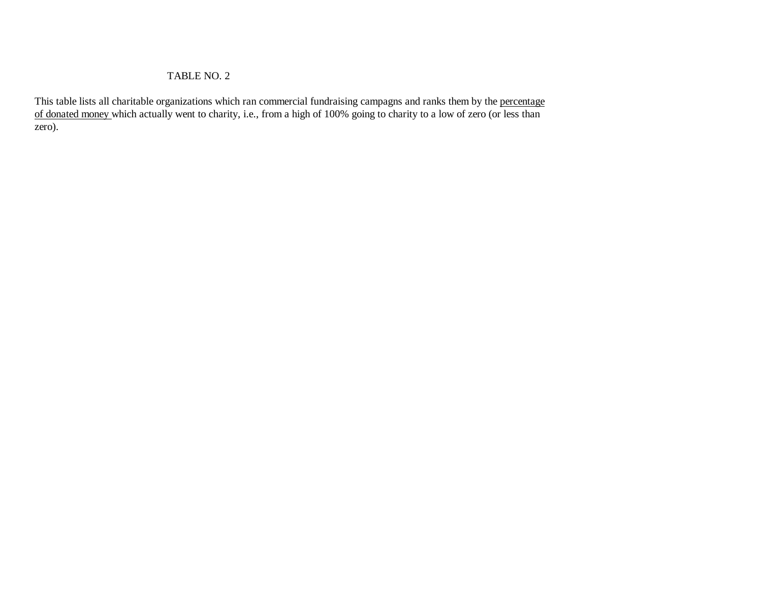TABLE NO. 2

This table lists all charitable organizations which ran commercial fundraising campagns and ranks them by the <u>percentage of donated money</u> which actually went to charity, i.e., from a high of 100% going to charity to a low of zero (or less than zero).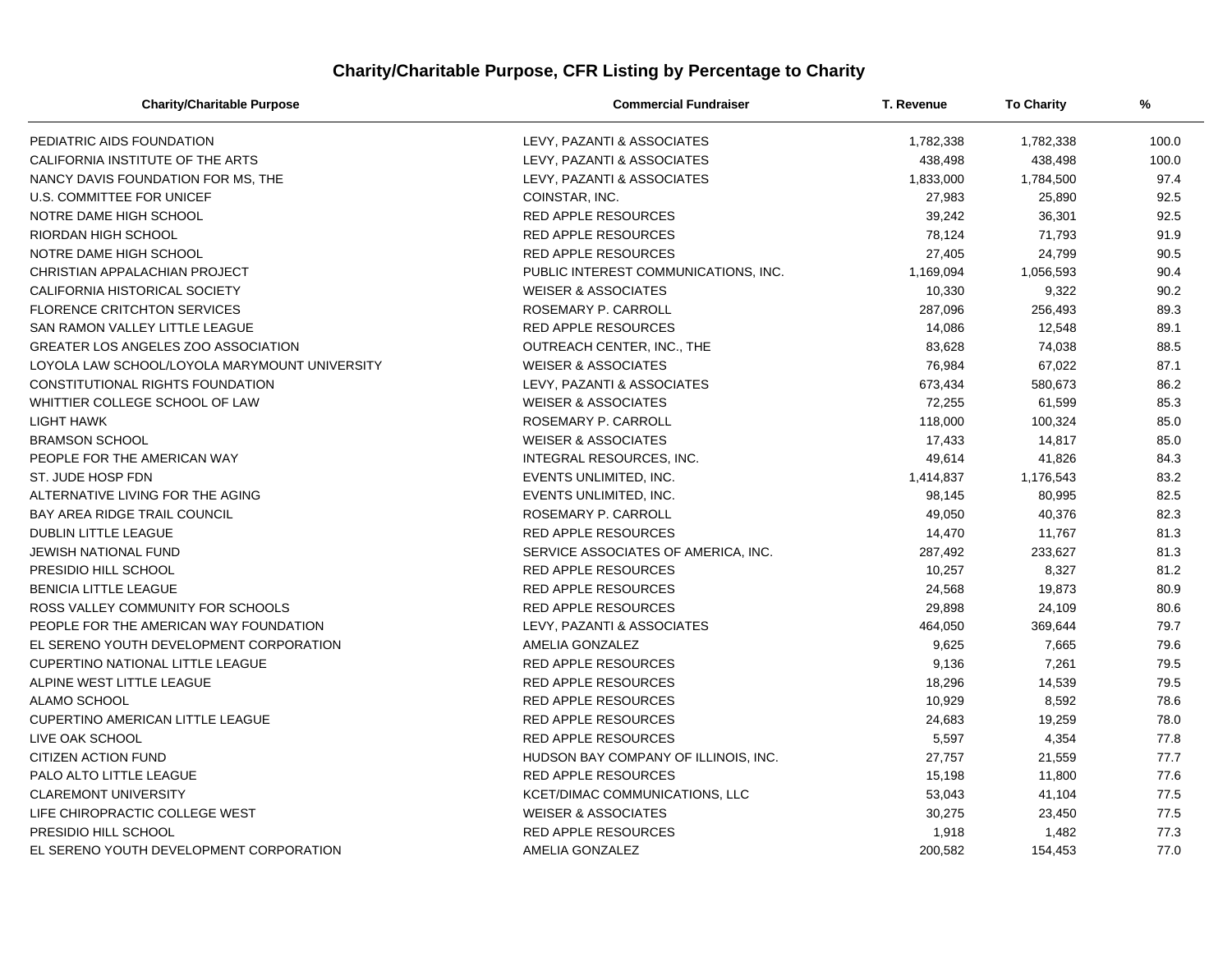## Charity/Charitable Purpose, CFR Listing by Percentage to Charity

| Charity/Charitable Purpose | Commercial Fundraiser | T. Revenue | To Charity | % |
|---|---|---|---|---|
| PEDIATRIC AIDS FOUNDATION | LEVY, PAZANTI & ASSOCIATES | 1,782,338 | 1,782,338 | 100.0 |
| CALIFORNIA INSTITUTE OF THE ARTS | LEVY, PAZANTI & ASSOCIATES | 438,498 | 438,498 | 100.0 |
| NANCY DAVIS FOUNDATION FOR MS, THE | LEVY, PAZANTI & ASSOCIATES | 1,833,000 | 1,784,500 | 97.4 |
| U.S. COMMITTEE FOR UNICEF | COINSTAR, INC. | 27,983 | 25,890 | 92.5 |
| NOTRE DAME HIGH SCHOOL | RED APPLE RESOURCES | 39,242 | 36,301 | 92.5 |
| RIORDAN HIGH SCHOOL | RED APPLE RESOURCES | 78,124 | 71,793 | 91.9 |
| NOTRE DAME HIGH SCHOOL | RED APPLE RESOURCES | 27,405 | 24,799 | 90.5 |
| CHRISTIAN APPALACHIAN PROJECT | PUBLIC INTEREST COMMUNICATIONS, INC. | 1,169,094 | 1,056,593 | 90.4 |
| CALIFORNIA HISTORICAL SOCIETY | WEISER & ASSOCIATES | 10,330 | 9,322 | 90.2 |
| FLORENCE CRITCHTON SERVICES | ROSEMARY P. CARROLL | 287,096 | 256,493 | 89.3 |
| SAN RAMON VALLEY LITTLE LEAGUE | RED APPLE RESOURCES | 14,086 | 12,548 | 89.1 |
| GREATER LOS ANGELES ZOO ASSOCIATION | OUTREACH CENTER, INC., THE | 83,628 | 74,038 | 88.5 |
| LOYOLA LAW SCHOOL/LOYOLA MARYMOUNT UNIVERSITY | WEISER & ASSOCIATES | 76,984 | 67,022 | 87.1 |
| CONSTITUTIONAL RIGHTS FOUNDATION | LEVY, PAZANTI & ASSOCIATES | 673,434 | 580,673 | 86.2 |
| WHITTIER COLLEGE SCHOOL OF LAW | WEISER & ASSOCIATES | 72,255 | 61,599 | 85.3 |
| LIGHT HAWK | ROSEMARY P. CARROLL | 118,000 | 100,324 | 85.0 |
| BRAMSON SCHOOL | WEISER & ASSOCIATES | 17,433 | 14,817 | 85.0 |
| PEOPLE FOR THE AMERICAN WAY | INTEGRAL RESOURCES, INC. | 49,614 | 41,826 | 84.3 |
| ST. JUDE HOSP FDN | EVENTS UNLIMITED, INC. | 1,414,837 | 1,176,543 | 83.2 |
| ALTERNATIVE LIVING FOR THE AGING | EVENTS UNLIMITED, INC. | 98,145 | 80,995 | 82.5 |
| BAY AREA RIDGE TRAIL COUNCIL | ROSEMARY P. CARROLL | 49,050 | 40,376 | 82.3 |
| DUBLIN LITTLE LEAGUE | RED APPLE RESOURCES | 14,470 | 11,767 | 81.3 |
| JEWISH NATIONAL FUND | SERVICE ASSOCIATES OF AMERICA, INC. | 287,492 | 233,627 | 81.3 |
| PRESIDIO HILL SCHOOL | RED APPLE RESOURCES | 10,257 | 8,327 | 81.2 |
| BENICIA LITTLE LEAGUE | RED APPLE RESOURCES | 24,568 | 19,873 | 80.9 |
| ROSS VALLEY COMMUNITY FOR SCHOOLS | RED APPLE RESOURCES | 29,898 | 24,109 | 80.6 |
| PEOPLE FOR THE AMERICAN WAY FOUNDATION | LEVY, PAZANTI & ASSOCIATES | 464,050 | 369,644 | 79.7 |
| EL SERENO YOUTH DEVELOPMENT CORPORATION | AMELIA GONZALEZ | 9,625 | 7,665 | 79.6 |
| CUPERTINO NATIONAL LITTLE LEAGUE | RED APPLE RESOURCES | 9,136 | 7,261 | 79.5 |
| ALPINE WEST LITTLE LEAGUE | RED APPLE RESOURCES | 18,296 | 14,539 | 79.5 |
| ALAMO SCHOOL | RED APPLE RESOURCES | 10,929 | 8,592 | 78.6 |
| CUPERTINO AMERICAN LITTLE LEAGUE | RED APPLE RESOURCES | 24,683 | 19,259 | 78.0 |
| LIVE OAK SCHOOL | RED APPLE RESOURCES | 5,597 | 4,354 | 77.8 |
| CITIZEN ACTION FUND | HUDSON BAY COMPANY OF ILLINOIS, INC. | 27,757 | 21,559 | 77.7 |
| PALO ALTO LITTLE LEAGUE | RED APPLE RESOURCES | 15,198 | 11,800 | 77.6 |
| CLAREMONT UNIVERSITY | KCET/DIMAC COMMUNICATIONS, LLC | 53,043 | 41,104 | 77.5 |
| LIFE CHIROPRACTIC COLLEGE WEST | WEISER & ASSOCIATES | 30,275 | 23,450 | 77.5 |
| PRESIDIO HILL SCHOOL | RED APPLE RESOURCES | 1,918 | 1,482 | 77.3 |
| EL SERENO YOUTH DEVELOPMENT CORPORATION | AMELIA GONZALEZ | 200,582 | 154,453 | 77.0 |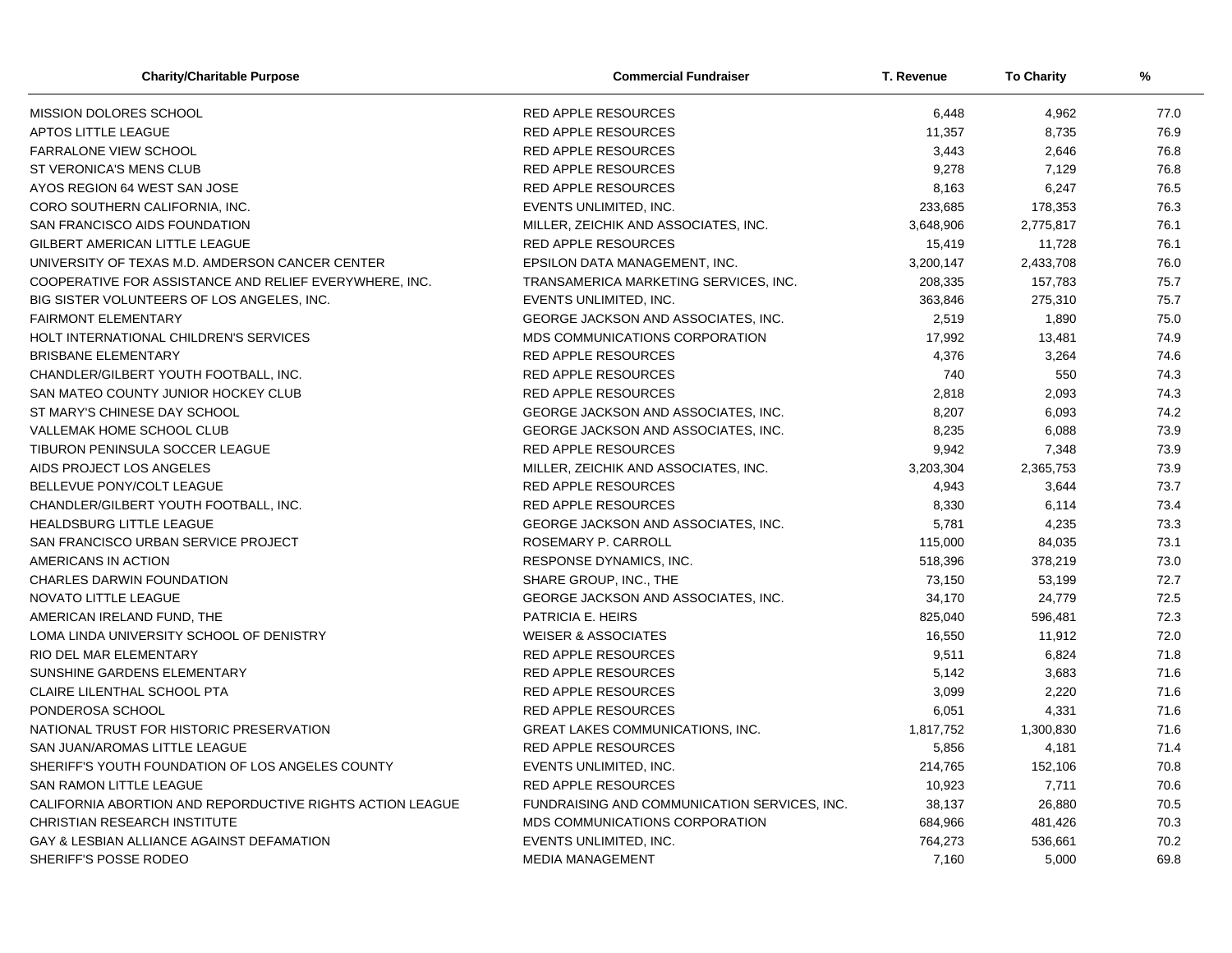| Charity/Charitable Purpose | Commercial Fundraiser | T. Revenue | To Charity | % |
|---|---|---|---|---|
| MISSION DOLORES SCHOOL | RED APPLE RESOURCES | 6,448 | 4,962 | 77.0 |
| APTOS LITTLE LEAGUE | RED APPLE RESOURCES | 11,357 | 8,735 | 76.9 |
| FARRALONE VIEW SCHOOL | RED APPLE RESOURCES | 3,443 | 2,646 | 76.8 |
| ST VERONICA'S MENS CLUB | RED APPLE RESOURCES | 9,278 | 7,129 | 76.8 |
| AYOS REGION 64 WEST SAN JOSE | RED APPLE RESOURCES | 8,163 | 6,247 | 76.5 |
| CORO SOUTHERN CALIFORNIA, INC. | EVENTS UNLIMITED, INC. | 233,685 | 178,353 | 76.3 |
| SAN FRANCISCO AIDS FOUNDATION | MILLER, ZEICHIK AND ASSOCIATES, INC. | 3,648,906 | 2,775,817 | 76.1 |
| GILBERT AMERICAN LITTLE LEAGUE | RED APPLE RESOURCES | 15,419 | 11,728 | 76.1 |
| UNIVERSITY OF TEXAS M.D. AMDERSON CANCER CENTER | EPSILON DATA MANAGEMENT, INC. | 3,200,147 | 2,433,708 | 76.0 |
| COOPERATIVE FOR ASSISTANCE AND RELIEF EVERYWHERE, INC. | TRANSAMERICA MARKETING SERVICES, INC. | 208,335 | 157,783 | 75.7 |
| BIG SISTER VOLUNTEERS OF LOS ANGELES, INC. | EVENTS UNLIMITED, INC. | 363,846 | 275,310 | 75.7 |
| FAIRMONT ELEMENTARY | GEORGE JACKSON AND ASSOCIATES, INC. | 2,519 | 1,890 | 75.0 |
| HOLT INTERNATIONAL CHILDREN'S SERVICES | MDS COMMUNICATIONS CORPORATION | 17,992 | 13,481 | 74.9 |
| BRISBANE ELEMENTARY | RED APPLE RESOURCES | 4,376 | 3,264 | 74.6 |
| CHANDLER/GILBERT YOUTH FOOTBALL, INC. | RED APPLE RESOURCES | 740 | 550 | 74.3 |
| SAN MATEO COUNTY JUNIOR HOCKEY CLUB | RED APPLE RESOURCES | 2,818 | 2,093 | 74.3 |
| ST MARY'S CHINESE DAY SCHOOL | GEORGE JACKSON AND ASSOCIATES, INC. | 8,207 | 6,093 | 74.2 |
| VALLEMAK HOME SCHOOL CLUB | GEORGE JACKSON AND ASSOCIATES, INC. | 8,235 | 6,088 | 73.9 |
| TIBURON PENINSULA SOCCER LEAGUE | RED APPLE RESOURCES | 9,942 | 7,348 | 73.9 |
| AIDS PROJECT LOS ANGELES | MILLER, ZEICHIK AND ASSOCIATES, INC. | 3,203,304 | 2,365,753 | 73.9 |
| BELLEVUE PONY/COLT LEAGUE | RED APPLE RESOURCES | 4,943 | 3,644 | 73.7 |
| CHANDLER/GILBERT YOUTH FOOTBALL, INC. | RED APPLE RESOURCES | 8,330 | 6,114 | 73.4 |
| HEALDSBURG LITTLE LEAGUE | GEORGE JACKSON AND ASSOCIATES, INC. | 5,781 | 4,235 | 73.3 |
| SAN FRANCISCO URBAN SERVICE PROJECT | ROSEMARY P. CARROLL | 115,000 | 84,035 | 73.1 |
| AMERICANS IN ACTION | RESPONSE DYNAMICS, INC. | 518,396 | 378,219 | 73.0 |
| CHARLES DARWIN FOUNDATION | SHARE GROUP, INC., THE | 73,150 | 53,199 | 72.7 |
| NOVATO LITTLE LEAGUE | GEORGE JACKSON AND ASSOCIATES, INC. | 34,170 | 24,779 | 72.5 |
| AMERICAN IRELAND FUND, THE | PATRICIA E. HEIRS | 825,040 | 596,481 | 72.3 |
| LOMA LINDA UNIVERSITY SCHOOL OF DENISTRY | WEISER & ASSOCIATES | 16,550 | 11,912 | 72.0 |
| RIO DEL MAR ELEMENTARY | RED APPLE RESOURCES | 9,511 | 6,824 | 71.8 |
| SUNSHINE GARDENS ELEMENTARY | RED APPLE RESOURCES | 5,142 | 3,683 | 71.6 |
| CLAIRE LILENTHAL SCHOOL PTA | RED APPLE RESOURCES | 3,099 | 2,220 | 71.6 |
| PONDEROSA SCHOOL | RED APPLE RESOURCES | 6,051 | 4,331 | 71.6 |
| NATIONAL TRUST FOR HISTORIC PRESERVATION | GREAT LAKES COMMUNICATIONS, INC. | 1,817,752 | 1,300,830 | 71.6 |
| SAN JUAN/AROMAS LITTLE LEAGUE | RED APPLE RESOURCES | 5,856 | 4,181 | 71.4 |
| SHERIFF'S YOUTH FOUNDATION OF LOS ANGELES COUNTY | EVENTS UNLIMITED, INC. | 214,765 | 152,106 | 70.8 |
| SAN RAMON LITTLE LEAGUE | RED APPLE RESOURCES | 10,923 | 7,711 | 70.6 |
| CALIFORNIA ABORTION AND REPORDUCTIVE RIGHTS ACTION LEAGUE | FUNDRAISING AND COMMUNICATION SERVICES, INC. | 38,137 | 26,880 | 70.5 |
| CHRISTIAN RESEARCH INSTITUTE | MDS COMMUNICATIONS CORPORATION | 684,966 | 481,426 | 70.3 |
| GAY & LESBIAN ALLIANCE AGAINST DEFAMATION | EVENTS UNLIMITED, INC. | 764,273 | 536,661 | 70.2 |
| SHERIFF'S POSSE RODEO | MEDIA MANAGEMENT | 7,160 | 5,000 | 69.8 |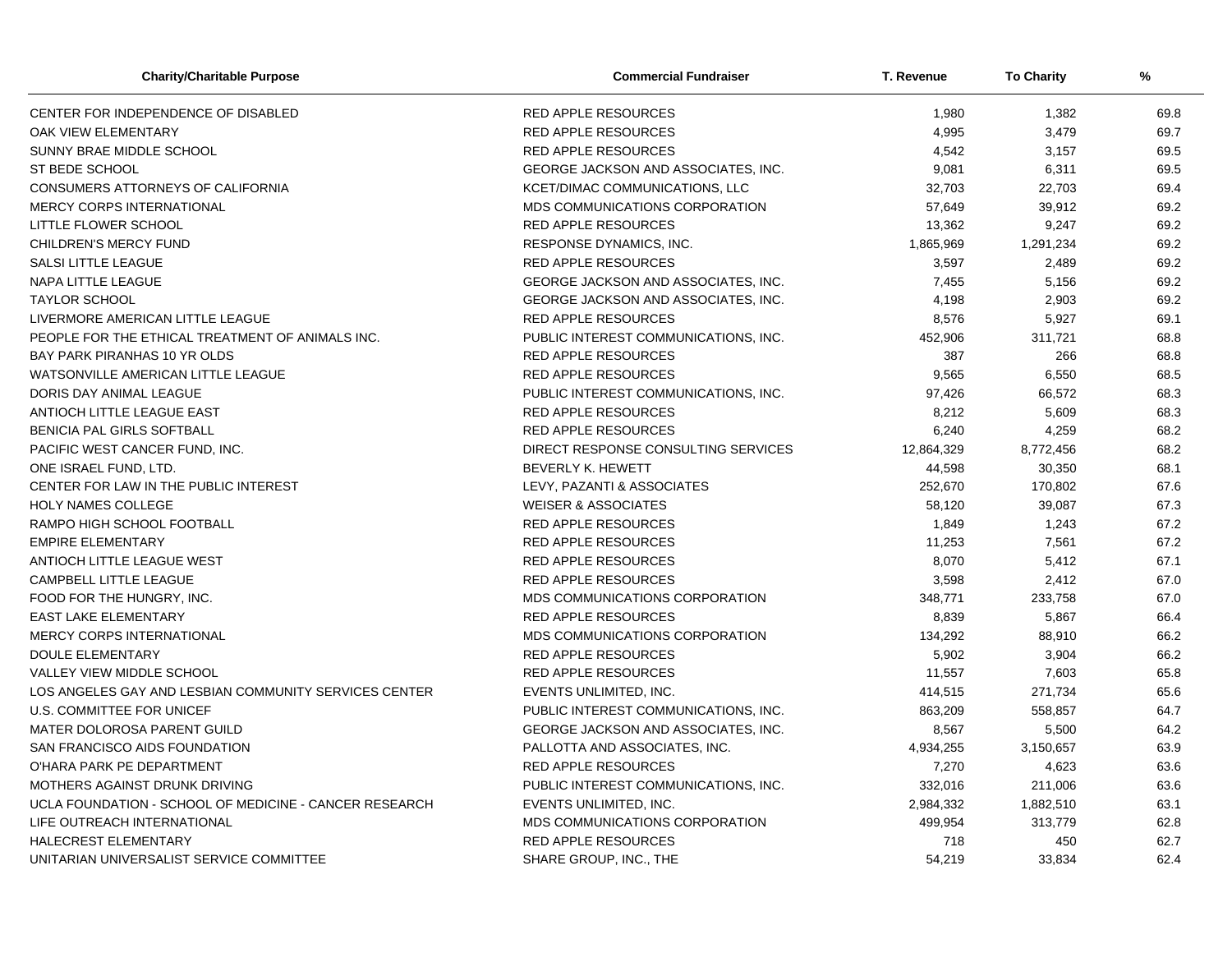| Charity/Charitable Purpose | Commercial Fundraiser | T. Revenue | To Charity | % |
|---|---|---|---|---|
| CENTER FOR INDEPENDENCE OF DISABLED | RED APPLE RESOURCES | 1,980 | 1,382 | 69.8 |
| OAK VIEW ELEMENTARY | RED APPLE RESOURCES | 4,995 | 3,479 | 69.7 |
| SUNNY BRAE MIDDLE SCHOOL | RED APPLE RESOURCES | 4,542 | 3,157 | 69.5 |
| ST BEDE SCHOOL | GEORGE JACKSON AND ASSOCIATES, INC. | 9,081 | 6,311 | 69.5 |
| CONSUMERS ATTORNEYS OF CALIFORNIA | KCET/DIMAC COMMUNICATIONS, LLC | 32,703 | 22,703 | 69.4 |
| MERCY CORPS INTERNATIONAL | MDS COMMUNICATIONS CORPORATION | 57,649 | 39,912 | 69.2 |
| LITTLE FLOWER SCHOOL | RED APPLE RESOURCES | 13,362 | 9,247 | 69.2 |
| CHILDREN'S MERCY FUND | RESPONSE DYNAMICS, INC. | 1,865,969 | 1,291,234 | 69.2 |
| SALSI LITTLE LEAGUE | RED APPLE RESOURCES | 3,597 | 2,489 | 69.2 |
| NAPA LITTLE LEAGUE | GEORGE JACKSON AND ASSOCIATES, INC. | 7,455 | 5,156 | 69.2 |
| TAYLOR SCHOOL | GEORGE JACKSON AND ASSOCIATES, INC. | 4,198 | 2,903 | 69.2 |
| LIVERMORE AMERICAN LITTLE LEAGUE | RED APPLE RESOURCES | 8,576 | 5,927 | 69.1 |
| PEOPLE FOR THE ETHICAL TREATMENT OF ANIMALS INC. | PUBLIC INTEREST COMMUNICATIONS, INC. | 452,906 | 311,721 | 68.8 |
| BAY PARK PIRANHAS 10 YR OLDS | RED APPLE RESOURCES | 387 | 266 | 68.8 |
| WATSONVILLE AMERICAN LITTLE LEAGUE | RED APPLE RESOURCES | 9,565 | 6,550 | 68.5 |
| DORIS DAY ANIMAL LEAGUE | PUBLIC INTEREST COMMUNICATIONS, INC. | 97,426 | 66,572 | 68.3 |
| ANTIOCH LITTLE LEAGUE EAST | RED APPLE RESOURCES | 8,212 | 5,609 | 68.3 |
| BENICIA PAL GIRLS SOFTBALL | RED APPLE RESOURCES | 6,240 | 4,259 | 68.2 |
| PACIFIC WEST CANCER FUND, INC. | DIRECT RESPONSE CONSULTING SERVICES | 12,864,329 | 8,772,456 | 68.2 |
| ONE ISRAEL FUND, LTD. | BEVERLY K. HEWETT | 44,598 | 30,350 | 68.1 |
| CENTER FOR LAW IN THE PUBLIC INTEREST | LEVY, PAZANTI & ASSOCIATES | 252,670 | 170,802 | 67.6 |
| HOLY NAMES COLLEGE | WEISER & ASSOCIATES | 58,120 | 39,087 | 67.3 |
| RAMPO HIGH SCHOOL FOOTBALL | RED APPLE RESOURCES | 1,849 | 1,243 | 67.2 |
| EMPIRE ELEMENTARY | RED APPLE RESOURCES | 11,253 | 7,561 | 67.2 |
| ANTIOCH LITTLE LEAGUE WEST | RED APPLE RESOURCES | 8,070 | 5,412 | 67.1 |
| CAMPBELL LITTLE LEAGUE | RED APPLE RESOURCES | 3,598 | 2,412 | 67.0 |
| FOOD FOR THE HUNGRY, INC. | MDS COMMUNICATIONS CORPORATION | 348,771 | 233,758 | 67.0 |
| EAST LAKE ELEMENTARY | RED APPLE RESOURCES | 8,839 | 5,867 | 66.4 |
| MERCY CORPS INTERNATIONAL | MDS COMMUNICATIONS CORPORATION | 134,292 | 88,910 | 66.2 |
| DOULE ELEMENTARY | RED APPLE RESOURCES | 5,902 | 3,904 | 66.2 |
| VALLEY VIEW MIDDLE SCHOOL | RED APPLE RESOURCES | 11,557 | 7,603 | 65.8 |
| LOS ANGELES GAY AND LESBIAN COMMUNITY SERVICES CENTER | EVENTS UNLIMITED, INC. | 414,515 | 271,734 | 65.6 |
| U.S. COMMITTEE FOR UNICEF | PUBLIC INTEREST COMMUNICATIONS, INC. | 863,209 | 558,857 | 64.7 |
| MATER DOLOROSA PARENT GUILD | GEORGE JACKSON AND ASSOCIATES, INC. | 8,567 | 5,500 | 64.2 |
| SAN FRANCISCO AIDS FOUNDATION | PALLOTTA AND ASSOCIATES, INC. | 4,934,255 | 3,150,657 | 63.9 |
| O'HARA PARK PE DEPARTMENT | RED APPLE RESOURCES | 7,270 | 4,623 | 63.6 |
| MOTHERS AGAINST DRUNK DRIVING | PUBLIC INTEREST COMMUNICATIONS, INC. | 332,016 | 211,006 | 63.6 |
| UCLA FOUNDATION - SCHOOL OF MEDICINE - CANCER RESEARCH | EVENTS UNLIMITED, INC. | 2,984,332 | 1,882,510 | 63.1 |
| LIFE OUTREACH INTERNATIONAL | MDS COMMUNICATIONS CORPORATION | 499,954 | 313,779 | 62.8 |
| HALECREST ELEMENTARY | RED APPLE RESOURCES | 718 | 450 | 62.7 |
| UNITARIAN UNIVERSALIST SERVICE COMMITTEE | SHARE GROUP, INC., THE | 54,219 | 33,834 | 62.4 |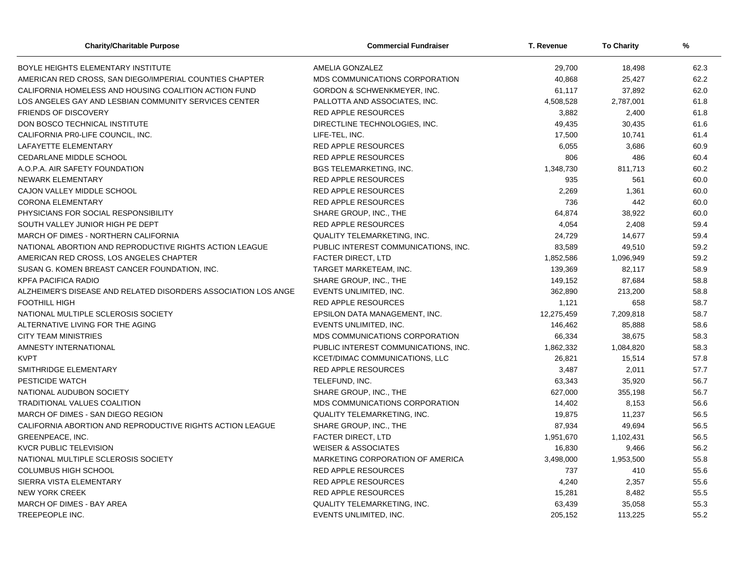| Charity/Charitable Purpose | Commercial Fundraiser | T. Revenue | To Charity | % |
|---|---|---|---|---|
| BOYLE HEIGHTS ELEMENTARY INSTITUTE | AMELIA GONZALEZ | 29,700 | 18,498 | 62.3 |
| AMERICAN RED CROSS, SAN DIEGO/IMPERIAL COUNTIES CHAPTER | MDS COMMUNICATIONS CORPORATION | 40,868 | 25,427 | 62.2 |
| CALIFORNIA HOMELESS AND HOUSING COALITION ACTION FUND | GORDON & SCHWENKMEYER, INC. | 61,117 | 37,892 | 62.0 |
| LOS ANGELES GAY AND LESBIAN COMMUNITY SERVICES CENTER | PALLOTTA AND ASSOCIATES, INC. | 4,508,528 | 2,787,001 | 61.8 |
| FRIENDS OF DISCOVERY | RED APPLE RESOURCES | 3,882 | 2,400 | 61.8 |
| DON BOSCO TECHNICAL INSTITUTE | DIRECTLINE TECHNOLOGIES, INC. | 49,435 | 30,435 | 61.6 |
| CALIFORNIA PR0-LIFE COUNCIL, INC. | LIFE-TEL, INC. | 17,500 | 10,741 | 61.4 |
| LAFAYETTE ELEMENTARY | RED APPLE RESOURCES | 6,055 | 3,686 | 60.9 |
| CEDARLANE MIDDLE SCHOOL | RED APPLE RESOURCES | 806 | 486 | 60.4 |
| A.O.P.A. AIR SAFETY FOUNDATION | BGS TELEMARKETING, INC. | 1,348,730 | 811,713 | 60.2 |
| NEWARK ELEMENTARY | RED APPLE RESOURCES | 935 | 561 | 60.0 |
| CAJON VALLEY MIDDLE SCHOOL | RED APPLE RESOURCES | 2,269 | 1,361 | 60.0 |
| CORONA ELEMENTARY | RED APPLE RESOURCES | 736 | 442 | 60.0 |
| PHYSICIANS FOR SOCIAL RESPONSIBILITY | SHARE GROUP, INC., THE | 64,874 | 38,922 | 60.0 |
| SOUTH VALLEY JUNIOR HIGH PE DEPT | RED APPLE RESOURCES | 4,054 | 2,408 | 59.4 |
| MARCH OF DIMES - NORTHERN CALIFORNIA | QUALITY TELEMARKETING, INC. | 24,729 | 14,677 | 59.4 |
| NATIONAL ABORTION AND REPRODUCTIVE RIGHTS ACTION LEAGUE | PUBLIC INTEREST COMMUNICATIONS, INC. | 83,589 | 49,510 | 59.2 |
| AMERICAN RED CROSS, LOS ANGELES CHAPTER | FACTER DIRECT, LTD | 1,852,586 | 1,096,949 | 59.2 |
| SUSAN G. KOMEN BREAST CANCER FOUNDATION, INC. | TARGET MARKETEAM, INC. | 139,369 | 82,117 | 58.9 |
| KPFA PACIFICA RADIO | SHARE GROUP, INC., THE | 149,152 | 87,684 | 58.8 |
| ALZHEIMER'S DISEASE AND RELATED DISORDERS ASSOCIATION LOS ANGE | EVENTS UNLIMITED, INC. | 362,890 | 213,200 | 58.8 |
| FOOTHILL HIGH | RED APPLE RESOURCES | 1,121 | 658 | 58.7 |
| NATIONAL MULTIPLE SCLEROSIS SOCIETY | EPSILON DATA MANAGEMENT, INC. | 12,275,459 | 7,209,818 | 58.7 |
| ALTERNATIVE LIVING FOR THE AGING | EVENTS UNLIMITED, INC. | 146,462 | 85,888 | 58.6 |
| CITY TEAM MINISTRIES | MDS COMMUNICATIONS CORPORATION | 66,334 | 38,675 | 58.3 |
| AMNESTY INTERNATIONAL | PUBLIC INTEREST COMMUNICATIONS, INC. | 1,862,332 | 1,084,820 | 58.3 |
| KVPT | KCET/DIMAC COMMUNICATIONS, LLC | 26,821 | 15,514 | 57.8 |
| SMITHRIDGE ELEMENTARY | RED APPLE RESOURCES | 3,487 | 2,011 | 57.7 |
| PESTICIDE WATCH | TELEFUND, INC. | 63,343 | 35,920 | 56.7 |
| NATIONAL AUDUBON SOCIETY | SHARE GROUP, INC., THE | 627,000 | 355,198 | 56.7 |
| TRADITIONAL VALUES COALITION | MDS COMMUNICATIONS CORPORATION | 14,402 | 8,153 | 56.6 |
| MARCH OF DIMES - SAN DIEGO REGION | QUALITY TELEMARKETING, INC. | 19,875 | 11,237 | 56.5 |
| CALIFORNIA ABORTION AND REPRODUCTIVE RIGHTS ACTION LEAGUE | SHARE GROUP, INC., THE | 87,934 | 49,694 | 56.5 |
| GREENPEACE, INC. | FACTER DIRECT, LTD | 1,951,670 | 1,102,431 | 56.5 |
| KVCR PUBLIC TELEVISION | WEISER & ASSOCIATES | 16,830 | 9,466 | 56.2 |
| NATIONAL MULTIPLE SCLEROSIS SOCIETY | MARKETING CORPORATION OF AMERICA | 3,498,000 | 1,953,500 | 55.8 |
| COLUMBUS HIGH SCHOOL | RED APPLE RESOURCES | 737 | 410 | 55.6 |
| SIERRA VISTA ELEMENTARY | RED APPLE RESOURCES | 4,240 | 2,357 | 55.6 |
| NEW YORK CREEK | RED APPLE RESOURCES | 15,281 | 8,482 | 55.5 |
| MARCH OF DIMES - BAY AREA | QUALITY TELEMARKETING, INC. | 63,439 | 35,058 | 55.3 |
| TREEPEOPLE INC. | EVENTS UNLIMITED, INC. | 205,152 | 113,225 | 55.2 |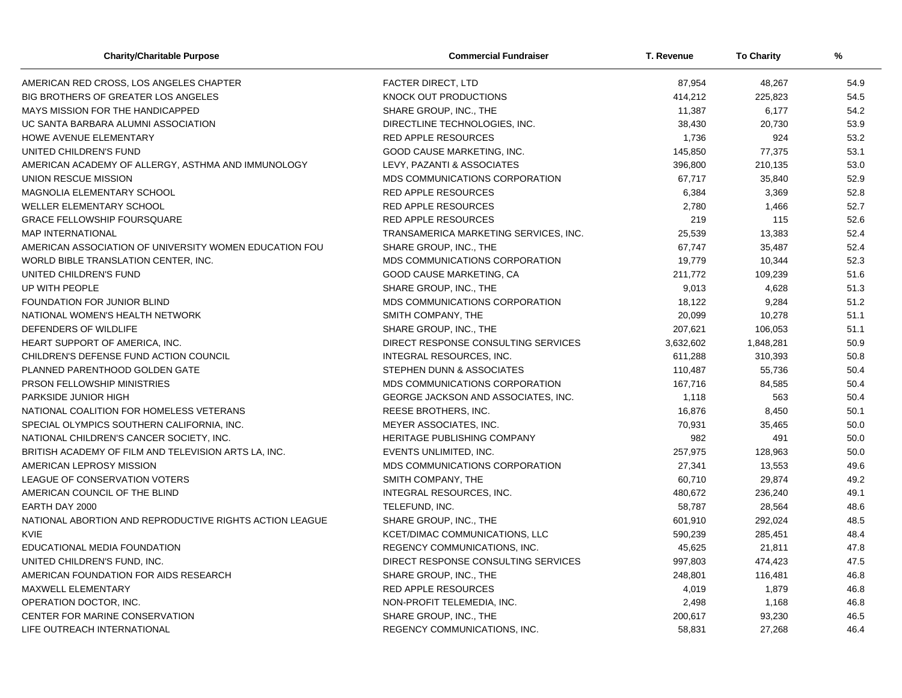| Charity/Charitable Purpose | Commercial Fundraiser | T. Revenue | To Charity | % |
|---|---|---|---|---|
| AMERICAN RED CROSS, LOS ANGELES CHAPTER | FACTER DIRECT, LTD | 87,954 | 48,267 | 54.9 |
| BIG BROTHERS OF GREATER LOS ANGELES | KNOCK OUT PRODUCTIONS | 414,212 | 225,823 | 54.5 |
| MAYS MISSION FOR THE HANDICAPPED | SHARE GROUP, INC., THE | 11,387 | 6,177 | 54.2 |
| UC SANTA BARBARA ALUMNI ASSOCIATION | DIRECTLINE TECHNOLOGIES, INC. | 38,430 | 20,730 | 53.9 |
| HOWE AVENUE ELEMENTARY | RED APPLE RESOURCES | 1,736 | 924 | 53.2 |
| UNITED CHILDREN'S FUND | GOOD CAUSE MARKETING, INC. | 145,850 | 77,375 | 53.1 |
| AMERICAN ACADEMY OF ALLERGY, ASTHMA AND IMMUNOLOGY | LEVY, PAZANTI & ASSOCIATES | 396,800 | 210,135 | 53.0 |
| UNION RESCUE MISSION | MDS COMMUNICATIONS CORPORATION | 67,717 | 35,840 | 52.9 |
| MAGNOLIA ELEMENTARY SCHOOL | RED APPLE RESOURCES | 6,384 | 3,369 | 52.8 |
| WELLER ELEMENTARY SCHOOL | RED APPLE RESOURCES | 2,780 | 1,466 | 52.7 |
| GRACE FELLOWSHIP FOURSQUARE | RED APPLE RESOURCES | 219 | 115 | 52.6 |
| MAP INTERNATIONAL | TRANSAMERICA MARKETING SERVICES, INC. | 25,539 | 13,383 | 52.4 |
| AMERICAN ASSOCIATION OF UNIVERSITY WOMEN EDUCATION FOU | SHARE GROUP, INC., THE | 67,747 | 35,487 | 52.4 |
| WORLD BIBLE TRANSLATION CENTER, INC. | MDS COMMUNICATIONS CORPORATION | 19,779 | 10,344 | 52.3 |
| UNITED CHILDREN'S FUND | GOOD CAUSE MARKETING, CA | 211,772 | 109,239 | 51.6 |
| UP WITH PEOPLE | SHARE GROUP, INC., THE | 9,013 | 4,628 | 51.3 |
| FOUNDATION FOR JUNIOR BLIND | MDS COMMUNICATIONS CORPORATION | 18,122 | 9,284 | 51.2 |
| NATIONAL WOMEN'S HEALTH NETWORK | SMITH COMPANY, THE | 20,099 | 10,278 | 51.1 |
| DEFENDERS OF WILDLIFE | SHARE GROUP, INC., THE | 207,621 | 106,053 | 51.1 |
| HEART SUPPORT OF AMERICA, INC. | DIRECT RESPONSE CONSULTING SERVICES | 3,632,602 | 1,848,281 | 50.9 |
| CHILDREN'S DEFENSE FUND ACTION COUNCIL | INTEGRAL RESOURCES, INC. | 611,288 | 310,393 | 50.8 |
| PLANNED PARENTHOOD GOLDEN GATE | STEPHEN DUNN & ASSOCIATES | 110,487 | 55,736 | 50.4 |
| PRSON FELLOWSHIP MINISTRIES | MDS COMMUNICATIONS CORPORATION | 167,716 | 84,585 | 50.4 |
| PARKSIDE JUNIOR HIGH | GEORGE JACKSON AND ASSOCIATES, INC. | 1,118 | 563 | 50.4 |
| NATIONAL COALITION FOR HOMELESS VETERANS | REESE BROTHERS, INC. | 16,876 | 8,450 | 50.1 |
| SPECIAL OLYMPICS SOUTHERN CALIFORNIA, INC. | MEYER ASSOCIATES, INC. | 70,931 | 35,465 | 50.0 |
| NATIONAL CHILDREN'S CANCER SOCIETY, INC. | HERITAGE PUBLISHING COMPANY | 982 | 491 | 50.0 |
| BRITISH ACADEMY OF FILM AND TELEVISION ARTS LA, INC. | EVENTS UNLIMITED, INC. | 257,975 | 128,963 | 50.0 |
| AMERICAN LEPROSY MISSION | MDS COMMUNICATIONS CORPORATION | 27,341 | 13,553 | 49.6 |
| LEAGUE OF CONSERVATION VOTERS | SMITH COMPANY, THE | 60,710 | 29,874 | 49.2 |
| AMERICAN COUNCIL OF THE BLIND | INTEGRAL RESOURCES, INC. | 480,672 | 236,240 | 49.1 |
| EARTH DAY 2000 | TELEFUND, INC. | 58,787 | 28,564 | 48.6 |
| NATIONAL ABORTION AND REPRODUCTIVE RIGHTS ACTION LEAGUE | SHARE GROUP, INC., THE | 601,910 | 292,024 | 48.5 |
| KVIE | KCET/DIMAC COMMUNICATIONS, LLC | 590,239 | 285,451 | 48.4 |
| EDUCATIONAL MEDIA FOUNDATION | REGENCY COMMUNICATIONS, INC. | 45,625 | 21,811 | 47.8 |
| UNITED CHILDREN'S FUND, INC. | DIRECT RESPONSE CONSULTING SERVICES | 997,803 | 474,423 | 47.5 |
| AMERICAN FOUNDATION FOR AIDS RESEARCH | SHARE GROUP, INC., THE | 248,801 | 116,481 | 46.8 |
| MAXWELL ELEMENTARY | RED APPLE RESOURCES | 4,019 | 1,879 | 46.8 |
| OPERATION DOCTOR, INC. | NON-PROFIT TELEMEDIA, INC. | 2,498 | 1,168 | 46.8 |
| CENTER FOR MARINE CONSERVATION | SHARE GROUP, INC., THE | 200,617 | 93,230 | 46.5 |
| LIFE OUTREACH INTERNATIONAL | REGENCY COMMUNICATIONS, INC. | 58,831 | 27,268 | 46.4 |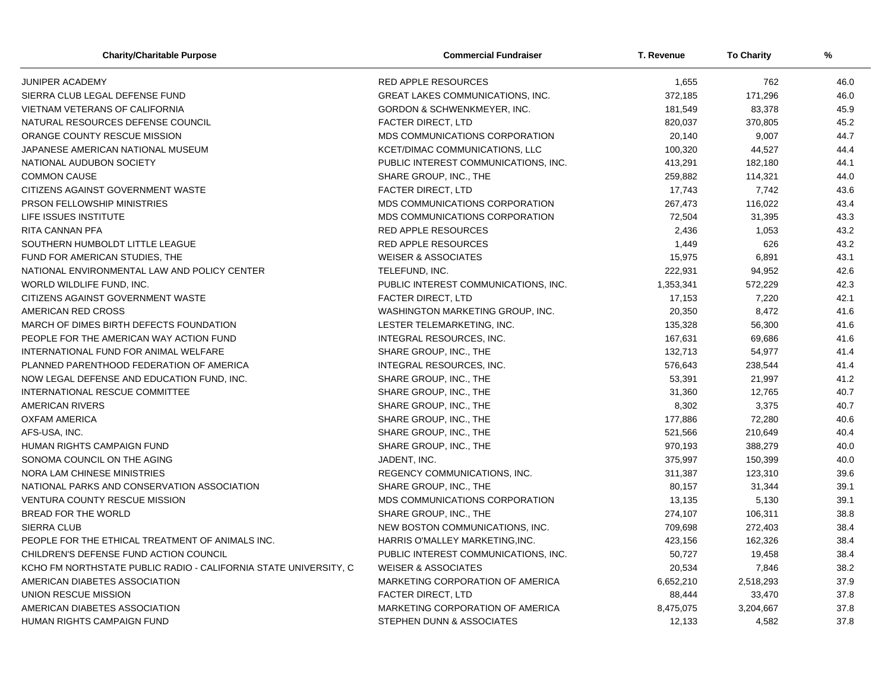| Charity/Charitable Purpose | Commercial Fundraiser | T. Revenue | To Charity | % |
|---|---|---|---|---|
| JUNIPER ACADEMY | RED APPLE RESOURCES | 1,655 | 762 | 46.0 |
| SIERRA CLUB LEGAL DEFENSE FUND | GREAT LAKES COMMUNICATIONS, INC. | 372,185 | 171,296 | 46.0 |
| VIETNAM VETERANS OF CALIFORNIA | GORDON & SCHWENKMEYER, INC. | 181,549 | 83,378 | 45.9 |
| NATURAL RESOURCES DEFENSE COUNCIL | FACTER DIRECT, LTD | 820,037 | 370,805 | 45.2 |
| ORANGE COUNTY RESCUE MISSION | MDS COMMUNICATIONS CORPORATION | 20,140 | 9,007 | 44.7 |
| JAPANESE AMERICAN NATIONAL MUSEUM | KCET/DIMAC COMMUNICATIONS, LLC | 100,320 | 44,527 | 44.4 |
| NATIONAL AUDUBON SOCIETY | PUBLIC INTEREST COMMUNICATIONS, INC. | 413,291 | 182,180 | 44.1 |
| COMMON CAUSE | SHARE GROUP, INC., THE | 259,882 | 114,321 | 44.0 |
| CITIZENS AGAINST GOVERNMENT WASTE | FACTER DIRECT, LTD | 17,743 | 7,742 | 43.6 |
| PRSON FELLOWSHIP MINISTRIES | MDS COMMUNICATIONS CORPORATION | 267,473 | 116,022 | 43.4 |
| LIFE ISSUES INSTITUTE | MDS COMMUNICATIONS CORPORATION | 72,504 | 31,395 | 43.3 |
| RITA CANNAN PFA | RED APPLE RESOURCES | 2,436 | 1,053 | 43.2 |
| SOUTHERN HUMBOLDT LITTLE LEAGUE | RED APPLE RESOURCES | 1,449 | 626 | 43.2 |
| FUND FOR AMERICAN STUDIES, THE | WEISER & ASSOCIATES | 15,975 | 6,891 | 43.1 |
| NATIONAL ENVIRONMENTAL LAW AND POLICY CENTER | TELEFUND, INC. | 222,931 | 94,952 | 42.6 |
| WORLD WILDLIFE FUND, INC. | PUBLIC INTEREST COMMUNICATIONS, INC. | 1,353,341 | 572,229 | 42.3 |
| CITIZENS AGAINST GOVERNMENT WASTE | FACTER DIRECT, LTD | 17,153 | 7,220 | 42.1 |
| AMERICAN RED CROSS | WASHINGTON MARKETING GROUP, INC. | 20,350 | 8,472 | 41.6 |
| MARCH OF DIMES BIRTH DEFECTS FOUNDATION | LESTER TELEMARKETING, INC. | 135,328 | 56,300 | 41.6 |
| PEOPLE FOR THE AMERICAN WAY ACTION FUND | INTEGRAL RESOURCES, INC. | 167,631 | 69,686 | 41.6 |
| INTERNATIONAL FUND FOR ANIMAL WELFARE | SHARE GROUP, INC., THE | 132,713 | 54,977 | 41.4 |
| PLANNED PARENTHOOD FEDERATION OF AMERICA | INTEGRAL RESOURCES, INC. | 576,643 | 238,544 | 41.4 |
| NOW LEGAL DEFENSE AND EDUCATION FUND, INC. | SHARE GROUP, INC., THE | 53,391 | 21,997 | 41.2 |
| INTERNATIONAL RESCUE COMMITTEE | SHARE GROUP, INC., THE | 31,360 | 12,765 | 40.7 |
| AMERICAN RIVERS | SHARE GROUP, INC., THE | 8,302 | 3,375 | 40.7 |
| OXFAM AMERICA | SHARE GROUP, INC., THE | 177,886 | 72,280 | 40.6 |
| AFS-USA, INC. | SHARE GROUP, INC., THE | 521,566 | 210,649 | 40.4 |
| HUMAN RIGHTS CAMPAIGN FUND | SHARE GROUP, INC., THE | 970,193 | 388,279 | 40.0 |
| SONOMA COUNCIL ON THE AGING | JADENT, INC. | 375,997 | 150,399 | 40.0 |
| NORA LAM CHINESE MINISTRIES | REGENCY COMMUNICATIONS, INC. | 311,387 | 123,310 | 39.6 |
| NATIONAL PARKS AND CONSERVATION ASSOCIATION | SHARE GROUP, INC., THE | 80,157 | 31,344 | 39.1 |
| VENTURA COUNTY RESCUE MISSION | MDS COMMUNICATIONS CORPORATION | 13,135 | 5,130 | 39.1 |
| BREAD FOR THE WORLD | SHARE GROUP, INC., THE | 274,107 | 106,311 | 38.8 |
| SIERRA CLUB | NEW BOSTON COMMUNICATIONS, INC. | 709,698 | 272,403 | 38.4 |
| PEOPLE FOR THE ETHICAL TREATMENT OF ANIMALS INC. | HARRIS O'MALLEY MARKETING,INC. | 423,156 | 162,326 | 38.4 |
| CHILDREN'S DEFENSE FUND ACTION COUNCIL | PUBLIC INTEREST COMMUNICATIONS, INC. | 50,727 | 19,458 | 38.4 |
| KCHO FM NORTHSTATE PUBLIC RADIO - CALIFORNIA STATE UNIVERSITY, C | WEISER & ASSOCIATES | 20,534 | 7,846 | 38.2 |
| AMERICAN DIABETES ASSOCIATION | MARKETING CORPORATION OF AMERICA | 6,652,210 | 2,518,293 | 37.9 |
| UNION RESCUE MISSION | FACTER DIRECT, LTD | 88,444 | 33,470 | 37.8 |
| AMERICAN DIABETES ASSOCIATION | MARKETING CORPORATION OF AMERICA | 8,475,075 | 3,204,667 | 37.8 |
| HUMAN RIGHTS CAMPAIGN FUND | STEPHEN DUNN & ASSOCIATES | 12,133 | 4,582 | 37.8 |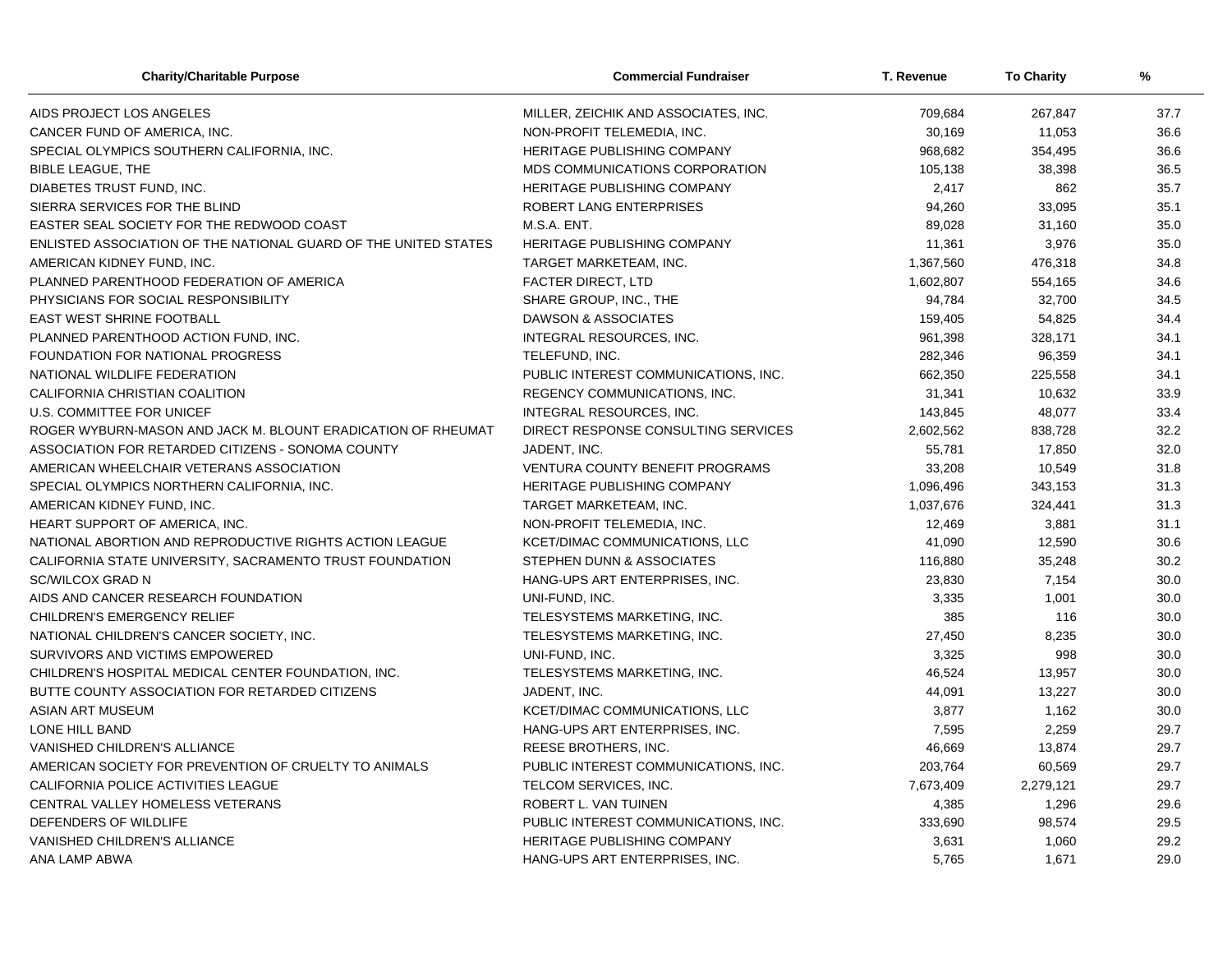| Charity/Charitable Purpose | Commercial Fundraiser | T. Revenue | To Charity | % |
|---|---|---|---|---|
| AIDS PROJECT LOS ANGELES | MILLER, ZEICHIK AND ASSOCIATES, INC. | 709,684 | 267,847 | 37.7 |
| CANCER FUND OF AMERICA, INC. | NON-PROFIT TELEMEDIA, INC. | 30,169 | 11,053 | 36.6 |
| SPECIAL OLYMPICS SOUTHERN CALIFORNIA, INC. | HERITAGE PUBLISHING COMPANY | 968,682 | 354,495 | 36.6 |
| BIBLE LEAGUE, THE | MDS COMMUNICATIONS CORPORATION | 105,138 | 38,398 | 36.5 |
| DIABETES TRUST FUND, INC. | HERITAGE PUBLISHING COMPANY | 2,417 | 862 | 35.7 |
| SIERRA SERVICES FOR THE BLIND | ROBERT LANG ENTERPRISES | 94,260 | 33,095 | 35.1 |
| EASTER SEAL SOCIETY FOR THE REDWOOD COAST | M.S.A. ENT. | 89,028 | 31,160 | 35.0 |
| ENLISTED ASSOCIATION OF THE NATIONAL GUARD OF THE UNITED STATES | HERITAGE PUBLISHING COMPANY | 11,361 | 3,976 | 35.0 |
| AMERICAN KIDNEY FUND, INC. | TARGET MARKETEAM, INC. | 1,367,560 | 476,318 | 34.8 |
| PLANNED PARENTHOOD FEDERATION OF AMERICA | FACTER DIRECT, LTD | 1,602,807 | 554,165 | 34.6 |
| PHYSICIANS FOR SOCIAL RESPONSIBILITY | SHARE GROUP, INC., THE | 94,784 | 32,700 | 34.5 |
| EAST WEST SHRINE FOOTBALL | DAWSON & ASSOCIATES | 159,405 | 54,825 | 34.4 |
| PLANNED PARENTHOOD ACTION FUND, INC. | INTEGRAL RESOURCES, INC. | 961,398 | 328,171 | 34.1 |
| FOUNDATION FOR NATIONAL PROGRESS | TELEFUND, INC. | 282,346 | 96,359 | 34.1 |
| NATIONAL WILDLIFE FEDERATION | PUBLIC INTEREST COMMUNICATIONS, INC. | 662,350 | 225,558 | 34.1 |
| CALIFORNIA CHRISTIAN COALITION | REGENCY COMMUNICATIONS, INC. | 31,341 | 10,632 | 33.9 |
| U.S. COMMITTEE FOR UNICEF | INTEGRAL RESOURCES, INC. | 143,845 | 48,077 | 33.4 |
| ROGER WYBURN-MASON AND JACK M. BLOUNT ERADICATION OF RHEUMAT | DIRECT RESPONSE CONSULTING SERVICES | 2,602,562 | 838,728 | 32.2 |
| ASSOCIATION FOR RETARDED CITIZENS - SONOMA COUNTY | JADENT, INC. | 55,781 | 17,850 | 32.0 |
| AMERICAN WHEELCHAIR VETERANS ASSOCIATION | VENTURA COUNTY BENEFIT PROGRAMS | 33,208 | 10,549 | 31.8 |
| SPECIAL OLYMPICS NORTHERN CALIFORNIA, INC. | HERITAGE PUBLISHING COMPANY | 1,096,496 | 343,153 | 31.3 |
| AMERICAN KIDNEY FUND, INC. | TARGET MARKETEAM, INC. | 1,037,676 | 324,441 | 31.3 |
| HEART SUPPORT OF AMERICA, INC. | NON-PROFIT TELEMEDIA, INC. | 12,469 | 3,881 | 31.1 |
| NATIONAL ABORTION AND REPRODUCTIVE RIGHTS ACTION LEAGUE | KCET/DIMAC COMMUNICATIONS, LLC | 41,090 | 12,590 | 30.6 |
| CALIFORNIA STATE UNIVERSITY, SACRAMENTO TRUST FOUNDATION | STEPHEN DUNN & ASSOCIATES | 116,880 | 35,248 | 30.2 |
| SC/WILCOX GRAD N | HANG-UPS ART ENTERPRISES, INC. | 23,830 | 7,154 | 30.0 |
| AIDS AND CANCER RESEARCH FOUNDATION | UNI-FUND, INC. | 3,335 | 1,001 | 30.0 |
| CHILDREN'S EMERGENCY RELIEF | TELESYSTEMS MARKETING, INC. | 385 | 116 | 30.0 |
| NATIONAL CHILDREN'S CANCER SOCIETY, INC. | TELESYSTEMS MARKETING, INC. | 27,450 | 8,235 | 30.0 |
| SURVIVORS AND VICTIMS EMPOWERED | UNI-FUND, INC. | 3,325 | 998 | 30.0 |
| CHILDREN'S HOSPITAL MEDICAL CENTER FOUNDATION, INC. | TELESYSTEMS MARKETING, INC. | 46,524 | 13,957 | 30.0 |
| BUTTE COUNTY ASSOCIATION FOR RETARDED CITIZENS | JADENT, INC. | 44,091 | 13,227 | 30.0 |
| ASIAN ART MUSEUM | KCET/DIMAC COMMUNICATIONS, LLC | 3,877 | 1,162 | 30.0 |
| LONE HILL BAND | HANG-UPS ART ENTERPRISES, INC. | 7,595 | 2,259 | 29.7 |
| VANISHED CHILDREN'S ALLIANCE | REESE BROTHERS, INC. | 46,669 | 13,874 | 29.7 |
| AMERICAN SOCIETY FOR PREVENTION OF CRUELTY TO ANIMALS | PUBLIC INTEREST COMMUNICATIONS, INC. | 203,764 | 60,569 | 29.7 |
| CALIFORNIA POLICE ACTIVITIES LEAGUE | TELCOM SERVICES, INC. | 7,673,409 | 2,279,121 | 29.7 |
| CENTRAL VALLEY HOMELESS VETERANS | ROBERT L. VAN TUINEN | 4,385 | 1,296 | 29.6 |
| DEFENDERS OF WILDLIFE | PUBLIC INTEREST COMMUNICATIONS, INC. | 333,690 | 98,574 | 29.5 |
| VANISHED CHILDREN'S ALLIANCE | HERITAGE PUBLISHING COMPANY | 3,631 | 1,060 | 29.2 |
| ANA LAMP ABWA | HANG-UPS ART ENTERPRISES, INC. | 5,765 | 1,671 | 29.0 |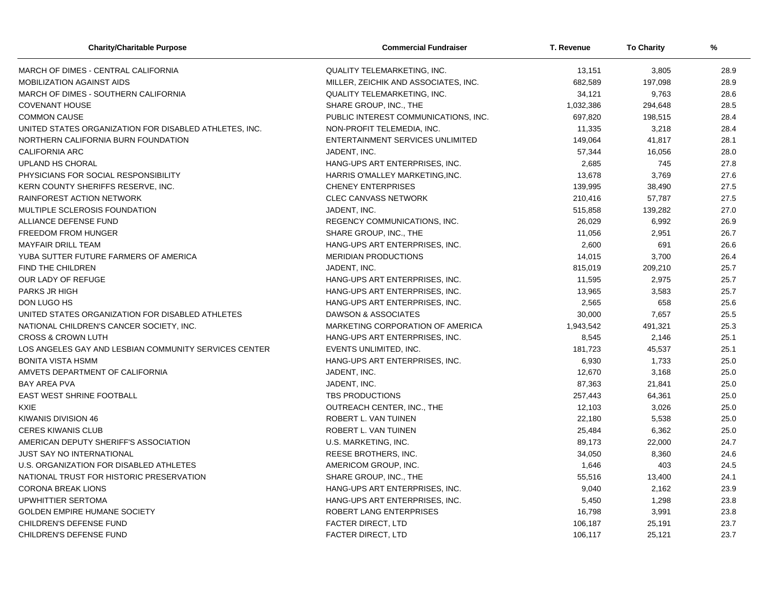| Charity/Charitable Purpose | Commercial Fundraiser | T. Revenue | To Charity | % |
|---|---|---|---|---|
| MARCH OF DIMES - CENTRAL CALIFORNIA | QUALITY TELEMARKETING, INC. | 13,151 | 3,805 | 28.9 |
| MOBILIZATION AGAINST AIDS | MILLER, ZEICHIK AND ASSOCIATES, INC. | 682,589 | 197,098 | 28.9 |
| MARCH OF DIMES - SOUTHERN CALIFORNIA | QUALITY TELEMARKETING, INC. | 34,121 | 9,763 | 28.6 |
| COVENANT HOUSE | SHARE GROUP, INC., THE | 1,032,386 | 294,648 | 28.5 |
| COMMON CAUSE | PUBLIC INTEREST COMMUNICATIONS, INC. | 697,820 | 198,515 | 28.4 |
| UNITED STATES ORGANIZATION FOR DISABLED ATHLETES, INC. | NON-PROFIT TELEMEDIA, INC. | 11,335 | 3,218 | 28.4 |
| NORTHERN CALIFORNIA BURN FOUNDATION | ENTERTAINMENT SERVICES UNLIMITED | 149,064 | 41,817 | 28.1 |
| CALIFORNIA ARC | JADENT, INC. | 57,344 | 16,056 | 28.0 |
| UPLAND HS CHORAL | HANG-UPS ART ENTERPRISES, INC. | 2,685 | 745 | 27.8 |
| PHYSICIANS FOR SOCIAL RESPONSIBILITY | HARRIS O'MALLEY MARKETING,INC. | 13,678 | 3,769 | 27.6 |
| KERN COUNTY SHERIFFS RESERVE, INC. | CHENEY ENTERPRISES | 139,995 | 38,490 | 27.5 |
| RAINFOREST ACTION NETWORK | CLEC CANVASS NETWORK | 210,416 | 57,787 | 27.5 |
| MULTIPLE SCLEROSIS FOUNDATION | JADENT, INC. | 515,858 | 139,282 | 27.0 |
| ALLIANCE DEFENSE FUND | REGENCY COMMUNICATIONS, INC. | 26,029 | 6,992 | 26.9 |
| FREEDOM FROM HUNGER | SHARE GROUP, INC., THE | 11,056 | 2,951 | 26.7 |
| MAYFAIR DRILL TEAM | HANG-UPS ART ENTERPRISES, INC. | 2,600 | 691 | 26.6 |
| YUBA SUTTER FUTURE FARMERS OF AMERICA | MERIDIAN PRODUCTIONS | 14,015 | 3,700 | 26.4 |
| FIND THE CHILDREN | JADENT, INC. | 815,019 | 209,210 | 25.7 |
| OUR LADY OF REFUGE | HANG-UPS ART ENTERPRISES, INC. | 11,595 | 2,975 | 25.7 |
| PARKS JR HIGH | HANG-UPS ART ENTERPRISES, INC. | 13,965 | 3,583 | 25.7 |
| DON LUGO HS | HANG-UPS ART ENTERPRISES, INC. | 2,565 | 658 | 25.6 |
| UNITED STATES ORGANIZATION FOR DISABLED ATHLETES | DAWSON & ASSOCIATES | 30,000 | 7,657 | 25.5 |
| NATIONAL CHILDREN'S CANCER SOCIETY, INC. | MARKETING CORPORATION OF AMERICA | 1,943,542 | 491,321 | 25.3 |
| CROSS & CROWN LUTH | HANG-UPS ART ENTERPRISES, INC. | 8,545 | 2,146 | 25.1 |
| LOS ANGELES GAY AND LESBIAN COMMUNITY SERVICES CENTER | EVENTS UNLIMITED, INC. | 181,723 | 45,537 | 25.1 |
| BONITA VISTA HSMM | HANG-UPS ART ENTERPRISES, INC. | 6,930 | 1,733 | 25.0 |
| AMVETS DEPARTMENT OF CALIFORNIA | JADENT, INC. | 12,670 | 3,168 | 25.0 |
| BAY AREA PVA | JADENT, INC. | 87,363 | 21,841 | 25.0 |
| EAST WEST SHRINE FOOTBALL | TBS PRODUCTIONS | 257,443 | 64,361 | 25.0 |
| KXIE | OUTREACH CENTER, INC., THE | 12,103 | 3,026 | 25.0 |
| KIWANIS DIVISION 46 | ROBERT L. VAN TUINEN | 22,180 | 5,538 | 25.0 |
| CERES KIWANIS CLUB | ROBERT L. VAN TUINEN | 25,484 | 6,362 | 25.0 |
| AMERICAN DEPUTY SHERIFF'S ASSOCIATION | U.S. MARKETING, INC. | 89,173 | 22,000 | 24.7 |
| JUST SAY NO INTERNATIONAL | REESE BROTHERS, INC. | 34,050 | 8,360 | 24.6 |
| U.S. ORGANIZATION FOR DISABLED ATHLETES | AMERICOM GROUP, INC. | 1,646 | 403 | 24.5 |
| NATIONAL TRUST FOR HISTORIC PRESERVATION | SHARE GROUP, INC., THE | 55,516 | 13,400 | 24.1 |
| CORONA BREAK LIONS | HANG-UPS ART ENTERPRISES, INC. | 9,040 | 2,162 | 23.9 |
| UPWHITTIER SERTOMA | HANG-UPS ART ENTERPRISES, INC. | 5,450 | 1,298 | 23.8 |
| GOLDEN EMPIRE HUMANE SOCIETY | ROBERT LANG ENTERPRISES | 16,798 | 3,991 | 23.8 |
| CHILDREN'S DEFENSE FUND | FACTER DIRECT, LTD | 106,187 | 25,191 | 23.7 |
| CHILDREN'S DEFENSE FUND | FACTER DIRECT, LTD | 106,117 | 25,121 | 23.7 |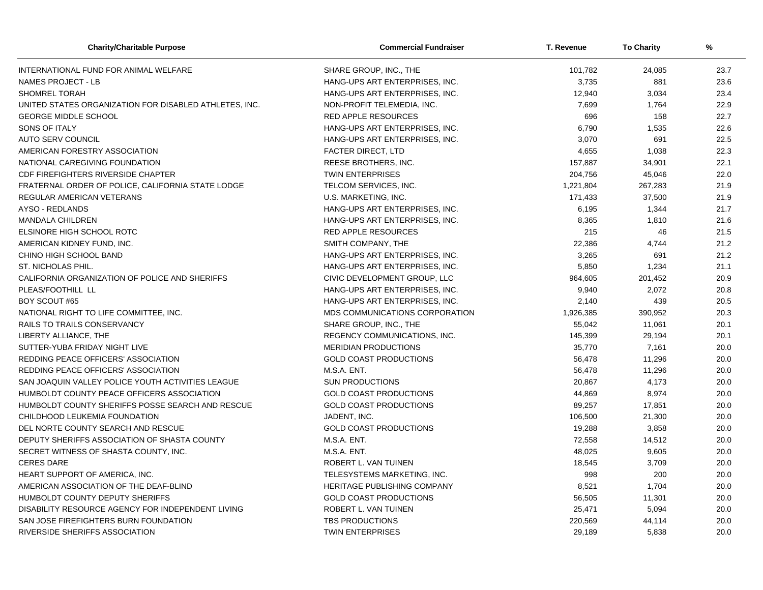| Charity/Charitable Purpose | Commercial Fundraiser | T. Revenue | To Charity | % |
|---|---|---|---|---|
| INTERNATIONAL FUND FOR ANIMAL WELFARE | SHARE GROUP, INC., THE | 101,782 | 24,085 | 23.7 |
| NAMES PROJECT - LB | HANG-UPS ART ENTERPRISES, INC. | 3,735 | 881 | 23.6 |
| SHOMREL TORAH | HANG-UPS ART ENTERPRISES, INC. | 12,940 | 3,034 | 23.4 |
| UNITED STATES ORGANIZATION FOR DISABLED ATHLETES, INC. | NON-PROFIT TELEMEDIA, INC. | 7,699 | 1,764 | 22.9 |
| GEORGE MIDDLE SCHOOL | RED APPLE RESOURCES | 696 | 158 | 22.7 |
| SONS OF ITALY | HANG-UPS ART ENTERPRISES, INC. | 6,790 | 1,535 | 22.6 |
| AUTO SERV COUNCIL | HANG-UPS ART ENTERPRISES, INC. | 3,070 | 691 | 22.5 |
| AMERICAN FORESTRY ASSOCIATION | FACTER DIRECT, LTD | 4,655 | 1,038 | 22.3 |
| NATIONAL CAREGIVING FOUNDATION | REESE BROTHERS, INC. | 157,887 | 34,901 | 22.1 |
| CDF FIREFIGHTERS RIVERSIDE CHAPTER | TWIN ENTERPRISES | 204,756 | 45,046 | 22.0 |
| FRATERNAL ORDER OF POLICE, CALIFORNIA STATE LODGE | TELCOM SERVICES, INC. | 1,221,804 | 267,283 | 21.9 |
| REGULAR AMERICAN VETERANS | U.S. MARKETING, INC. | 171,433 | 37,500 | 21.9 |
| AYSO - REDLANDS | HANG-UPS ART ENTERPRISES, INC. | 6,195 | 1,344 | 21.7 |
| MANDALA CHILDREN | HANG-UPS ART ENTERPRISES, INC. | 8,365 | 1,810 | 21.6 |
| ELSINORE HIGH SCHOOL ROTC | RED APPLE RESOURCES | 215 | 46 | 21.5 |
| AMERICAN KIDNEY FUND, INC. | SMITH COMPANY, THE | 22,386 | 4,744 | 21.2 |
| CHINO HIGH SCHOOL BAND | HANG-UPS ART ENTERPRISES, INC. | 3,265 | 691 | 21.2 |
| ST. NICHOLAS PHIL. | HANG-UPS ART ENTERPRISES, INC. | 5,850 | 1,234 | 21.1 |
| CALIFORNIA ORGANIZATION OF POLICE AND SHERIFFS | CIVIC DEVELOPMENT GROUP, LLC | 964,605 | 201,452 | 20.9 |
| PLEAS/FOOTHILL LL | HANG-UPS ART ENTERPRISES, INC. | 9,940 | 2,072 | 20.8 |
| BOY SCOUT #65 | HANG-UPS ART ENTERPRISES, INC. | 2,140 | 439 | 20.5 |
| NATIONAL RIGHT TO LIFE COMMITTEE, INC. | MDS COMMUNICATIONS CORPORATION | 1,926,385 | 390,952 | 20.3 |
| RAILS TO TRAILS CONSERVANCY | SHARE GROUP, INC., THE | 55,042 | 11,061 | 20.1 |
| LIBERTY ALLIANCE, THE | REGENCY COMMUNICATIONS, INC. | 145,399 | 29,194 | 20.1 |
| SUTTER-YUBA FRIDAY NIGHT LIVE | MERIDIAN PRODUCTIONS | 35,770 | 7,161 | 20.0 |
| REDDING PEACE OFFICERS' ASSOCIATION | GOLD COAST PRODUCTIONS | 56,478 | 11,296 | 20.0 |
| REDDING PEACE OFFICERS' ASSOCIATION | M.S.A. ENT. | 56,478 | 11,296 | 20.0 |
| SAN JOAQUIN VALLEY POLICE YOUTH ACTIVITIES LEAGUE | SUN PRODUCTIONS | 20,867 | 4,173 | 20.0 |
| HUMBOLDT COUNTY PEACE OFFICERS ASSOCIATION | GOLD COAST PRODUCTIONS | 44,869 | 8,974 | 20.0 |
| HUMBOLDT COUNTY SHERIFFS POSSE SEARCH AND RESCUE | GOLD COAST PRODUCTIONS | 89,257 | 17,851 | 20.0 |
| CHILDHOOD LEUKEMIA FOUNDATION | JADENT, INC. | 106,500 | 21,300 | 20.0 |
| DEL NORTE COUNTY SEARCH AND RESCUE | GOLD COAST PRODUCTIONS | 19,288 | 3,858 | 20.0 |
| DEPUTY SHERIFFS ASSOCIATION OF SHASTA COUNTY | M.S.A. ENT. | 72,558 | 14,512 | 20.0 |
| SECRET WITNESS OF SHASTA COUNTY, INC. | M.S.A. ENT. | 48,025 | 9,605 | 20.0 |
| CERES DARE | ROBERT L. VAN TUINEN | 18,545 | 3,709 | 20.0 |
| HEART SUPPORT OF AMERICA, INC. | TELESYSTEMS MARKETING, INC. | 998 | 200 | 20.0 |
| AMERICAN ASSOCIATION OF THE DEAF-BLIND | HERITAGE PUBLISHING COMPANY | 8,521 | 1,704 | 20.0 |
| HUMBOLDT COUNTY DEPUTY SHERIFFS | GOLD COAST PRODUCTIONS | 56,505 | 11,301 | 20.0 |
| DISABILITY RESOURCE AGENCY FOR INDEPENDENT LIVING | ROBERT L. VAN TUINEN | 25,471 | 5,094 | 20.0 |
| SAN JOSE FIREFIGHTERS BURN FOUNDATION | TBS PRODUCTIONS | 220,569 | 44,114 | 20.0 |
| RIVERSIDE SHERIFFS ASSOCIATION | TWIN ENTERPRISES | 29,189 | 5,838 | 20.0 |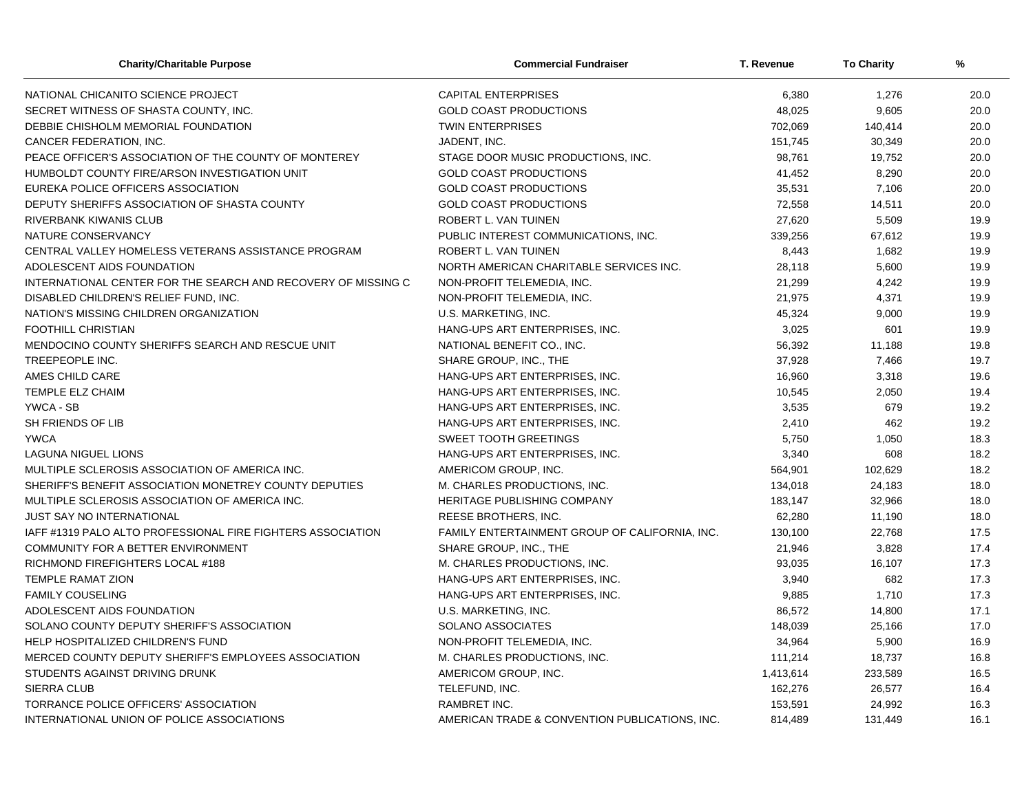| Charity/Charitable Purpose | Commercial Fundraiser | T. Revenue | To Charity | % |
| --- | --- | --- | --- | --- |
| NATIONAL CHICANITO SCIENCE PROJECT | CAPITAL ENTERPRISES | 6,380 | 1,276 | 20.0 |
| SECRET WITNESS OF SHASTA COUNTY, INC. | GOLD COAST PRODUCTIONS | 48,025 | 9,605 | 20.0 |
| DEBBIE CHISHOLM MEMORIAL FOUNDATION | TWIN ENTERPRISES | 702,069 | 140,414 | 20.0 |
| CANCER FEDERATION, INC. | JADENT, INC. | 151,745 | 30,349 | 20.0 |
| PEACE OFFICER'S ASSOCIATION OF THE COUNTY OF MONTEREY | STAGE DOOR MUSIC PRODUCTIONS, INC. | 98,761 | 19,752 | 20.0 |
| HUMBOLDT COUNTY FIRE/ARSON INVESTIGATION UNIT | GOLD COAST PRODUCTIONS | 41,452 | 8,290 | 20.0 |
| EUREKA POLICE OFFICERS ASSOCIATION | GOLD COAST PRODUCTIONS | 35,531 | 7,106 | 20.0 |
| DEPUTY SHERIFFS ASSOCIATION OF SHASTA COUNTY | GOLD COAST PRODUCTIONS | 72,558 | 14,511 | 20.0 |
| RIVERBANK KIWANIS CLUB | ROBERT L. VAN TUINEN | 27,620 | 5,509 | 19.9 |
| NATURE CONSERVANCY | PUBLIC INTEREST COMMUNICATIONS, INC. | 339,256 | 67,612 | 19.9 |
| CENTRAL VALLEY HOMELESS VETERANS ASSISTANCE PROGRAM | ROBERT L. VAN TUINEN | 8,443 | 1,682 | 19.9 |
| ADOLESCENT AIDS FOUNDATION | NORTH AMERICAN CHARITABLE SERVICES INC. | 28,118 | 5,600 | 19.9 |
| INTERNATIONAL CENTER FOR THE SEARCH AND RECOVERY OF MISSING C | NON-PROFIT TELEMEDIA, INC. | 21,299 | 4,242 | 19.9 |
| DISABLED CHILDREN'S RELIEF FUND, INC. | NON-PROFIT TELEMEDIA, INC. | 21,975 | 4,371 | 19.9 |
| NATION'S MISSING CHILDREN ORGANIZATION | U.S. MARKETING, INC. | 45,324 | 9,000 | 19.9 |
| FOOTHILL CHRISTIAN | HANG-UPS ART ENTERPRISES, INC. | 3,025 | 601 | 19.9 |
| MENDOCINO COUNTY SHERIFFS SEARCH AND RESCUE UNIT | NATIONAL BENEFIT CO., INC. | 56,392 | 11,188 | 19.8 |
| TREEPEOPLE INC. | SHARE GROUP, INC., THE | 37,928 | 7,466 | 19.7 |
| AMES CHILD CARE | HANG-UPS ART ENTERPRISES, INC. | 16,960 | 3,318 | 19.6 |
| TEMPLE ELZ CHAIM | HANG-UPS ART ENTERPRISES, INC. | 10,545 | 2,050 | 19.4 |
| YWCA - SB | HANG-UPS ART ENTERPRISES, INC. | 3,535 | 679 | 19.2 |
| SH FRIENDS OF LIB | HANG-UPS ART ENTERPRISES, INC. | 2,410 | 462 | 19.2 |
| YWCA | SWEET TOOTH GREETINGS | 5,750 | 1,050 | 18.3 |
| LAGUNA NIGUEL LIONS | HANG-UPS ART ENTERPRISES, INC. | 3,340 | 608 | 18.2 |
| MULTIPLE SCLEROSIS ASSOCIATION OF AMERICA INC. | AMERICOM GROUP, INC. | 564,901 | 102,629 | 18.2 |
| SHERIFF'S BENEFIT ASSOCIATION MONETREY COUNTY DEPUTIES | M. CHARLES PRODUCTIONS, INC. | 134,018 | 24,183 | 18.0 |
| MULTIPLE SCLEROSIS ASSOCIATION OF AMERICA INC. | HERITAGE PUBLISHING COMPANY | 183,147 | 32,966 | 18.0 |
| JUST SAY NO INTERNATIONAL | REESE BROTHERS, INC. | 62,280 | 11,190 | 18.0 |
| IAFF #1319 PALO ALTO PROFESSIONAL FIRE FIGHTERS ASSOCIATION | FAMILY ENTERTAINMENT GROUP OF CALIFORNIA, INC. | 130,100 | 22,768 | 17.5 |
| COMMUNITY FOR A BETTER ENVIRONMENT | SHARE GROUP, INC., THE | 21,946 | 3,828 | 17.4 |
| RICHMOND FIREFIGHTERS LOCAL #188 | M. CHARLES PRODUCTIONS, INC. | 93,035 | 16,107 | 17.3 |
| TEMPLE RAMAT ZION | HANG-UPS ART ENTERPRISES, INC. | 3,940 | 682 | 17.3 |
| FAMILY COUSELING | HANG-UPS ART ENTERPRISES, INC. | 9,885 | 1,710 | 17.3 |
| ADOLESCENT AIDS FOUNDATION | U.S. MARKETING, INC. | 86,572 | 14,800 | 17.1 |
| SOLANO COUNTY DEPUTY SHERIFF'S ASSOCIATION | SOLANO ASSOCIATES | 148,039 | 25,166 | 17.0 |
| HELP HOSPITALIZED CHILDREN'S FUND | NON-PROFIT TELEMEDIA, INC. | 34,964 | 5,900 | 16.9 |
| MERCED COUNTY DEPUTY SHERIFF'S EMPLOYEES ASSOCIATION | M. CHARLES PRODUCTIONS, INC. | 111,214 | 18,737 | 16.8 |
| STUDENTS AGAINST DRIVING DRUNK | AMERICOM GROUP, INC. | 1,413,614 | 233,589 | 16.5 |
| SIERRA CLUB | TELEFUND, INC. | 162,276 | 26,577 | 16.4 |
| TORRANCE POLICE OFFICERS' ASSOCIATION | RAMBRET INC. | 153,591 | 24,992 | 16.3 |
| INTERNATIONAL UNION OF POLICE ASSOCIATIONS | AMERICAN TRADE & CONVENTION PUBLICATIONS, INC. | 814,489 | 131,449 | 16.1 |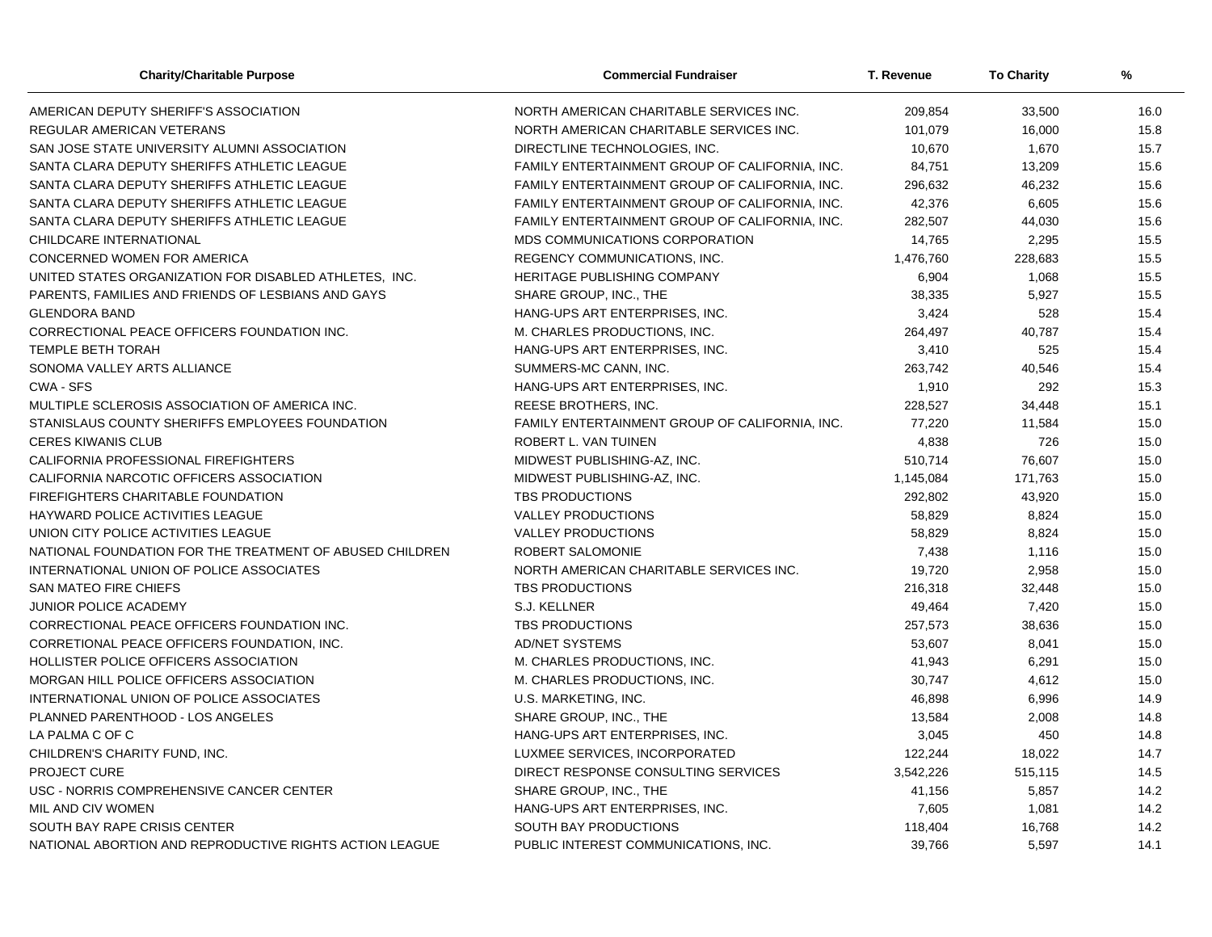| Charity/Charitable Purpose | Commercial Fundraiser | T. Revenue | To Charity | % |
|---|---|---|---|---|
| AMERICAN DEPUTY SHERIFF'S ASSOCIATION | NORTH AMERICAN CHARITABLE SERVICES INC. | 209,854 | 33,500 | 16.0 |
| REGULAR AMERICAN VETERANS | NORTH AMERICAN CHARITABLE SERVICES INC. | 101,079 | 16,000 | 15.8 |
| SAN JOSE STATE UNIVERSITY ALUMNI ASSOCIATION | DIRECTLINE TECHNOLOGIES, INC. | 10,670 | 1,670 | 15.7 |
| SANTA CLARA DEPUTY SHERIFFS ATHLETIC LEAGUE | FAMILY ENTERTAINMENT GROUP OF CALIFORNIA, INC. | 84,751 | 13,209 | 15.6 |
| SANTA CLARA DEPUTY SHERIFFS ATHLETIC LEAGUE | FAMILY ENTERTAINMENT GROUP OF CALIFORNIA, INC. | 296,632 | 46,232 | 15.6 |
| SANTA CLARA DEPUTY SHERIFFS ATHLETIC LEAGUE | FAMILY ENTERTAINMENT GROUP OF CALIFORNIA, INC. | 42,376 | 6,605 | 15.6 |
| SANTA CLARA DEPUTY SHERIFFS ATHLETIC LEAGUE | FAMILY ENTERTAINMENT GROUP OF CALIFORNIA, INC. | 282,507 | 44,030 | 15.6 |
| CHILDCARE INTERNATIONAL | MDS COMMUNICATIONS CORPORATION | 14,765 | 2,295 | 15.5 |
| CONCERNED WOMEN FOR AMERICA | REGENCY COMMUNICATIONS, INC. | 1,476,760 | 228,683 | 15.5 |
| UNITED STATES ORGANIZATION FOR DISABLED ATHLETES, INC. | HERITAGE PUBLISHING COMPANY | 6,904 | 1,068 | 15.5 |
| PARENTS, FAMILIES AND FRIENDS OF LESBIANS AND GAYS | SHARE GROUP, INC., THE | 38,335 | 5,927 | 15.5 |
| GLENDORA BAND | HANG-UPS ART ENTERPRISES, INC. | 3,424 | 528 | 15.4 |
| CORRECTIONAL PEACE OFFICERS FOUNDATION INC. | M. CHARLES PRODUCTIONS, INC. | 264,497 | 40,787 | 15.4 |
| TEMPLE BETH TORAH | HANG-UPS ART ENTERPRISES, INC. | 3,410 | 525 | 15.4 |
| SONOMA VALLEY ARTS ALLIANCE | SUMMERS-MC CANN, INC. | 263,742 | 40,546 | 15.4 |
| CWA - SFS | HANG-UPS ART ENTERPRISES, INC. | 1,910 | 292 | 15.3 |
| MULTIPLE SCLEROSIS ASSOCIATION OF AMERICA INC. | REESE BROTHERS, INC. | 228,527 | 34,448 | 15.1 |
| STANISLAUS COUNTY SHERIFFS EMPLOYEES FOUNDATION | FAMILY ENTERTAINMENT GROUP OF CALIFORNIA, INC. | 77,220 | 11,584 | 15.0 |
| CERES KIWANIS CLUB | ROBERT L. VAN TUINEN | 4,838 | 726 | 15.0 |
| CALIFORNIA PROFESSIONAL FIREFIGHTERS | MIDWEST PUBLISHING-AZ, INC. | 510,714 | 76,607 | 15.0 |
| CALIFORNIA NARCOTIC OFFICERS ASSOCIATION | MIDWEST PUBLISHING-AZ, INC. | 1,145,084 | 171,763 | 15.0 |
| FIREFIGHTERS CHARITABLE FOUNDATION | TBS PRODUCTIONS | 292,802 | 43,920 | 15.0 |
| HAYWARD POLICE ACTIVITIES LEAGUE | VALLEY PRODUCTIONS | 58,829 | 8,824 | 15.0 |
| UNION CITY POLICE ACTIVITIES LEAGUE | VALLEY PRODUCTIONS | 58,829 | 8,824 | 15.0 |
| NATIONAL FOUNDATION FOR THE TREATMENT OF ABUSED CHILDREN | ROBERT SALOMONIE | 7,438 | 1,116 | 15.0 |
| INTERNATIONAL UNION OF POLICE ASSOCIATES | NORTH AMERICAN CHARITABLE SERVICES INC. | 19,720 | 2,958 | 15.0 |
| SAN MATEO FIRE CHIEFS | TBS PRODUCTIONS | 216,318 | 32,448 | 15.0 |
| JUNIOR POLICE ACADEMY | S.J. KELLNER | 49,464 | 7,420 | 15.0 |
| CORRECTIONAL PEACE OFFICERS FOUNDATION INC. | TBS PRODUCTIONS | 257,573 | 38,636 | 15.0 |
| CORRETIONAL PEACE OFFICERS FOUNDATION, INC. | AD/NET SYSTEMS | 53,607 | 8,041 | 15.0 |
| HOLLISTER POLICE OFFICERS ASSOCIATION | M. CHARLES PRODUCTIONS, INC. | 41,943 | 6,291 | 15.0 |
| MORGAN HILL POLICE OFFICERS ASSOCIATION | M. CHARLES PRODUCTIONS, INC. | 30,747 | 4,612 | 15.0 |
| INTERNATIONAL UNION OF POLICE ASSOCIATES | U.S. MARKETING, INC. | 46,898 | 6,996 | 14.9 |
| PLANNED PARENTHOOD - LOS ANGELES | SHARE GROUP, INC., THE | 13,584 | 2,008 | 14.8 |
| LA PALMA C OF C | HANG-UPS ART ENTERPRISES, INC. | 3,045 | 450 | 14.8 |
| CHILDREN'S CHARITY FUND, INC. | LUXMEE SERVICES, INCORPORATED | 122,244 | 18,022 | 14.7 |
| PROJECT CURE | DIRECT RESPONSE CONSULTING SERVICES | 3,542,226 | 515,115 | 14.5 |
| USC - NORRIS COMPREHENSIVE CANCER CENTER | SHARE GROUP, INC., THE | 41,156 | 5,857 | 14.2 |
| MIL AND CIV WOMEN | HANG-UPS ART ENTERPRISES, INC. | 7,605 | 1,081 | 14.2 |
| SOUTH BAY RAPE CRISIS CENTER | SOUTH BAY PRODUCTIONS | 118,404 | 16,768 | 14.2 |
| NATIONAL ABORTION AND REPRODUCTIVE RIGHTS ACTION LEAGUE | PUBLIC INTEREST COMMUNICATIONS, INC. | 39,766 | 5,597 | 14.1 |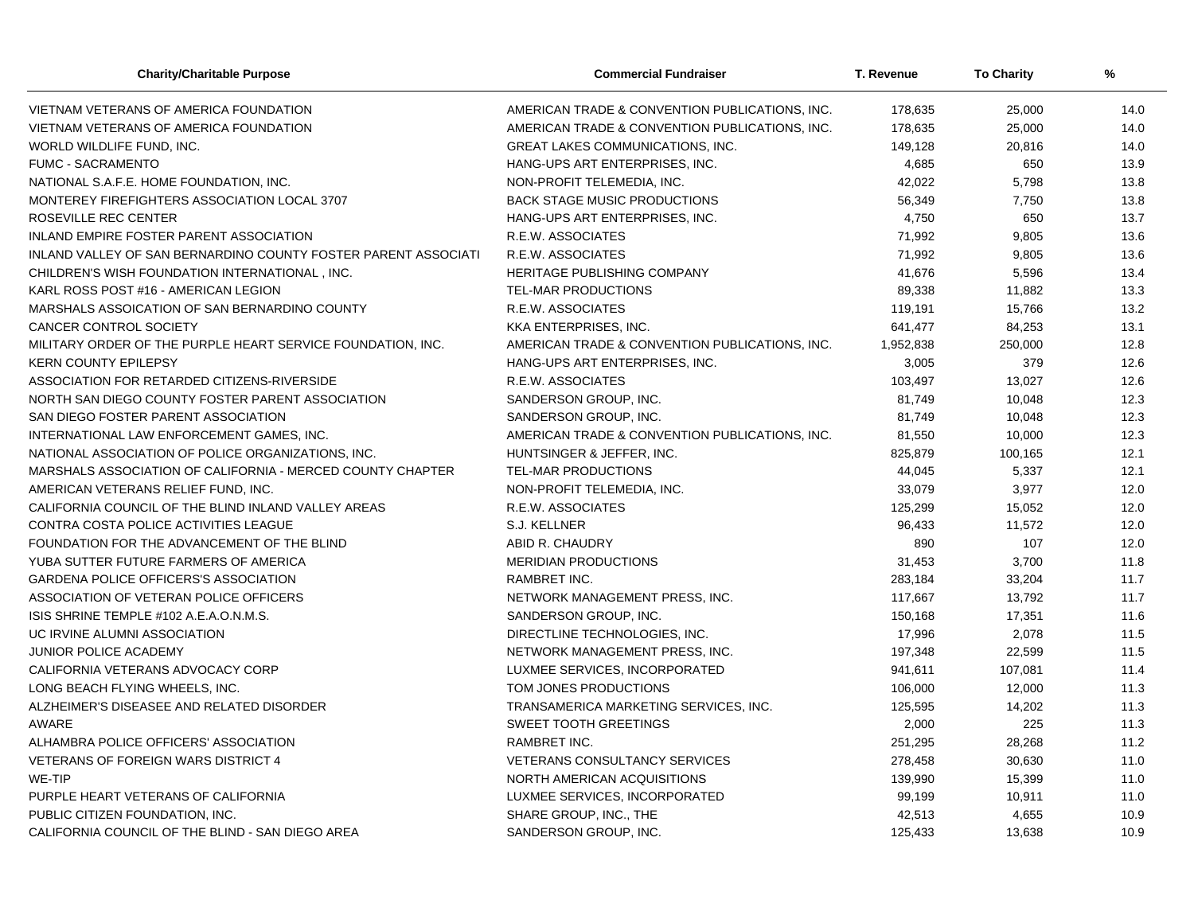| Charity/Charitable Purpose | Commercial Fundraiser | T. Revenue | To Charity | % |
|---|---|---|---|---|
| VIETNAM VETERANS OF AMERICA FOUNDATION | AMERICAN TRADE & CONVENTION PUBLICATIONS, INC. | 178,635 | 25,000 | 14.0 |
| VIETNAM VETERANS OF AMERICA FOUNDATION | AMERICAN TRADE & CONVENTION PUBLICATIONS, INC. | 178,635 | 25,000 | 14.0 |
| WORLD WILDLIFE FUND, INC. | GREAT LAKES COMMUNICATIONS, INC. | 149,128 | 20,816 | 14.0 |
| FUMC - SACRAMENTO | HANG-UPS ART ENTERPRISES, INC. | 4,685 | 650 | 13.9 |
| NATIONAL S.A.F.E. HOME FOUNDATION, INC. | NON-PROFIT TELEMEDIA, INC. | 42,022 | 5,798 | 13.8 |
| MONTEREY FIREFIGHTERS ASSOCIATION LOCAL 3707 | BACK STAGE MUSIC PRODUCTIONS | 56,349 | 7,750 | 13.8 |
| ROSEVILLE REC CENTER | HANG-UPS ART ENTERPRISES, INC. | 4,750 | 650 | 13.7 |
| INLAND EMPIRE FOSTER PARENT ASSOCIATION | R.E.W. ASSOCIATES | 71,992 | 9,805 | 13.6 |
| INLAND VALLEY OF SAN BERNARDINO COUNTY FOSTER PARENT ASSOCIATI | R.E.W. ASSOCIATES | 71,992 | 9,805 | 13.6 |
| CHILDREN'S WISH FOUNDATION INTERNATIONAL , INC. | HERITAGE PUBLISHING COMPANY | 41,676 | 5,596 | 13.4 |
| KARL ROSS POST #16 - AMERICAN LEGION | TEL-MAR PRODUCTIONS | 89,338 | 11,882 | 13.3 |
| MARSHALS ASSOICATION OF SAN BERNARDINO COUNTY | R.E.W. ASSOCIATES | 119,191 | 15,766 | 13.2 |
| CANCER CONTROL SOCIETY | KKA ENTERPRISES, INC. | 641,477 | 84,253 | 13.1 |
| MILITARY ORDER OF THE PURPLE HEART SERVICE FOUNDATION, INC. | AMERICAN TRADE & CONVENTION PUBLICATIONS, INC. | 1,952,838 | 250,000 | 12.8 |
| KERN COUNTY EPILEPSY | HANG-UPS ART ENTERPRISES, INC. | 3,005 | 379 | 12.6 |
| ASSOCIATION FOR RETARDED CITIZENS-RIVERSIDE | R.E.W. ASSOCIATES | 103,497 | 13,027 | 12.6 |
| NORTH SAN DIEGO COUNTY FOSTER PARENT ASSOCIATION | SANDERSON GROUP, INC. | 81,749 | 10,048 | 12.3 |
| SAN DIEGO FOSTER PARENT ASSOCIATION | SANDERSON GROUP, INC. | 81,749 | 10,048 | 12.3 |
| INTERNATIONAL LAW ENFORCEMENT GAMES, INC. | AMERICAN TRADE & CONVENTION PUBLICATIONS, INC. | 81,550 | 10,000 | 12.3 |
| NATIONAL ASSOCIATION OF POLICE ORGANIZATIONS, INC. | HUNTSINGER & JEFFER, INC. | 825,879 | 100,165 | 12.1 |
| MARSHALS ASSOCIATION OF CALIFORNIA - MERCED COUNTY CHAPTER | TEL-MAR PRODUCTIONS | 44,045 | 5,337 | 12.1 |
| AMERICAN VETERANS RELIEF FUND, INC. | NON-PROFIT TELEMEDIA, INC. | 33,079 | 3,977 | 12.0 |
| CALIFORNIA COUNCIL OF THE BLIND INLAND VALLEY AREAS | R.E.W. ASSOCIATES | 125,299 | 15,052 | 12.0 |
| CONTRA COSTA POLICE ACTIVITIES LEAGUE | S.J. KELLNER | 96,433 | 11,572 | 12.0 |
| FOUNDATION FOR THE ADVANCEMENT OF THE BLIND | ABID R. CHAUDRY | 890 | 107 | 12.0 |
| YUBA SUTTER FUTURE FARMERS OF AMERICA | MERIDIAN PRODUCTIONS | 31,453 | 3,700 | 11.8 |
| GARDENA POLICE OFFICERS'S ASSOCIATION | RAMBRET INC. | 283,184 | 33,204 | 11.7 |
| ASSOCIATION OF VETERAN POLICE OFFICERS | NETWORK MANAGEMENT PRESS, INC. | 117,667 | 13,792 | 11.7 |
| ISIS SHRINE TEMPLE #102 A.E.A.O.N.M.S. | SANDERSON GROUP, INC. | 150,168 | 17,351 | 11.6 |
| UC IRVINE ALUMNI ASSOCIATION | DIRECTLINE TECHNOLOGIES, INC. | 17,996 | 2,078 | 11.5 |
| JUNIOR POLICE ACADEMY | NETWORK MANAGEMENT PRESS, INC. | 197,348 | 22,599 | 11.5 |
| CALIFORNIA VETERANS ADVOCACY CORP | LUXMEE SERVICES, INCORPORATED | 941,611 | 107,081 | 11.4 |
| LONG BEACH FLYING WHEELS, INC. | TOM JONES PRODUCTIONS | 106,000 | 12,000 | 11.3 |
| ALZHEIMER'S DISEASEE AND RELATED DISORDER | TRANSAMERICA MARKETING SERVICES, INC. | 125,595 | 14,202 | 11.3 |
| AWARE | SWEET TOOTH GREETINGS | 2,000 | 225 | 11.3 |
| ALHAMBRA POLICE OFFICERS' ASSOCIATION | RAMBRET INC. | 251,295 | 28,268 | 11.2 |
| VETERANS OF FOREIGN WARS DISTRICT 4 | VETERANS CONSULTANCY SERVICES | 278,458 | 30,630 | 11.0 |
| WE-TIP | NORTH AMERICAN ACQUISITIONS | 139,990 | 15,399 | 11.0 |
| PURPLE HEART VETERANS OF CALIFORNIA | LUXMEE SERVICES, INCORPORATED | 99,199 | 10,911 | 11.0 |
| PUBLIC CITIZEN FOUNDATION, INC. | SHARE GROUP, INC., THE | 42,513 | 4,655 | 10.9 |
| CALIFORNIA COUNCIL OF THE BLIND - SAN DIEGO AREA | SANDERSON GROUP, INC. | 125,433 | 13,638 | 10.9 |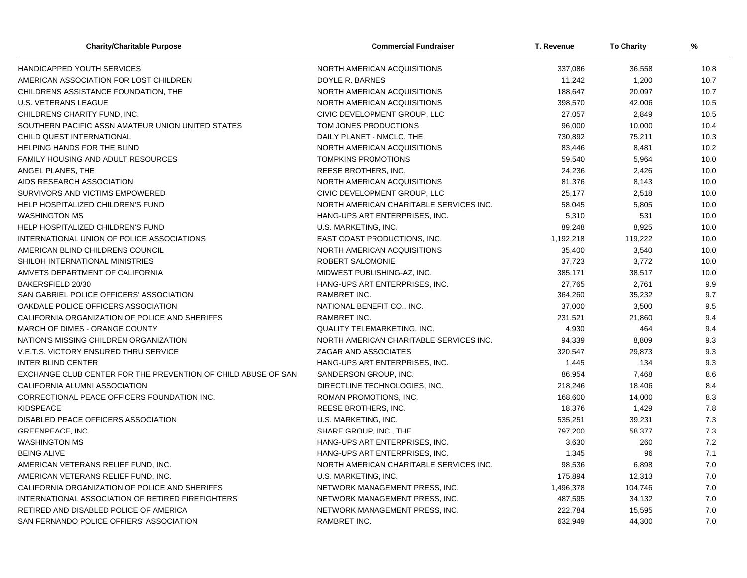| Charity/Charitable Purpose | Commercial Fundraiser | T. Revenue | To Charity | % |
|---|---|---|---|---|
| HANDICAPPED YOUTH SERVICES | NORTH AMERICAN ACQUISITIONS | 337,086 | 36,558 | 10.8 |
| AMERICAN ASSOCIATION FOR LOST CHILDREN | DOYLE R. BARNES | 11,242 | 1,200 | 10.7 |
| CHILDRENS ASSISTANCE FOUNDATION, THE | NORTH AMERICAN ACQUISITIONS | 188,647 | 20,097 | 10.7 |
| U.S. VETERANS LEAGUE | NORTH AMERICAN ACQUISITIONS | 398,570 | 42,006 | 10.5 |
| CHILDRENS CHARITY FUND, INC. | CIVIC DEVELOPMENT GROUP, LLC | 27,057 | 2,849 | 10.5 |
| SOUTHERN PACIFIC ASSN AMATEUR UNION UNITED STATES | TOM JONES PRODUCTIONS | 96,000 | 10,000 | 10.4 |
| CHILD QUEST INTERNATIONAL | DAILY PLANET - NMCLC, THE | 730,892 | 75,211 | 10.3 |
| HELPING HANDS FOR THE BLIND | NORTH AMERICAN ACQUISITIONS | 83,446 | 8,481 | 10.2 |
| FAMILY HOUSING AND ADULT RESOURCES | TOMPKINS PROMOTIONS | 59,540 | 5,964 | 10.0 |
| ANGEL PLANES, THE | REESE BROTHERS, INC. | 24,236 | 2,426 | 10.0 |
| AIDS RESEARCH ASSOCIATION | NORTH AMERICAN ACQUISITIONS | 81,376 | 8,143 | 10.0 |
| SURVIVORS AND VICTIMS EMPOWERED | CIVIC DEVELOPMENT GROUP, LLC | 25,177 | 2,518 | 10.0 |
| HELP HOSPITALIZED CHILDREN'S FUND | NORTH AMERICAN CHARITABLE SERVICES INC. | 58,045 | 5,805 | 10.0 |
| WASHINGTON MS | HANG-UPS ART ENTERPRISES, INC. | 5,310 | 531 | 10.0 |
| HELP HOSPITALIZED CHILDREN'S FUND | U.S. MARKETING, INC. | 89,248 | 8,925 | 10.0 |
| INTERNATIONAL UNION OF POLICE ASSOCIATIONS | EAST COAST PRODUCTIONS, INC. | 1,192,218 | 119,222 | 10.0 |
| AMERICAN BLIND CHILDRENS COUNCIL | NORTH AMERICAN ACQUISITIONS | 35,400 | 3,540 | 10.0 |
| SHILOH INTERNATIONAL MINISTRIES | ROBERT SALOMONIE | 37,723 | 3,772 | 10.0 |
| AMVETS DEPARTMENT OF CALIFORNIA | MIDWEST PUBLISHING-AZ, INC. | 385,171 | 38,517 | 10.0 |
| BAKERSFIELD 20/30 | HANG-UPS ART ENTERPRISES, INC. | 27,765 | 2,761 | 9.9 |
| SAN GABRIEL POLICE OFFICERS' ASSOCIATION | RAMBRET INC. | 364,260 | 35,232 | 9.7 |
| OAKDALE POLICE OFFICERS ASSOCIATION | NATIONAL BENEFIT CO., INC. | 37,000 | 3,500 | 9.5 |
| CALIFORNIA ORGANIZATION OF POLICE AND SHERIFFS | RAMBRET INC. | 231,521 | 21,860 | 9.4 |
| MARCH OF DIMES - ORANGE COUNTY | QUALITY TELEMARKETING, INC. | 4,930 | 464 | 9.4 |
| NATION'S MISSING CHILDREN ORGANIZATION | NORTH AMERICAN CHARITABLE SERVICES INC. | 94,339 | 8,809 | 9.3 |
| V.E.T.S. VICTORY ENSURED THRU SERVICE | ZAGAR AND ASSOCIATES | 320,547 | 29,873 | 9.3 |
| INTER BLIND CENTER | HANG-UPS ART ENTERPRISES, INC. | 1,445 | 134 | 9.3 |
| EXCHANGE CLUB CENTER FOR THE PREVENTION OF CHILD ABUSE OF SAN | SANDERSON GROUP, INC. | 86,954 | 7,468 | 8.6 |
| CALIFORNIA ALUMNI ASSOCIATION | DIRECTLINE TECHNOLOGIES, INC. | 218,246 | 18,406 | 8.4 |
| CORRECTIONAL PEACE OFFICERS FOUNDATION INC. | ROMAN PROMOTIONS, INC. | 168,600 | 14,000 | 8.3 |
| KIDSPEACE | REESE BROTHERS, INC. | 18,376 | 1,429 | 7.8 |
| DISABLED PEACE OFFICERS ASSOCIATION | U.S. MARKETING, INC. | 535,251 | 39,231 | 7.3 |
| GREENPEACE, INC. | SHARE GROUP, INC., THE | 797,200 | 58,377 | 7.3 |
| WASHINGTON MS | HANG-UPS ART ENTERPRISES, INC. | 3,630 | 260 | 7.2 |
| BEING ALIVE | HANG-UPS ART ENTERPRISES, INC. | 1,345 | 96 | 7.1 |
| AMERICAN VETERANS RELIEF FUND, INC. | NORTH AMERICAN CHARITABLE SERVICES INC. | 98,536 | 6,898 | 7.0 |
| AMERICAN VETERANS RELIEF FUND, INC. | U.S. MARKETING, INC. | 175,894 | 12,313 | 7.0 |
| CALIFORNIA ORGANIZATION OF POLICE AND SHERIFFS | NETWORK MANAGEMENT PRESS, INC. | 1,496,378 | 104,746 | 7.0 |
| INTERNATIONAL ASSOCIATION OF RETIRED FIREFIGHTERS | NETWORK MANAGEMENT PRESS, INC. | 487,595 | 34,132 | 7.0 |
| RETIRED AND DISABLED POLICE OF AMERICA | NETWORK MANAGEMENT PRESS, INC. | 222,784 | 15,595 | 7.0 |
| SAN FERNANDO POLICE OFFIERS' ASSOCIATION | RAMBRET INC. | 632,949 | 44,300 | 7.0 |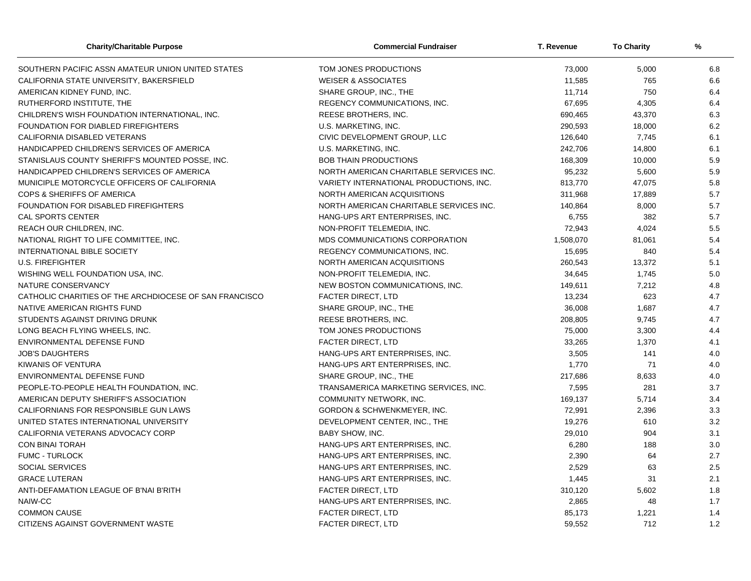| Charity/Charitable Purpose | Commercial Fundraiser | T. Revenue | To Charity | % |
|---|---|---|---|---|
| SOUTHERN PACIFIC ASSN AMATEUR UNION UNITED STATES | TOM JONES PRODUCTIONS | 73,000 | 5,000 | 6.8 |
| CALIFORNIA STATE UNIVERSITY, BAKERSFIELD | WEISER & ASSOCIATES | 11,585 | 765 | 6.6 |
| AMERICAN KIDNEY FUND, INC. | SHARE GROUP, INC., THE | 11,714 | 750 | 6.4 |
| RUTHERFORD INSTITUTE, THE | REGENCY COMMUNICATIONS, INC. | 67,695 | 4,305 | 6.4 |
| CHILDREN'S WISH FOUNDATION INTERNATIONAL, INC. | REESE BROTHERS, INC. | 690,465 | 43,370 | 6.3 |
| FOUNDATION FOR DIABLED FIREFIGHTERS | U.S. MARKETING, INC. | 290,593 | 18,000 | 6.2 |
| CALIFORNIA DISABLED VETERANS | CIVIC DEVELOPMENT GROUP, LLC | 126,640 | 7,745 | 6.1 |
| HANDICAPPED CHILDREN'S SERVICES OF AMERICA | U.S. MARKETING, INC. | 242,706 | 14,800 | 6.1 |
| STANISLAUS COUNTY SHERIFF'S MOUNTED POSSE, INC. | BOB THAIN PRODUCTIONS | 168,309 | 10,000 | 5.9 |
| HANDICAPPED CHILDREN'S SERVICES OF AMERICA | NORTH AMERICAN CHARITABLE SERVICES INC. | 95,232 | 5,600 | 5.9 |
| MUNICIPLE MOTORCYCLE OFFICERS OF CALIFORNIA | VARIETY INTERNATIONAL PRODUCTIONS, INC. | 813,770 | 47,075 | 5.8 |
| COPS & SHERIFFS OF AMERICA | NORTH AMERICAN ACQUISITIONS | 311,968 | 17,889 | 5.7 |
| FOUNDATION FOR DISABLED FIREFIGHTERS | NORTH AMERICAN CHARITABLE SERVICES INC. | 140,864 | 8,000 | 5.7 |
| CAL SPORTS CENTER | HANG-UPS ART ENTERPRISES, INC. | 6,755 | 382 | 5.7 |
| REACH OUR CHILDREN, INC. | NON-PROFIT TELEMEDIA, INC. | 72,943 | 4,024 | 5.5 |
| NATIONAL RIGHT TO LIFE COMMITTEE, INC. | MDS COMMUNICATIONS CORPORATION | 1,508,070 | 81,061 | 5.4 |
| INTERNATIONAL BIBLE SOCIETY | REGENCY COMMUNICATIONS, INC. | 15,695 | 840 | 5.4 |
| U.S. FIREFIGHTER | NORTH AMERICAN ACQUISITIONS | 260,543 | 13,372 | 5.1 |
| WISHING WELL FOUNDATION USA, INC. | NON-PROFIT TELEMEDIA, INC. | 34,645 | 1,745 | 5.0 |
| NATURE CONSERVANCY | NEW BOSTON COMMUNICATIONS, INC. | 149,611 | 7,212 | 4.8 |
| CATHOLIC CHARITIES OF THE ARCHDIOCESE OF SAN FRANCISCO | FACTER DIRECT, LTD | 13,234 | 623 | 4.7 |
| NATIVE AMERICAN RIGHTS FUND | SHARE GROUP, INC., THE | 36,008 | 1,687 | 4.7 |
| STUDENTS AGAINST DRIVING DRUNK | REESE BROTHERS, INC. | 208,805 | 9,745 | 4.7 |
| LONG BEACH FLYING WHEELS, INC. | TOM JONES PRODUCTIONS | 75,000 | 3,300 | 4.4 |
| ENVIRONMENTAL DEFENSE FUND | FACTER DIRECT, LTD | 33,265 | 1,370 | 4.1 |
| JOB'S DAUGHTERS | HANG-UPS ART ENTERPRISES, INC. | 3,505 | 141 | 4.0 |
| KIWANIS OF VENTURA | HANG-UPS ART ENTERPRISES, INC. | 1,770 | 71 | 4.0 |
| ENVIRONMENTAL DEFENSE FUND | SHARE GROUP, INC., THE | 217,686 | 8,633 | 4.0 |
| PEOPLE-TO-PEOPLE HEALTH FOUNDATION, INC. | TRANSAMERICA MARKETING SERVICES, INC. | 7,595 | 281 | 3.7 |
| AMERICAN DEPUTY SHERIFF'S ASSOCIATION | COMMUNITY NETWORK, INC. | 169,137 | 5,714 | 3.4 |
| CALIFORNIANS FOR RESPONSIBLE GUN LAWS | GORDON & SCHWENKMEYER, INC. | 72,991 | 2,396 | 3.3 |
| UNITED STATES INTERNATIONAL UNIVERSITY | DEVELOPMENT CENTER, INC., THE | 19,276 | 610 | 3.2 |
| CALIFORNIA VETERANS ADVOCACY CORP | BABY SHOW, INC. | 29,010 | 904 | 3.1 |
| CON BINAI TORAH | HANG-UPS ART ENTERPRISES, INC. | 6,280 | 188 | 3.0 |
| FUMC - TURLOCK | HANG-UPS ART ENTERPRISES, INC. | 2,390 | 64 | 2.7 |
| SOCIAL SERVICES | HANG-UPS ART ENTERPRISES, INC. | 2,529 | 63 | 2.5 |
| GRACE LUTERAN | HANG-UPS ART ENTERPRISES, INC. | 1,445 | 31 | 2.1 |
| ANTI-DEFAMATION LEAGUE OF B'NAI B'RITH | FACTER DIRECT, LTD | 310,120 | 5,602 | 1.8 |
| NAIW-CC | HANG-UPS ART ENTERPRISES, INC. | 2,865 | 48 | 1.7 |
| COMMON CAUSE | FACTER DIRECT, LTD | 85,173 | 1,221 | 1.4 |
| CITIZENS AGAINST GOVERNMENT WASTE | FACTER DIRECT, LTD | 59,552 | 712 | 1.2 |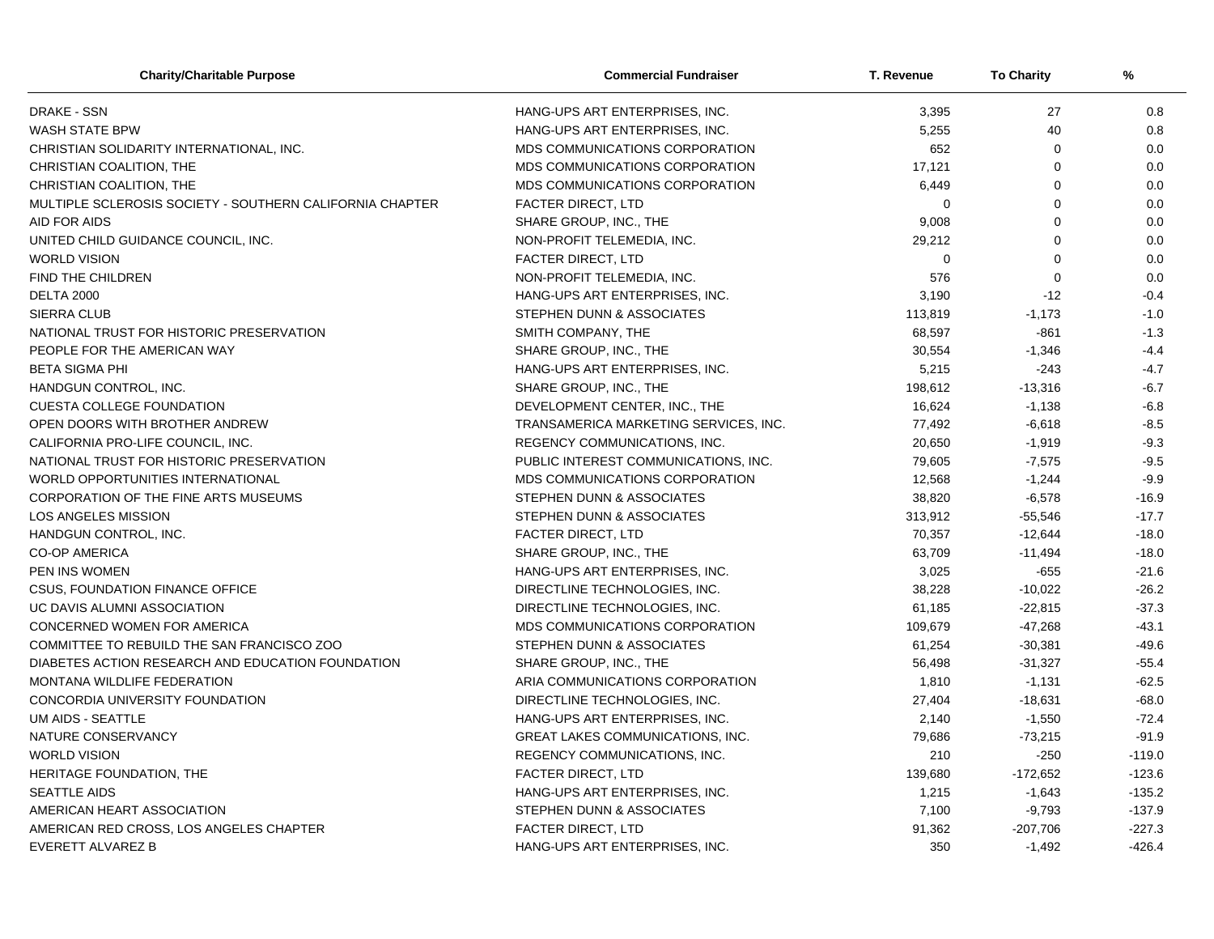| Charity/Charitable Purpose | Commercial Fundraiser | T. Revenue | To Charity | % |
|---|---|---|---|---|
| DRAKE - SSN | HANG-UPS ART ENTERPRISES, INC. | 3,395 | 27 | 0.8 |
| WASH STATE BPW | HANG-UPS ART ENTERPRISES, INC. | 5,255 | 40 | 0.8 |
| CHRISTIAN SOLIDARITY INTERNATIONAL, INC. | MDS COMMUNICATIONS CORPORATION | 652 | 0 | 0.0 |
| CHRISTIAN COALITION, THE | MDS COMMUNICATIONS CORPORATION | 17,121 | 0 | 0.0 |
| CHRISTIAN COALITION, THE | MDS COMMUNICATIONS CORPORATION | 6,449 | 0 | 0.0 |
| MULTIPLE SCLEROSIS SOCIETY - SOUTHERN CALIFORNIA CHAPTER | FACTER DIRECT, LTD | 0 | 0 | 0.0 |
| AID FOR AIDS | SHARE GROUP, INC., THE | 9,008 | 0 | 0.0 |
| UNITED CHILD GUIDANCE COUNCIL, INC. | NON-PROFIT TELEMEDIA, INC. | 29,212 | 0 | 0.0 |
| WORLD VISION | FACTER DIRECT, LTD | 0 | 0 | 0.0 |
| FIND THE CHILDREN | NON-PROFIT TELEMEDIA, INC. | 576 | 0 | 0.0 |
| DELTA 2000 | HANG-UPS ART ENTERPRISES, INC. | 3,190 | -12 | -0.4 |
| SIERRA CLUB | STEPHEN DUNN & ASSOCIATES | 113,819 | -1,173 | -1.0 |
| NATIONAL TRUST FOR HISTORIC PRESERVATION | SMITH COMPANY, THE | 68,597 | -861 | -1.3 |
| PEOPLE FOR THE AMERICAN WAY | SHARE GROUP, INC., THE | 30,554 | -1,346 | -4.4 |
| BETA SIGMA PHI | HANG-UPS ART ENTERPRISES, INC. | 5,215 | -243 | -4.7 |
| HANDGUN CONTROL, INC. | SHARE GROUP, INC., THE | 198,612 | -13,316 | -6.7 |
| CUESTA COLLEGE FOUNDATION | DEVELOPMENT CENTER, INC., THE | 16,624 | -1,138 | -6.8 |
| OPEN DOORS WITH BROTHER ANDREW | TRANSAMERICA MARKETING SERVICES, INC. | 77,492 | -6,618 | -8.5 |
| CALIFORNIA PRO-LIFE COUNCIL, INC. | REGENCY COMMUNICATIONS, INC. | 20,650 | -1,919 | -9.3 |
| NATIONAL TRUST FOR HISTORIC PRESERVATION | PUBLIC INTEREST COMMUNICATIONS, INC. | 79,605 | -7,575 | -9.5 |
| WORLD OPPORTUNITIES INTERNATIONAL | MDS COMMUNICATIONS CORPORATION | 12,568 | -1,244 | -9.9 |
| CORPORATION OF THE FINE ARTS MUSEUMS | STEPHEN DUNN & ASSOCIATES | 38,820 | -6,578 | -16.9 |
| LOS ANGELES MISSION | STEPHEN DUNN & ASSOCIATES | 313,912 | -55,546 | -17.7 |
| HANDGUN CONTROL, INC. | FACTER DIRECT, LTD | 70,357 | -12,644 | -18.0 |
| CO-OP AMERICA | SHARE GROUP, INC., THE | 63,709 | -11,494 | -18.0 |
| PEN INS WOMEN | HANG-UPS ART ENTERPRISES, INC. | 3,025 | -655 | -21.6 |
| CSUS, FOUNDATION FINANCE OFFICE | DIRECTLINE TECHNOLOGIES, INC. | 38,228 | -10,022 | -26.2 |
| UC DAVIS ALUMNI ASSOCIATION | DIRECTLINE TECHNOLOGIES, INC. | 61,185 | -22,815 | -37.3 |
| CONCERNED WOMEN FOR AMERICA | MDS COMMUNICATIONS CORPORATION | 109,679 | -47,268 | -43.1 |
| COMMITTEE TO REBUILD THE SAN FRANCISCO ZOO | STEPHEN DUNN & ASSOCIATES | 61,254 | -30,381 | -49.6 |
| DIABETES ACTION RESEARCH AND EDUCATION FOUNDATION | SHARE GROUP, INC., THE | 56,498 | -31,327 | -55.4 |
| MONTANA WILDLIFE FEDERATION | ARIA COMMUNICATIONS CORPORATION | 1,810 | -1,131 | -62.5 |
| CONCORDIA UNIVERSITY FOUNDATION | DIRECTLINE TECHNOLOGIES, INC. | 27,404 | -18,631 | -68.0 |
| UM AIDS - SEATTLE | HANG-UPS ART ENTERPRISES, INC. | 2,140 | -1,550 | -72.4 |
| NATURE CONSERVANCY | GREAT LAKES COMMUNICATIONS, INC. | 79,686 | -73,215 | -91.9 |
| WORLD VISION | REGENCY COMMUNICATIONS, INC. | 210 | -250 | -119.0 |
| HERITAGE FOUNDATION, THE | FACTER DIRECT, LTD | 139,680 | -172,652 | -123.6 |
| SEATTLE AIDS | HANG-UPS ART ENTERPRISES, INC. | 1,215 | -1,643 | -135.2 |
| AMERICAN HEART ASSOCIATION | STEPHEN DUNN & ASSOCIATES | 7,100 | -9,793 | -137.9 |
| AMERICAN RED CROSS, LOS ANGELES CHAPTER | FACTER DIRECT, LTD | 91,362 | -207,706 | -227.3 |
| EVERETT ALVAREZ B | HANG-UPS ART ENTERPRISES, INC. | 350 | -1,492 | -426.4 |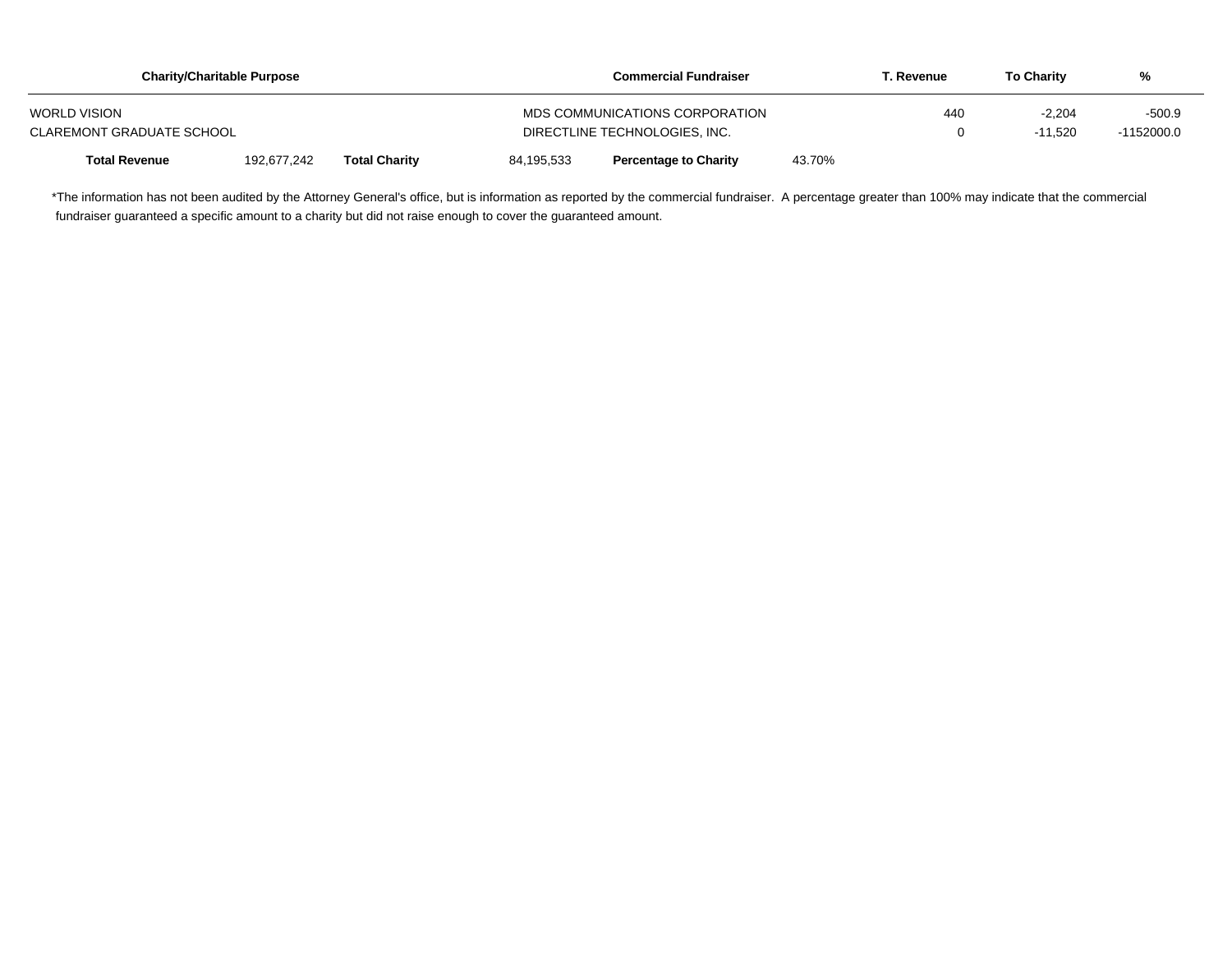| Charity/Charitable Purpose | Commercial Fundraiser | T. Revenue | To Charity | % |
|---|---|---|---|---|
| WORLD VISION | MDS COMMUNICATIONS CORPORATION | 440 | -2,204 | -500.9 |
| CLAREMONT GRADUATE SCHOOL | DIRECTLINE TECHNOLOGIES, INC. | 0 | -11,520 | -1152000.0 |

| Total Revenue | 192,677,242 | Total Charity | 84,195,533 | Percentage to Charity | 43.70% |
|---|---|---|---|---|---|

*The information has not been audited by the Attorney General's office, but is information as reported by the commercial fundraiser. A percentage greater than 100% may indicate that the commercial fundraiser guaranteed a specific amount to a charity but did not raise enough to cover the guaranteed amount.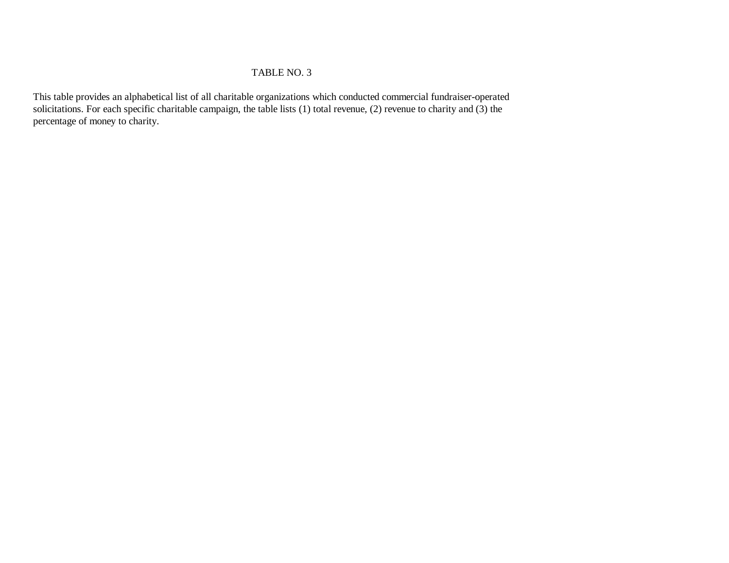# TABLE NO. 3

This table provides an alphabetical list of all charitable organizations which conducted commercial fundraiser-operated solicitations. For each specific charitable campaign, the table lists (1) total revenue, (2) revenue to charity and (3) the percentage of money to charity.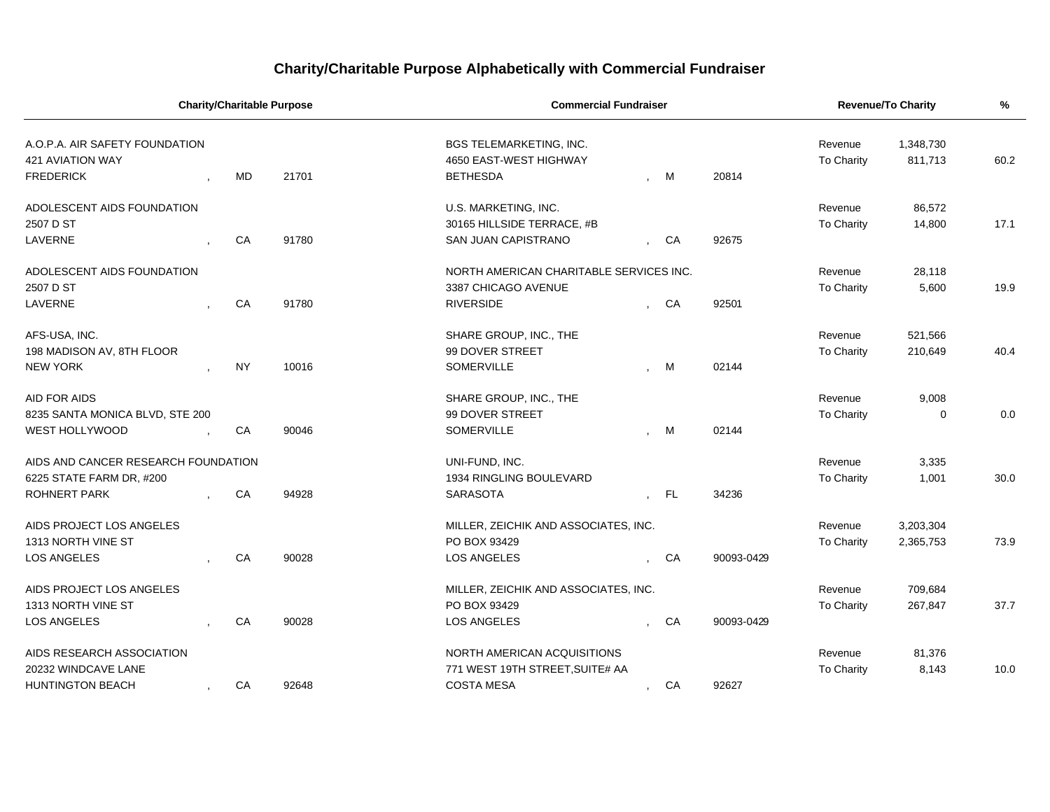# Charity/Charitable Purpose Alphabetically with Commercial Fundraiser

| Charity/Charitable Purpose | | | Commercial Fundraiser | | | Revenue/To Charity | | % |
|---|---|---|---|---|---|---|---|---|
| A.O.P.A. AIR SAFETY FOUNDATION<br>421 AVIATION WAY<br>FREDERICK | MD | 21701 | BGS TELEMARKETING, INC.<br>4650 EAST-WEST HIGHWAY<br>BETHESDA | M | 20814 | Revenue<br>To Charity | 1,348,730<br>811,713 | 60.2 |
| ADOLESCENT AIDS FOUNDATION<br>2507 D ST<br>LAVERNE | CA | 91780 | U.S. MARKETING, INC.<br>30165 HILLSIDE TERRACE, #B<br>SAN JUAN CAPISTRANO | CA | 92675 | Revenue<br>To Charity | 86,572<br>14,800 | 17.1 |
| ADOLESCENT AIDS FOUNDATION<br>2507 D ST<br>LAVERNE | CA | 91780 | NORTH AMERICAN CHARITABLE SERVICES INC.<br>3387 CHICAGO AVENUE<br>RIVERSIDE | CA | 92501 | Revenue<br>To Charity | 28,118<br>5,600 | 19.9 |
| AFS-USA, INC.<br>198 MADISON AV, 8TH FLOOR<br>NEW YORK | NY | 10016 | SHARE GROUP, INC., THE<br>99 DOVER STREET<br>SOMERVILLE | M | 02144 | Revenue<br>To Charity | 521,566<br>210,649 | 40.4 |
| AID FOR AIDS<br>8235 SANTA MONICA BLVD, STE 200<br>WEST HOLLYWOOD | CA | 90046 | SHARE GROUP, INC., THE<br>99 DOVER STREET<br>SOMERVILLE | M | 02144 | Revenue<br>To Charity | 9,008<br>0 | 0.0 |
| AIDS AND CANCER RESEARCH FOUNDATION<br>6225 STATE FARM DR, #200<br>ROHNERT PARK | CA | 94928 | UNI-FUND, INC.<br>1934 RINGLING BOULEVARD<br>SARASOTA | FL | 34236 | Revenue<br>To Charity | 3,335<br>1,001 | 30.0 |
| AIDS PROJECT LOS ANGELES<br>1313 NORTH VINE ST<br>LOS ANGELES | CA | 90028 | MILLER, ZEICHIK AND ASSOCIATES, INC.<br>PO BOX 93429<br>LOS ANGELES | CA | 90093-0429 | Revenue<br>To Charity | 3,203,304<br>2,365,753 | 73.9 |
| AIDS PROJECT LOS ANGELES<br>1313 NORTH VINE ST<br>LOS ANGELES | CA | 90028 | MILLER, ZEICHIK AND ASSOCIATES, INC.<br>PO BOX 93429<br>LOS ANGELES | CA | 90093-0429 | Revenue<br>To Charity | 709,684<br>267,847 | 37.7 |
| AIDS RESEARCH ASSOCIATION<br>20232 WINDCAVE LANE<br>HUNTINGTON BEACH | CA | 92648 | NORTH AMERICAN ACQUISITIONS<br>771 WEST 19TH STREET,SUITE# AA<br>COSTA MESA | CA | 92627 | Revenue<br>To Charity | 81,376<br>8,143 | 10.0 |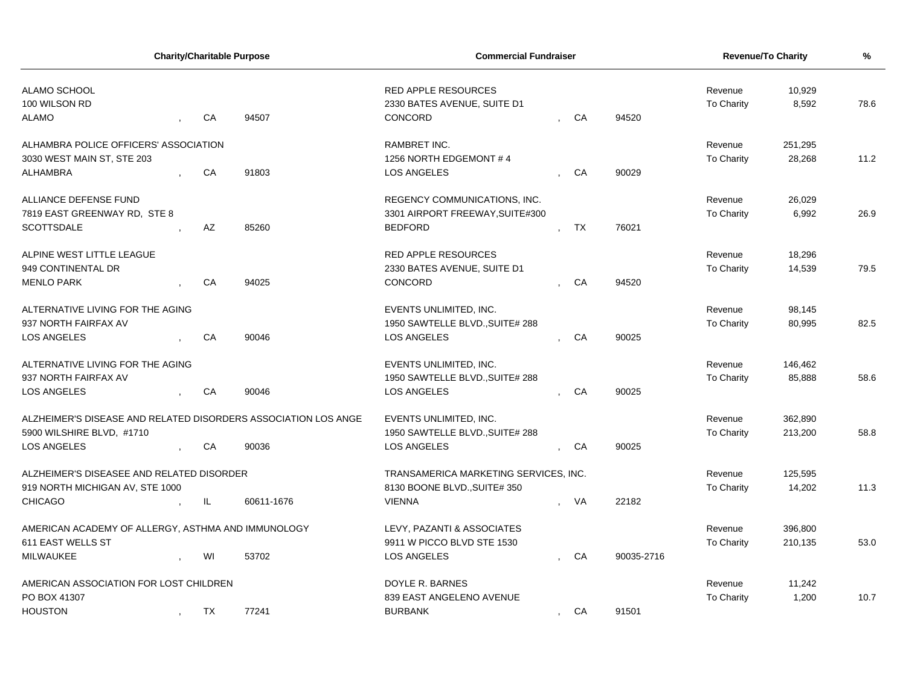| Charity/Charitable Purpose | | | Commercial Fundraiser | | | Revenue/To Charity | | % |
|---|---|---|---|---|---|---|---|---|
| ALAMO SCHOOL<br>100 WILSON RD<br>ALAMO | CA | 94507 | RED APPLE RESOURCES<br>2330 BATES AVENUE, SUITE D1<br>CONCORD | CA | 94520 | Revenue<br>To Charity | 10,929<br>8,592 | 78.6 |
| ALHAMBRA POLICE OFFICERS' ASSOCIATION<br>3030 WEST MAIN ST, STE 203<br>ALHAMBRA | CA | 91803 | RAMBRET INC.<br>1256 NORTH EDGEMONT # 4<br>LOS ANGELES | CA | 90029 | Revenue<br>To Charity | 251,295<br>28,268 | 11.2 |
| ALLIANCE DEFENSE FUND<br>7819 EAST GREENWAY RD, STE 8<br>SCOTTSDALE | AZ | 85260 | REGENCY COMMUNICATIONS, INC.<br>3301 AIRPORT FREEWAY,SUITE#300<br>BEDFORD | TX | 76021 | Revenue<br>To Charity | 26,029<br>6,992 | 26.9 |
| ALPINE WEST LITTLE LEAGUE<br>949 CONTINENTAL DR<br>MENLO PARK | CA | 94025 | RED APPLE RESOURCES<br>2330 BATES AVENUE, SUITE D1<br>CONCORD | CA | 94520 | Revenue<br>To Charity | 18,296<br>14,539 | 79.5 |
| ALTERNATIVE LIVING FOR THE AGING<br>937 NORTH FAIRFAX AV<br>LOS ANGELES | CA | 90046 | EVENTS UNLIMITED, INC.<br>1950 SAWTELLE BLVD.,SUITE# 288<br>LOS ANGELES | CA | 90025 | Revenue<br>To Charity | 98,145<br>80,995 | 82.5 |
| ALTERNATIVE LIVING FOR THE AGING<br>937 NORTH FAIRFAX AV<br>LOS ANGELES | CA | 90046 | EVENTS UNLIMITED, INC.<br>1950 SAWTELLE BLVD.,SUITE# 288<br>LOS ANGELES | CA | 90025 | Revenue<br>To Charity | 146,462<br>85,888 | 58.6 |
| ALZHEIMER'S DISEASE AND RELATED DISORDERS ASSOCIATION LOS ANGE<br>5900 WILSHIRE BLVD, #1710<br>LOS ANGELES | CA | 90036 | EVENTS UNLIMITED, INC.<br>1950 SAWTELLE BLVD.,SUITE# 288<br>LOS ANGELES | CA | 90025 | Revenue<br>To Charity | 362,890<br>213,200 | 58.8 |
| ALZHEIMER'S DISEASEE AND RELATED DISORDER<br>919 NORTH MICHIGAN AV, STE 1000<br>CHICAGO | IL | 60611-1676 | TRANSAMERICA MARKETING SERVICES, INC.<br>8130 BOONE BLVD.,SUITE# 350<br>VIENNA | VA | 22182 | Revenue<br>To Charity | 125,595<br>14,202 | 11.3 |
| AMERICAN ACADEMY OF ALLERGY, ASTHMA AND IMMUNOLOGY<br>611 EAST WELLS ST<br>MILWAUKEE | WI | 53702 | LEVY, PAZANTI & ASSOCIATES<br>9911 W PICCO BLVD STE 1530<br>LOS ANGELES | CA | 90035-2716 | Revenue<br>To Charity | 396,800<br>210,135 | 53.0 |
| AMERICAN ASSOCIATION FOR LOST CHILDREN<br>PO BOX 41307<br>HOUSTON | TX | 77241 | DOYLE R. BARNES<br>839 EAST ANGELENO AVENUE<br>BURBANK | CA | 91501 | Revenue<br>To Charity | 11,242<br>1,200 | 10.7 |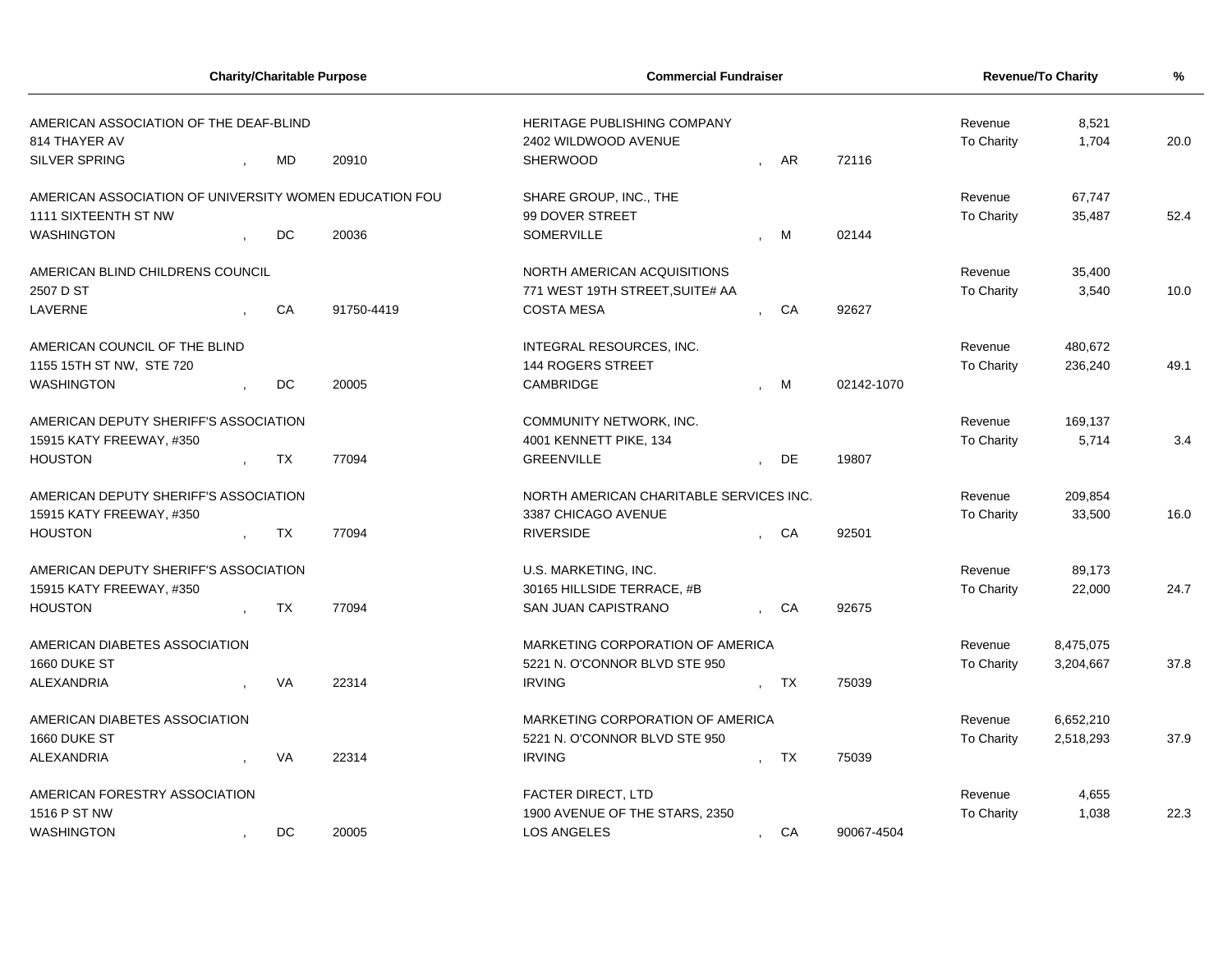| Charity/Charitable Purpose | | | Commercial Fundraiser | | | Revenue/To Charity | | % |
|---|---|---|---|---|---|---|---|---|
| AMERICAN ASSOCIATION OF THE DEAF-BLIND<br>814 THAYER AV<br>SILVER SPRING | MD | 20910 | HERITAGE PUBLISHING COMPANY<br>2402 WILDWOOD AVENUE<br>SHERWOOD | AR | 72116 | Revenue<br>To Charity | 8,521<br>1,704 | 20.0 |
| AMERICAN ASSOCIATION OF UNIVERSITY WOMEN EDUCATION FOU<br>1111 SIXTEENTH ST NW<br>WASHINGTON | DC | 20036 | SHARE GROUP, INC., THE<br>99 DOVER STREET<br>SOMERVILLE | M | 02144 | Revenue<br>To Charity | 67,747<br>35,487 | 52.4 |
| AMERICAN BLIND CHILDRENS COUNCIL<br>2507 D ST<br>LAVERNE | CA | 91750-4419 | NORTH AMERICAN ACQUISITIONS<br>771 WEST 19TH STREET,SUITE# AA<br>COSTA MESA | CA | 92627 | Revenue<br>To Charity | 35,400<br>3,540 | 10.0 |
| AMERICAN COUNCIL OF THE BLIND<br>1155 15TH ST NW, STE 720<br>WASHINGTON | DC | 20005 | INTEGRAL RESOURCES, INC.<br>144 ROGERS STREET<br>CAMBRIDGE | M | 02142-1070 | Revenue<br>To Charity | 480,672<br>236,240 | 49.1 |
| AMERICAN DEPUTY SHERIFF'S ASSOCIATION<br>15915 KATY FREEWAY, #350<br>HOUSTON | TX | 77094 | COMMUNITY NETWORK, INC.<br>4001 KENNETT PIKE, 134<br>GREENVILLE | DE | 19807 | Revenue<br>To Charity | 169,137<br>5,714 | 3.4 |
| AMERICAN DEPUTY SHERIFF'S ASSOCIATION<br>15915 KATY FREEWAY, #350<br>HOUSTON | TX | 77094 | NORTH AMERICAN CHARITABLE SERVICES INC.<br>3387 CHICAGO AVENUE<br>RIVERSIDE | CA | 92501 | Revenue<br>To Charity | 209,854<br>33,500 | 16.0 |
| AMERICAN DEPUTY SHERIFF'S ASSOCIATION<br>15915 KATY FREEWAY, #350<br>HOUSTON | TX | 77094 | U.S. MARKETING, INC.<br>30165 HILLSIDE TERRACE, #B<br>SAN JUAN CAPISTRANO | CA | 92675 | Revenue<br>To Charity | 89,173<br>22,000 | 24.7 |
| AMERICAN DIABETES ASSOCIATION<br>1660 DUKE ST<br>ALEXANDRIA | VA | 22314 | MARKETING CORPORATION OF AMERICA<br>5221 N. O'CONNOR BLVD STE 950<br>IRVING | TX | 75039 | Revenue<br>To Charity | 8,475,075<br>3,204,667 | 37.8 |
| AMERICAN DIABETES ASSOCIATION<br>1660 DUKE ST<br>ALEXANDRIA | VA | 22314 | MARKETING CORPORATION OF AMERICA<br>5221 N. O'CONNOR BLVD STE 950<br>IRVING | TX | 75039 | Revenue<br>To Charity | 6,652,210<br>2,518,293 | 37.9 |
| AMERICAN FORESTRY ASSOCIATION<br>1516 P ST NW<br>WASHINGTON | DC | 20005 | FACTER DIRECT, LTD<br>1900 AVENUE OF THE STARS, 2350<br>LOS ANGELES | CA | 90067-4504 | Revenue<br>To Charity | 4,655<br>1,038 | 22.3 |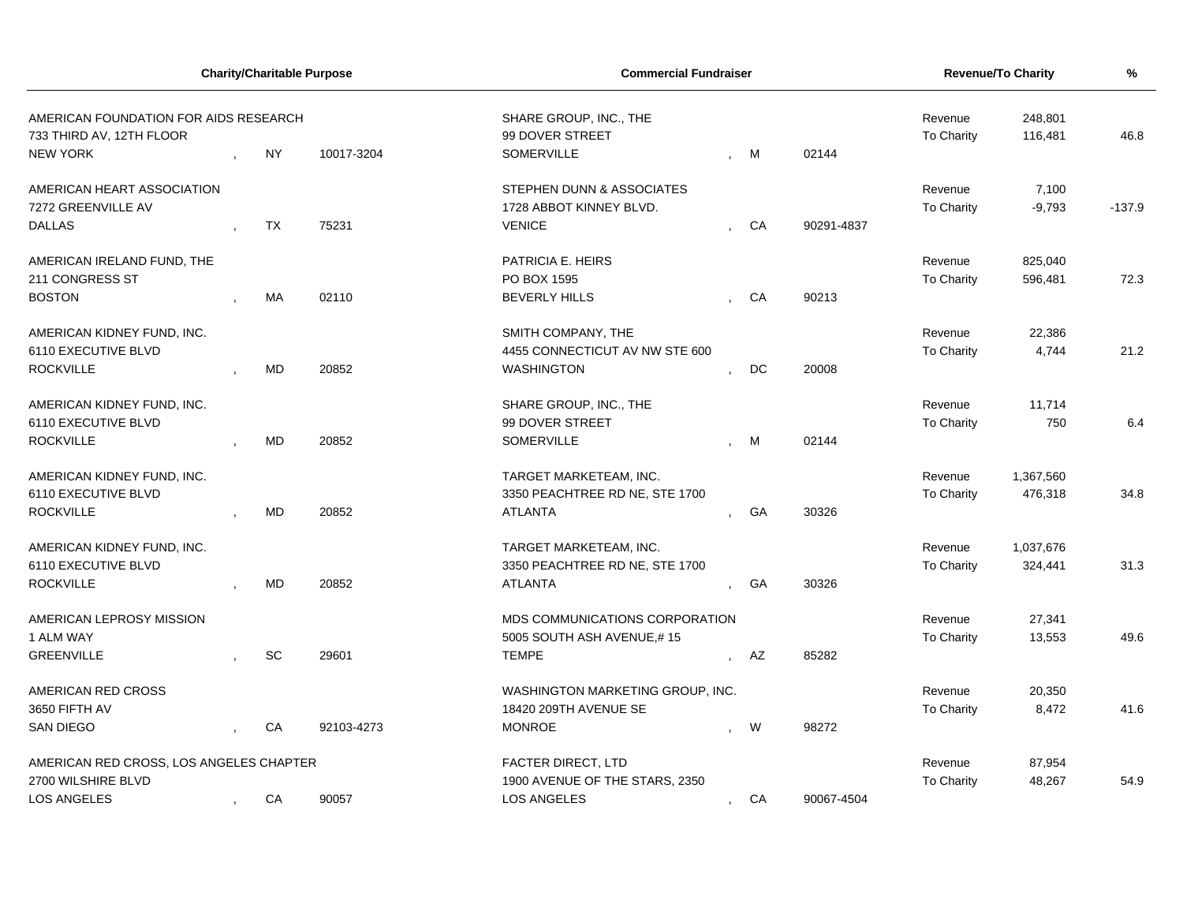| Charity/Charitable Purpose | | | Commercial Fundraiser | | | Revenue/To Charity | | % |
|---|---|---|---|---|---|---|---|---|
| AMERICAN FOUNDATION FOR AIDS RESEARCH<br>733 THIRD AV, 12TH FLOOR<br>NEW YORK | NY | 10017-3204 | SHARE GROUP, INC., THE<br>99 DOVER STREET<br>SOMERVILLE | M | 02144 | Revenue<br>To Charity | 248,801<br>116,481 | 46.8 |
| AMERICAN HEART ASSOCIATION<br>7272 GREENVILLE AV<br>DALLAS | TX | 75231 | STEPHEN DUNN & ASSOCIATES<br>1728 ABBOT KINNEY BLVD.<br>VENICE | CA | 90291-4837 | Revenue<br>To Charity | 7,100<br>-9,793 | -137.9 |
| AMERICAN IRELAND FUND, THE<br>211 CONGRESS ST<br>BOSTON | MA | 02110 | PATRICIA E. HEIRS<br>PO BOX 1595<br>BEVERLY HILLS | CA | 90213 | Revenue<br>To Charity | 825,040<br>596,481 | 72.3 |
| AMERICAN KIDNEY FUND, INC.<br>6110 EXECUTIVE BLVD<br>ROCKVILLE | MD | 20852 | SMITH COMPANY, THE<br>4455 CONNECTICUT AV NW STE 600<br>WASHINGTON | DC | 20008 | Revenue<br>To Charity | 22,386<br>4,744 | 21.2 |
| AMERICAN KIDNEY FUND, INC.<br>6110 EXECUTIVE BLVD<br>ROCKVILLE | MD | 20852 | SHARE GROUP, INC., THE<br>99 DOVER STREET<br>SOMERVILLE | M | 02144 | Revenue<br>To Charity | 11,714<br>750 | 6.4 |
| AMERICAN KIDNEY FUND, INC.<br>6110 EXECUTIVE BLVD<br>ROCKVILLE | MD | 20852 | TARGET MARKETEAM, INC.<br>3350 PEACHTREE RD NE, STE 1700<br>ATLANTA | GA | 30326 | Revenue<br>To Charity | 1,367,560<br>476,318 | 34.8 |
| AMERICAN KIDNEY FUND, INC.<br>6110 EXECUTIVE BLVD<br>ROCKVILLE | MD | 20852 | TARGET MARKETEAM, INC.<br>3350 PEACHTREE RD NE, STE 1700<br>ATLANTA | GA | 30326 | Revenue<br>To Charity | 1,037,676<br>324,441 | 31.3 |
| AMERICAN LEPROSY MISSION<br>1 ALM WAY<br>GREENVILLE | SC | 29601 | MDS COMMUNICATIONS CORPORATION<br>5005 SOUTH ASH AVENUE,# 15<br>TEMPE | AZ | 85282 | Revenue<br>To Charity | 27,341<br>13,553 | 49.6 |
| AMERICAN RED CROSS<br>3650 FIFTH AV<br>SAN DIEGO | CA | 92103-4273 | WASHINGTON MARKETING GROUP, INC.<br>18420 209TH AVENUE SE<br>MONROE | W | 98272 | Revenue<br>To Charity | 20,350<br>8,472 | 41.6 |
| AMERICAN RED CROSS, LOS ANGELES CHAPTER<br>2700 WILSHIRE BLVD<br>LOS ANGELES | CA | 90057 | FACTER DIRECT, LTD<br>1900 AVENUE OF THE STARS, 2350<br>LOS ANGELES | CA | 90067-4504 | Revenue<br>To Charity | 87,954<br>48,267 | 54.9 |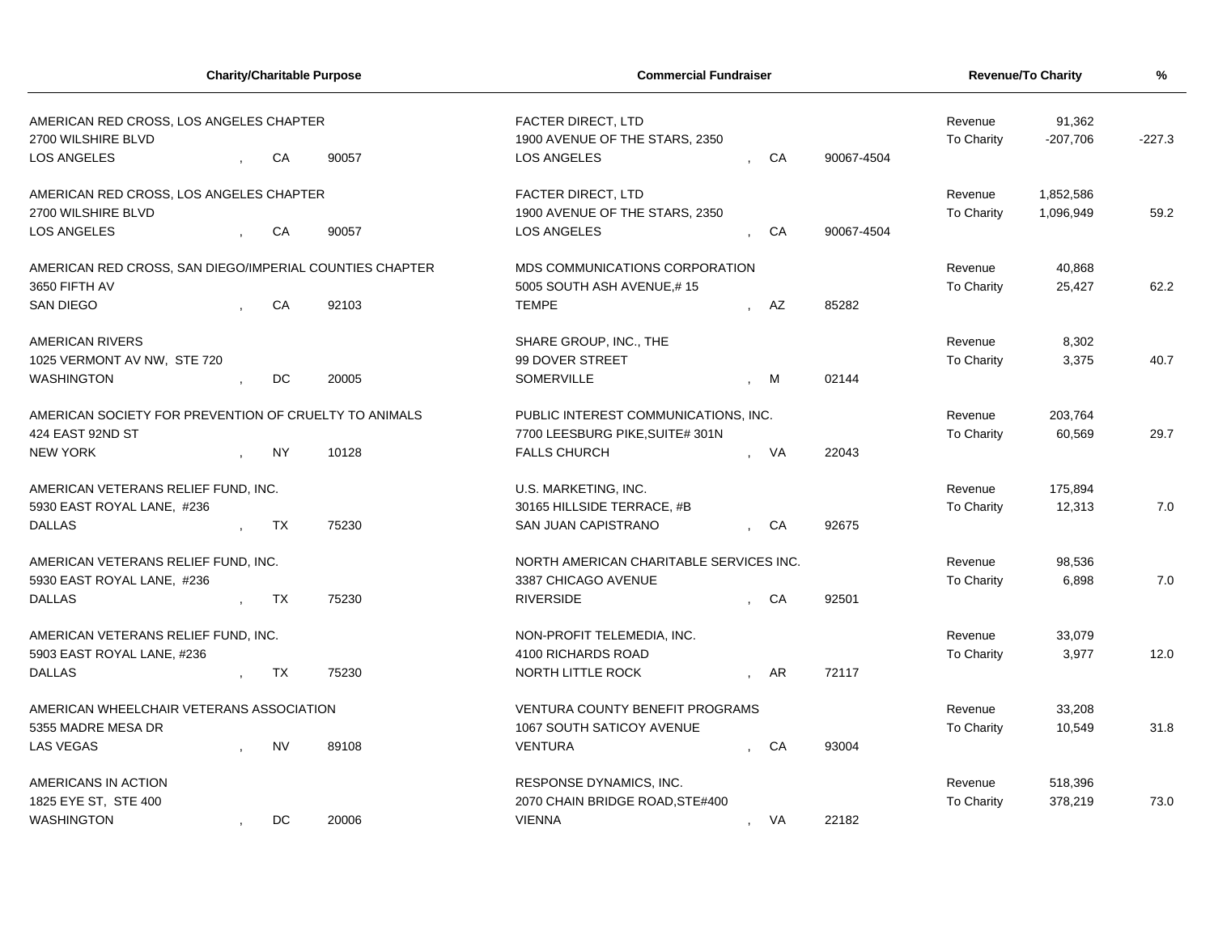| Charity/Charitable Purpose | | | Commercial Fundraiser | | | Revenue/To Charity | | % |
|---|---|---|---|---|---|---|---|---|
| AMERICAN RED CROSS, LOS ANGELES CHAPTER<br>2700 WILSHIRE BLVD<br>LOS ANGELES | CA | 90057 | FACTER DIRECT, LTD<br>1900 AVENUE OF THE STARS, 2350<br>LOS ANGELES | CA | 90067-4504 | Revenue<br>To Charity | 91,362<br>-207,706 | -227.3 |
| AMERICAN RED CROSS, LOS ANGELES CHAPTER<br>2700 WILSHIRE BLVD<br>LOS ANGELES | CA | 90057 | FACTER DIRECT, LTD<br>1900 AVENUE OF THE STARS, 2350<br>LOS ANGELES | CA | 90067-4504 | Revenue<br>To Charity | 1,852,586<br>1,096,949 | 59.2 |
| AMERICAN RED CROSS, SAN DIEGO/IMPERIAL COUNTIES CHAPTER<br>3650 FIFTH AV<br>SAN DIEGO | CA | 92103 | MDS COMMUNICATIONS CORPORATION<br>5005 SOUTH ASH AVENUE,# 15<br>TEMPE | AZ | 85282 | Revenue<br>To Charity | 40,868<br>25,427 | 62.2 |
| AMERICAN RIVERS<br>1025 VERMONT AV NW, STE 720<br>WASHINGTON | DC | 20005 | SHARE GROUP, INC., THE<br>99 DOVER STREET<br>SOMERVILLE | M | 02144 | Revenue<br>To Charity | 8,302<br>3,375 | 40.7 |
| AMERICAN SOCIETY FOR PREVENTION OF CRUELTY TO ANIMALS<br>424 EAST 92ND ST<br>NEW YORK | NY | 10128 | PUBLIC INTEREST COMMUNICATIONS, INC.<br>7700 LEESBURG PIKE,SUITE# 301N<br>FALLS CHURCH | VA | 22043 | Revenue<br>To Charity | 203,764<br>60,569 | 29.7 |
| AMERICAN VETERANS RELIEF FUND, INC.<br>5930 EAST ROYAL LANE, #236<br>DALLAS | TX | 75230 | U.S. MARKETING, INC.<br>30165 HILLSIDE TERRACE, #B<br>SAN JUAN CAPISTRANO | CA | 92675 | Revenue<br>To Charity | 175,894<br>12,313 | 7.0 |
| AMERICAN VETERANS RELIEF FUND, INC.<br>5930 EAST ROYAL LANE, #236<br>DALLAS | TX | 75230 | NORTH AMERICAN CHARITABLE SERVICES INC.<br>3387 CHICAGO AVENUE<br>RIVERSIDE | CA | 92501 | Revenue<br>To Charity | 98,536<br>6,898 | 7.0 |
| AMERICAN VETERANS RELIEF FUND, INC.<br>5903 EAST ROYAL LANE, #236<br>DALLAS | TX | 75230 | NON-PROFIT TELEMEDIA, INC.<br>4100 RICHARDS ROAD<br>NORTH LITTLE ROCK | AR | 72117 | Revenue<br>To Charity | 33,079<br>3,977 | 12.0 |
| AMERICAN WHEELCHAIR VETERANS ASSOCIATION<br>5355 MADRE MESA DR<br>LAS VEGAS | NV | 89108 | VENTURA COUNTY BENEFIT PROGRAMS<br>1067 SOUTH SATICOY AVENUE<br>VENTURA | CA | 93004 | Revenue<br>To Charity | 33,208<br>10,549 | 31.8 |
| AMERICANS IN ACTION<br>1825 EYE ST, STE 400<br>WASHINGTON | DC | 20006 | RESPONSE DYNAMICS, INC.<br>2070 CHAIN BRIDGE ROAD,STE#400<br>VIENNA | VA | 22182 | Revenue<br>To Charity | 518,396<br>378,219 | 73.0 |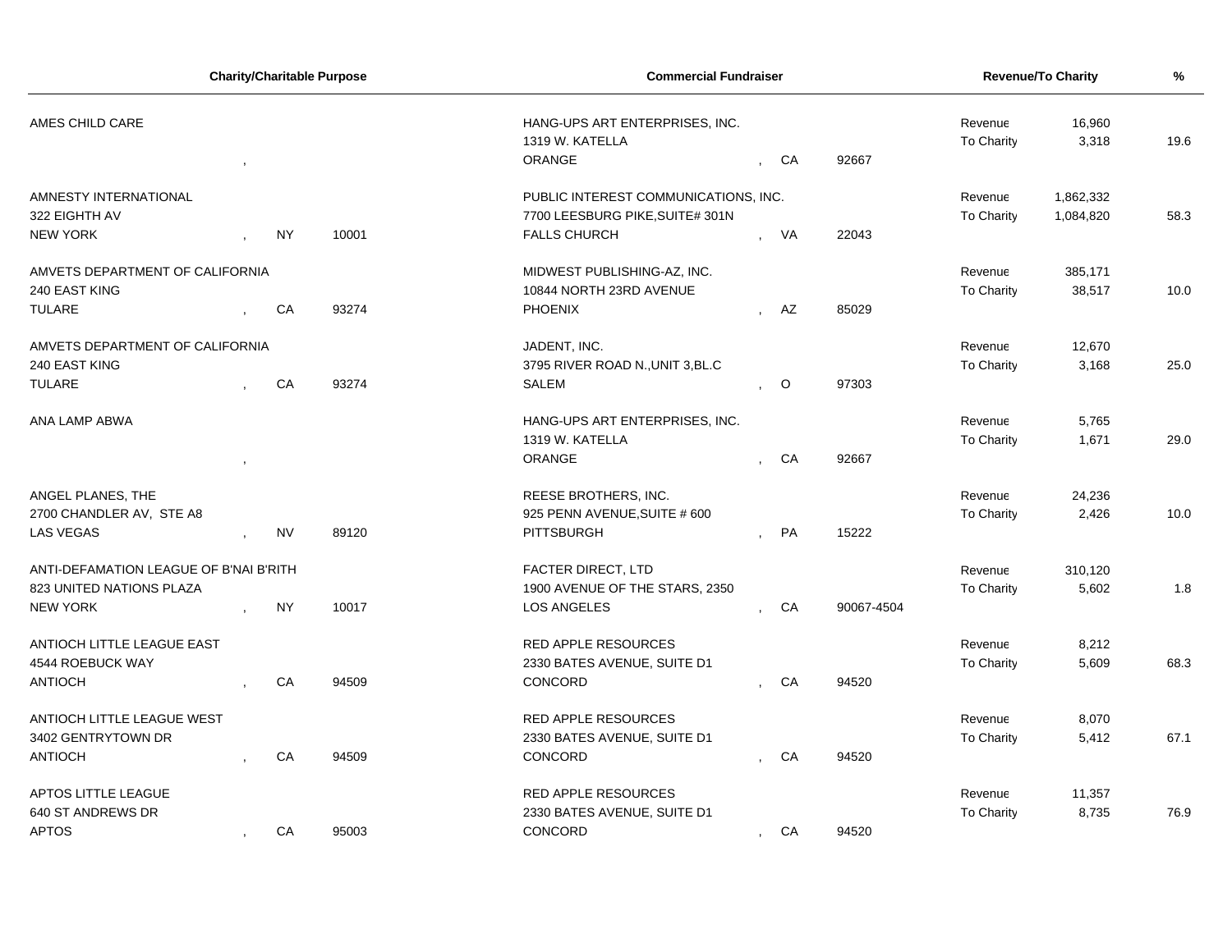| Charity/Charitable Purpose | Commercial Fundraiser | Revenue/To Charity | | % |
|---|---|---|---|---|
| AMES CHILD CARE<br>, | HANG-UPS ART ENTERPRISES, INC.<br>1319 W. KATELLA<br>ORANGE , CA 92667 | Revenue<br>To Charity | 16,960<br>3,318 | 19.6 |
| AMNESTY INTERNATIONAL<br>322 EIGHTH AV<br>NEW YORK , NY 10001 | PUBLIC INTEREST COMMUNICATIONS, INC.<br>7700 LEESBURG PIKE,SUITE# 301N<br>FALLS CHURCH , VA 22043 | Revenue<br>To Charity | 1,862,332<br>1,084,820 | 58.3 |
| AMVETS DEPARTMENT OF CALIFORNIA<br>240 EAST KING<br>TULARE , CA 93274 | MIDWEST PUBLISHING-AZ, INC.<br>10844 NORTH 23RD AVENUE<br>PHOENIX , AZ 85029 | Revenue<br>To Charity | 385,171<br>38,517 | 10.0 |
| AMVETS DEPARTMENT OF CALIFORNIA<br>240 EAST KING<br>TULARE , CA 93274 | JADENT, INC.<br>3795 RIVER ROAD N.,UNIT 3,BL.C<br>SALEM , O 97303 | Revenue<br>To Charity | 12,670<br>3,168 | 25.0 |
| ANA LAMP ABWA<br>, | HANG-UPS ART ENTERPRISES, INC.<br>1319 W. KATELLA<br>ORANGE , CA 92667 | Revenue<br>To Charity | 5,765<br>1,671 | 29.0 |
| ANGEL PLANES, THE<br>2700 CHANDLER AV, STE A8<br>LAS VEGAS , NV 89120 | REESE BROTHERS, INC.<br>925 PENN AVENUE,SUITE # 600<br>PITTSBURGH , PA 15222 | Revenue<br>To Charity | 24,236<br>2,426 | 10.0 |
| ANTI-DEFAMATION LEAGUE OF B'NAI B'RITH<br>823 UNITED NATIONS PLAZA<br>NEW YORK , NY 10017 | FACTER DIRECT, LTD<br>1900 AVENUE OF THE STARS, 2350<br>LOS ANGELES , CA 90067-4504 | Revenue<br>To Charity | 310,120<br>5,602 | 1.8 |
| ANTIOCH LITTLE LEAGUE EAST<br>4544 ROEBUCK WAY<br>ANTIOCH , CA 94509 | RED APPLE RESOURCES<br>2330 BATES AVENUE, SUITE D1<br>CONCORD , CA 94520 | Revenue<br>To Charity | 8,212<br>5,609 | 68.3 |
| ANTIOCH LITTLE LEAGUE WEST<br>3402 GENTRYTOWN DR<br>ANTIOCH , CA 94509 | RED APPLE RESOURCES<br>2330 BATES AVENUE, SUITE D1<br>CONCORD , CA 94520 | Revenue<br>To Charity | 8,070<br>5,412 | 67.1 |
| APTOS LITTLE LEAGUE<br>640 ST ANDREWS DR<br>APTOS , CA 95003 | RED APPLE RESOURCES<br>2330 BATES AVENUE, SUITE D1<br>CONCORD , CA 94520 | Revenue<br>To Charity | 11,357<br>8,735 | 76.9 |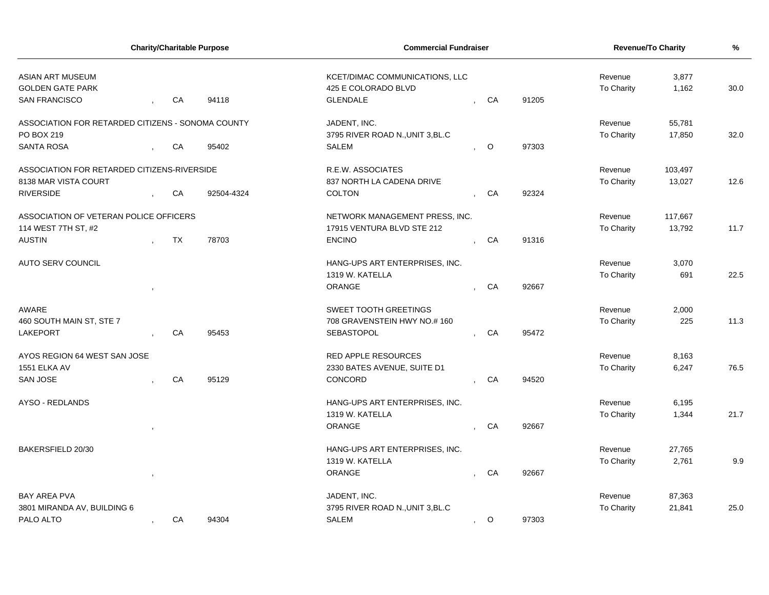| Charity/Charitable Purpose | Commercial Fundraiser | Revenue/To Charity | | % |
|---|---|---|---|---|
| ASIAN ART MUSEUM<br>GOLDEN GATE PARK<br>SAN FRANCISCO , CA 94118 | KCET/DIMAC COMMUNICATIONS, LLC<br>425 E COLORADO BLVD<br>GLENDALE , CA 91205 | Revenue<br>To Charity | 3,877<br>1,162 | 30.0 |
| ASSOCIATION FOR RETARDED CITIZENS - SONOMA COUNTY<br>PO BOX 219<br>SANTA ROSA , CA 95402 | JADENT, INC.<br>3795 RIVER ROAD N.,UNIT 3,BL.C<br>SALEM , O 97303 | Revenue<br>To Charity | 55,781<br>17,850 | 32.0 |
| ASSOCIATION FOR RETARDED CITIZENS-RIVERSIDE<br>8138 MAR VISTA COURT<br>RIVERSIDE , CA 92504-4324 | R.E.W. ASSOCIATES<br>837 NORTH LA CADENA DRIVE<br>COLTON , CA 92324 | Revenue<br>To Charity | 103,497<br>13,027 | 12.6 |
| ASSOCIATION OF VETERAN POLICE OFFICERS<br>114 WEST 7TH ST, #2<br>AUSTIN , TX 78703 | NETWORK MANAGEMENT PRESS, INC.<br>17915 VENTURA BLVD STE 212<br>ENCINO , CA 91316 | Revenue<br>To Charity | 117,667<br>13,792 | 11.7 |
| AUTO SERV COUNCIL<br>, | HANG-UPS ART ENTERPRISES, INC.<br>1319 W. KATELLA<br>ORANGE , CA 92667 | Revenue<br>To Charity | 3,070<br>691 | 22.5 |
| AWARE<br>460 SOUTH MAIN ST, STE 7<br>LAKEPORT , CA 95453 | SWEET TOOTH GREETINGS<br>708 GRAVENSTEIN HWY NO.# 160<br>SEBASTOPOL , CA 95472 | Revenue<br>To Charity | 2,000<br>225 | 11.3 |
| AYOS REGION 64 WEST SAN JOSE<br>1551 ELKA AV<br>SAN JOSE , CA 95129 | RED APPLE RESOURCES<br>2330 BATES AVENUE, SUITE D1<br>CONCORD , CA 94520 | Revenue<br>To Charity | 8,163<br>6,247 | 76.5 |
| AYSO - REDLANDS<br>, | HANG-UPS ART ENTERPRISES, INC.<br>1319 W. KATELLA<br>ORANGE , CA 92667 | Revenue<br>To Charity | 6,195<br>1,344 | 21.7 |
| BAKERSFIELD 20/30<br>, | HANG-UPS ART ENTERPRISES, INC.<br>1319 W. KATELLA<br>ORANGE , CA 92667 | Revenue<br>To Charity | 27,765<br>2,761 | 9.9 |
| BAY AREA PVA<br>3801 MIRANDA AV, BUILDING 6<br>PALO ALTO , CA 94304 | JADENT, INC.<br>3795 RIVER ROAD N.,UNIT 3,BL.C<br>SALEM , O 97303 | Revenue<br>To Charity | 87,363<br>21,841 | 25.0 |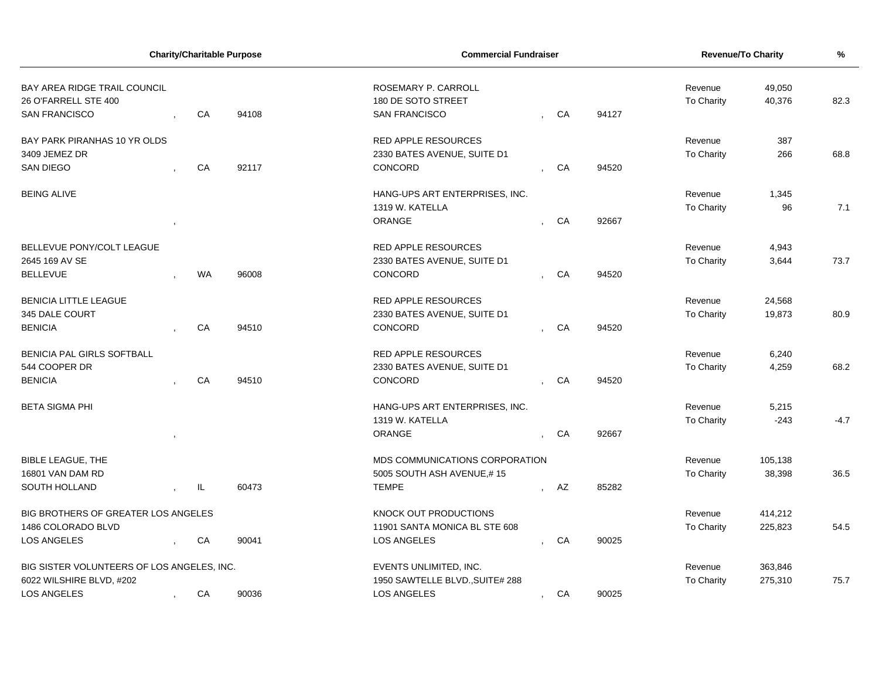| Charity/Charitable Purpose | | | Commercial Fundraiser | | | Revenue/To Charity | | % |
|---|---|---|---|---|---|---|---|---|
| BAY AREA RIDGE TRAIL COUNCIL<br>26 O'FARRELL STE 400<br>SAN FRANCISCO | CA | 94108 | ROSEMARY P. CARROLL<br>180 DE SOTO STREET<br>SAN FRANCISCO | CA | 94127 | Revenue<br>To Charity | 49,050<br>40,376 | 82.3 |
| BAY PARK PIRANHAS 10 YR OLDS<br>3409 JEMEZ DR<br>SAN DIEGO | CA | 92117 | RED APPLE RESOURCES<br>2330 BATES AVENUE, SUITE D1<br>CONCORD | CA | 94520 | Revenue<br>To Charity | 387<br>266 | 68.8 |
| BEING ALIVE | | | HANG-UPS ART ENTERPRISES, INC.<br>1319 W. KATELLA<br>ORANGE | CA | 92667 | Revenue<br>To Charity | 1,345<br>96 | 7.1 |
| BELLEVUE PONY/COLT LEAGUE<br>2645 169 AV SE<br>BELLEVUE | WA | 96008 | RED APPLE RESOURCES<br>2330 BATES AVENUE, SUITE D1<br>CONCORD | CA | 94520 | Revenue<br>To Charity | 4,943<br>3,644 | 73.7 |
| BENICIA LITTLE LEAGUE<br>345 DALE COURT<br>BENICIA | CA | 94510 | RED APPLE RESOURCES<br>2330 BATES AVENUE, SUITE D1<br>CONCORD | CA | 94520 | Revenue<br>To Charity | 24,568<br>19,873 | 80.9 |
| BENICIA PAL GIRLS SOFTBALL<br>544 COOPER DR<br>BENICIA | CA | 94510 | RED APPLE RESOURCES<br>2330 BATES AVENUE, SUITE D1<br>CONCORD | CA | 94520 | Revenue<br>To Charity | 6,240<br>4,259 | 68.2 |
| BETA SIGMA PHI | | | HANG-UPS ART ENTERPRISES, INC.<br>1319 W. KATELLA<br>ORANGE | CA | 92667 | Revenue<br>To Charity | 5,215<br>-243 | -4.7 |
| BIBLE LEAGUE, THE<br>16801 VAN DAM RD<br>SOUTH HOLLAND | IL | 60473 | MDS COMMUNICATIONS CORPORATION<br>5005 SOUTH ASH AVENUE,# 15<br>TEMPE | AZ | 85282 | Revenue<br>To Charity | 105,138<br>38,398 | 36.5 |
| BIG BROTHERS OF GREATER LOS ANGELES<br>1486 COLORADO BLVD<br>LOS ANGELES | CA | 90041 | KNOCK OUT PRODUCTIONS<br>11901 SANTA MONICA BL STE 608<br>LOS ANGELES | CA | 90025 | Revenue<br>To Charity | 414,212<br>225,823 | 54.5 |
| BIG SISTER VOLUNTEERS OF LOS ANGELES, INC.<br>6022 WILSHIRE BLVD, #202<br>LOS ANGELES | CA | 90036 | EVENTS UNLIMITED, INC.<br>1950 SAWTELLE BLVD.,SUITE# 288<br>LOS ANGELES | CA | 90025 | Revenue<br>To Charity | 363,846<br>275,310 | 75.7 |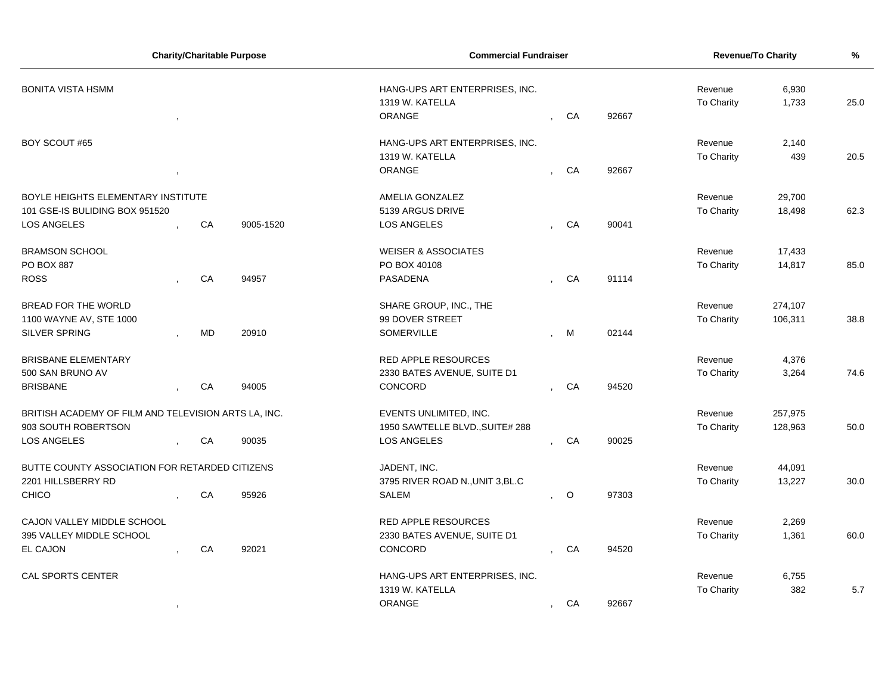| Charity/Charitable Purpose | | | Commercial Fundraiser | | | Revenue/To Charity | | % |
|---|---|---|---|---|---|---|---|---|
| BONITA VISTA HSMM | | | HANG-UPS ART ENTERPRISES, INC. | | | Revenue | 6,930 | |
| | | | 1319 W. KATELLA | | | To Charity | 1,733 | 25.0 |
| , | | | ORANGE | CA | 92667 | | | |
| BOY SCOUT #65 | | | HANG-UPS ART ENTERPRISES, INC. | | | Revenue | 2,140 | |
| | | | 1319 W. KATELLA | | | To Charity | 439 | 20.5 |
| , | | | ORANGE | CA | 92667 | | | |
| BOYLE HEIGHTS ELEMENTARY INSTITUTE | | | AMELIA GONZALEZ | | | Revenue | 29,700 | |
| 101 GSE-IS BULIDING BOX 951520 | | | 5139 ARGUS DRIVE | | | To Charity | 18,498 | 62.3 |
| LOS ANGELES | CA | 9005-1520 | LOS ANGELES | CA | 90041 | | | |
| BRAMSON SCHOOL | | | WEISER & ASSOCIATES | | | Revenue | 17,433 | |
| PO BOX 887 | | | PO BOX 40108 | | | To Charity | 14,817 | 85.0 |
| ROSS | CA | 94957 | PASADENA | CA | 91114 | | | |
| BREAD FOR THE WORLD | | | SHARE GROUP, INC., THE | | | Revenue | 274,107 | |
| 1100 WAYNE AV, STE 1000 | | | 99 DOVER STREET | | | To Charity | 106,311 | 38.8 |
| SILVER SPRING | MD | 20910 | SOMERVILLE | M | 02144 | | | |
| BRISBANE ELEMENTARY | | | RED APPLE RESOURCES | | | Revenue | 4,376 | |
| 500 SAN BRUNO AV | | | 2330 BATES AVENUE, SUITE D1 | | | To Charity | 3,264 | 74.6 |
| BRISBANE | CA | 94005 | CONCORD | CA | 94520 | | | |
| BRITISH ACADEMY OF FILM AND TELEVISION ARTS LA, INC. | | | EVENTS UNLIMITED, INC. | | | Revenue | 257,975 | |
| 903 SOUTH ROBERTSON | | | 1950 SAWTELLE BLVD.,SUITE# 288 | | | To Charity | 128,963 | 50.0 |
| LOS ANGELES | CA | 90035 | LOS ANGELES | CA | 90025 | | | |
| BUTTE COUNTY ASSOCIATION FOR RETARDED CITIZENS | | | JADENT, INC. | | | Revenue | 44,091 | |
| 2201 HILLSBERRY RD | | | 3795 RIVER ROAD N.,UNIT 3,BL.C | | | To Charity | 13,227 | 30.0 |
| CHICO | CA | 95926 | SALEM | O | 97303 | | | |
| CAJON VALLEY MIDDLE SCHOOL | | | RED APPLE RESOURCES | | | Revenue | 2,269 | |
| 395 VALLEY MIDDLE SCHOOL | | | 2330 BATES AVENUE, SUITE D1 | | | To Charity | 1,361 | 60.0 |
| EL CAJON | CA | 92021 | CONCORD | CA | 94520 | | | |
| CAL SPORTS CENTER | | | HANG-UPS ART ENTERPRISES, INC. | | | Revenue | 6,755 | |
| | | | 1319 W. KATELLA | | | To Charity | 382 | 5.7 |
| , | | | ORANGE | CA | 92667 | | | |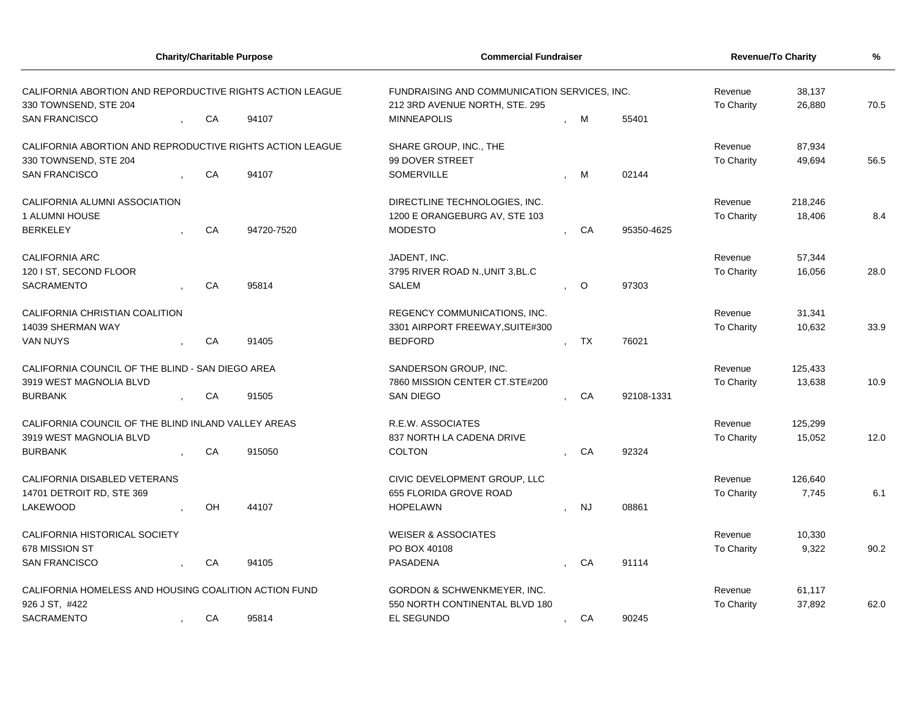| Charity/Charitable Purpose | Commercial Fundraiser | Revenue/To Charity | | % |
|---|---|---|---|---|
| CALIFORNIA ABORTION AND REPORDUCTIVE RIGHTS ACTION LEAGUE<br>330 TOWNSEND, STE 204<br>SAN FRANCISCO , CA 94107 | FUNDRAISING AND COMMUNICATION SERVICES, INC.<br>212 3RD AVENUE NORTH, STE. 295<br>MINNEAPOLIS , M 55401 | Revenue<br>To Charity | 38,137<br>26,880 | 70.5 |
| CALIFORNIA ABORTION AND REPRODUCTIVE RIGHTS ACTION LEAGUE<br>330 TOWNSEND, STE 204<br>SAN FRANCISCO , CA 94107 | SHARE GROUP, INC., THE<br>99 DOVER STREET<br>SOMERVILLE , M 02144 | Revenue<br>To Charity | 87,934<br>49,694 | 56.5 |
| CALIFORNIA ALUMNI ASSOCIATION<br>1 ALUMNI HOUSE<br>BERKELEY , CA 94720-7520 | DIRECTLINE TECHNOLOGIES, INC.<br>1200 E ORANGEBURG AV, STE 103<br>MODESTO , CA 95350-4625 | Revenue<br>To Charity | 218,246<br>18,406 | 8.4 |
| CALIFORNIA ARC<br>120 I ST, SECOND FLOOR<br>SACRAMENTO , CA 95814 | JADENT, INC.<br>3795 RIVER ROAD N.,UNIT 3,BL.C<br>SALEM , O 97303 | Revenue<br>To Charity | 57,344<br>16,056 | 28.0 |
| CALIFORNIA CHRISTIAN COALITION<br>14039 SHERMAN WAY<br>VAN NUYS , CA 91405 | REGENCY COMMUNICATIONS, INC.<br>3301 AIRPORT FREEWAY,SUITE#300<br>BEDFORD , TX 76021 | Revenue<br>To Charity | 31,341<br>10,632 | 33.9 |
| CALIFORNIA COUNCIL OF THE BLIND - SAN DIEGO AREA<br>3919 WEST MAGNOLIA BLVD<br>BURBANK , CA 91505 | SANDERSON GROUP, INC.<br>7860 MISSION CENTER CT.STE#200<br>SAN DIEGO , CA 92108-1331 | Revenue<br>To Charity | 125,433<br>13,638 | 10.9 |
| CALIFORNIA COUNCIL OF THE BLIND INLAND VALLEY AREAS<br>3919 WEST MAGNOLIA BLVD<br>BURBANK , CA 915050 | R.E.W. ASSOCIATES<br>837 NORTH LA CADENA DRIVE<br>COLTON , CA 92324 | Revenue<br>To Charity | 125,299<br>15,052 | 12.0 |
| CALIFORNIA DISABLED VETERANS<br>14701 DETROIT RD, STE 369<br>LAKEWOOD , OH 44107 | CIVIC DEVELOPMENT GROUP, LLC<br>655 FLORIDA GROVE ROAD<br>HOPELAWN , NJ 08861 | Revenue<br>To Charity | 126,640<br>7,745 | 6.1 |
| CALIFORNIA HISTORICAL SOCIETY<br>678 MISSION ST<br>SAN FRANCISCO , CA 94105 | WEISER & ASSOCIATES<br>PO BOX 40108<br>PASADENA , CA 91114 | Revenue<br>To Charity | 10,330<br>9,322 | 90.2 |
| CALIFORNIA HOMELESS AND HOUSING COALITION ACTION FUND<br>926 J ST, #422<br>SACRAMENTO , CA 95814 | GORDON & SCHWENKMEYER, INC.<br>550 NORTH CONTINENTAL BLVD 180<br>EL SEGUNDO , CA 90245 | Revenue<br>To Charity | 61,117<br>37,892 | 62.0 |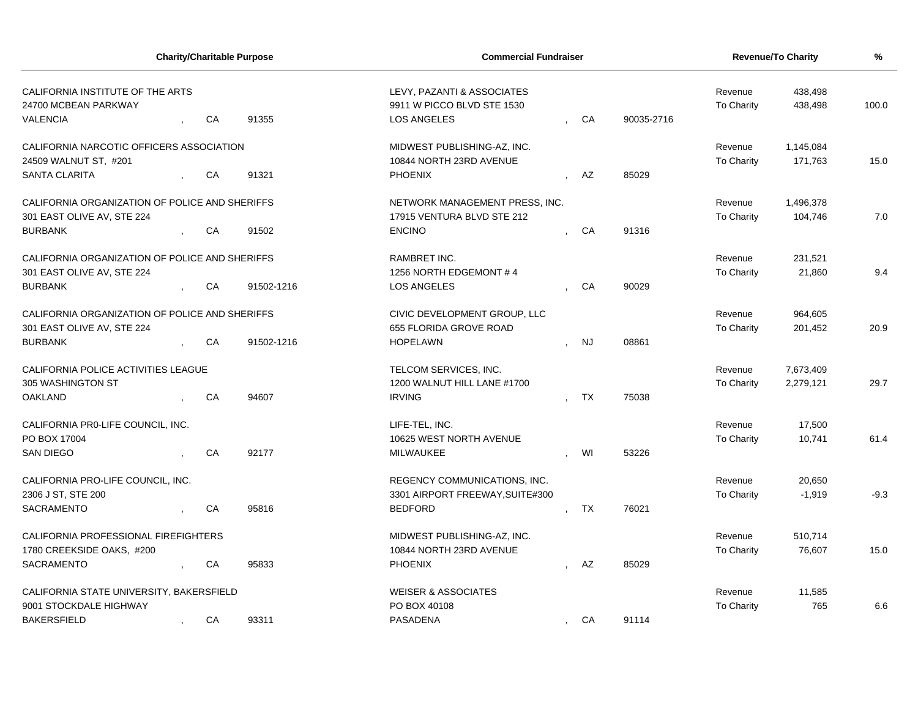| Charity/Charitable Purpose | Commercial Fundraiser | Revenue/To Charity | | % |
|---|---|---|---|---|
| CALIFORNIA INSTITUTE OF THE ARTS<br>24700 MCBEAN PARKWAY<br>VALENCIA , CA 91355 | LEVY, PAZANTI & ASSOCIATES<br>9911 W PICCO BLVD STE 1530<br>LOS ANGELES , CA 90035-2716 | Revenue<br>To Charity | 438,498<br>438,498 | 100.0 |
| CALIFORNIA NARCOTIC OFFICERS ASSOCIATION<br>24509 WALNUT ST, #201<br>SANTA CLARITA , CA 91321 | MIDWEST PUBLISHING-AZ, INC.<br>10844 NORTH 23RD AVENUE<br>PHOENIX , AZ 85029 | Revenue<br>To Charity | 1,145,084<br>171,763 | 15.0 |
| CALIFORNIA ORGANIZATION OF POLICE AND SHERIFFS<br>301 EAST OLIVE AV, STE 224<br>BURBANK , CA 91502 | NETWORK MANAGEMENT PRESS, INC.<br>17915 VENTURA BLVD STE 212<br>ENCINO , CA 91316 | Revenue<br>To Charity | 1,496,378<br>104,746 | 7.0 |
| CALIFORNIA ORGANIZATION OF POLICE AND SHERIFFS<br>301 EAST OLIVE AV, STE 224<br>BURBANK , CA 91502-1216 | RAMBRET INC.<br>1256 NORTH EDGEMONT # 4<br>LOS ANGELES , CA 90029 | Revenue<br>To Charity | 231,521<br>21,860 | 9.4 |
| CALIFORNIA ORGANIZATION OF POLICE AND SHERIFFS<br>301 EAST OLIVE AV, STE 224<br>BURBANK , CA 91502-1216 | CIVIC DEVELOPMENT GROUP, LLC<br>655 FLORIDA GROVE ROAD<br>HOPELAWN , NJ 08861 | Revenue<br>To Charity | 964,605<br>201,452 | 20.9 |
| CALIFORNIA POLICE ACTIVITIES LEAGUE<br>305 WASHINGTON ST<br>OAKLAND , CA 94607 | TELCOM SERVICES, INC.<br>1200 WALNUT HILL LANE #1700<br>IRVING , TX 75038 | Revenue<br>To Charity | 7,673,409<br>2,279,121 | 29.7 |
| CALIFORNIA PR0-LIFE COUNCIL, INC.<br>PO BOX 17004<br>SAN DIEGO , CA 92177 | LIFE-TEL, INC.<br>10625 WEST NORTH AVENUE<br>MILWAUKEE , WI 53226 | Revenue<br>To Charity | 17,500<br>10,741 | 61.4 |
| CALIFORNIA PRO-LIFE COUNCIL, INC.<br>2306 J ST, STE 200<br>SACRAMENTO , CA 95816 | REGENCY COMMUNICATIONS, INC.<br>3301 AIRPORT FREEWAY,SUITE#300<br>BEDFORD , TX 76021 | Revenue<br>To Charity | 20,650<br>-1,919 | -9.3 |
| CALIFORNIA PROFESSIONAL FIREFIGHTERS<br>1780 CREEKSIDE OAKS, #200<br>SACRAMENTO , CA 95833 | MIDWEST PUBLISHING-AZ, INC.<br>10844 NORTH 23RD AVENUE<br>PHOENIX , AZ 85029 | Revenue<br>To Charity | 510,714<br>76,607 | 15.0 |
| CALIFORNIA STATE UNIVERSITY, BAKERSFIELD<br>9001 STOCKDALE HIGHWAY<br>BAKERSFIELD , CA 93311 | WEISER & ASSOCIATES<br>PO BOX 40108<br>PASADENA , CA 91114 | Revenue<br>To Charity | 11,585<br>765 | 6.6 |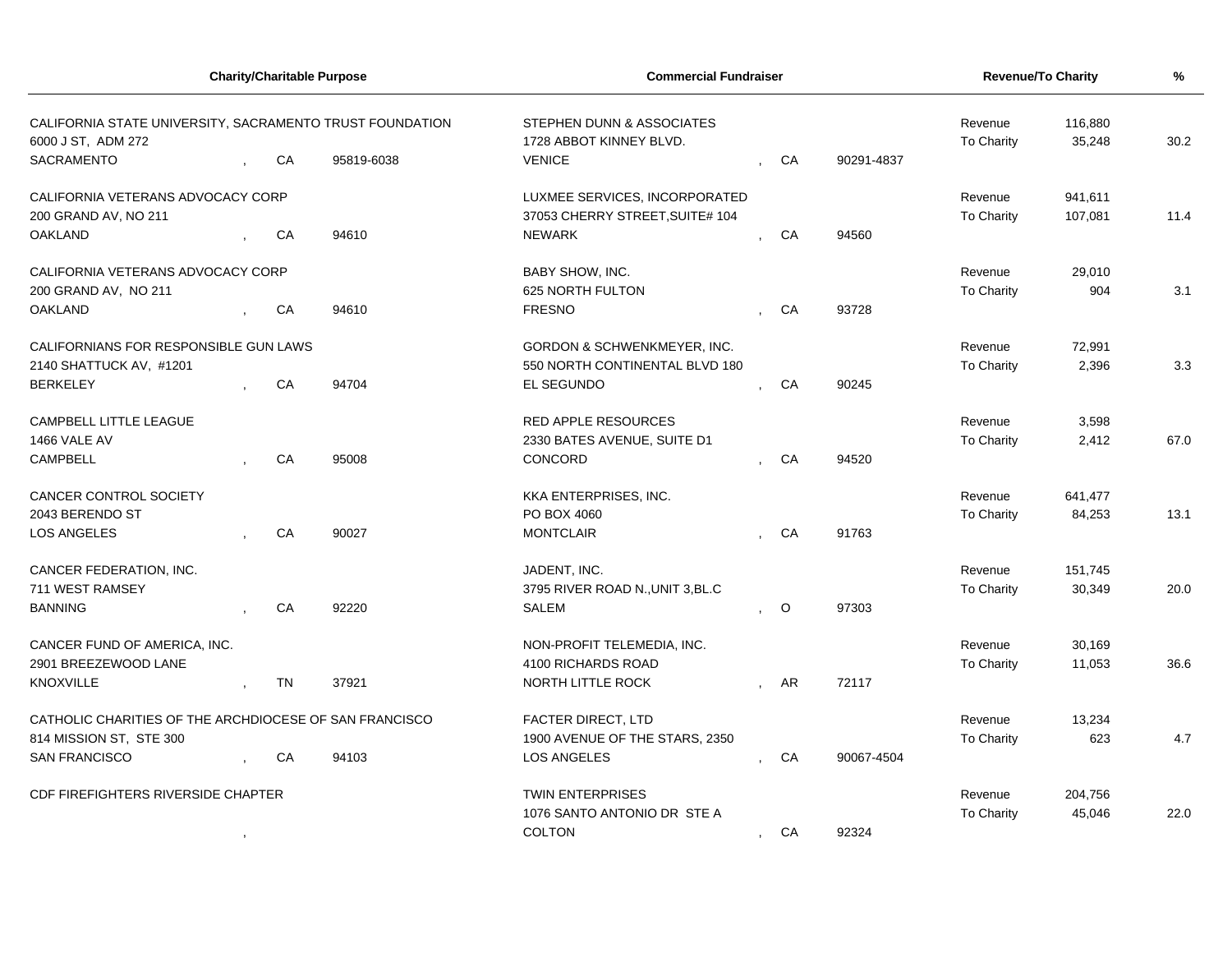| Charity/Charitable Purpose | Commercial Fundraiser | Revenue/To Charity | | % |
|---|---|---|---|---|
| CALIFORNIA STATE UNIVERSITY, SACRAMENTO TRUST FOUNDATION<br>6000 J ST, ADM 272<br>SACRAMENTO , CA 95819-6038 | STEPHEN DUNN & ASSOCIATES<br>1728 ABBOT KINNEY BLVD.<br>VENICE , CA 90291-4837 | Revenue<br>To Charity | 116,880<br>35,248 | 30.2 |
| CALIFORNIA VETERANS ADVOCACY CORP<br>200 GRAND AV, NO 211<br>OAKLAND , CA 94610 | LUXMEE SERVICES, INCORPORATED<br>37053 CHERRY STREET,SUITE# 104<br>NEWARK , CA 94560 | Revenue<br>To Charity | 941,611<br>107,081 | 11.4 |
| CALIFORNIA VETERANS ADVOCACY CORP<br>200 GRAND AV, NO 211<br>OAKLAND , CA 94610 | BABY SHOW, INC.<br>625 NORTH FULTON<br>FRESNO , CA 93728 | Revenue<br>To Charity | 29,010<br>904 | 3.1 |
| CALIFORNIANS FOR RESPONSIBLE GUN LAWS<br>2140 SHATTUCK AV, #1201<br>BERKELEY , CA 94704 | GORDON & SCHWENKMEYER, INC.<br>550 NORTH CONTINENTAL BLVD 180<br>EL SEGUNDO , CA 90245 | Revenue<br>To Charity | 72,991<br>2,396 | 3.3 |
| CAMPBELL LITTLE LEAGUE<br>1466 VALE AV<br>CAMPBELL , CA 95008 | RED APPLE RESOURCES<br>2330 BATES AVENUE, SUITE D1<br>CONCORD , CA 94520 | Revenue<br>To Charity | 3,598<br>2,412 | 67.0 |
| CANCER CONTROL SOCIETY<br>2043 BERENDO ST<br>LOS ANGELES , CA 90027 | KKA ENTERPRISES, INC.<br>PO BOX 4060<br>MONTCLAIR , CA 91763 | Revenue<br>To Charity | 641,477<br>84,253 | 13.1 |
| CANCER FEDERATION, INC.<br>711 WEST RAMSEY<br>BANNING , CA 92220 | JADENT, INC.<br>3795 RIVER ROAD N.,UNIT 3,BL.C<br>SALEM , O 97303 | Revenue<br>To Charity | 151,745<br>30,349 | 20.0 |
| CANCER FUND OF AMERICA, INC.<br>2901 BREEZEWOOD LANE<br>KNOXVILLE , TN 37921 | NON-PROFIT TELEMEDIA, INC.<br>4100 RICHARDS ROAD<br>NORTH LITTLE ROCK , AR 72117 | Revenue<br>To Charity | 30,169<br>11,053 | 36.6 |
| CATHOLIC CHARITIES OF THE ARCHDIOCESE OF SAN FRANCISCO<br>814 MISSION ST, STE 300<br>SAN FRANCISCO , CA 94103 | FACTER DIRECT, LTD<br>1900 AVENUE OF THE STARS, 2350<br>LOS ANGELES , CA 90067-4504 | Revenue<br>To Charity | 13,234<br>623 | 4.7 |
| CDF FIREFIGHTERS RIVERSIDE CHAPTER<br>, | TWIN ENTERPRISES<br>1076 SANTO ANTONIO DR STE A<br>COLTON , CA 92324 | Revenue<br>To Charity | 204,756<br>45,046 | 22.0 |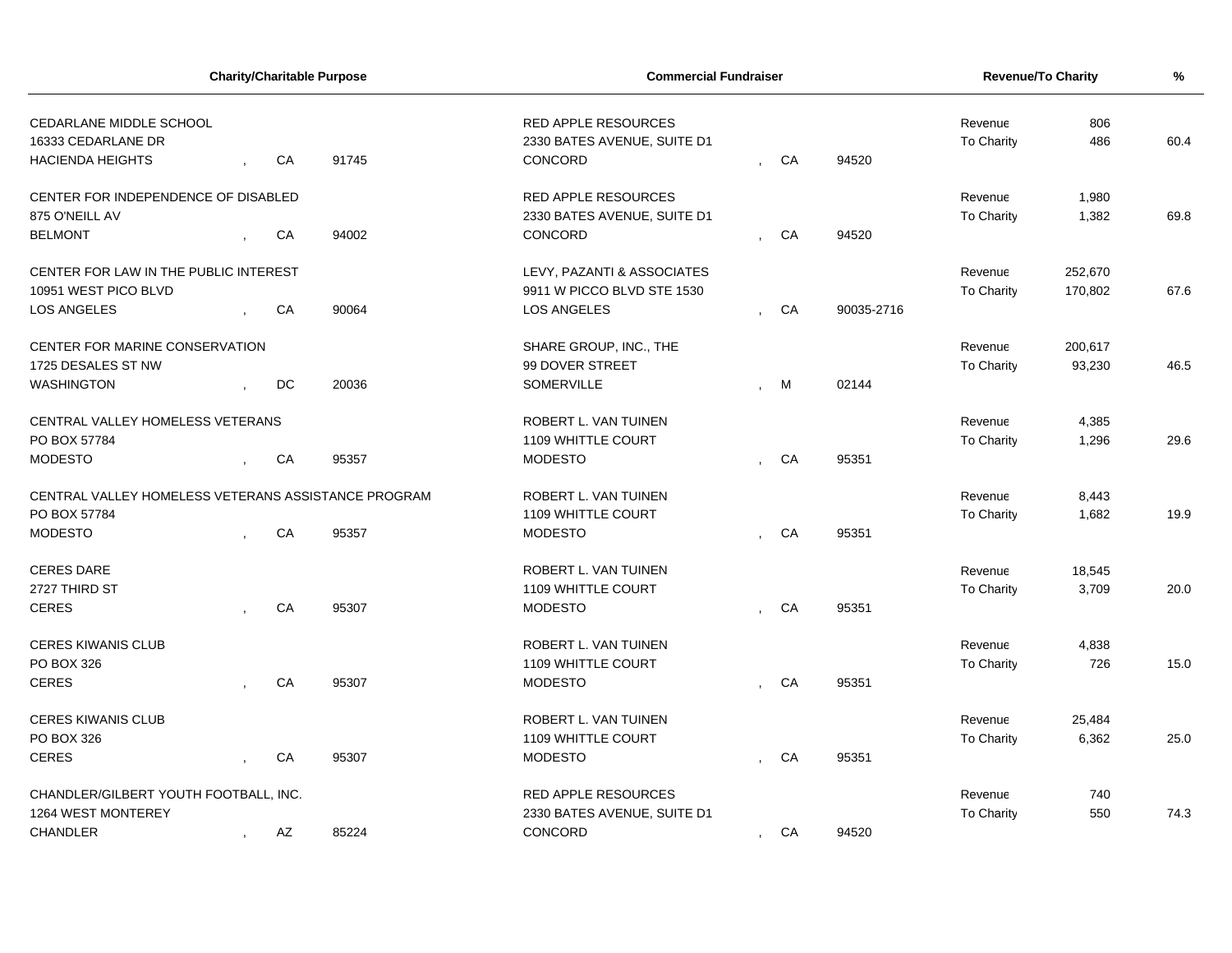| Charity/Charitable Purpose | | | Commercial Fundraiser | | | Revenue/To Charity | | % |
|---|---|---|---|---|---|---|---|---|
| CEDARLANE MIDDLE SCHOOL<br>16333 CEDARLANE DR<br>HACIENDA HEIGHTS | CA | 91745 | RED APPLE RESOURCES<br>2330 BATES AVENUE, SUITE D1<br>CONCORD | CA | 94520 | Revenue<br>To Charity | 806<br>486 | 60.4 |
| CENTER FOR INDEPENDENCE OF DISABLED<br>875 O'NEILL AV<br>BELMONT | CA | 94002 | RED APPLE RESOURCES<br>2330 BATES AVENUE, SUITE D1<br>CONCORD | CA | 94520 | Revenue<br>To Charity | 1,980<br>1,382 | 69.8 |
| CENTER FOR LAW IN THE PUBLIC INTEREST<br>10951 WEST PICO BLVD<br>LOS ANGELES | CA | 90064 | LEVY, PAZANTI & ASSOCIATES<br>9911 W PICCO BLVD STE 1530<br>LOS ANGELES | CA | 90035-2716 | Revenue<br>To Charity | 252,670<br>170,802 | 67.6 |
| CENTER FOR MARINE CONSERVATION<br>1725 DESALES ST NW<br>WASHINGTON | DC | 20036 | SHARE GROUP, INC., THE<br>99 DOVER STREET<br>SOMERVILLE | M | 02144 | Revenue<br>To Charity | 200,617<br>93,230 | 46.5 |
| CENTRAL VALLEY HOMELESS VETERANS<br>PO BOX 57784<br>MODESTO | CA | 95357 | ROBERT L. VAN TUINEN<br>1109 WHITTLE COURT<br>MODESTO | CA | 95351 | Revenue<br>To Charity | 4,385<br>1,296 | 29.6 |
| CENTRAL VALLEY HOMELESS VETERANS ASSISTANCE PROGRAM<br>PO BOX 57784<br>MODESTO | CA | 95357 | ROBERT L. VAN TUINEN<br>1109 WHITTLE COURT<br>MODESTO | CA | 95351 | Revenue<br>To Charity | 8,443<br>1,682 | 19.9 |
| CERES DARE<br>2727 THIRD ST<br>CERES | CA | 95307 | ROBERT L. VAN TUINEN<br>1109 WHITTLE COURT<br>MODESTO | CA | 95351 | Revenue<br>To Charity | 18,545<br>3,709 | 20.0 |
| CERES KIWANIS CLUB<br>PO BOX 326<br>CERES | CA | 95307 | ROBERT L. VAN TUINEN<br>1109 WHITTLE COURT<br>MODESTO | CA | 95351 | Revenue<br>To Charity | 4,838<br>726 | 15.0 |
| CERES KIWANIS CLUB<br>PO BOX 326<br>CERES | CA | 95307 | ROBERT L. VAN TUINEN<br>1109 WHITTLE COURT<br>MODESTO | CA | 95351 | Revenue<br>To Charity | 25,484<br>6,362 | 25.0 |
| CHANDLER/GILBERT YOUTH FOOTBALL, INC.<br>1264 WEST MONTEREY<br>CHANDLER | AZ | 85224 | RED APPLE RESOURCES<br>2330 BATES AVENUE, SUITE D1<br>CONCORD | CA | 94520 | Revenue<br>To Charity | 740<br>550 | 74.3 |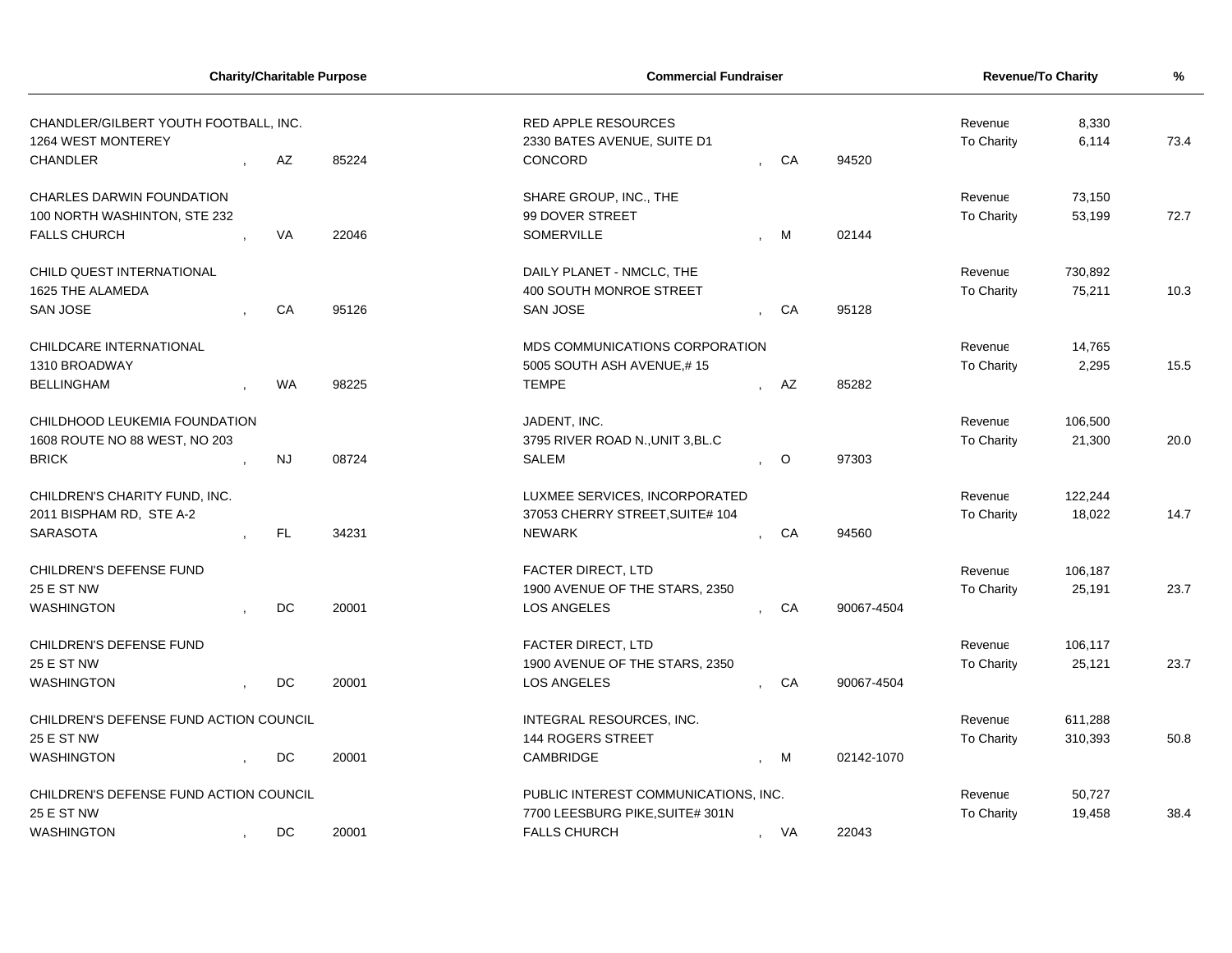| Charity/Charitable Purpose | | | Commercial Fundraiser | | | Revenue/To Charity | | % |
|---|---|---|---|---|---|---|---|---|
| CHANDLER/GILBERT YOUTH FOOTBALL, INC.<br>1264 WEST MONTEREY<br>CHANDLER | AZ | 85224 | RED APPLE RESOURCES<br>2330 BATES AVENUE, SUITE D1<br>CONCORD | CA | 94520 | Revenue<br>To Charity | 8,330<br>6,114 | 73.4 |
| CHARLES DARWIN FOUNDATION<br>100 NORTH WASHINTON, STE 232<br>FALLS CHURCH | VA | 22046 | SHARE GROUP, INC., THE<br>99 DOVER STREET<br>SOMERVILLE | M | 02144 | Revenue<br>To Charity | 73,150<br>53,199 | 72.7 |
| CHILD QUEST INTERNATIONAL<br>1625 THE ALAMEDA<br>SAN JOSE | CA | 95126 | DAILY PLANET - NMCLC, THE<br>400 SOUTH MONROE STREET<br>SAN JOSE | CA | 95128 | Revenue<br>To Charity | 730,892<br>75,211 | 10.3 |
| CHILDCARE INTERNATIONAL<br>1310 BROADWAY<br>BELLINGHAM | WA | 98225 | MDS COMMUNICATIONS CORPORATION<br>5005 SOUTH ASH AVENUE,# 15<br>TEMPE | AZ | 85282 | Revenue<br>To Charity | 14,765<br>2,295 | 15.5 |
| CHILDHOOD LEUKEMIA FOUNDATION<br>1608 ROUTE NO 88 WEST, NO 203<br>BRICK | NJ | 08724 | JADENT, INC.<br>3795 RIVER ROAD N.,UNIT 3,BL.C<br>SALEM | O | 97303 | Revenue<br>To Charity | 106,500<br>21,300 | 20.0 |
| CHILDREN'S CHARITY FUND, INC.<br>2011 BISPHAM RD, STE A-2<br>SARASOTA | FL | 34231 | LUXMEE SERVICES, INCORPORATED<br>37053 CHERRY STREET,SUITE# 104<br>NEWARK | CA | 94560 | Revenue<br>To Charity | 122,244<br>18,022 | 14.7 |
| CHILDREN'S DEFENSE FUND<br>25 E ST NW<br>WASHINGTON | DC | 20001 | FACTER DIRECT, LTD<br>1900 AVENUE OF THE STARS, 2350<br>LOS ANGELES | CA | 90067-4504 | Revenue<br>To Charity | 106,187<br>25,191 | 23.7 |
| CHILDREN'S DEFENSE FUND<br>25 E ST NW<br>WASHINGTON | DC | 20001 | FACTER DIRECT, LTD<br>1900 AVENUE OF THE STARS, 2350<br>LOS ANGELES | CA | 90067-4504 | Revenue<br>To Charity | 106,117<br>25,121 | 23.7 |
| CHILDREN'S DEFENSE FUND ACTION COUNCIL<br>25 E ST NW<br>WASHINGTON | DC | 20001 | INTEGRAL RESOURCES, INC.<br>144 ROGERS STREET<br>CAMBRIDGE | M | 02142-1070 | Revenue<br>To Charity | 611,288<br>310,393 | 50.8 |
| CHILDREN'S DEFENSE FUND ACTION COUNCIL<br>25 E ST NW<br>WASHINGTON | DC | 20001 | PUBLIC INTEREST COMMUNICATIONS, INC.<br>7700 LEESBURG PIKE,SUITE# 301N<br>FALLS CHURCH | VA | 22043 | Revenue<br>To Charity | 50,727<br>19,458 | 38.4 |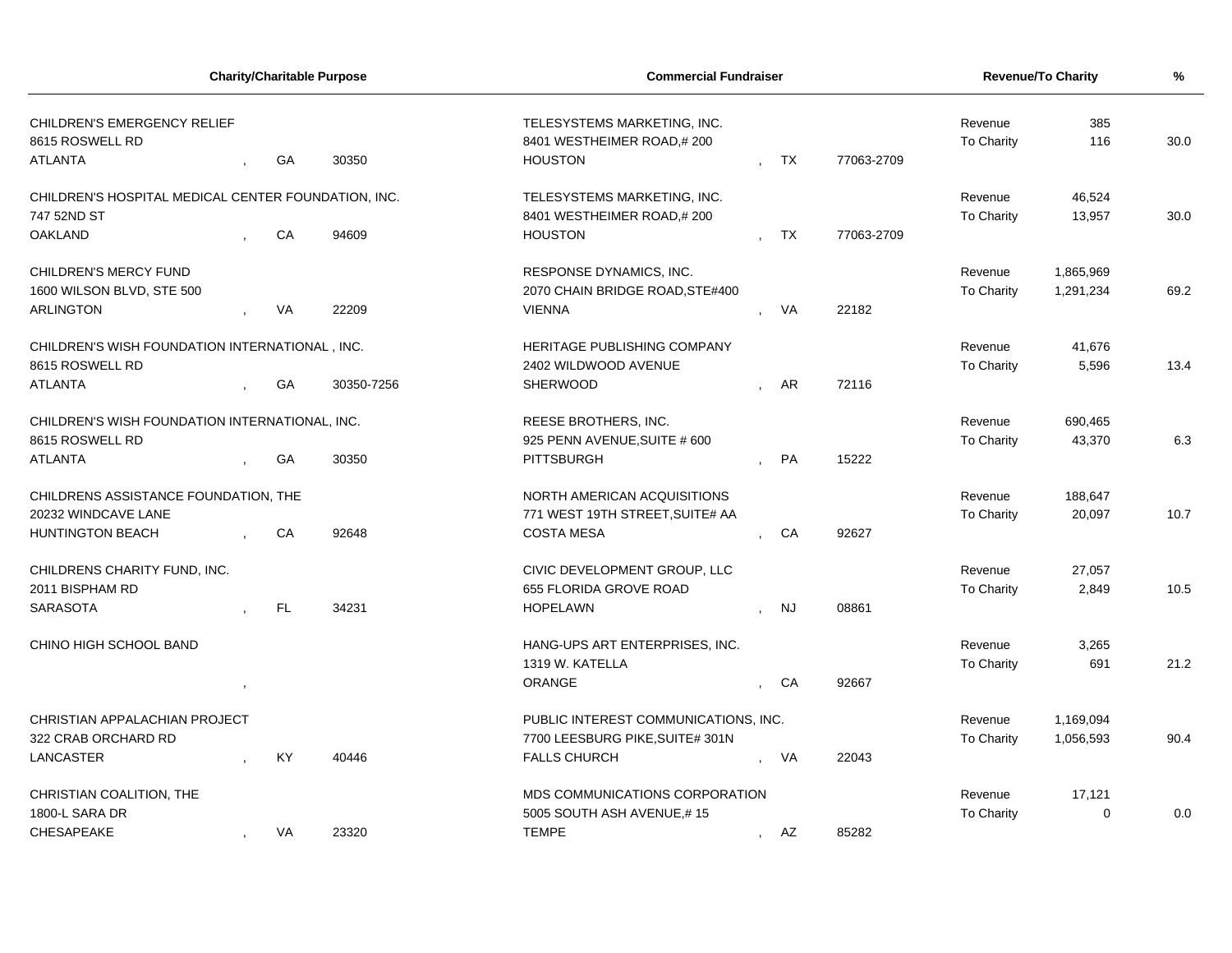| Charity/Charitable Purpose | Commercial Fundraiser | Revenue/To Charity | | % |
|---|---|---|---|---|
| CHILDREN'S EMERGENCY RELIEF<br>8615 ROSWELL RD<br>ATLANTA , GA 30350 | TELESYSTEMS MARKETING, INC.<br>8401 WESTHEIMER ROAD,# 200<br>HOUSTON , TX 77063-2709 | Revenue<br>To Charity | 385<br>116 | 30.0 |
| CHILDREN'S HOSPITAL MEDICAL CENTER FOUNDATION, INC.<br>747 52ND ST<br>OAKLAND , CA 94609 | TELESYSTEMS MARKETING, INC.<br>8401 WESTHEIMER ROAD,# 200<br>HOUSTON , TX 77063-2709 | Revenue<br>To Charity | 46,524<br>13,957 | 30.0 |
| CHILDREN'S MERCY FUND<br>1600 WILSON BLVD, STE 500<br>ARLINGTON , VA 22209 | RESPONSE DYNAMICS, INC.<br>2070 CHAIN BRIDGE ROAD,STE#400<br>VIENNA , VA 22182 | Revenue<br>To Charity | 1,865,969<br>1,291,234 | 69.2 |
| CHILDREN'S WISH FOUNDATION INTERNATIONAL , INC.<br>8615 ROSWELL RD<br>ATLANTA , GA 30350-7256 | HERITAGE PUBLISHING COMPANY<br>2402 WILDWOOD AVENUE<br>SHERWOOD , AR 72116 | Revenue<br>To Charity | 41,676<br>5,596 | 13.4 |
| CHILDREN'S WISH FOUNDATION INTERNATIONAL, INC.<br>8615 ROSWELL RD<br>ATLANTA , GA 30350 | REESE BROTHERS, INC.<br>925 PENN AVENUE,SUITE # 600<br>PITTSBURGH , PA 15222 | Revenue<br>To Charity | 690,465<br>43,370 | 6.3 |
| CHILDRENS ASSISTANCE FOUNDATION, THE<br>20232 WINDCAVE LANE<br>HUNTINGTON BEACH , CA 92648 | NORTH AMERICAN ACQUISITIONS<br>771 WEST 19TH STREET,SUITE# AA<br>COSTA MESA , CA 92627 | Revenue<br>To Charity | 188,647<br>20,097 | 10.7 |
| CHILDRENS CHARITY FUND, INC.<br>2011 BISPHAM RD<br>SARASOTA , FL 34231 | CIVIC DEVELOPMENT GROUP, LLC<br>655 FLORIDA GROVE ROAD<br>HOPELAWN , NJ 08861 | Revenue<br>To Charity | 27,057<br>2,849 | 10.5 |
| CHINO HIGH SCHOOL BAND<br><br>, | HANG-UPS ART ENTERPRISES, INC.<br>1319 W. KATELLA<br>ORANGE , CA 92667 | Revenue<br>To Charity | 3,265<br>691 | 21.2 |
| CHRISTIAN APPALACHIAN PROJECT<br>322 CRAB ORCHARD RD<br>LANCASTER , KY 40446 | PUBLIC INTEREST COMMUNICATIONS, INC.<br>7700 LEESBURG PIKE,SUITE# 301N<br>FALLS CHURCH , VA 22043 | Revenue<br>To Charity | 1,169,094<br>1,056,593 | 90.4 |
| CHRISTIAN COALITION, THE<br>1800-L SARA DR<br>CHESAPEAKE , VA 23320 | MDS COMMUNICATIONS CORPORATION<br>5005 SOUTH ASH AVENUE,# 15<br>TEMPE , AZ 85282 | Revenue<br>To Charity | 17,121<br>0 | 0.0 |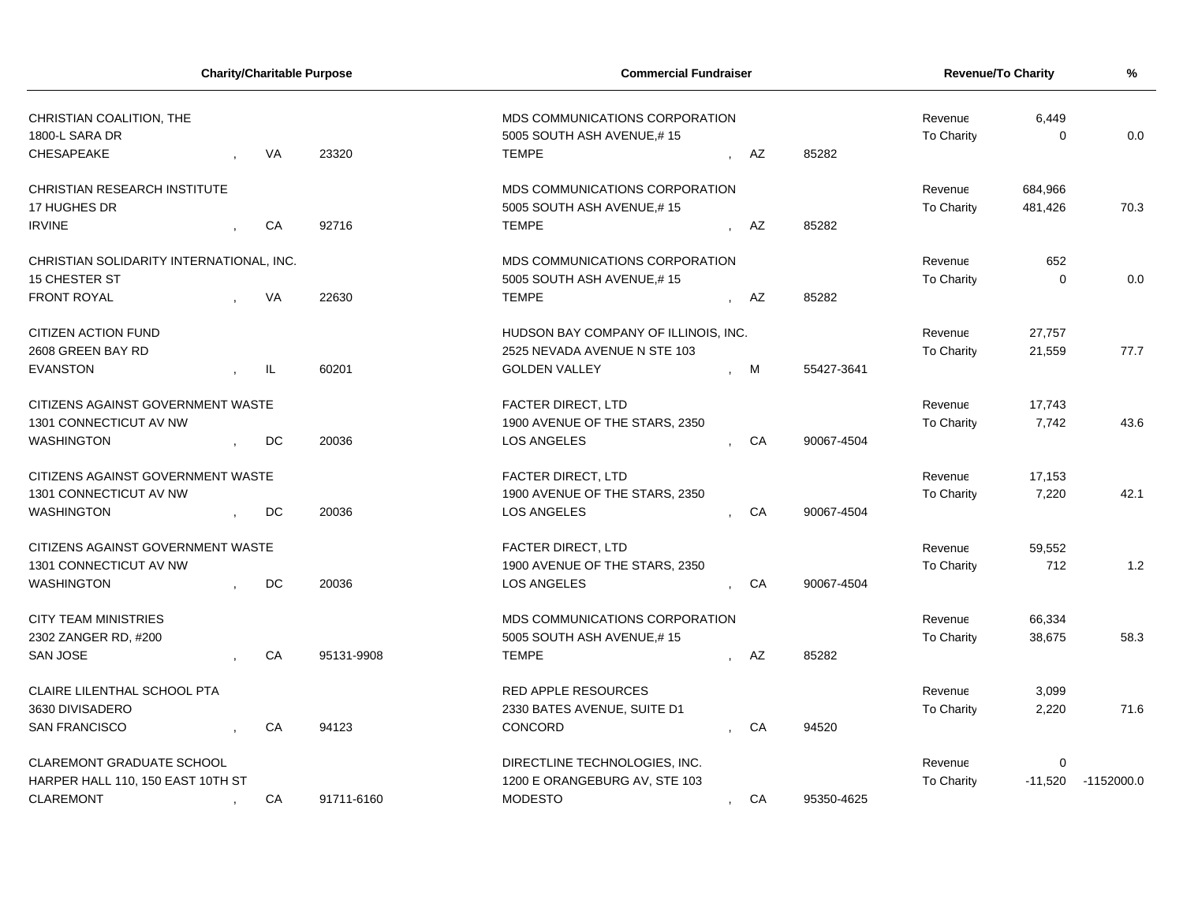| Charity/Charitable Purpose | | | Commercial Fundraiser | | | Revenue/To Charity | | % |
|---|---|---|---|---|---|---|---|---|
| CHRISTIAN COALITION, THE<br>1800-L SARA DR<br>CHESAPEAKE | VA | 23320 | MDS COMMUNICATIONS CORPORATION<br>5005 SOUTH ASH AVENUE,# 15<br>TEMPE | AZ | 85282 | Revenue<br>To Charity | 6,449<br>0 | 0.0 |
| CHRISTIAN RESEARCH INSTITUTE<br>17 HUGHES DR<br>IRVINE | CA | 92716 | MDS COMMUNICATIONS CORPORATION<br>5005 SOUTH ASH AVENUE,# 15<br>TEMPE | AZ | 85282 | Revenue<br>To Charity | 684,966<br>481,426 | 70.3 |
| CHRISTIAN SOLIDARITY INTERNATIONAL, INC.<br>15 CHESTER ST<br>FRONT ROYAL | VA | 22630 | MDS COMMUNICATIONS CORPORATION<br>5005 SOUTH ASH AVENUE,# 15<br>TEMPE | AZ | 85282 | Revenue<br>To Charity | 652<br>0 | 0.0 |
| CITIZEN ACTION FUND<br>2608 GREEN BAY RD<br>EVANSTON | IL | 60201 | HUDSON BAY COMPANY OF ILLINOIS, INC.<br>2525 NEVADA AVENUE N STE 103<br>GOLDEN VALLEY | M | 55427-3641 | Revenue<br>To Charity | 27,757<br>21,559 | 77.7 |
| CITIZENS AGAINST GOVERNMENT WASTE<br>1301 CONNECTICUT AV NW<br>WASHINGTON | DC | 20036 | FACTER DIRECT, LTD<br>1900 AVENUE OF THE STARS, 2350<br>LOS ANGELES | CA | 90067-4504 | Revenue<br>To Charity | 17,743<br>7,742 | 43.6 |
| CITIZENS AGAINST GOVERNMENT WASTE<br>1301 CONNECTICUT AV NW<br>WASHINGTON | DC | 20036 | FACTER DIRECT, LTD<br>1900 AVENUE OF THE STARS, 2350<br>LOS ANGELES | CA | 90067-4504 | Revenue<br>To Charity | 17,153<br>7,220 | 42.1 |
| CITIZENS AGAINST GOVERNMENT WASTE<br>1301 CONNECTICUT AV NW<br>WASHINGTON | DC | 20036 | FACTER DIRECT, LTD<br>1900 AVENUE OF THE STARS, 2350<br>LOS ANGELES | CA | 90067-4504 | Revenue<br>To Charity | 59,552<br>712 | 1.2 |
| CITY TEAM MINISTRIES<br>2302 ZANGER RD, #200<br>SAN JOSE | CA | 95131-9908 | MDS COMMUNICATIONS CORPORATION<br>5005 SOUTH ASH AVENUE,# 15<br>TEMPE | AZ | 85282 | Revenue<br>To Charity | 66,334<br>38,675 | 58.3 |
| CLAIRE LILENTHAL SCHOOL PTA<br>3630 DIVISADERO<br>SAN FRANCISCO | CA | 94123 | RED APPLE RESOURCES<br>2330 BATES AVENUE, SUITE D1<br>CONCORD | CA | 94520 | Revenue<br>To Charity | 3,099<br>2,220 | 71.6 |
| CLAREMONT GRADUATE SCHOOL<br>HARPER HALL 110, 150 EAST 10TH ST<br>CLAREMONT | CA | 91711-6160 | DIRECTLINE TECHNOLOGIES, INC.<br>1200 E ORANGEBURG AV, STE 103<br>MODESTO | CA | 95350-4625 | Revenue<br>To Charity | 0<br>-11,520 | -1152000.0 |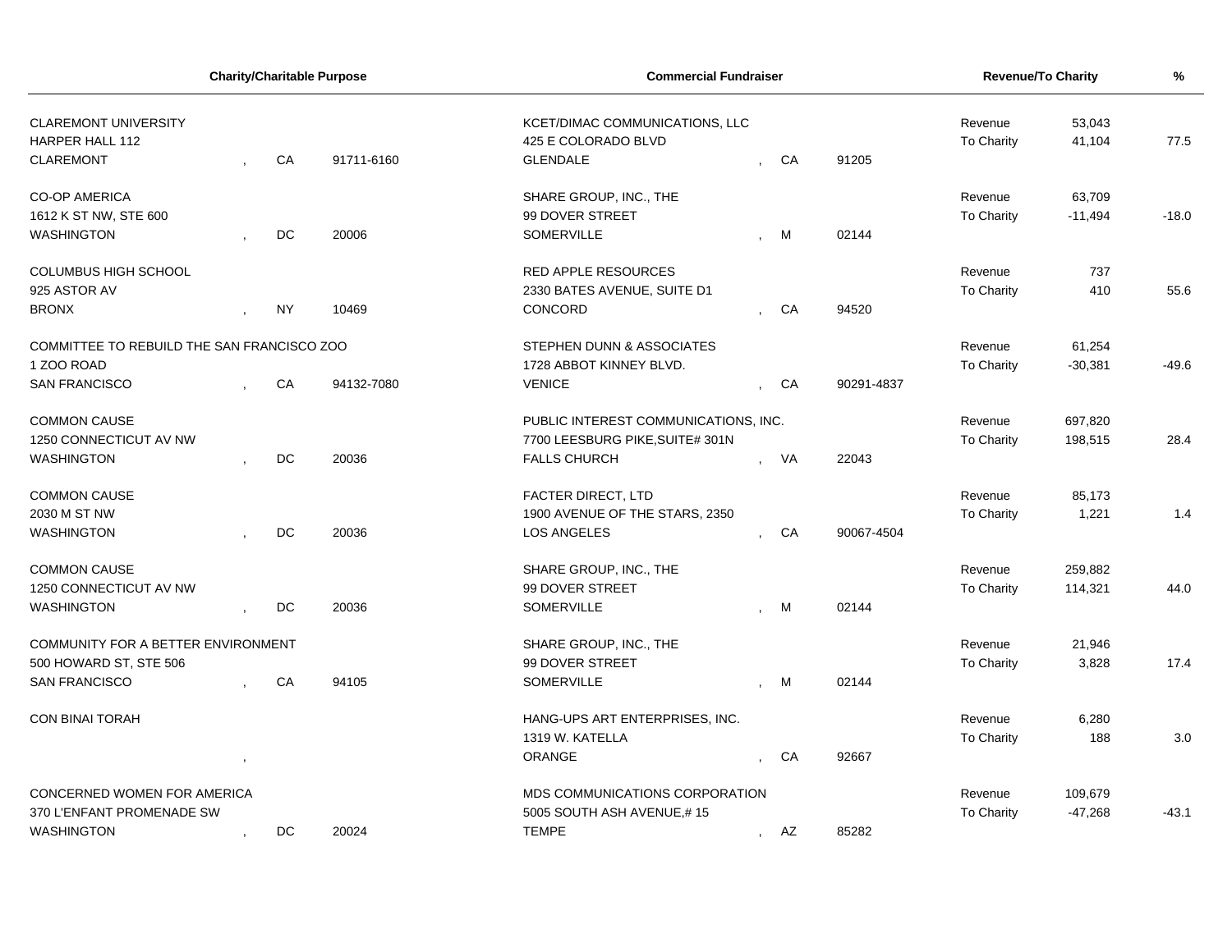| Charity/Charitable Purpose | | | Commercial Fundraiser | | | Revenue/To Charity | | % |
|---|---|---|---|---|---|---|---|---|
| CLAREMONT UNIVERSITY<br>HARPER HALL 112<br>CLAREMONT | CA | 91711-6160 | KCET/DIMAC COMMUNICATIONS, LLC<br>425 E COLORADO BLVD<br>GLENDALE | CA | 91205 | Revenue<br>To Charity | 53,043<br>41,104 | 77.5 |
| CO-OP AMERICA<br>1612 K ST NW, STE 600<br>WASHINGTON | DC | 20006 | SHARE GROUP, INC., THE<br>99 DOVER STREET<br>SOMERVILLE | M | 02144 | Revenue<br>To Charity | 63,709<br>-11,494 | -18.0 |
| COLUMBUS HIGH SCHOOL<br>925 ASTOR AV<br>BRONX | NY | 10469 | RED APPLE RESOURCES<br>2330 BATES AVENUE, SUITE D1<br>CONCORD | CA | 94520 | Revenue<br>To Charity | 737<br>410 | 55.6 |
| COMMITTEE TO REBUILD THE SAN FRANCISCO ZOO<br>1 ZOO ROAD<br>SAN FRANCISCO | CA | 94132-7080 | STEPHEN DUNN & ASSOCIATES<br>1728 ABBOT KINNEY BLVD.<br>VENICE | CA | 90291-4837 | Revenue<br>To Charity | 61,254<br>-30,381 | -49.6 |
| COMMON CAUSE<br>1250 CONNECTICUT AV NW<br>WASHINGTON | DC | 20036 | PUBLIC INTEREST COMMUNICATIONS, INC.<br>7700 LEESBURG PIKE,SUITE# 301N<br>FALLS CHURCH | VA | 22043 | Revenue<br>To Charity | 697,820<br>198,515 | 28.4 |
| COMMON CAUSE<br>2030 M ST NW<br>WASHINGTON | DC | 20036 | FACTER DIRECT, LTD<br>1900 AVENUE OF THE STARS, 2350<br>LOS ANGELES | CA | 90067-4504 | Revenue<br>To Charity | 85,173<br>1,221 | 1.4 |
| COMMON CAUSE<br>1250 CONNECTICUT AV NW<br>WASHINGTON | DC | 20036 | SHARE GROUP, INC., THE<br>99 DOVER STREET<br>SOMERVILLE | M | 02144 | Revenue<br>To Charity | 259,882<br>114,321 | 44.0 |
| COMMUNITY FOR A BETTER ENVIRONMENT<br>500 HOWARD ST, STE 506<br>SAN FRANCISCO | CA | 94105 | SHARE GROUP, INC., THE<br>99 DOVER STREET<br>SOMERVILLE | M | 02144 | Revenue<br>To Charity | 21,946<br>3,828 | 17.4 |
| CON BINAI TORAH | | | HANG-UPS ART ENTERPRISES, INC.<br>1319 W. KATELLA<br>ORANGE | CA | 92667 | Revenue<br>To Charity | 6,280<br>188 | 3.0 |
| CONCERNED WOMEN FOR AMERICA<br>370 L'ENFANT PROMENADE SW<br>WASHINGTON | DC | 20024 | MDS COMMUNICATIONS CORPORATION<br>5005 SOUTH ASH AVENUE,# 15<br>TEMPE | AZ | 85282 | Revenue<br>To Charity | 109,679<br>-47,268 | -43.1 |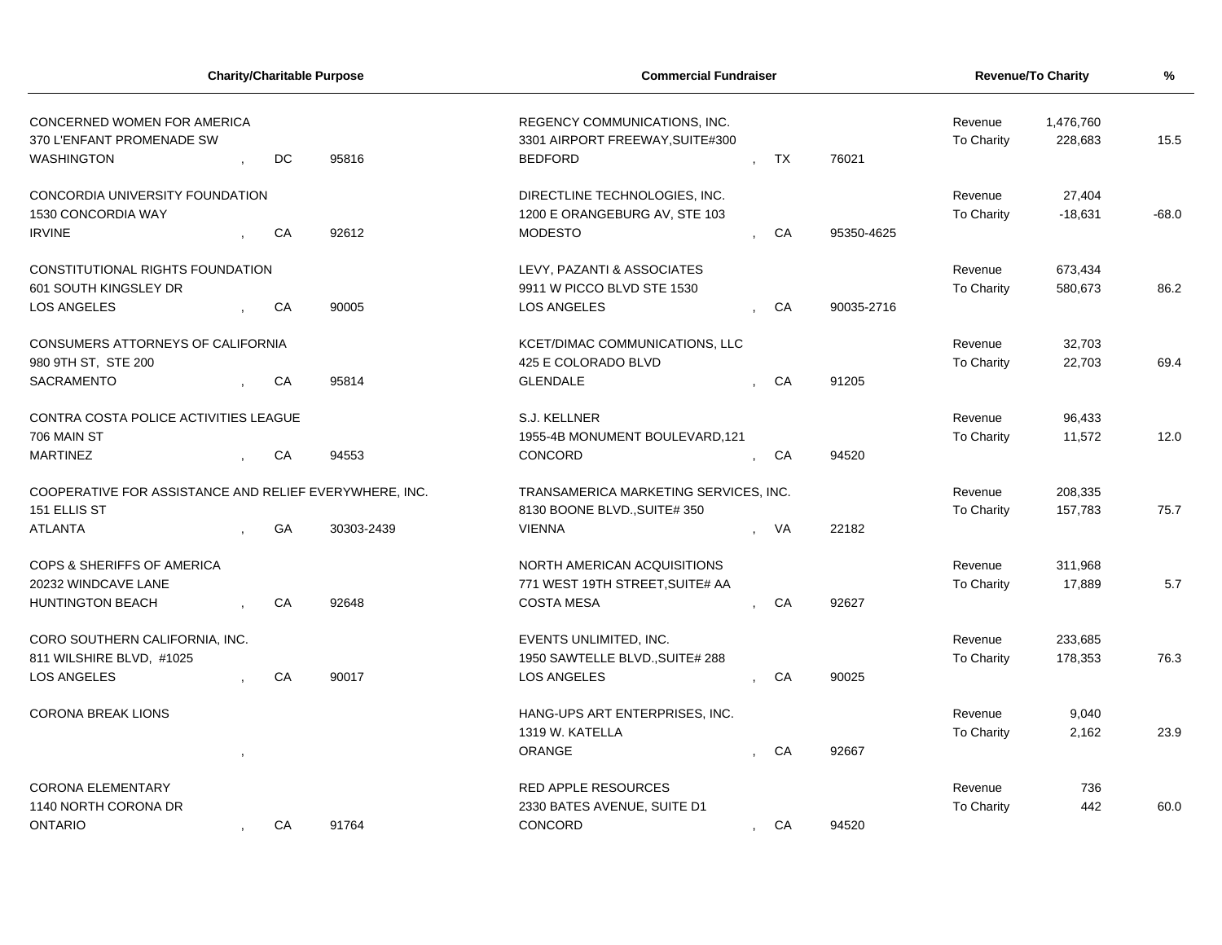| Charity/Charitable Purpose | | | Commercial Fundraiser | | | Revenue/To Charity | | % |
|---|---|---|---|---|---|---|---|---|
| CONCERNED WOMEN FOR AMERICA<br>370 L'ENFANT PROMENADE SW<br>WASHINGTON | DC | 95816 | REGENCY COMMUNICATIONS, INC.<br>3301 AIRPORT FREEWAY,SUITE#300<br>BEDFORD | TX | 76021 | Revenue<br>To Charity | 1,476,760<br>228,683 | 15.5 |
| CONCORDIA UNIVERSITY FOUNDATION<br>1530 CONCORDIA WAY<br>IRVINE | CA | 92612 | DIRECTLINE TECHNOLOGIES, INC.<br>1200 E ORANGEBURG AV, STE 103<br>MODESTO | CA | 95350-4625 | Revenue<br>To Charity | 27,404<br>-18,631 | -68.0 |
| CONSTITUTIONAL RIGHTS FOUNDATION<br>601 SOUTH KINGSLEY DR<br>LOS ANGELES | CA | 90005 | LEVY, PAZANTI & ASSOCIATES<br>9911 W PICCO BLVD STE 1530<br>LOS ANGELES | CA | 90035-2716 | Revenue<br>To Charity | 673,434<br>580,673 | 86.2 |
| CONSUMERS ATTORNEYS OF CALIFORNIA<br>980 9TH ST, STE 200<br>SACRAMENTO | CA | 95814 | KCET/DIMAC COMMUNICATIONS, LLC<br>425 E COLORADO BLVD<br>GLENDALE | CA | 91205 | Revenue<br>To Charity | 32,703<br>22,703 | 69.4 |
| CONTRA COSTA POLICE ACTIVITIES LEAGUE<br>706 MAIN ST<br>MARTINEZ | CA | 94553 | S.J. KELLNER<br>1955-4B MONUMENT BOULEVARD,121<br>CONCORD | CA | 94520 | Revenue<br>To Charity | 96,433<br>11,572 | 12.0 |
| COOPERATIVE FOR ASSISTANCE AND RELIEF EVERYWHERE, INC.<br>151 ELLIS ST<br>ATLANTA | GA | 30303-2439 | TRANSAMERICA MARKETING SERVICES, INC.<br>8130 BOONE BLVD.,SUITE# 350<br>VIENNA | VA | 22182 | Revenue<br>To Charity | 208,335<br>157,783 | 75.7 |
| COPS & SHERIFFS OF AMERICA<br>20232 WINDCAVE LANE<br>HUNTINGTON BEACH | CA | 92648 | NORTH AMERICAN ACQUISITIONS<br>771 WEST 19TH STREET,SUITE# AA<br>COSTA MESA | CA | 92627 | Revenue<br>To Charity | 311,968<br>17,889 | 5.7 |
| CORO SOUTHERN CALIFORNIA, INC.<br>811 WILSHIRE BLVD, #1025<br>LOS ANGELES | CA | 90017 | EVENTS UNLIMITED, INC.<br>1950 SAWTELLE BLVD.,SUITE# 288<br>LOS ANGELES | CA | 90025 | Revenue<br>To Charity | 233,685<br>178,353 | 76.3 |
| CORONA BREAK LIONS | | | HANG-UPS ART ENTERPRISES, INC.<br>1319 W. KATELLA<br>ORANGE | CA | 92667 | Revenue<br>To Charity | 9,040<br>2,162 | 23.9 |
| CORONA ELEMENTARY<br>1140 NORTH CORONA DR<br>ONTARIO | CA | 91764 | RED APPLE RESOURCES<br>2330 BATES AVENUE, SUITE D1<br>CONCORD | CA | 94520 | Revenue<br>To Charity | 736<br>442 | 60.0 |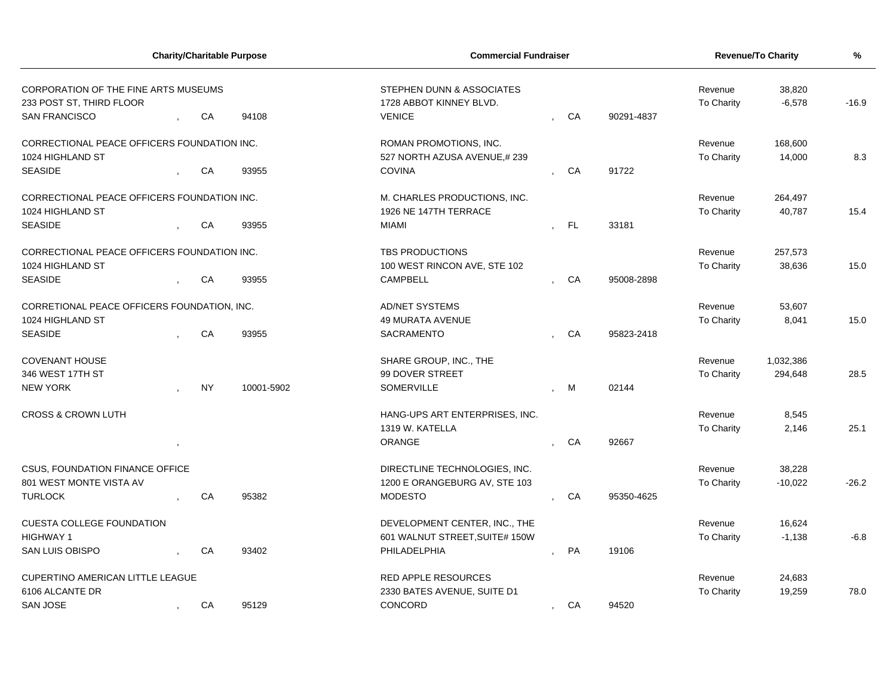| Charity/Charitable Purpose | Commercial Fundraiser | Revenue/To Charity | | %
---|---|---|---|---
CORPORATION OF THE FINE ARTS MUSEUMS<br>233 POST ST, THIRD FLOOR<br>SAN FRANCISCO , CA 94108 | STEPHEN DUNN & ASSOCIATES<br>1728 ABBOT KINNEY BLVD.<br>VENICE , CA 90291-4837 | Revenue<br>To Charity | 38,820<br>-6,578 | -16.9
CORRECTIONAL PEACE OFFICERS FOUNDATION INC.<br>1024 HIGHLAND ST<br>SEASIDE , CA 93955 | ROMAN PROMOTIONS, INC.<br>527 NORTH AZUSA AVENUE,# 239<br>COVINA , CA 91722 | Revenue<br>To Charity | 168,600<br>14,000 | 8.3
CORRECTIONAL PEACE OFFICERS FOUNDATION INC.<br>1024 HIGHLAND ST<br>SEASIDE , CA 93955 | M. CHARLES PRODUCTIONS, INC.<br>1926 NE 147TH TERRACE<br>MIAMI , FL 33181 | Revenue<br>To Charity | 264,497<br>40,787 | 15.4
CORRECTIONAL PEACE OFFICERS FOUNDATION INC.<br>1024 HIGHLAND ST<br>SEASIDE , CA 93955 | TBS PRODUCTIONS<br>100 WEST RINCON AVE, STE 102<br>CAMPBELL , CA 95008-2898 | Revenue<br>To Charity | 257,573<br>38,636 | 15.0
CORRETIONAL PEACE OFFICERS FOUNDATION, INC.<br>1024 HIGHLAND ST<br>SEASIDE , CA 93955 | AD/NET SYSTEMS<br>49 MURATA AVENUE<br>SACRAMENTO , CA 95823-2418 | Revenue<br>To Charity | 53,607<br>8,041 | 15.0
COVENANT HOUSE<br>346 WEST 17TH ST<br>NEW YORK , NY 10001-5902 | SHARE GROUP, INC., THE<br>99 DOVER STREET<br>SOMERVILLE , M 02144 | Revenue<br>To Charity | 1,032,386<br>294,648 | 28.5
CROSS & CROWN LUTH<br>, | HANG-UPS ART ENTERPRISES, INC.<br>1319 W. KATELLA<br>ORANGE , CA 92667 | Revenue<br>To Charity | 8,545<br>2,146 | 25.1
CSUS, FOUNDATION FINANCE OFFICE<br>801 WEST MONTE VISTA AV<br>TURLOCK , CA 95382 | DIRECTLINE TECHNOLOGIES, INC.<br>1200 E ORANGEBURG AV, STE 103<br>MODESTO , CA 95350-4625 | Revenue<br>To Charity | 38,228<br>-10,022 | -26.2
CUESTA COLLEGE FOUNDATION<br>HIGHWAY 1<br>SAN LUIS OBISPO , CA 93402 | DEVELOPMENT CENTER, INC., THE<br>601 WALNUT STREET,SUITE# 150W<br>PHILADELPHIA , PA 19106 | Revenue<br>To Charity | 16,624<br>-1,138 | -6.8
CUPERTINO AMERICAN LITTLE LEAGUE<br>6106 ALCANTE DR<br>SAN JOSE , CA 95129 | RED APPLE RESOURCES<br>2330 BATES AVENUE, SUITE D1<br>CONCORD , CA 94520 | Revenue<br>To Charity | 24,683<br>19,259 | 78.0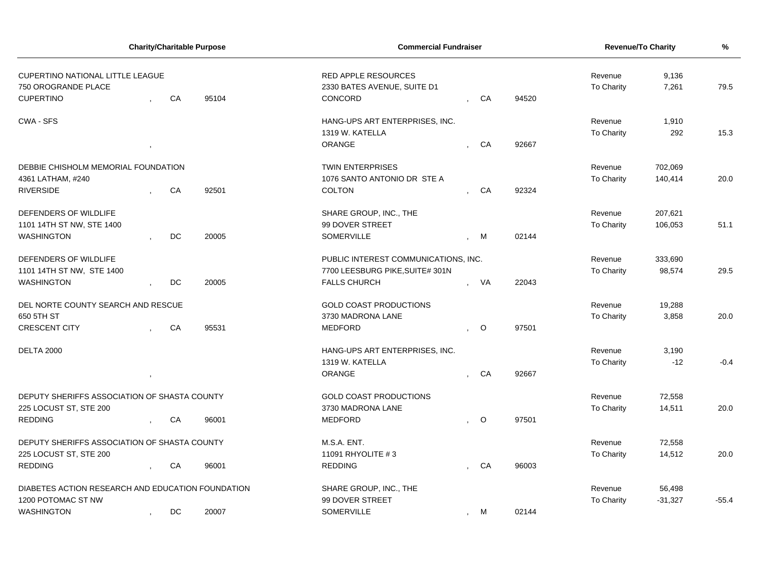| Charity/Charitable Purpose | | | Commercial Fundraiser | | | Revenue/To Charity | | % |
|---|---|---|---|---|---|---|---|---|
| CUPERTINO NATIONAL LITTLE LEAGUE<br>750 OROGRANDE PLACE<br>CUPERTINO | CA | 95104 | RED APPLE RESOURCES<br>2330 BATES AVENUE, SUITE D1<br>CONCORD | CA | 94520 | Revenue<br>To Charity | 9,136<br>7,261 | 79.5 |
| CWA - SFS | | | HANG-UPS ART ENTERPRISES, INC.<br>1319 W. KATELLA<br>ORANGE | CA | 92667 | Revenue<br>To Charity | 1,910<br>292 | 15.3 |
| DEBBIE CHISHOLM MEMORIAL FOUNDATION<br>4361 LATHAM, #240<br>RIVERSIDE | CA | 92501 | TWIN ENTERPRISES<br>1076 SANTO ANTONIO DR STE A<br>COLTON | CA | 92324 | Revenue<br>To Charity | 702,069<br>140,414 | 20.0 |
| DEFENDERS OF WILDLIFE<br>1101 14TH ST NW, STE 1400<br>WASHINGTON | DC | 20005 | SHARE GROUP, INC., THE<br>99 DOVER STREET<br>SOMERVILLE | M | 02144 | Revenue<br>To Charity | 207,621<br>106,053 | 51.1 |
| DEFENDERS OF WILDLIFE<br>1101 14TH ST NW, STE 1400<br>WASHINGTON | DC | 20005 | PUBLIC INTEREST COMMUNICATIONS, INC.<br>7700 LEESBURG PIKE,SUITE# 301N<br>FALLS CHURCH | VA | 22043 | Revenue<br>To Charity | 333,690<br>98,574 | 29.5 |
| DEL NORTE COUNTY SEARCH AND RESCUE<br>650 5TH ST<br>CRESCENT CITY | CA | 95531 | GOLD COAST PRODUCTIONS<br>3730 MADRONA LANE<br>MEDFORD | O | 97501 | Revenue<br>To Charity | 19,288<br>3,858 | 20.0 |
| DELTA 2000 | | | HANG-UPS ART ENTERPRISES, INC.<br>1319 W. KATELLA<br>ORANGE | CA | 92667 | Revenue<br>To Charity | 3,190<br>-12 | -0.4 |
| DEPUTY SHERIFFS ASSOCIATION OF SHASTA COUNTY<br>225 LOCUST ST, STE 200<br>REDDING | CA | 96001 | GOLD COAST PRODUCTIONS<br>3730 MADRONA LANE<br>MEDFORD | O | 97501 | Revenue<br>To Charity | 72,558<br>14,511 | 20.0 |
| DEPUTY SHERIFFS ASSOCIATION OF SHASTA COUNTY<br>225 LOCUST ST, STE 200<br>REDDING | CA | 96001 | M.S.A. ENT.<br>11091 RHYOLITE # 3<br>REDDING | CA | 96003 | Revenue<br>To Charity | 72,558<br>14,512 | 20.0 |
| DIABETES ACTION RESEARCH AND EDUCATION FOUNDATION<br>1200 POTOMAC ST NW<br>WASHINGTON | DC | 20007 | SHARE GROUP, INC., THE<br>99 DOVER STREET<br>SOMERVILLE | M | 02144 | Revenue<br>To Charity | 56,498<br>-31,327 | -55.4 |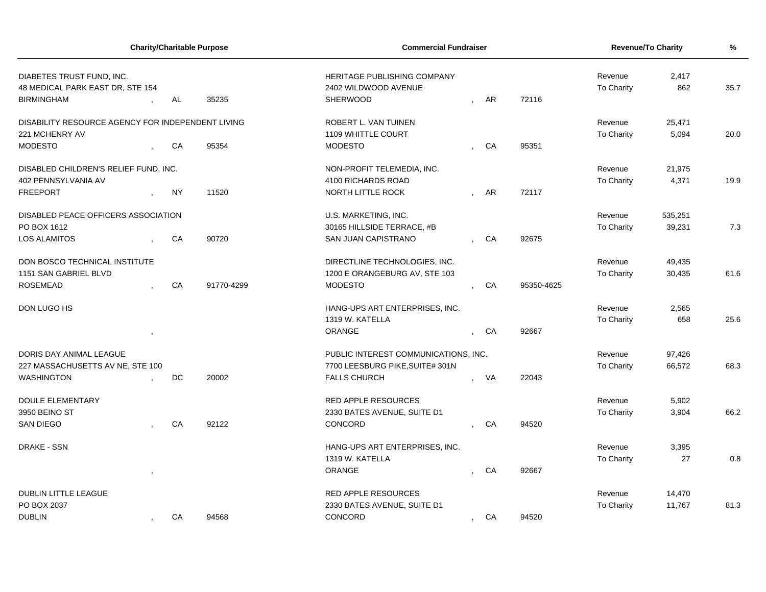| Charity/Charitable Purpose | Commercial Fundraiser | Revenue/To Charity | | % |
|---|---|---|---|---|
| DIABETES TRUST FUND, INC.<br>48 MEDICAL PARK EAST DR, STE 154<br>BIRMINGHAM , AL 35235 | HERITAGE PUBLISHING COMPANY<br>2402 WILDWOOD AVENUE<br>SHERWOOD , AR 72116 | Revenue<br>To Charity | 2,417<br>862 | 35.7 |
| DISABILITY RESOURCE AGENCY FOR INDEPENDENT LIVING<br>221 MCHENRY AV<br>MODESTO , CA 95354 | ROBERT L. VAN TUINEN<br>1109 WHITTLE COURT<br>MODESTO , CA 95351 | Revenue<br>To Charity | 25,471<br>5,094 | 20.0 |
| DISABLED CHILDREN'S RELIEF FUND, INC.<br>402 PENNSYLVANIA AV<br>FREEPORT , NY 11520 | NON-PROFIT TELEMEDIA, INC.<br>4100 RICHARDS ROAD<br>NORTH LITTLE ROCK , AR 72117 | Revenue<br>To Charity | 21,975<br>4,371 | 19.9 |
| DISABLED PEACE OFFICERS ASSOCIATION<br>PO BOX 1612<br>LOS ALAMITOS , CA 90720 | U.S. MARKETING, INC.<br>30165 HILLSIDE TERRACE, #B<br>SAN JUAN CAPISTRANO , CA 92675 | Revenue<br>To Charity | 535,251<br>39,231 | 7.3 |
| DON BOSCO TECHNICAL INSTITUTE<br>1151 SAN GABRIEL BLVD<br>ROSEMEAD , CA 91770-4299 | DIRECTLINE TECHNOLOGIES, INC.<br>1200 E ORANGEBURG AV, STE 103<br>MODESTO , CA 95350-4625 | Revenue<br>To Charity | 49,435<br>30,435 | 61.6 |
| DON LUGO HS<br>, | HANG-UPS ART ENTERPRISES, INC.<br>1319 W. KATELLA<br>ORANGE , CA 92667 | Revenue<br>To Charity | 2,565<br>658 | 25.6 |
| DORIS DAY ANIMAL LEAGUE<br>227 MASSACHUSETTS AV NE, STE 100<br>WASHINGTON , DC 20002 | PUBLIC INTEREST COMMUNICATIONS, INC.<br>7700 LEESBURG PIKE,SUITE# 301N<br>FALLS CHURCH , VA 22043 | Revenue<br>To Charity | 97,426<br>66,572 | 68.3 |
| DOULE ELEMENTARY<br>3950 BEINO ST<br>SAN DIEGO , CA 92122 | RED APPLE RESOURCES<br>2330 BATES AVENUE, SUITE D1<br>CONCORD , CA 94520 | Revenue<br>To Charity | 5,902<br>3,904 | 66.2 |
| DRAKE - SSN<br>, | HANG-UPS ART ENTERPRISES, INC.<br>1319 W. KATELLA<br>ORANGE , CA 92667 | Revenue<br>To Charity | 3,395<br>27 | 0.8 |
| DUBLIN LITTLE LEAGUE<br>PO BOX 2037<br>DUBLIN , CA 94568 | RED APPLE RESOURCES<br>2330 BATES AVENUE, SUITE D1<br>CONCORD , CA 94520 | Revenue<br>To Charity | 14,470<br>11,767 | 81.3 |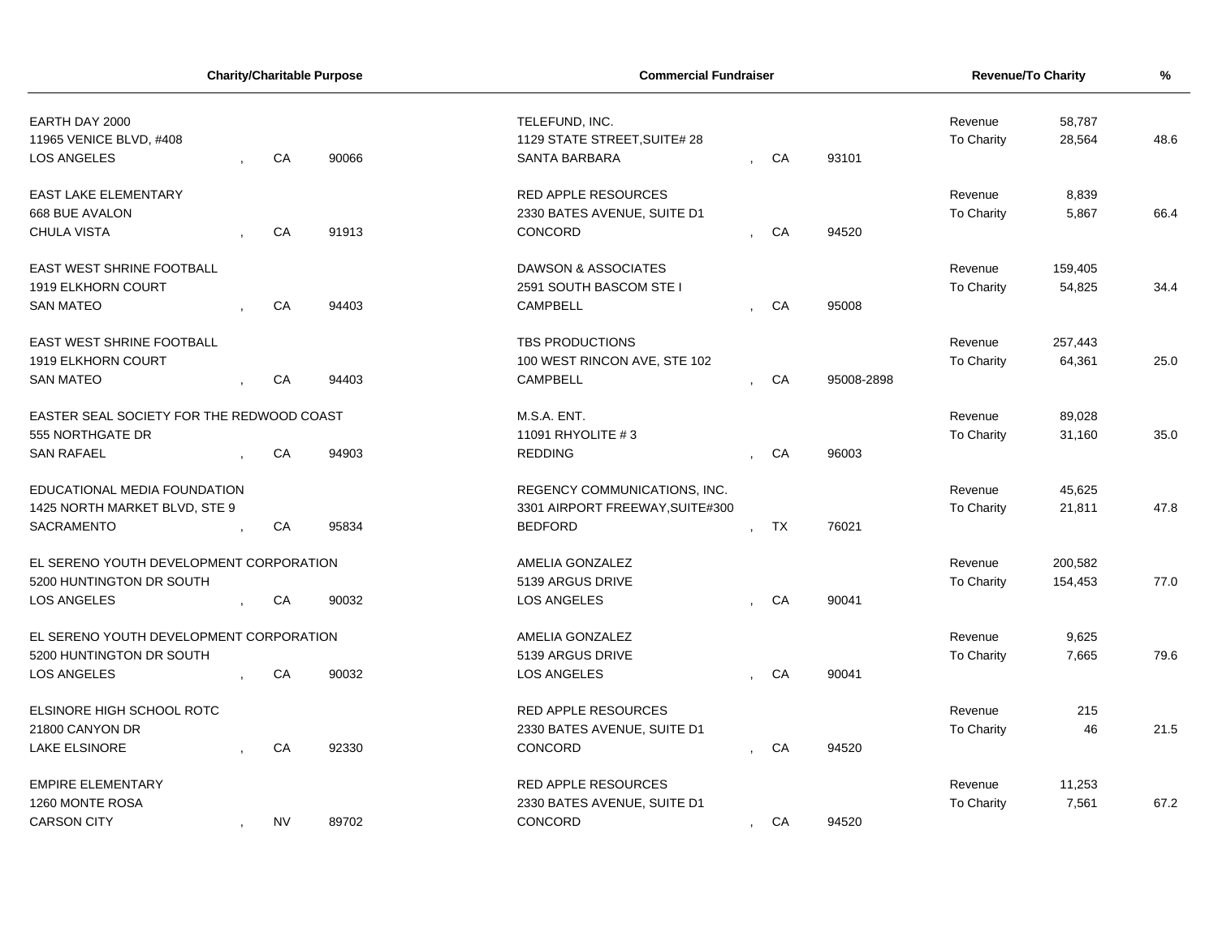| Charity/Charitable Purpose | Commercial Fundraiser | Revenue/To Charity | | % |
|---|---|---|---|---|
| EARTH DAY 2000<br>11965 VENICE BLVD, #408<br>LOS ANGELES , CA 90066 | TELEFUND, INC.<br>1129 STATE STREET,SUITE# 28<br>SANTA BARBARA , CA 93101 | Revenue<br>To Charity | 58,787<br>28,564 | 48.6 |
| EAST LAKE ELEMENTARY<br>668 BUE AVALON<br>CHULA VISTA , CA 91913 | RED APPLE RESOURCES<br>2330 BATES AVENUE, SUITE D1<br>CONCORD , CA 94520 | Revenue<br>To Charity | 8,839<br>5,867 | 66.4 |
| EAST WEST SHRINE FOOTBALL<br>1919 ELKHORN COURT<br>SAN MATEO , CA 94403 | DAWSON & ASSOCIATES<br>2591 SOUTH BASCOM STE I<br>CAMPBELL , CA 95008 | Revenue<br>To Charity | 159,405<br>54,825 | 34.4 |
| EAST WEST SHRINE FOOTBALL<br>1919 ELKHORN COURT<br>SAN MATEO , CA 94403 | TBS PRODUCTIONS<br>100 WEST RINCON AVE, STE 102<br>CAMPBELL , CA 95008-2898 | Revenue<br>To Charity | 257,443<br>64,361 | 25.0 |
| EASTER SEAL SOCIETY FOR THE REDWOOD COAST<br>555 NORTHGATE DR<br>SAN RAFAEL , CA 94903 | M.S.A. ENT.<br>11091 RHYOLITE # 3<br>REDDING , CA 96003 | Revenue<br>To Charity | 89,028<br>31,160 | 35.0 |
| EDUCATIONAL MEDIA FOUNDATION<br>1425 NORTH MARKET BLVD, STE 9<br>SACRAMENTO , CA 95834 | REGENCY COMMUNICATIONS, INC.<br>3301 AIRPORT FREEWAY,SUITE#300<br>BEDFORD , TX 76021 | Revenue<br>To Charity | 45,625<br>21,811 | 47.8 |
| EL SERENO YOUTH DEVELOPMENT CORPORATION<br>5200 HUNTINGTON DR SOUTH<br>LOS ANGELES , CA 90032 | AMELIA GONZALEZ<br>5139 ARGUS DRIVE<br>LOS ANGELES , CA 90041 | Revenue<br>To Charity | 200,582<br>154,453 | 77.0 |
| EL SERENO YOUTH DEVELOPMENT CORPORATION<br>5200 HUNTINGTON DR SOUTH<br>LOS ANGELES , CA 90032 | AMELIA GONZALEZ<br>5139 ARGUS DRIVE<br>LOS ANGELES , CA 90041 | Revenue<br>To Charity | 9,625<br>7,665 | 79.6 |
| ELSINORE HIGH SCHOOL ROTC<br>21800 CANYON DR<br>LAKE ELSINORE , CA 92330 | RED APPLE RESOURCES<br>2330 BATES AVENUE, SUITE D1<br>CONCORD , CA 94520 | Revenue<br>To Charity | 215<br>46 | 21.5 |
| EMPIRE ELEMENTARY<br>1260 MONTE ROSA<br>CARSON CITY , NV 89702 | RED APPLE RESOURCES<br>2330 BATES AVENUE, SUITE D1<br>CONCORD , CA 94520 | Revenue<br>To Charity | 11,253<br>7,561 | 67.2 |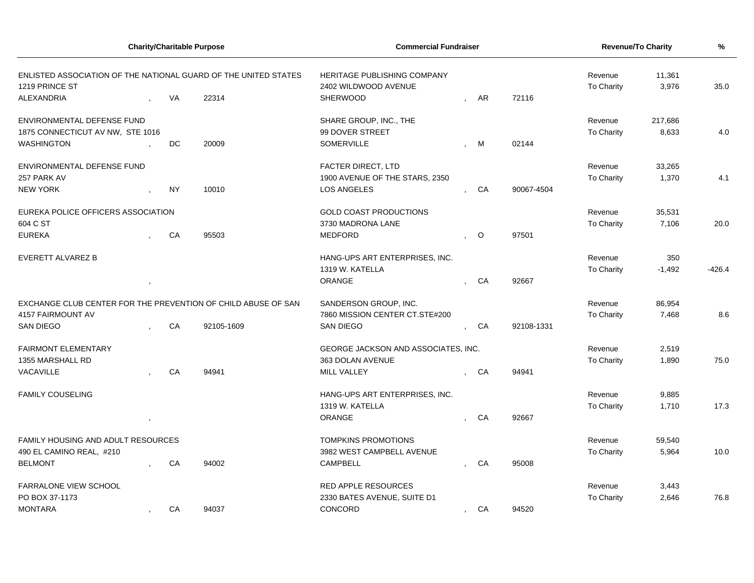| Charity/Charitable Purpose | | | Commercial Fundraiser | | | Revenue/To Charity | | % |
|---|---|---|---|---|---|---|---|---|
| ENLISTED ASSOCIATION OF THE NATIONAL GUARD OF THE UNITED STATES<br>1219 PRINCE ST<br>ALEXANDRIA | VA | 22314 | HERITAGE PUBLISHING COMPANY<br>2402 WILDWOOD AVENUE<br>SHERWOOD | AR | 72116 | Revenue<br>To Charity | 11,361<br>3,976 | 35.0 |
| ENVIRONMENTAL DEFENSE FUND<br>1875 CONNECTICUT AV NW, STE 1016<br>WASHINGTON | DC | 20009 | SHARE GROUP, INC., THE<br>99 DOVER STREET<br>SOMERVILLE | M | 02144 | Revenue<br>To Charity | 217,686<br>8,633 | 4.0 |
| ENVIRONMENTAL DEFENSE FUND<br>257 PARK AV<br>NEW YORK | NY | 10010 | FACTER DIRECT, LTD<br>1900 AVENUE OF THE STARS, 2350<br>LOS ANGELES | CA | 90067-4504 | Revenue<br>To Charity | 33,265<br>1,370 | 4.1 |
| EUREKA POLICE OFFICERS ASSOCIATION<br>604 C ST<br>EUREKA | CA | 95503 | GOLD COAST PRODUCTIONS<br>3730 MADRONA LANE<br>MEDFORD | O | 97501 | Revenue<br>To Charity | 35,531<br>7,106 | 20.0 |
| EVERETT ALVAREZ B | | | HANG-UPS ART ENTERPRISES, INC.<br>1319 W. KATELLA<br>ORANGE | CA | 92667 | Revenue<br>To Charity | 350<br>-1,492 | -426.4 |
| EXCHANGE CLUB CENTER FOR THE PREVENTION OF CHILD ABUSE OF SAN<br>4157 FAIRMOUNT AV<br>SAN DIEGO | CA | 92105-1609 | SANDERSON GROUP, INC.<br>7860 MISSION CENTER CT.STE#200<br>SAN DIEGO | CA | 92108-1331 | Revenue<br>To Charity | 86,954<br>7,468 | 8.6 |
| FAIRMONT ELEMENTARY<br>1355 MARSHALL RD<br>VACAVILLE | CA | 94941 | GEORGE JACKSON AND ASSOCIATES, INC.<br>363 DOLAN AVENUE<br>MILL VALLEY | CA | 94941 | Revenue<br>To Charity | 2,519<br>1,890 | 75.0 |
| FAMILY COUSELING | | | HANG-UPS ART ENTERPRISES, INC.<br>1319 W. KATELLA<br>ORANGE | CA | 92667 | Revenue<br>To Charity | 9,885<br>1,710 | 17.3 |
| FAMILY HOUSING AND ADULT RESOURCES<br>490 EL CAMINO REAL, #210<br>BELMONT | CA | 94002 | TOMPKINS PROMOTIONS<br>3982 WEST CAMPBELL AVENUE<br>CAMPBELL | CA | 95008 | Revenue<br>To Charity | 59,540<br>5,964 | 10.0 |
| FARRALONE VIEW SCHOOL<br>PO BOX 37-1173<br>MONTARA | CA | 94037 | RED APPLE RESOURCES<br>2330 BATES AVENUE, SUITE D1<br>CONCORD | CA | 94520 | Revenue<br>To Charity | 3,443<br>2,646 | 76.8 |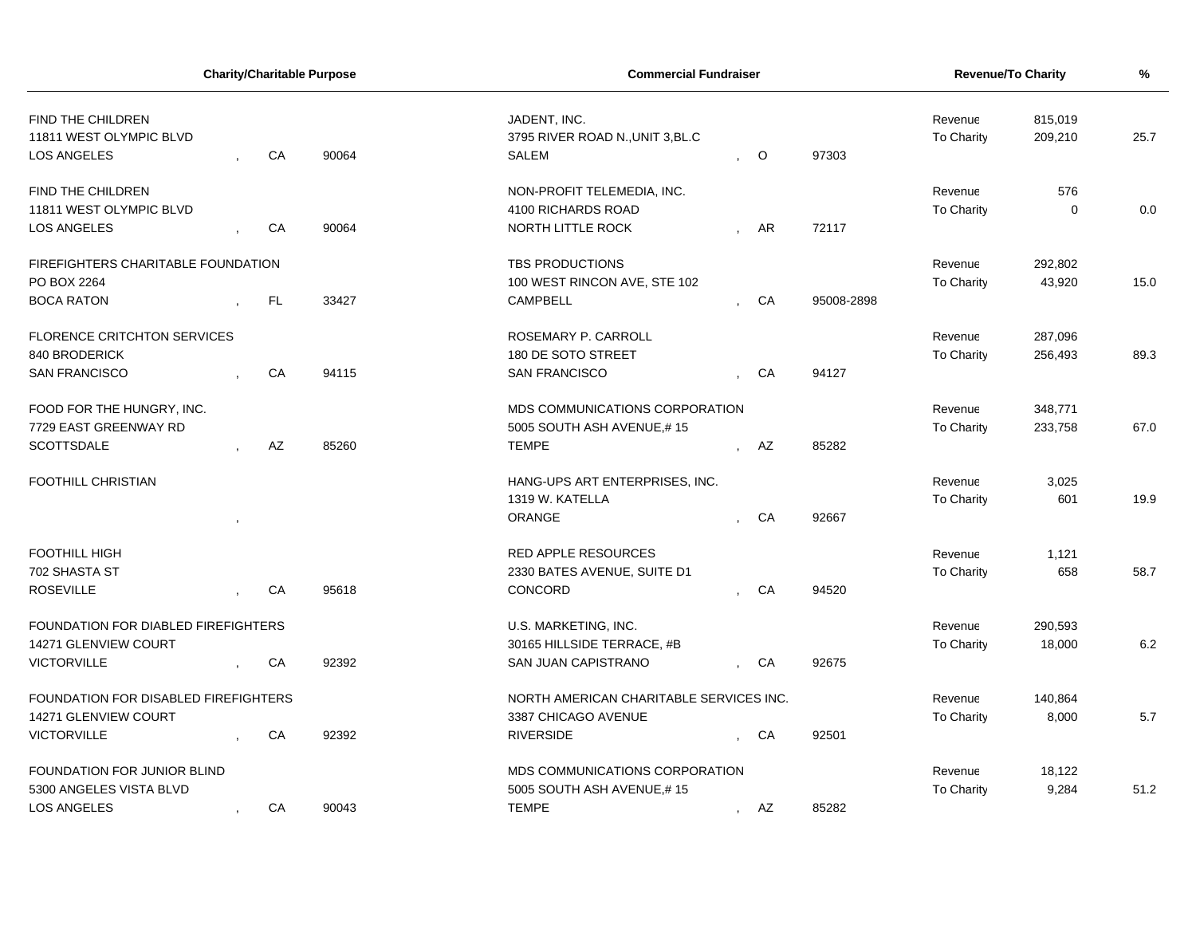| Charity/Charitable Purpose | | | Commercial Fundraiser | | | Revenue/To Charity | | % |
|---|---|---|---|---|---|---|---|---|
| FIND THE CHILDREN<br>11811 WEST OLYMPIC BLVD<br>LOS ANGELES | , CA | 90064 | JADENT, INC.<br>3795 RIVER ROAD N.,UNIT 3,BL.C<br>SALEM | , O | 97303 | Revenue<br>To Charity | 815,019<br>209,210 | 25.7 |
| FIND THE CHILDREN<br>11811 WEST OLYMPIC BLVD<br>LOS ANGELES | , CA | 90064 | NON-PROFIT TELEMEDIA, INC.<br>4100 RICHARDS ROAD<br>NORTH LITTLE ROCK | , AR | 72117 | Revenue<br>To Charity | 576<br>0 | 0.0 |
| FIREFIGHTERS CHARITABLE FOUNDATION<br>PO BOX 2264<br>BOCA RATON | , FL | 33427 | TBS PRODUCTIONS<br>100 WEST RINCON AVE, STE 102<br>CAMPBELL | , CA | 95008-2898 | Revenue<br>To Charity | 292,802<br>43,920 | 15.0 |
| FLORENCE CRITCHTON SERVICES<br>840 BRODERICK<br>SAN FRANCISCO | , CA | 94115 | ROSEMARY P. CARROLL<br>180 DE SOTO STREET<br>SAN FRANCISCO | , CA | 94127 | Revenue<br>To Charity | 287,096<br>256,493 | 89.3 |
| FOOD FOR THE HUNGRY, INC.<br>7729 EAST GREENWAY RD<br>SCOTTSDALE | , AZ | 85260 | MDS COMMUNICATIONS CORPORATION<br>5005 SOUTH ASH AVENUE,# 15<br>TEMPE | , AZ | 85282 | Revenue<br>To Charity | 348,771<br>233,758 | 67.0 |
| FOOTHILL CHRISTIAN | , | | HANG-UPS ART ENTERPRISES, INC.<br>1319 W. KATELLA<br>ORANGE | , CA | 92667 | Revenue<br>To Charity | 3,025<br>601 | 19.9 |
| FOOTHILL HIGH<br>702 SHASTA ST<br>ROSEVILLE | , CA | 95618 | RED APPLE RESOURCES<br>2330 BATES AVENUE, SUITE D1<br>CONCORD | , CA | 94520 | Revenue<br>To Charity | 1,121<br>658 | 58.7 |
| FOUNDATION FOR DIABLED FIREFIGHTERS<br>14271 GLENVIEW COURT<br>VICTORVILLE | , CA | 92392 | U.S. MARKETING, INC.<br>30165 HILLSIDE TERRACE, #B<br>SAN JUAN CAPISTRANO | , CA | 92675 | Revenue<br>To Charity | 290,593<br>18,000 | 6.2 |
| FOUNDATION FOR DISABLED FIREFIGHTERS<br>14271 GLENVIEW COURT<br>VICTORVILLE | , CA | 92392 | NORTH AMERICAN CHARITABLE SERVICES INC.<br>3387 CHICAGO AVENUE<br>RIVERSIDE | , CA | 92501 | Revenue<br>To Charity | 140,864<br>8,000 | 5.7 |
| FOUNDATION FOR JUNIOR BLIND<br>5300 ANGELES VISTA BLVD<br>LOS ANGELES | , CA | 90043 | MDS COMMUNICATIONS CORPORATION<br>5005 SOUTH ASH AVENUE,# 15<br>TEMPE | , AZ | 85282 | Revenue<br>To Charity | 18,122<br>9,284 | 51.2 |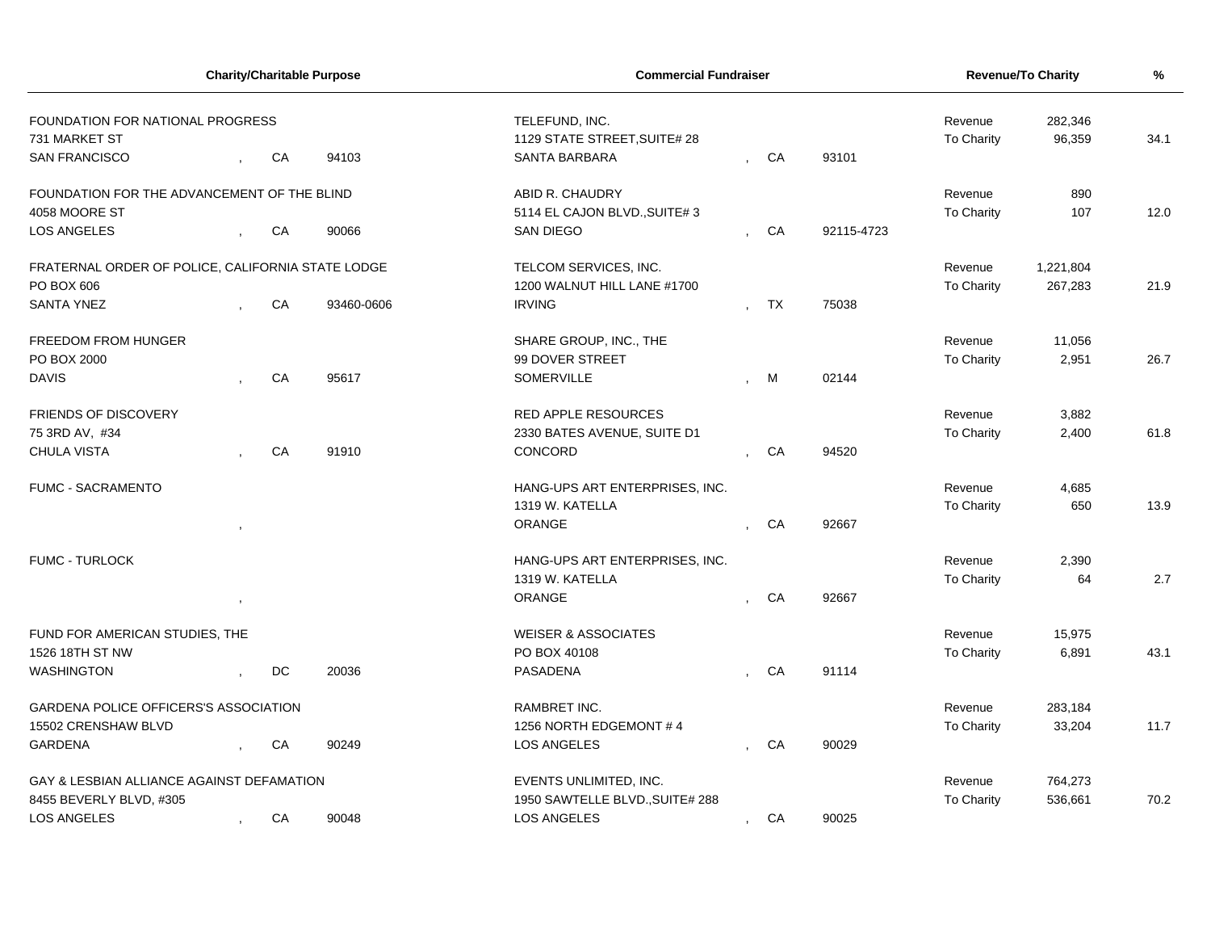| Charity/Charitable Purpose | | | Commercial Fundraiser | | | Revenue/To Charity | | % |
|---|---|---|---|---|---|---|---|---|
| FOUNDATION FOR NATIONAL PROGRESS<br>731 MARKET ST<br>SAN FRANCISCO | CA | 94103 | TELEFUND, INC.<br>1129 STATE STREET,SUITE# 28<br>SANTA BARBARA | CA | 93101 | Revenue<br>To Charity | 282,346<br>96,359 | 34.1 |
| FOUNDATION FOR THE ADVANCEMENT OF THE BLIND<br>4058 MOORE ST<br>LOS ANGELES | CA | 90066 | ABID R. CHAUDRY<br>5114 EL CAJON BLVD.,SUITE# 3<br>SAN DIEGO | CA | 92115-4723 | Revenue<br>To Charity | 890<br>107 | 12.0 |
| FRATERNAL ORDER OF POLICE, CALIFORNIA STATE LODGE<br>PO BOX 606<br>SANTA YNEZ | CA | 93460-0606 | TELCOM SERVICES, INC.<br>1200 WALNUT HILL LANE #1700<br>IRVING | TX | 75038 | Revenue<br>To Charity | 1,221,804<br>267,283 | 21.9 |
| FREEDOM FROM HUNGER<br>PO BOX 2000<br>DAVIS | CA | 95617 | SHARE GROUP, INC., THE<br>99 DOVER STREET<br>SOMERVILLE | M | 02144 | Revenue<br>To Charity | 11,056<br>2,951 | 26.7 |
| FRIENDS OF DISCOVERY<br>75 3RD AV, #34<br>CHULA VISTA | CA | 91910 | RED APPLE RESOURCES<br>2330 BATES AVENUE, SUITE D1<br>CONCORD | CA | 94520 | Revenue<br>To Charity | 3,882<br>2,400 | 61.8 |
| FUMC - SACRAMENTO | | | HANG-UPS ART ENTERPRISES, INC.<br>1319 W. KATELLA<br>ORANGE | CA | 92667 | Revenue<br>To Charity | 4,685<br>650 | 13.9 |
| FUMC - TURLOCK | | | HANG-UPS ART ENTERPRISES, INC.<br>1319 W. KATELLA<br>ORANGE | CA | 92667 | Revenue<br>To Charity | 2,390<br>64 | 2.7 |
| FUND FOR AMERICAN STUDIES, THE<br>1526 18TH ST NW<br>WASHINGTON | DC | 20036 | WEISER & ASSOCIATES<br>PO BOX 40108<br>PASADENA | CA | 91114 | Revenue<br>To Charity | 15,975<br>6,891 | 43.1 |
| GARDENA POLICE OFFICERS'S ASSOCIATION<br>15502 CRENSHAW BLVD<br>GARDENA | CA | 90249 | RAMBRET INC.<br>1256 NORTH EDGEMONT # 4<br>LOS ANGELES | CA | 90029 | Revenue<br>To Charity | 283,184<br>33,204 | 11.7 |
| GAY & LESBIAN ALLIANCE AGAINST DEFAMATION<br>8455 BEVERLY BLVD, #305<br>LOS ANGELES | CA | 90048 | EVENTS UNLIMITED, INC.<br>1950 SAWTELLE BLVD.,SUITE# 288<br>LOS ANGELES | CA | 90025 | Revenue<br>To Charity | 764,273<br>536,661 | 70.2 |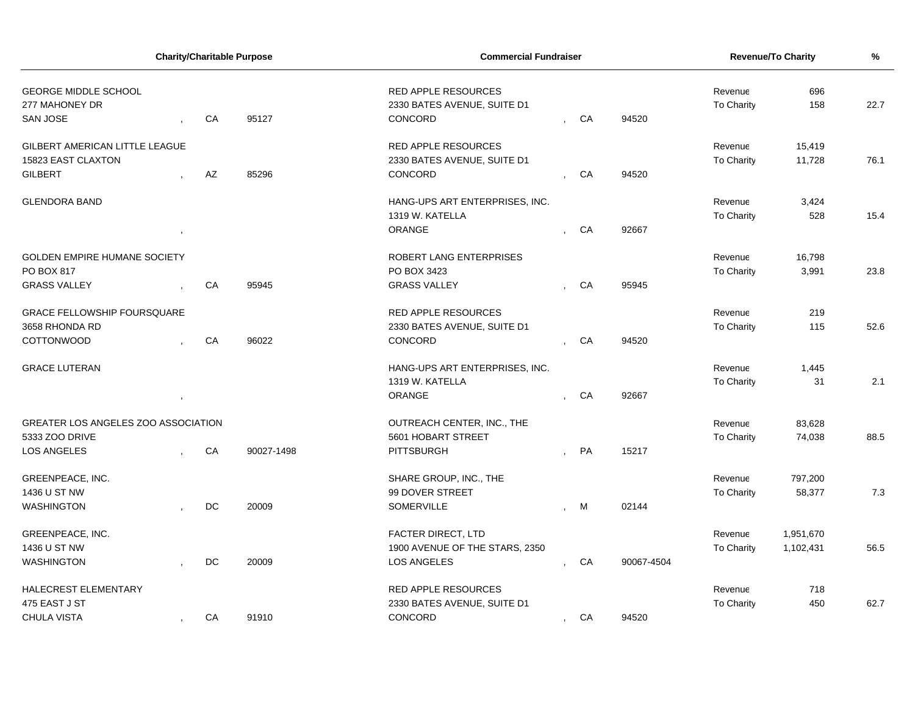| Charity/Charitable Purpose | Commercial Fundraiser | Revenue/To Charity | | % |
|---|---|---|---|---|
| GEORGE MIDDLE SCHOOL<br>277 MAHONEY DR<br>SAN JOSE , CA 95127 | RED APPLE RESOURCES<br>2330 BATES AVENUE, SUITE D1<br>CONCORD , CA 94520 | Revenue<br>To Charity | 696<br>158 | 22.7 |
| GILBERT AMERICAN LITTLE LEAGUE<br>15823 EAST CLAXTON<br>GILBERT , AZ 85296 | RED APPLE RESOURCES<br>2330 BATES AVENUE, SUITE D1<br>CONCORD , CA 94520 | Revenue<br>To Charity | 15,419<br>11,728 | 76.1 |
| GLENDORA BAND<br>, | HANG-UPS ART ENTERPRISES, INC.<br>1319 W. KATELLA<br>ORANGE , CA 92667 | Revenue<br>To Charity | 3,424<br>528 | 15.4 |
| GOLDEN EMPIRE HUMANE SOCIETY<br>PO BOX 817<br>GRASS VALLEY , CA 95945 | ROBERT LANG ENTERPRISES<br>PO BOX 3423<br>GRASS VALLEY , CA 95945 | Revenue<br>To Charity | 16,798<br>3,991 | 23.8 |
| GRACE FELLOWSHIP FOURSQUARE<br>3658 RHONDA RD<br>COTTONWOOD , CA 96022 | RED APPLE RESOURCES<br>2330 BATES AVENUE, SUITE D1<br>CONCORD , CA 94520 | Revenue<br>To Charity | 219<br>115 | 52.6 |
| GRACE LUTERAN<br>, | HANG-UPS ART ENTERPRISES, INC.<br>1319 W. KATELLA<br>ORANGE , CA 92667 | Revenue<br>To Charity | 1,445<br>31 | 2.1 |
| GREATER LOS ANGELES ZOO ASSOCIATION<br>5333 ZOO DRIVE<br>LOS ANGELES , CA 90027-1498 | OUTREACH CENTER, INC., THE<br>5601 HOBART STREET<br>PITTSBURGH , PA 15217 | Revenue<br>To Charity | 83,628<br>74,038 | 88.5 |
| GREENPEACE, INC.<br>1436 U ST NW<br>WASHINGTON , DC 20009 | SHARE GROUP, INC., THE<br>99 DOVER STREET<br>SOMERVILLE , M 02144 | Revenue<br>To Charity | 797,200<br>58,377 | 7.3 |
| GREENPEACE, INC.<br>1436 U ST NW<br>WASHINGTON , DC 20009 | FACTER DIRECT, LTD<br>1900 AVENUE OF THE STARS, 2350<br>LOS ANGELES , CA 90067-4504 | Revenue<br>To Charity | 1,951,670<br>1,102,431 | 56.5 |
| HALECREST ELEMENTARY<br>475 EAST J ST<br>CHULA VISTA , CA 91910 | RED APPLE RESOURCES<br>2330 BATES AVENUE, SUITE D1<br>CONCORD , CA 94520 | Revenue<br>To Charity | 718<br>450 | 62.7 |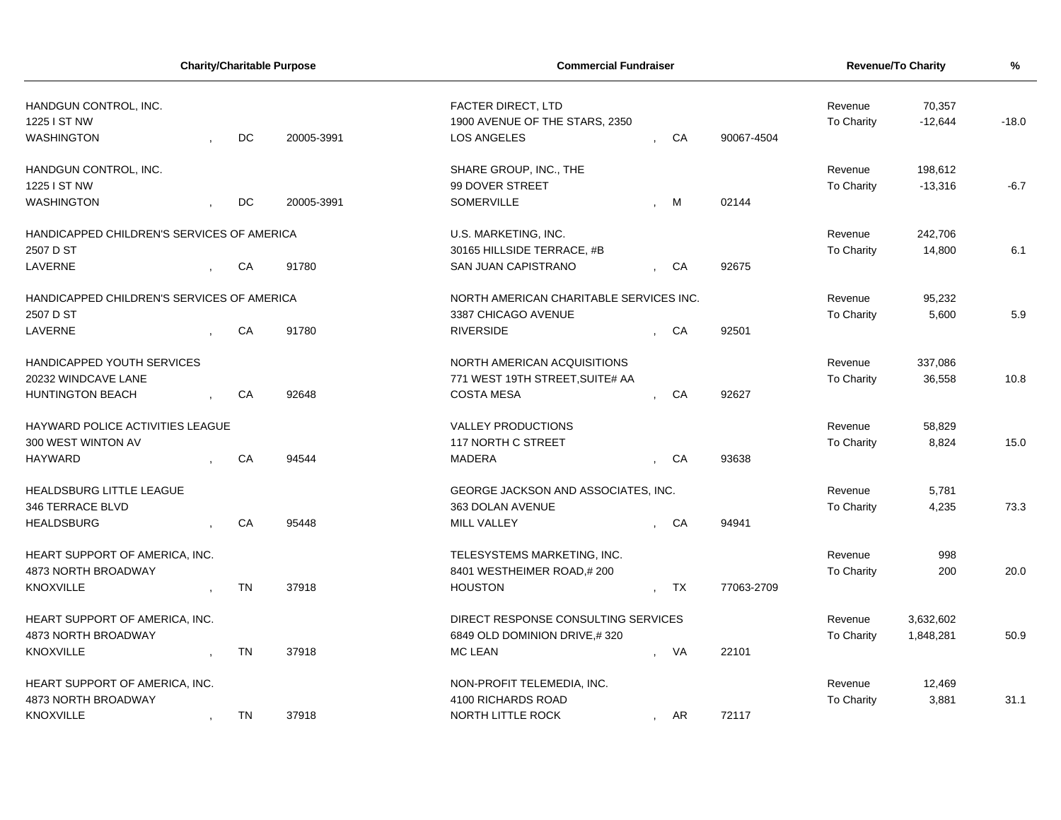| Charity/Charitable Purpose | Commercial Fundraiser | Revenue/To Charity | | % |
|---|---|---|---|---|
| HANDGUN CONTROL, INC.<br>1225 I ST NW<br>WASHINGTON , DC 20005-3991 | FACTER DIRECT, LTD<br>1900 AVENUE OF THE STARS, 2350<br>LOS ANGELES , CA 90067-4504 | Revenue<br>To Charity | 70,357<br>-12,644 | -18.0 |
| HANDGUN CONTROL, INC.<br>1225 I ST NW<br>WASHINGTON , DC 20005-3991 | SHARE GROUP, INC., THE<br>99 DOVER STREET<br>SOMERVILLE , M 02144 | Revenue<br>To Charity | 198,612<br>-13,316 | -6.7 |
| HANDICAPPED CHILDREN'S SERVICES OF AMERICA<br>2507 D ST<br>LAVERNE , CA 91780 | U.S. MARKETING, INC.<br>30165 HILLSIDE TERRACE, #B<br>SAN JUAN CAPISTRANO , CA 92675 | Revenue<br>To Charity | 242,706<br>14,800 | 6.1 |
| HANDICAPPED CHILDREN'S SERVICES OF AMERICA<br>2507 D ST<br>LAVERNE , CA 91780 | NORTH AMERICAN CHARITABLE SERVICES INC.<br>3387 CHICAGO AVENUE<br>RIVERSIDE , CA 92501 | Revenue<br>To Charity | 95,232<br>5,600 | 5.9 |
| HANDICAPPED YOUTH SERVICES<br>20232 WINDCAVE LANE<br>HUNTINGTON BEACH , CA 92648 | NORTH AMERICAN ACQUISITIONS<br>771 WEST 19TH STREET,SUITE# AA<br>COSTA MESA , CA 92627 | Revenue<br>To Charity | 337,086<br>36,558 | 10.8 |
| HAYWARD POLICE ACTIVITIES LEAGUE<br>300 WEST WINTON AV<br>HAYWARD , CA 94544 | VALLEY PRODUCTIONS<br>117 NORTH C STREET<br>MADERA , CA 93638 | Revenue<br>To Charity | 58,829<br>8,824 | 15.0 |
| HEALDSBURG LITTLE LEAGUE<br>346 TERRACE BLVD<br>HEALDSBURG , CA 95448 | GEORGE JACKSON AND ASSOCIATES, INC.<br>363 DOLAN AVENUE<br>MILL VALLEY , CA 94941 | Revenue<br>To Charity | 5,781<br>4,235 | 73.3 |
| HEART SUPPORT OF AMERICA, INC.<br>4873 NORTH BROADWAY<br>KNOXVILLE , TN 37918 | TELESYSTEMS MARKETING, INC.<br>8401 WESTHEIMER ROAD,# 200<br>HOUSTON , TX 77063-2709 | Revenue<br>To Charity | 998<br>200 | 20.0 |
| HEART SUPPORT OF AMERICA, INC.<br>4873 NORTH BROADWAY<br>KNOXVILLE , TN 37918 | DIRECT RESPONSE CONSULTING SERVICES<br>6849 OLD DOMINION DRIVE,# 320<br>MC LEAN , VA 22101 | Revenue<br>To Charity | 3,632,602<br>1,848,281 | 50.9 |
| HEART SUPPORT OF AMERICA, INC.<br>4873 NORTH BROADWAY<br>KNOXVILLE , TN 37918 | NON-PROFIT TELEMEDIA, INC.<br>4100 RICHARDS ROAD<br>NORTH LITTLE ROCK , AR 72117 | Revenue<br>To Charity | 12,469<br>3,881 | 31.1 |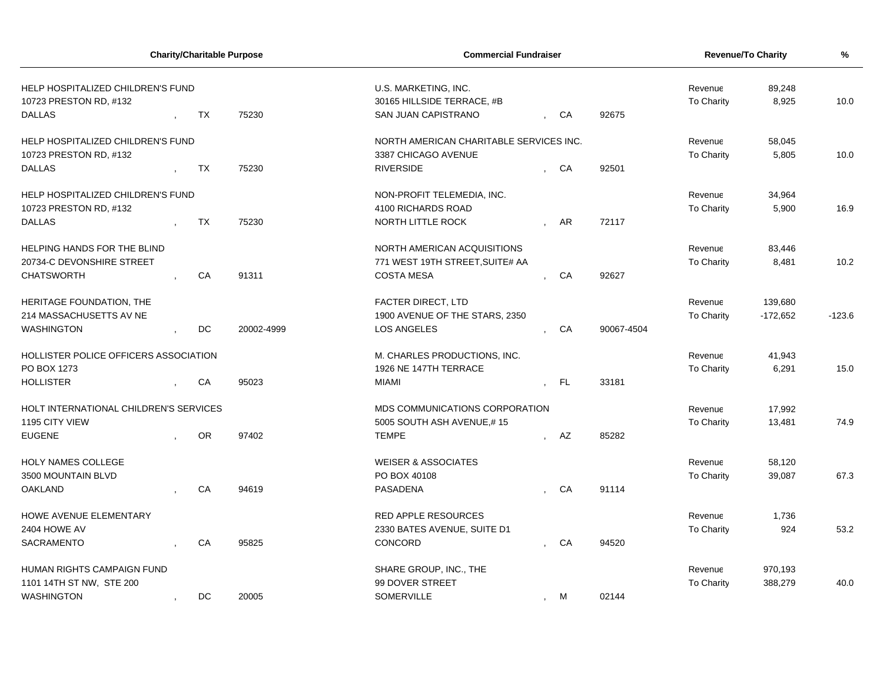| Charity/Charitable Purpose | | | Commercial Fundraiser | | | Revenue/To Charity | | % |
|---|---|---|---|---|---|---|---|---|
| HELP HOSPITALIZED CHILDREN'S FUND<br>10723 PRESTON RD, #132<br>DALLAS | TX | 75230 | U.S. MARKETING, INC.<br>30165 HILLSIDE TERRACE, #B<br>SAN JUAN CAPISTRANO | CA | 92675 | Revenue<br>To Charity | 89,248<br>8,925 | 10.0 |
| HELP HOSPITALIZED CHILDREN'S FUND<br>10723 PRESTON RD, #132<br>DALLAS | TX | 75230 | NORTH AMERICAN CHARITABLE SERVICES INC.<br>3387 CHICAGO AVENUE<br>RIVERSIDE | CA | 92501 | Revenue<br>To Charity | 58,045<br>5,805 | 10.0 |
| HELP HOSPITALIZED CHILDREN'S FUND<br>10723 PRESTON RD, #132<br>DALLAS | TX | 75230 | NON-PROFIT TELEMEDIA, INC.<br>4100 RICHARDS ROAD<br>NORTH LITTLE ROCK | AR | 72117 | Revenue<br>To Charity | 34,964<br>5,900 | 16.9 |
| HELPING HANDS FOR THE BLIND<br>20734-C DEVONSHIRE STREET<br>CHATSWORTH | CA | 91311 | NORTH AMERICAN ACQUISITIONS<br>771 WEST 19TH STREET,SUITE# AA<br>COSTA MESA | CA | 92627 | Revenue<br>To Charity | 83,446<br>8,481 | 10.2 |
| HERITAGE FOUNDATION, THE<br>214 MASSACHUSETTS AV NE<br>WASHINGTON | DC | 20002-4999 | FACTER DIRECT, LTD<br>1900 AVENUE OF THE STARS, 2350<br>LOS ANGELES | CA | 90067-4504 | Revenue<br>To Charity | 139,680<br>-172,652 | -123.6 |
| HOLLISTER POLICE OFFICERS ASSOCIATION<br>PO BOX 1273<br>HOLLISTER | CA | 95023 | M. CHARLES PRODUCTIONS, INC.<br>1926 NE 147TH TERRACE<br>MIAMI | FL | 33181 | Revenue<br>To Charity | 41,943<br>6,291 | 15.0 |
| HOLT INTERNATIONAL CHILDREN'S SERVICES<br>1195 CITY VIEW<br>EUGENE | OR | 97402 | MDS COMMUNICATIONS CORPORATION<br>5005 SOUTH ASH AVENUE,# 15<br>TEMPE | AZ | 85282 | Revenue<br>To Charity | 17,992<br>13,481 | 74.9 |
| HOLY NAMES COLLEGE<br>3500 MOUNTAIN BLVD<br>OAKLAND | CA | 94619 | WEISER & ASSOCIATES<br>PO BOX 40108<br>PASADENA | CA | 91114 | Revenue<br>To Charity | 58,120<br>39,087 | 67.3 |
| HOWE AVENUE ELEMENTARY<br>2404 HOWE AV<br>SACRAMENTO | CA | 95825 | RED APPLE RESOURCES<br>2330 BATES AVENUE, SUITE D1<br>CONCORD | CA | 94520 | Revenue<br>To Charity | 1,736<br>924 | 53.2 |
| HUMAN RIGHTS CAMPAIGN FUND<br>1101 14TH ST NW, STE 200<br>WASHINGTON | DC | 20005 | SHARE GROUP, INC., THE<br>99 DOVER STREET<br>SOMERVILLE | M | 02144 | Revenue<br>To Charity | 970,193<br>388,279 | 40.0 |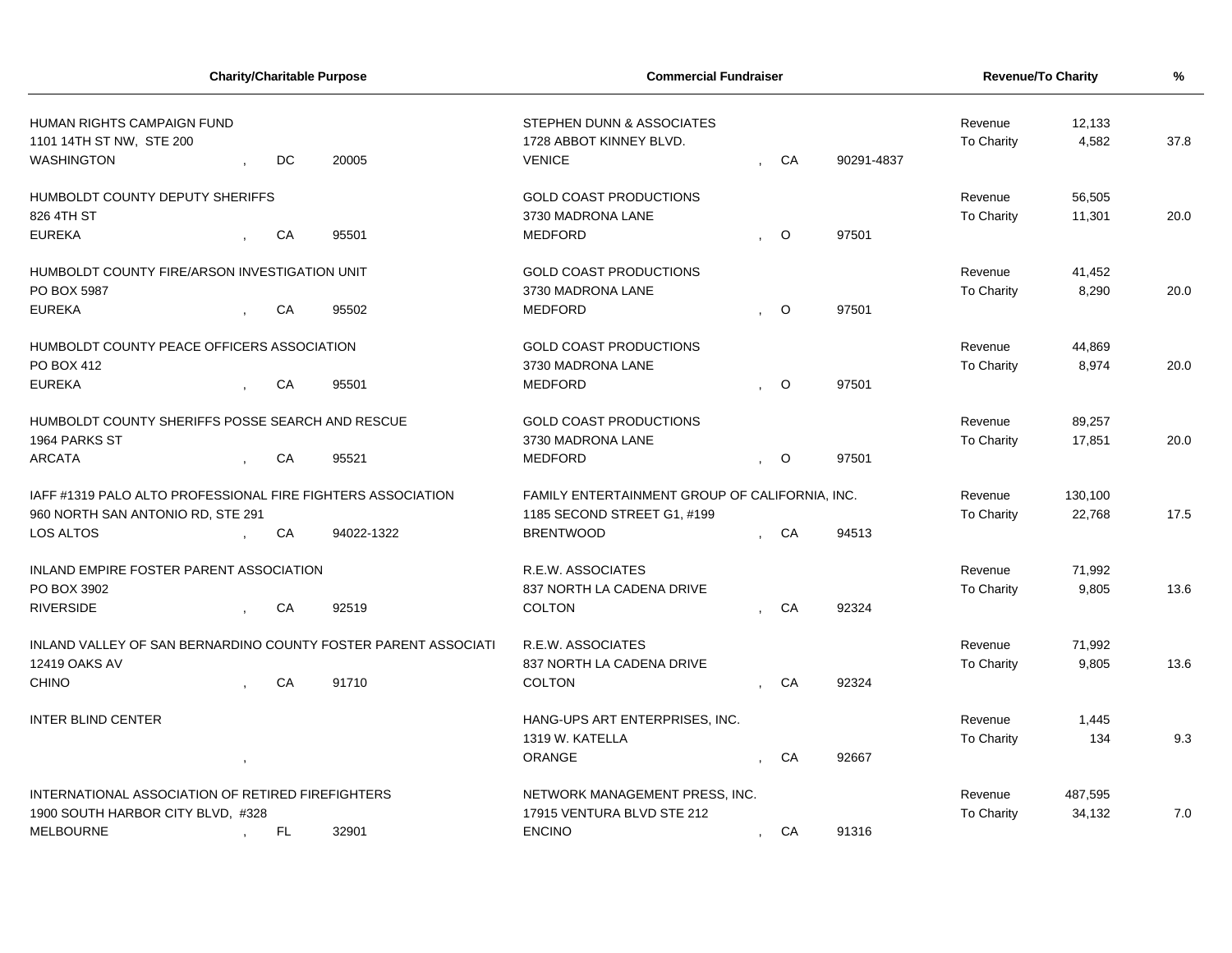| Charity/Charitable Purpose | Commercial Fundraiser | Revenue/To Charity | | % |
|---|---|---|---|---|
| HUMAN RIGHTS CAMPAIGN FUND<br>1101 14TH ST NW, STE 200<br>WASHINGTON , DC 20005 | STEPHEN DUNN & ASSOCIATES<br>1728 ABBOT KINNEY BLVD.<br>VENICE , CA 90291-4837 | Revenue<br>To Charity | 12,133<br>4,582 | 37.8 |
| HUMBOLDT COUNTY DEPUTY SHERIFFS<br>826 4TH ST<br>EUREKA , CA 95501 | GOLD COAST PRODUCTIONS<br>3730 MADRONA LANE<br>MEDFORD , O 97501 | Revenue<br>To Charity | 56,505<br>11,301 | 20.0 |
| HUMBOLDT COUNTY FIRE/ARSON INVESTIGATION UNIT<br>PO BOX 5987<br>EUREKA , CA 95502 | GOLD COAST PRODUCTIONS<br>3730 MADRONA LANE<br>MEDFORD , O 97501 | Revenue<br>To Charity | 41,452<br>8,290 | 20.0 |
| HUMBOLDT COUNTY PEACE OFFICERS ASSOCIATION<br>PO BOX 412<br>EUREKA , CA 95501 | GOLD COAST PRODUCTIONS<br>3730 MADRONA LANE<br>MEDFORD , O 97501 | Revenue<br>To Charity | 44,869<br>8,974 | 20.0 |
| HUMBOLDT COUNTY SHERIFFS POSSE SEARCH AND RESCUE<br>1964 PARKS ST<br>ARCATA , CA 95521 | GOLD COAST PRODUCTIONS<br>3730 MADRONA LANE<br>MEDFORD , O 97501 | Revenue<br>To Charity | 89,257<br>17,851 | 20.0 |
| IAFF #1319 PALO ALTO PROFESSIONAL FIRE FIGHTERS ASSOCIATION<br>960 NORTH SAN ANTONIO RD, STE 291<br>LOS ALTOS , CA 94022-1322 | FAMILY ENTERTAINMENT GROUP OF CALIFORNIA, INC.<br>1185 SECOND STREET G1, #199<br>BRENTWOOD , CA 94513 | Revenue<br>To Charity | 130,100<br>22,768 | 17.5 |
| INLAND EMPIRE FOSTER PARENT ASSOCIATION<br>PO BOX 3902<br>RIVERSIDE , CA 92519 | R.E.W. ASSOCIATES<br>837 NORTH LA CADENA DRIVE<br>COLTON , CA 92324 | Revenue<br>To Charity | 71,992<br>9,805 | 13.6 |
| INLAND VALLEY OF SAN BERNARDINO COUNTY FOSTER PARENT ASSOCIATI<br>12419 OAKS AV<br>CHINO , CA 91710 | R.E.W. ASSOCIATES<br>837 NORTH LA CADENA DRIVE<br>COLTON , CA 92324 | Revenue<br>To Charity | 71,992<br>9,805 | 13.6 |
| INTER BLIND CENTER<br><br>, | HANG-UPS ART ENTERPRISES, INC.<br>1319 W. KATELLA<br>ORANGE , CA 92667 | Revenue<br>To Charity | 1,445<br>134 | 9.3 |
| INTERNATIONAL ASSOCIATION OF RETIRED FIREFIGHTERS<br>1900 SOUTH HARBOR CITY BLVD, #328<br>MELBOURNE , FL 32901 | NETWORK MANAGEMENT PRESS, INC.<br>17915 VENTURA BLVD STE 212<br>ENCINO , CA 91316 | Revenue<br>To Charity | 487,595<br>34,132 | 7.0 |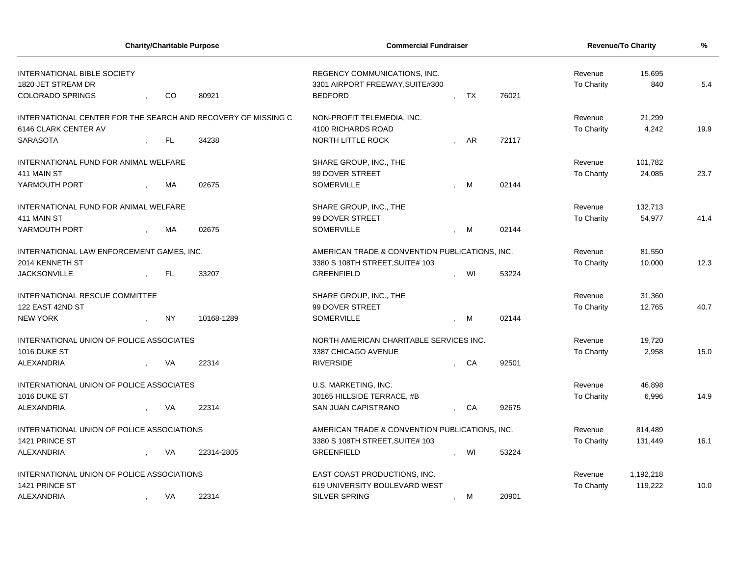| Charity/Charitable Purpose | Commercial Fundraiser | Revenue/To Charity | | % |
|---|---|---|---|---|
| INTERNATIONAL BIBLE SOCIETY<br>1820 JET STREAM DR<br>COLORADO SPRINGS , CO 80921 | REGENCY COMMUNICATIONS, INC.<br>3301 AIRPORT FREEWAY,SUITE#300<br>BEDFORD , TX 76021 | Revenue<br>To Charity | 15,695<br>840 | 5.4 |
| INTERNATIONAL CENTER FOR THE SEARCH AND RECOVERY OF MISSING C<br>6146 CLARK CENTER AV<br>SARASOTA , FL 34238 | NON-PROFIT TELEMEDIA, INC.<br>4100 RICHARDS ROAD<br>NORTH LITTLE ROCK , AR 72117 | Revenue<br>To Charity | 21,299<br>4,242 | 19.9 |
| INTERNATIONAL FUND FOR ANIMAL WELFARE<br>411 MAIN ST<br>YARMOUTH PORT , MA 02675 | SHARE GROUP, INC., THE<br>99 DOVER STREET<br>SOMERVILLE , M 02144 | Revenue<br>To Charity | 101,782<br>24,085 | 23.7 |
| INTERNATIONAL FUND FOR ANIMAL WELFARE<br>411 MAIN ST<br>YARMOUTH PORT , MA 02675 | SHARE GROUP, INC., THE<br>99 DOVER STREET<br>SOMERVILLE , M 02144 | Revenue<br>To Charity | 132,713<br>54,977 | 41.4 |
| INTERNATIONAL LAW ENFORCEMENT GAMES, INC.<br>2014 KENNETH ST<br>JACKSONVILLE , FL 33207 | AMERICAN TRADE & CONVENTION PUBLICATIONS, INC.<br>3380 S 108TH STREET,SUITE# 103<br>GREENFIELD , WI 53224 | Revenue<br>To Charity | 81,550<br>10,000 | 12.3 |
| INTERNATIONAL RESCUE COMMITTEE<br>122 EAST 42ND ST<br>NEW YORK , NY 10168-1289 | SHARE GROUP, INC., THE<br>99 DOVER STREET<br>SOMERVILLE , M 02144 | Revenue<br>To Charity | 31,360<br>12,765 | 40.7 |
| INTERNATIONAL UNION OF POLICE ASSOCIATES<br>1016 DUKE ST<br>ALEXANDRIA , VA 22314 | NORTH AMERICAN CHARITABLE SERVICES INC.<br>3387 CHICAGO AVENUE<br>RIVERSIDE , CA 92501 | Revenue<br>To Charity | 19,720<br>2,958 | 15.0 |
| INTERNATIONAL UNION OF POLICE ASSOCIATES<br>1016 DUKE ST<br>ALEXANDRIA , VA 22314 | U.S. MARKETING, INC.<br>30165 HILLSIDE TERRACE, #B<br>SAN JUAN CAPISTRANO , CA 92675 | Revenue<br>To Charity | 46,898<br>6,996 | 14.9 |
| INTERNATIONAL UNION OF POLICE ASSOCIATIONS<br>1421 PRINCE ST<br>ALEXANDRIA , VA 22314-2805 | AMERICAN TRADE & CONVENTION PUBLICATIONS, INC.<br>3380 S 108TH STREET,SUITE# 103<br>GREENFIELD , WI 53224 | Revenue<br>To Charity | 814,489<br>131,449 | 16.1 |
| INTERNATIONAL UNION OF POLICE ASSOCIATIONS<br>1421 PRINCE ST<br>ALEXANDRIA , VA 22314 | EAST COAST PRODUCTIONS, INC.<br>619 UNIVERSITY BOULEVARD WEST<br>SILVER SPRING , M 20901 | Revenue<br>To Charity | 1,192,218<br>119,222 | 10.0 |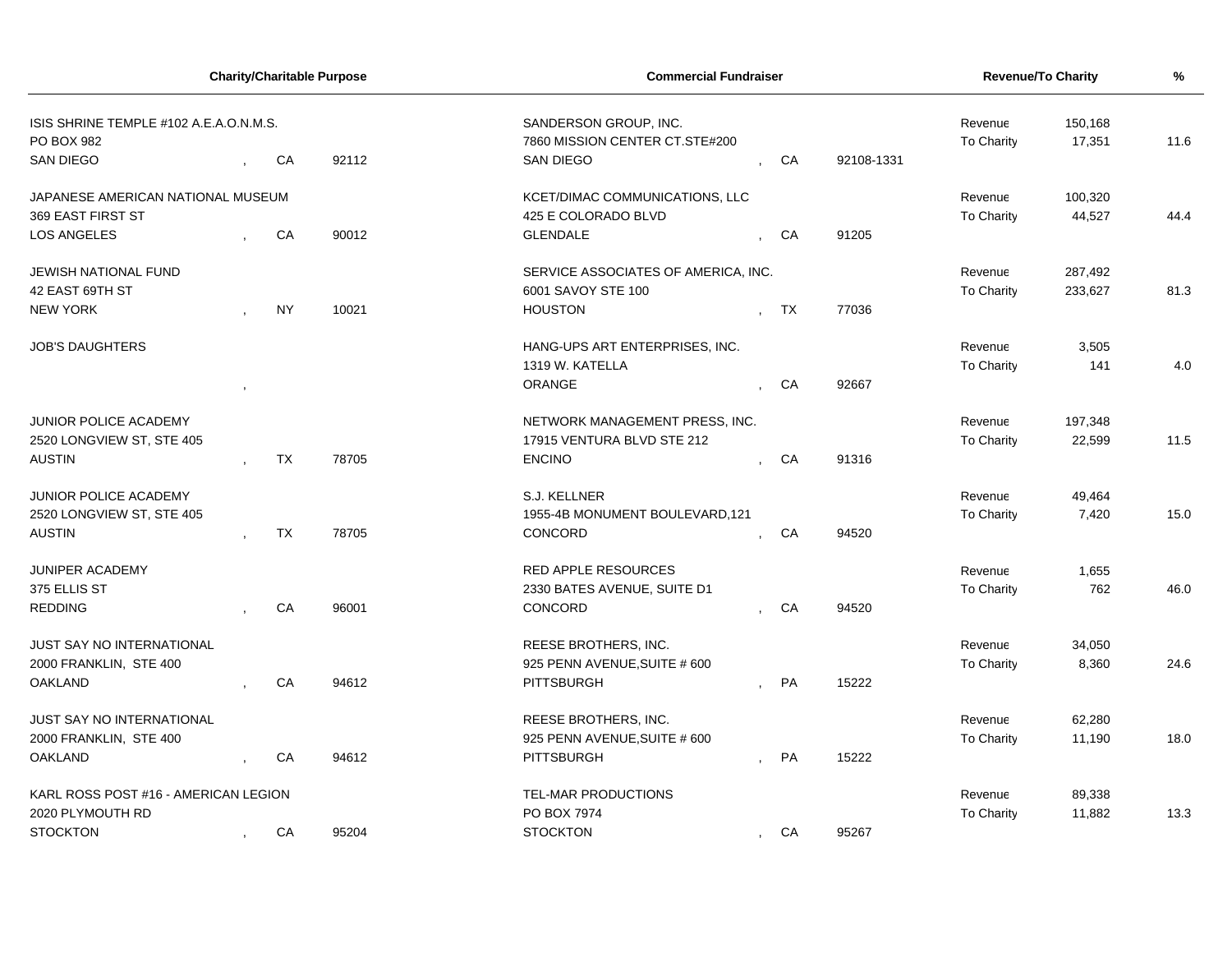| Charity/Charitable Purpose | Commercial Fundraiser | Revenue/To Charity | | % |
|---|---|---|---|---|
| ISIS SHRINE TEMPLE #102 A.E.A.O.N.M.S.<br>PO BOX 982<br>SAN DIEGO , CA 92112 | SANDERSON GROUP, INC.<br>7860 MISSION CENTER CT.STE#200<br>SAN DIEGO , CA 92108-1331 | Revenue<br>To Charity | 150,168<br>17,351 | 11.6 |
| JAPANESE AMERICAN NATIONAL MUSEUM<br>369 EAST FIRST ST<br>LOS ANGELES , CA 90012 | KCET/DIMAC COMMUNICATIONS, LLC<br>425 E COLORADO BLVD<br>GLENDALE , CA 91205 | Revenue<br>To Charity | 100,320<br>44,527 | 44.4 |
| JEWISH NATIONAL FUND<br>42 EAST 69TH ST<br>NEW YORK , NY 10021 | SERVICE ASSOCIATES OF AMERICA, INC.<br>6001 SAVOY STE 100<br>HOUSTON , TX 77036 | Revenue<br>To Charity | 287,492<br>233,627 | 81.3 |
| JOB'S DAUGHTERS<br>, | HANG-UPS ART ENTERPRISES, INC.<br>1319 W. KATELLA<br>ORANGE , CA 92667 | Revenue<br>To Charity | 3,505<br>141 | 4.0 |
| JUNIOR POLICE ACADEMY<br>2520 LONGVIEW ST, STE 405<br>AUSTIN , TX 78705 | NETWORK MANAGEMENT PRESS, INC.<br>17915 VENTURA BLVD STE 212<br>ENCINO , CA 91316 | Revenue<br>To Charity | 197,348<br>22,599 | 11.5 |
| JUNIOR POLICE ACADEMY<br>2520 LONGVIEW ST, STE 405<br>AUSTIN , TX 78705 | S.J. KELLNER<br>1955-4B MONUMENT BOULEVARD,121<br>CONCORD , CA 94520 | Revenue<br>To Charity | 49,464<br>7,420 | 15.0 |
| JUNIPER ACADEMY<br>375 ELLIS ST<br>REDDING , CA 96001 | RED APPLE RESOURCES<br>2330 BATES AVENUE, SUITE D1<br>CONCORD , CA 94520 | Revenue<br>To Charity | 1,655<br>762 | 46.0 |
| JUST SAY NO INTERNATIONAL<br>2000 FRANKLIN, STE 400<br>OAKLAND , CA 94612 | REESE BROTHERS, INC.<br>925 PENN AVENUE,SUITE # 600<br>PITTSBURGH , PA 15222 | Revenue<br>To Charity | 34,050<br>8,360 | 24.6 |
| JUST SAY NO INTERNATIONAL<br>2000 FRANKLIN, STE 400<br>OAKLAND , CA 94612 | REESE BROTHERS, INC.<br>925 PENN AVENUE,SUITE # 600<br>PITTSBURGH , PA 15222 | Revenue<br>To Charity | 62,280<br>11,190 | 18.0 |
| KARL ROSS POST #16 - AMERICAN LEGION<br>2020 PLYMOUTH RD<br>STOCKTON , CA 95204 | TEL-MAR PRODUCTIONS<br>PO BOX 7974<br>STOCKTON , CA 95267 | Revenue<br>To Charity | 89,338<br>11,882 | 13.3 |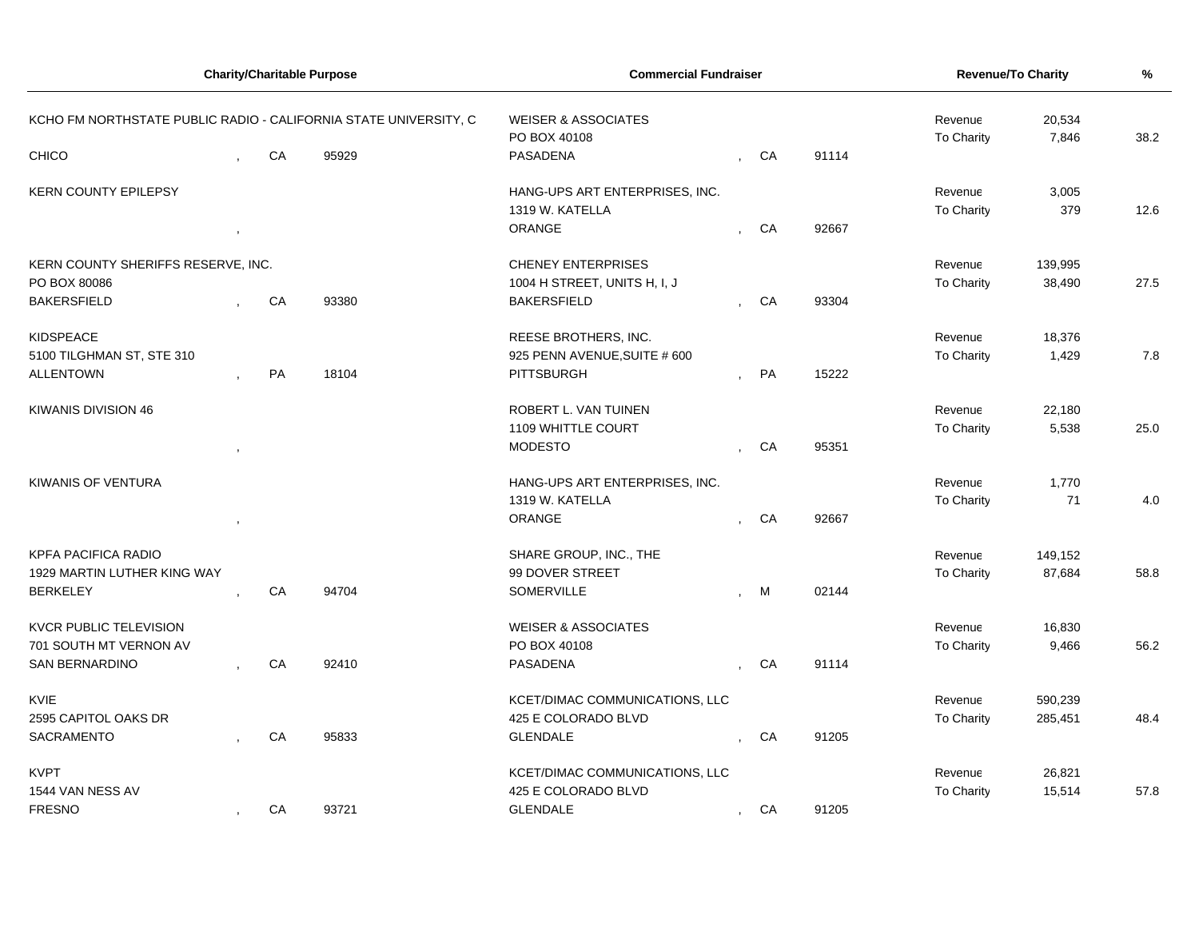| Charity/Charitable Purpose | Commercial Fundraiser | Revenue/To Charity | | % |
|---|---|---|---|---|
| KCHO FM NORTHSTATE PUBLIC RADIO - CALIFORNIA STATE UNIVERSITY, C<br>CHICO , CA 95929 | WEISER & ASSOCIATES<br>PO BOX 40108<br>PASADENA , CA 91114 | Revenue<br>To Charity | 20,534<br>7,846 | 38.2 |
| KERN COUNTY EPILEPSY<br>, | HANG-UPS ART ENTERPRISES, INC.<br>1319 W. KATELLA<br>ORANGE , CA 92667 | Revenue<br>To Charity | 3,005<br>379 | 12.6 |
| KERN COUNTY SHERIFFS RESERVE, INC.<br>PO BOX 80086<br>BAKERSFIELD , CA 93380 | CHENEY ENTERPRISES<br>1004 H STREET, UNITS H, I, J<br>BAKERSFIELD , CA 93304 | Revenue<br>To Charity | 139,995<br>38,490 | 27.5 |
| KIDSPEACE<br>5100 TILGHMAN ST, STE 310<br>ALLENTOWN , PA 18104 | REESE BROTHERS, INC.<br>925 PENN AVENUE,SUITE # 600<br>PITTSBURGH , PA 15222 | Revenue<br>To Charity | 18,376<br>1,429 | 7.8 |
| KIWANIS DIVISION 46<br>, | ROBERT L. VAN TUINEN<br>1109 WHITTLE COURT<br>MODESTO , CA 95351 | Revenue<br>To Charity | 22,180<br>5,538 | 25.0 |
| KIWANIS OF VENTURA<br>, | HANG-UPS ART ENTERPRISES, INC.<br>1319 W. KATELLA<br>ORANGE , CA 92667 | Revenue<br>To Charity | 1,770<br>71 | 4.0 |
| KPFA PACIFICA RADIO<br>1929 MARTIN LUTHER KING WAY<br>BERKELEY , CA 94704 | SHARE GROUP, INC., THE<br>99 DOVER STREET<br>SOMERVILLE , M 02144 | Revenue<br>To Charity | 149,152<br>87,684 | 58.8 |
| KVCR PUBLIC TELEVISION<br>701 SOUTH MT VERNON AV<br>SAN BERNARDINO , CA 92410 | WEISER & ASSOCIATES<br>PO BOX 40108<br>PASADENA , CA 91114 | Revenue<br>To Charity | 16,830<br>9,466 | 56.2 |
| KVIE<br>2595 CAPITOL OAKS DR<br>SACRAMENTO , CA 95833 | KCET/DIMAC COMMUNICATIONS, LLC<br>425 E COLORADO BLVD<br>GLENDALE , CA 91205 | Revenue<br>To Charity | 590,239<br>285,451 | 48.4 |
| KVPT<br>1544 VAN NESS AV<br>FRESNO , CA 93721 | KCET/DIMAC COMMUNICATIONS, LLC<br>425 E COLORADO BLVD<br>GLENDALE , CA 91205 | Revenue<br>To Charity | 26,821<br>15,514 | 57.8 |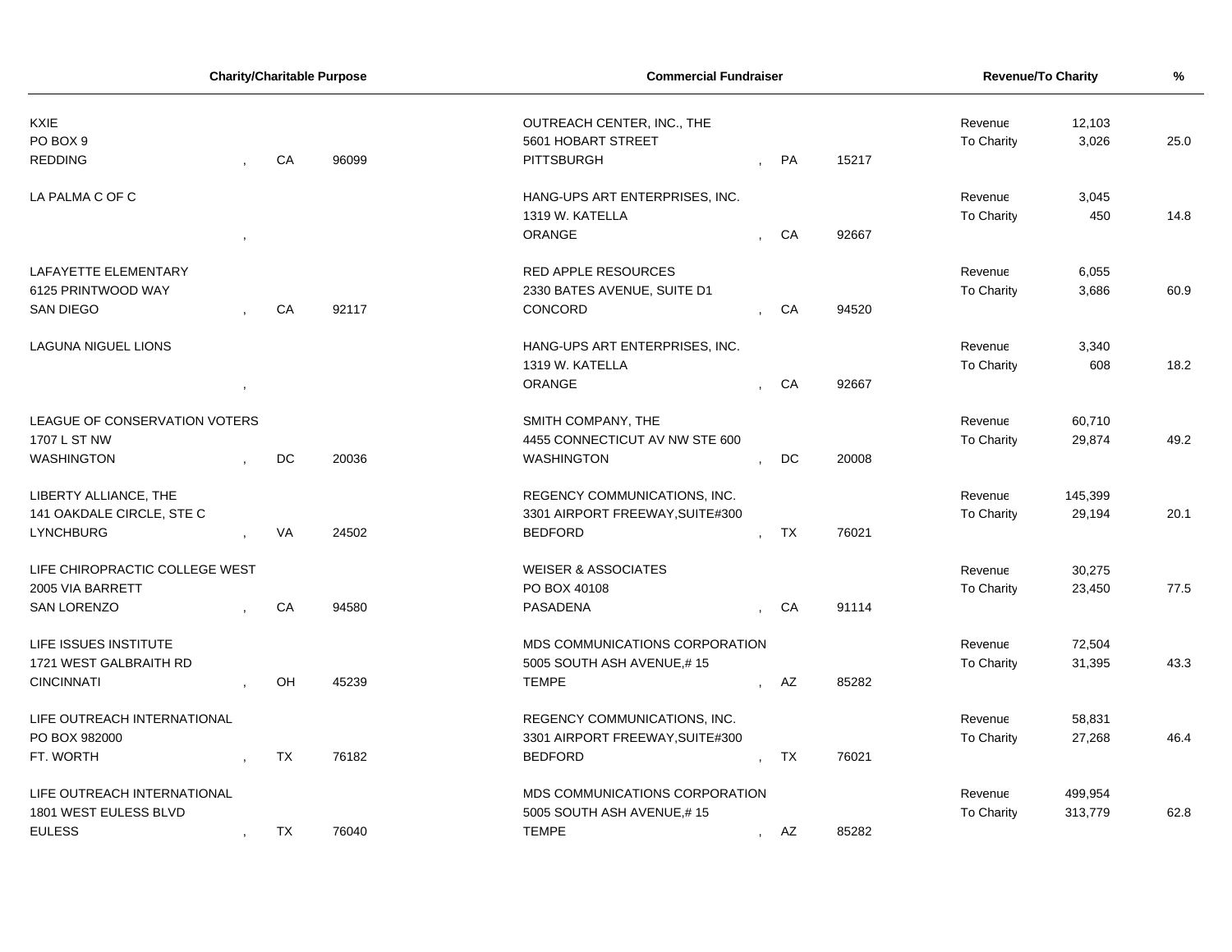| Charity/Charitable Purpose | | | Commercial Fundraiser | | | Revenue/To Charity | | % |
|---|---|---|---|---|---|---|---|---|
| KXIE<br>PO BOX 9<br>REDDING | CA | 96099 | OUTREACH CENTER, INC., THE<br>5601 HOBART STREET<br>PITTSBURGH | PA | 15217 | Revenue<br>To Charity | 12,103<br>3,026 | 25.0 |
| LA PALMA C OF C | | | HANG-UPS ART ENTERPRISES, INC.<br>1319 W. KATELLA<br>ORANGE | CA | 92667 | Revenue<br>To Charity | 3,045<br>450 | 14.8 |
| LAFAYETTE ELEMENTARY<br>6125 PRINTWOOD WAY<br>SAN DIEGO | CA | 92117 | RED APPLE RESOURCES<br>2330 BATES AVENUE, SUITE D1<br>CONCORD | CA | 94520 | Revenue<br>To Charity | 6,055<br>3,686 | 60.9 |
| LAGUNA NIGUEL LIONS | | | HANG-UPS ART ENTERPRISES, INC.<br>1319 W. KATELLA<br>ORANGE | CA | 92667 | Revenue<br>To Charity | 3,340<br>608 | 18.2 |
| LEAGUE OF CONSERVATION VOTERS<br>1707 L ST NW<br>WASHINGTON | DC | 20036 | SMITH COMPANY, THE<br>4455 CONNECTICUT AV NW STE 600<br>WASHINGTON | DC | 20008 | Revenue<br>To Charity | 60,710<br>29,874 | 49.2 |
| LIBERTY ALLIANCE, THE<br>141 OAKDALE CIRCLE, STE C<br>LYNCHBURG | VA | 24502 | REGENCY COMMUNICATIONS, INC.<br>3301 AIRPORT FREEWAY,SUITE#300<br>BEDFORD | TX | 76021 | Revenue<br>To Charity | 145,399<br>29,194 | 20.1 |
| LIFE CHIROPRACTIC COLLEGE WEST<br>2005 VIA BARRETT<br>SAN LORENZO | CA | 94580 | WEISER & ASSOCIATES<br>PO BOX 40108<br>PASADENA | CA | 91114 | Revenue<br>To Charity | 30,275<br>23,450 | 77.5 |
| LIFE ISSUES INSTITUTE<br>1721 WEST GALBRAITH RD<br>CINCINNATI | OH | 45239 | MDS COMMUNICATIONS CORPORATION<br>5005 SOUTH ASH AVENUE,# 15<br>TEMPE | AZ | 85282 | Revenue<br>To Charity | 72,504<br>31,395 | 43.3 |
| LIFE OUTREACH INTERNATIONAL<br>PO BOX 982000<br>FT. WORTH | TX | 76182 | REGENCY COMMUNICATIONS, INC.<br>3301 AIRPORT FREEWAY,SUITE#300<br>BEDFORD | TX | 76021 | Revenue<br>To Charity | 58,831<br>27,268 | 46.4 |
| LIFE OUTREACH INTERNATIONAL<br>1801 WEST EULESS BLVD<br>EULESS | TX | 76040 | MDS COMMUNICATIONS CORPORATION<br>5005 SOUTH ASH AVENUE,# 15<br>TEMPE | AZ | 85282 | Revenue<br>To Charity | 499,954<br>313,779 | 62.8 |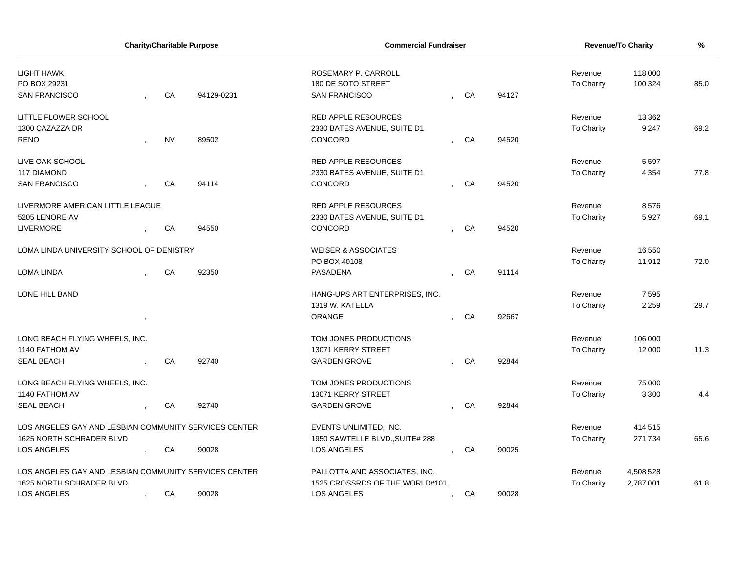| Charity/Charitable Purpose | | | Commercial Fundraiser | | | Revenue/To Charity | | % |
|---|---|---|---|---|---|---|---|---|
| LIGHT HAWK<br>PO BOX 29231<br>SAN FRANCISCO | CA | 94129-0231 | ROSEMARY P. CARROLL<br>180 DE SOTO STREET<br>SAN FRANCISCO | CA | 94127 | Revenue<br>To Charity | 118,000<br>100,324 | 85.0 |
| LITTLE FLOWER SCHOOL<br>1300 CAZAZZA DR<br>RENO | NV | 89502 | RED APPLE RESOURCES<br>2330 BATES AVENUE, SUITE D1<br>CONCORD | CA | 94520 | Revenue<br>To Charity | 13,362<br>9,247 | 69.2 |
| LIVE OAK SCHOOL<br>117 DIAMOND<br>SAN FRANCISCO | CA | 94114 | RED APPLE RESOURCES<br>2330 BATES AVENUE, SUITE D1<br>CONCORD | CA | 94520 | Revenue<br>To Charity | 5,597<br>4,354 | 77.8 |
| LIVERMORE AMERICAN LITTLE LEAGUE<br>5205 LENORE AV<br>LIVERMORE | CA | 94550 | RED APPLE RESOURCES<br>2330 BATES AVENUE, SUITE D1<br>CONCORD | CA | 94520 | Revenue<br>To Charity | 8,576<br>5,927 | 69.1 |
| LOMA LINDA UNIVERSITY SCHOOL OF DENISTRY<br>LOMA LINDA | CA | 92350 | WEISER & ASSOCIATES<br>PO BOX 40108<br>PASADENA | CA | 91114 | Revenue<br>To Charity | 16,550<br>11,912 | 72.0 |
| LONE HILL BAND | | | HANG-UPS ART ENTERPRISES, INC.<br>1319 W. KATELLA<br>ORANGE | CA | 92667 | Revenue<br>To Charity | 7,595<br>2,259 | 29.7 |
| LONG BEACH FLYING WHEELS, INC.<br>1140 FATHOM AV<br>SEAL BEACH | CA | 92740 | TOM JONES PRODUCTIONS<br>13071 KERRY STREET<br>GARDEN GROVE | CA | 92844 | Revenue<br>To Charity | 106,000<br>12,000 | 11.3 |
| LONG BEACH FLYING WHEELS, INC.<br>1140 FATHOM AV<br>SEAL BEACH | CA | 92740 | TOM JONES PRODUCTIONS<br>13071 KERRY STREET<br>GARDEN GROVE | CA | 92844 | Revenue<br>To Charity | 75,000<br>3,300 | 4.4 |
| LOS ANGELES GAY AND LESBIAN COMMUNITY SERVICES CENTER<br>1625 NORTH SCHRADER BLVD<br>LOS ANGELES | CA | 90028 | EVENTS UNLIMITED, INC.<br>1950 SAWTELLE BLVD.,SUITE# 288<br>LOS ANGELES | CA | 90025 | Revenue<br>To Charity | 414,515<br>271,734 | 65.6 |
| LOS ANGELES GAY AND LESBIAN COMMUNITY SERVICES CENTER<br>1625 NORTH SCHRADER BLVD<br>LOS ANGELES | CA | 90028 | PALLOTTA AND ASSOCIATES, INC.<br>1525 CROSSRDS OF THE WORLD#101<br>LOS ANGELES | CA | 90028 | Revenue<br>To Charity | 4,508,528<br>2,787,001 | 61.8 |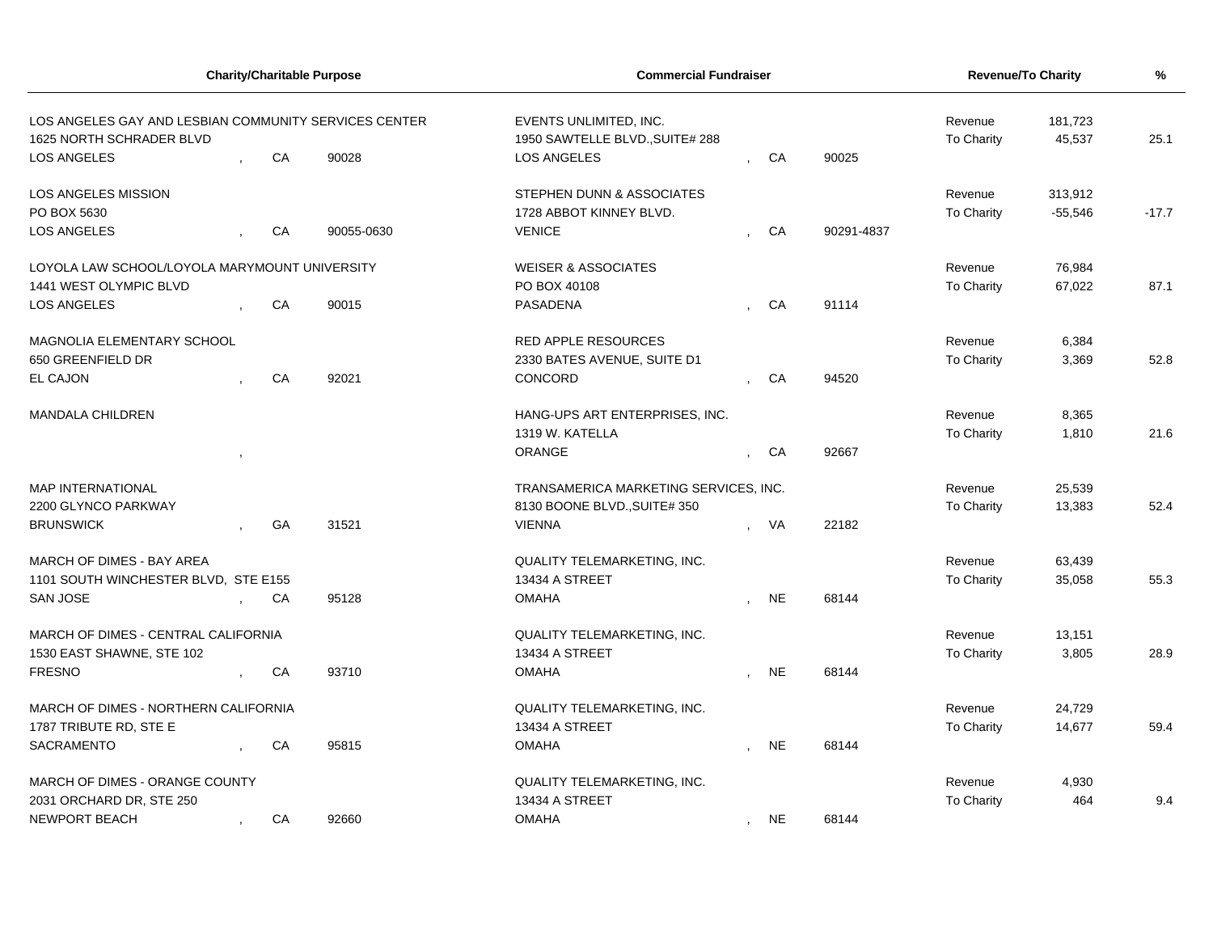| Charity/Charitable Purpose | Commercial Fundraiser | Revenue/To Charity | | % |
|---|---|---|---|---|
| LOS ANGELES GAY AND LESBIAN COMMUNITY SERVICES CENTER<br>1625 NORTH SCHRADER BLVD<br>LOS ANGELES , CA 90028 | EVENTS UNLIMITED, INC.<br>1950 SAWTELLE BLVD.,SUITE# 288<br>LOS ANGELES , CA 90025 | Revenue<br>To Charity | 181,723<br>45,537 | 25.1 |
| LOS ANGELES MISSION<br>PO BOX 5630<br>LOS ANGELES , CA 90055-0630 | STEPHEN DUNN & ASSOCIATES<br>1728 ABBOT KINNEY BLVD.<br>VENICE , CA 90291-4837 | Revenue<br>To Charity | 313,912<br>-55,546 | -17.7 |
| LOYOLA LAW SCHOOL/LOYOLA MARYMOUNT UNIVERSITY<br>1441 WEST OLYMPIC BLVD<br>LOS ANGELES , CA 90015 | WEISER & ASSOCIATES<br>PO BOX 40108<br>PASADENA , CA 91114 | Revenue<br>To Charity | 76,984<br>67,022 | 87.1 |
| MAGNOLIA ELEMENTARY SCHOOL<br>650 GREENFIELD DR<br>EL CAJON , CA 92021 | RED APPLE RESOURCES<br>2330 BATES AVENUE, SUITE D1<br>CONCORD , CA 94520 | Revenue<br>To Charity | 6,384<br>3,369 | 52.8 |
| MANDALA CHILDREN<br>, | HANG-UPS ART ENTERPRISES, INC.<br>1319 W. KATELLA<br>ORANGE , CA 92667 | Revenue<br>To Charity | 8,365<br>1,810 | 21.6 |
| MAP INTERNATIONAL<br>2200 GLYNCO PARKWAY<br>BRUNSWICK , GA 31521 | TRANSAMERICA MARKETING SERVICES, INC.<br>8130 BOONE BLVD.,SUITE# 350<br>VIENNA , VA 22182 | Revenue<br>To Charity | 25,539<br>13,383 | 52.4 |
| MARCH OF DIMES - BAY AREA<br>1101 SOUTH WINCHESTER BLVD, STE E155<br>SAN JOSE , CA 95128 | QUALITY TELEMARKETING, INC.<br>13434 A STREET<br>OMAHA , NE 68144 | Revenue<br>To Charity | 63,439<br>35,058 | 55.3 |
| MARCH OF DIMES - CENTRAL CALIFORNIA<br>1530 EAST SHAWNE, STE 102<br>FRESNO , CA 93710 | QUALITY TELEMARKETING, INC.<br>13434 A STREET<br>OMAHA , NE 68144 | Revenue<br>To Charity | 13,151<br>3,805 | 28.9 |
| MARCH OF DIMES - NORTHERN CALIFORNIA<br>1787 TRIBUTE RD, STE E<br>SACRAMENTO , CA 95815 | QUALITY TELEMARKETING, INC.<br>13434 A STREET<br>OMAHA , NE 68144 | Revenue<br>To Charity | 24,729<br>14,677 | 59.4 |
| MARCH OF DIMES - ORANGE COUNTY<br>2031 ORCHARD DR, STE 250<br>NEWPORT BEACH , CA 92660 | QUALITY TELEMARKETING, INC.<br>13434 A STREET<br>OMAHA , NE 68144 | Revenue<br>To Charity | 4,930<br>464 | 9.4 |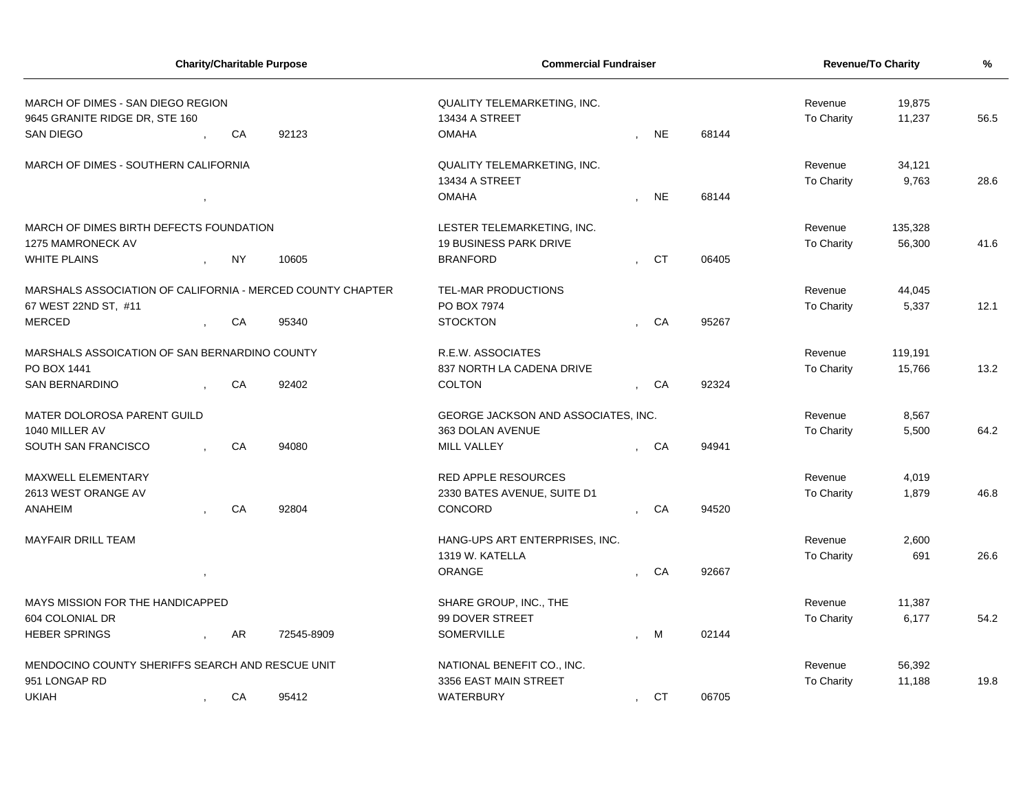| Charity/Charitable Purpose | Commercial Fundraiser | Revenue/To Charity | | % |
|---|---|---|---|---|
| MARCH OF DIMES - SAN DIEGO REGION<br>9645 GRANITE RIDGE DR, STE 160<br>SAN DIEGO , CA 92123 | QUALITY TELEMARKETING, INC.<br>13434 A STREET<br>OMAHA , NE 68144 | Revenue<br>To Charity | 19,875<br>11,237 | 56.5 |
| MARCH OF DIMES - SOUTHERN CALIFORNIA<br>, | QUALITY TELEMARKETING, INC.<br>13434 A STREET<br>OMAHA , NE 68144 | Revenue<br>To Charity | 34,121<br>9,763 | 28.6 |
| MARCH OF DIMES BIRTH DEFECTS FOUNDATION<br>1275 MAMRONECK AV<br>WHITE PLAINS , NY 10605 | LESTER TELEMARKETING, INC.<br>19 BUSINESS PARK DRIVE<br>BRANFORD , CT 06405 | Revenue<br>To Charity | 135,328<br>56,300 | 41.6 |
| MARSHALS ASSOCIATION OF CALIFORNIA - MERCED COUNTY CHAPTER<br>67 WEST 22ND ST, #11<br>MERCED , CA 95340 | TEL-MAR PRODUCTIONS<br>PO BOX 7974<br>STOCKTON , CA 95267 | Revenue<br>To Charity | 44,045<br>5,337 | 12.1 |
| MARSHALS ASSOICATION OF SAN BERNARDINO COUNTY<br>PO BOX 1441<br>SAN BERNARDINO , CA 92402 | R.E.W. ASSOCIATES<br>837 NORTH LA CADENA DRIVE<br>COLTON , CA 92324 | Revenue<br>To Charity | 119,191<br>15,766 | 13.2 |
| MATER DOLOROSA PARENT GUILD<br>1040 MILLER AV<br>SOUTH SAN FRANCISCO , CA 94080 | GEORGE JACKSON AND ASSOCIATES, INC.<br>363 DOLAN AVENUE<br>MILL VALLEY , CA 94941 | Revenue<br>To Charity | 8,567<br>5,500 | 64.2 |
| MAXWELL ELEMENTARY<br>2613 WEST ORANGE AV<br>ANAHEIM , CA 92804 | RED APPLE RESOURCES<br>2330 BATES AVENUE, SUITE D1<br>CONCORD , CA 94520 | Revenue<br>To Charity | 4,019<br>1,879 | 46.8 |
| MAYFAIR DRILL TEAM<br>, | HANG-UPS ART ENTERPRISES, INC.<br>1319 W. KATELLA<br>ORANGE , CA 92667 | Revenue<br>To Charity | 2,600<br>691 | 26.6 |
| MAYS MISSION FOR THE HANDICAPPED<br>604 COLONIAL DR<br>HEBER SPRINGS , AR 72545-8909 | SHARE GROUP, INC., THE<br>99 DOVER STREET<br>SOMERVILLE , M 02144 | Revenue<br>To Charity | 11,387<br>6,177 | 54.2 |
| MENDOCINO COUNTY SHERIFFS SEARCH AND RESCUE UNIT<br>951 LONGAP RD<br>UKIAH , CA 95412 | NATIONAL BENEFIT CO., INC.<br>3356 EAST MAIN STREET<br>WATERBURY , CT 06705 | Revenue<br>To Charity | 56,392<br>11,188 | 19.8 |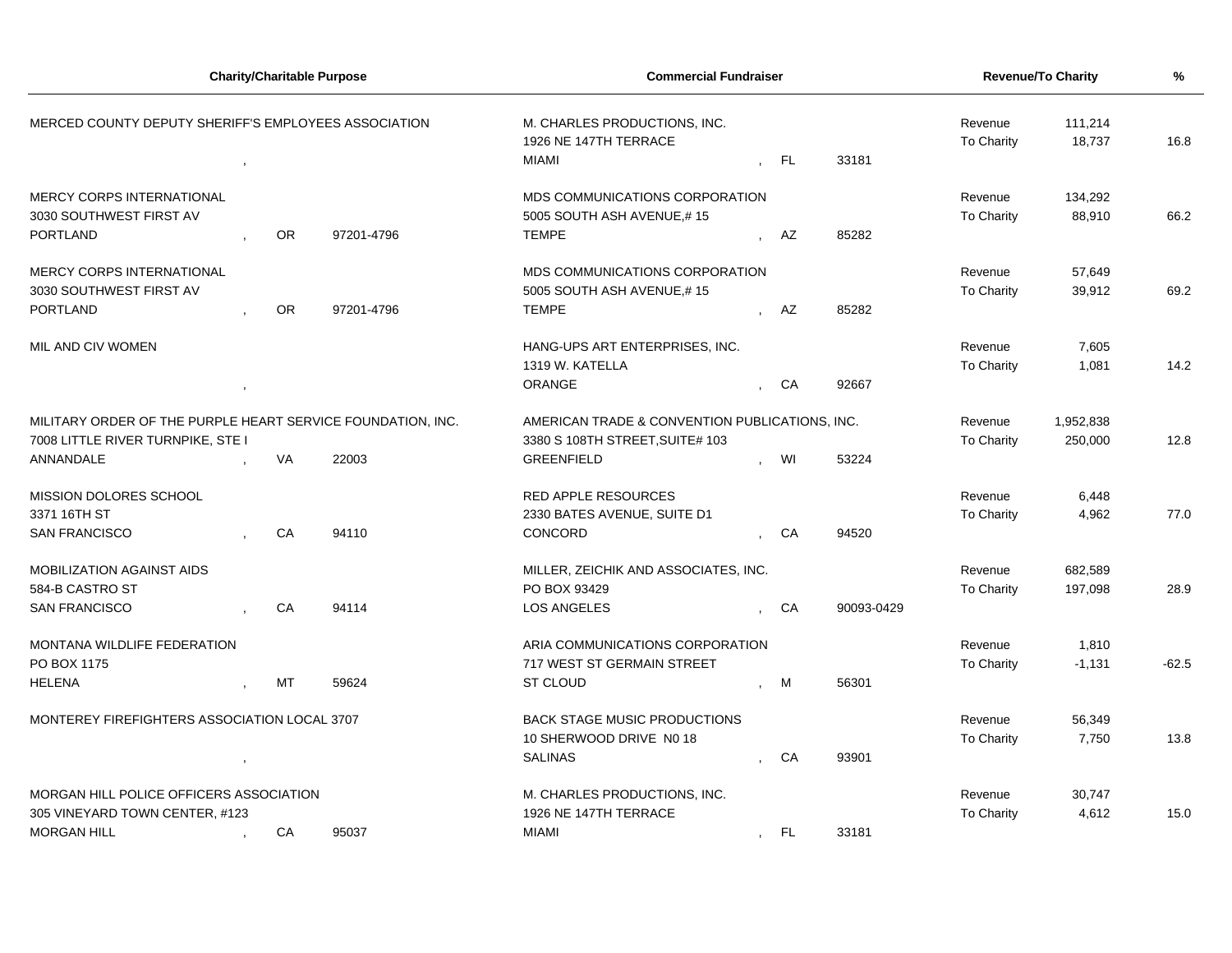| Charity/Charitable Purpose | Commercial Fundraiser | Revenue/To Charity | | % |
|---|---|---|---|---|
| MERCED COUNTY DEPUTY SHERIFF'S EMPLOYEES ASSOCIATION<br>, | M. CHARLES PRODUCTIONS, INC.<br>1926 NE 147TH TERRACE<br>MIAMI , FL 33181 | Revenue<br>To Charity | 111,214<br>18,737 | 16.8 |
| MERCY CORPS INTERNATIONAL<br>3030 SOUTHWEST FIRST AV<br>PORTLAND , OR 97201-4796 | MDS COMMUNICATIONS CORPORATION<br>5005 SOUTH ASH AVENUE,# 15<br>TEMPE , AZ 85282 | Revenue<br>To Charity | 134,292<br>88,910 | 66.2 |
| MERCY CORPS INTERNATIONAL<br>3030 SOUTHWEST FIRST AV<br>PORTLAND , OR 97201-4796 | MDS COMMUNICATIONS CORPORATION<br>5005 SOUTH ASH AVENUE,# 15<br>TEMPE , AZ 85282 | Revenue<br>To Charity | 57,649<br>39,912 | 69.2 |
| MIL AND CIV WOMEN<br>, | HANG-UPS ART ENTERPRISES, INC.<br>1319 W. KATELLA<br>ORANGE , CA 92667 | Revenue<br>To Charity | 7,605<br>1,081 | 14.2 |
| MILITARY ORDER OF THE PURPLE HEART SERVICE FOUNDATION, INC.<br>7008 LITTLE RIVER TURNPIKE, STE I<br>ANNANDALE , VA 22003 | AMERICAN TRADE & CONVENTION PUBLICATIONS, INC.<br>3380 S 108TH STREET,SUITE# 103<br>GREENFIELD , WI 53224 | Revenue<br>To Charity | 1,952,838<br>250,000 | 12.8 |
| MISSION DOLORES SCHOOL<br>3371 16TH ST<br>SAN FRANCISCO , CA 94110 | RED APPLE RESOURCES<br>2330 BATES AVENUE, SUITE D1<br>CONCORD , CA 94520 | Revenue<br>To Charity | 6,448<br>4,962 | 77.0 |
| MOBILIZATION AGAINST AIDS<br>584-B CASTRO ST<br>SAN FRANCISCO , CA 94114 | MILLER, ZEICHIK AND ASSOCIATES, INC.<br>PO BOX 93429<br>LOS ANGELES , CA 90093-0429 | Revenue<br>To Charity | 682,589<br>197,098 | 28.9 |
| MONTANA WILDLIFE FEDERATION<br>PO BOX 1175<br>HELENA , MT 59624 | ARIA COMMUNICATIONS CORPORATION<br>717 WEST ST GERMAIN STREET<br>ST CLOUD , M 56301 | Revenue<br>To Charity | 1,810<br>-1,131 | -62.5 |
| MONTEREY FIREFIGHTERS ASSOCIATION LOCAL 3707<br>, | BACK STAGE MUSIC PRODUCTIONS<br>10 SHERWOOD DRIVE N0 18<br>SALINAS , CA 93901 | Revenue<br>To Charity | 56,349<br>7,750 | 13.8 |
| MORGAN HILL POLICE OFFICERS ASSOCIATION<br>305 VINEYARD TOWN CENTER, #123<br>MORGAN HILL , CA 95037 | M. CHARLES PRODUCTIONS, INC.<br>1926 NE 147TH TERRACE<br>MIAMI , FL 33181 | Revenue<br>To Charity | 30,747<br>4,612 | 15.0 |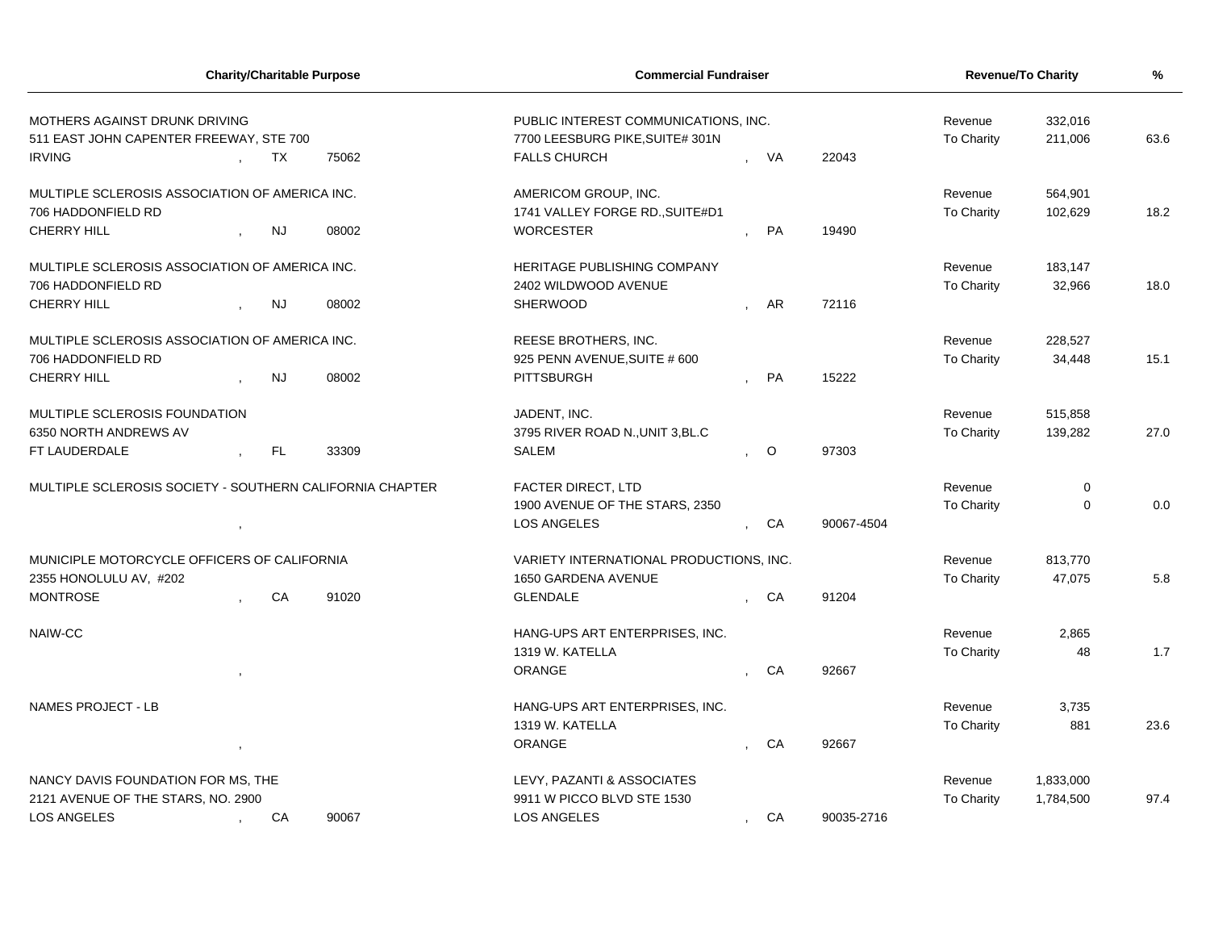| Charity/Charitable Purpose | Commercial Fundraiser | Revenue/To Charity | | % |
|---|---|---|---|---|
| MOTHERS AGAINST DRUNK DRIVING<br>511 EAST JOHN CAPENTER FREEWAY, STE 700<br>IRVING , TX 75062 | PUBLIC INTEREST COMMUNICATIONS, INC.<br>7700 LEESBURG PIKE,SUITE# 301N<br>FALLS CHURCH , VA 22043 | Revenue<br>To Charity | 332,016<br>211,006 | 63.6 |
| MULTIPLE SCLEROSIS ASSOCIATION OF AMERICA INC.<br>706 HADDONFIELD RD<br>CHERRY HILL , NJ 08002 | AMERICOM GROUP, INC.<br>1741 VALLEY FORGE RD.,SUITE#D1<br>WORCESTER , PA 19490 | Revenue<br>To Charity | 564,901<br>102,629 | 18.2 |
| MULTIPLE SCLEROSIS ASSOCIATION OF AMERICA INC.<br>706 HADDONFIELD RD<br>CHERRY HILL , NJ 08002 | HERITAGE PUBLISHING COMPANY<br>2402 WILDWOOD AVENUE<br>SHERWOOD , AR 72116 | Revenue<br>To Charity | 183,147<br>32,966 | 18.0 |
| MULTIPLE SCLEROSIS ASSOCIATION OF AMERICA INC.<br>706 HADDONFIELD RD<br>CHERRY HILL , NJ 08002 | REESE BROTHERS, INC.<br>925 PENN AVENUE,SUITE # 600<br>PITTSBURGH , PA 15222 | Revenue<br>To Charity | 228,527<br>34,448 | 15.1 |
| MULTIPLE SCLEROSIS FOUNDATION<br>6350 NORTH ANDREWS AV<br>FT LAUDERDALE , FL 33309 | JADENT, INC.<br>3795 RIVER ROAD N.,UNIT 3,BL.C<br>SALEM , O 97303 | Revenue<br>To Charity | 515,858<br>139,282 | 27.0 |
| MULTIPLE SCLEROSIS SOCIETY - SOUTHERN CALIFORNIA CHAPTER<br>, | FACTER DIRECT, LTD<br>1900 AVENUE OF THE STARS, 2350<br>LOS ANGELES , CA 90067-4504 | Revenue<br>To Charity | 0<br>0 | 0.0 |
| MUNICIPLE MOTORCYCLE OFFICERS OF CALIFORNIA<br>2355 HONOLULU AV, #202<br>MONTROSE , CA 91020 | VARIETY INTERNATIONAL PRODUCTIONS, INC.<br>1650 GARDENA AVENUE<br>GLENDALE , CA 91204 | Revenue<br>To Charity | 813,770<br>47,075 | 5.8 |
| NAIW-CC<br>, | HANG-UPS ART ENTERPRISES, INC.<br>1319 W. KATELLA<br>ORANGE , CA 92667 | Revenue<br>To Charity | 2,865<br>48 | 1.7 |
| NAMES PROJECT - LB<br>, | HANG-UPS ART ENTERPRISES, INC.<br>1319 W. KATELLA<br>ORANGE , CA 92667 | Revenue<br>To Charity | 3,735<br>881 | 23.6 |
| NANCY DAVIS FOUNDATION FOR MS, THE<br>2121 AVENUE OF THE STARS, NO. 2900<br>LOS ANGELES , CA 90067 | LEVY, PAZANTI & ASSOCIATES<br>9911 W PICCO BLVD STE 1530<br>LOS ANGELES , CA 90035-2716 | Revenue<br>To Charity | 1,833,000<br>1,784,500 | 97.4 |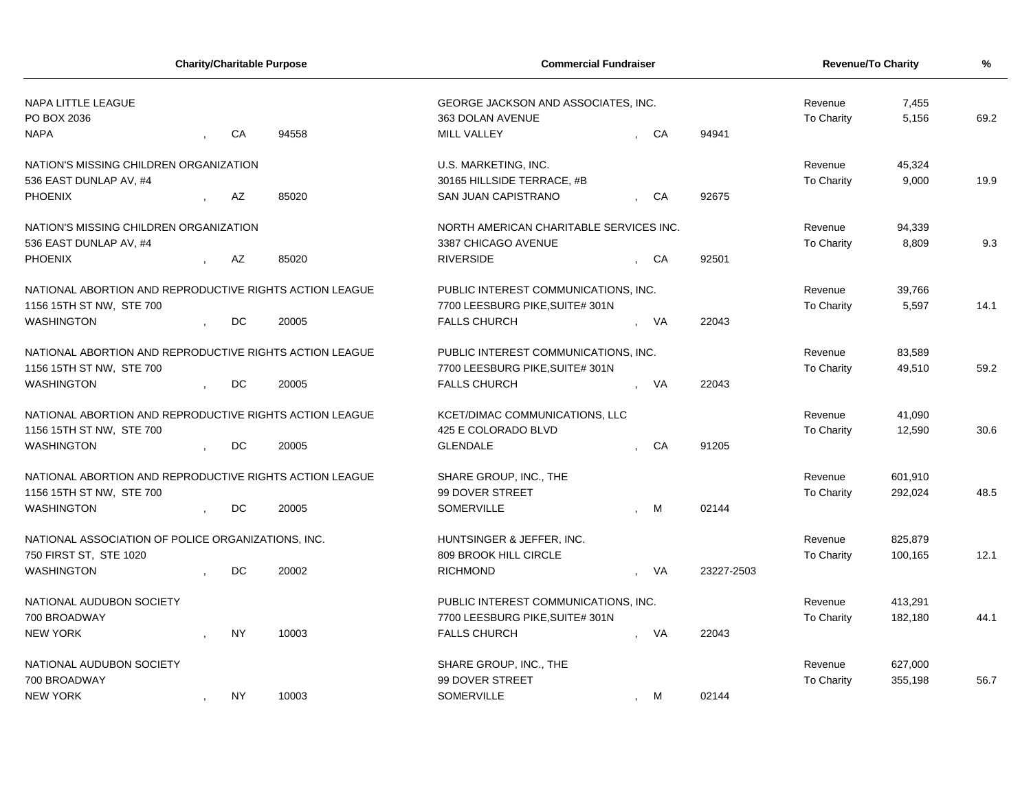| Charity/Charitable Purpose | Commercial Fundraiser | Revenue/To Charity | | % |
|---|---|---|---|---|
| NAPA LITTLE LEAGUE<br>PO BOX 2036<br>NAPA , CA 94558 | GEORGE JACKSON AND ASSOCIATES, INC.<br>363 DOLAN AVENUE<br>MILL VALLEY , CA 94941 | Revenue<br>To Charity | 7,455<br>5,156 | 69.2 |
| NATION'S MISSING CHILDREN ORGANIZATION<br>536 EAST DUNLAP AV, #4<br>PHOENIX , AZ 85020 | U.S. MARKETING, INC.<br>30165 HILLSIDE TERRACE, #B<br>SAN JUAN CAPISTRANO , CA 92675 | Revenue<br>To Charity | 45,324<br>9,000 | 19.9 |
| NATION'S MISSING CHILDREN ORGANIZATION<br>536 EAST DUNLAP AV, #4<br>PHOENIX , AZ 85020 | NORTH AMERICAN CHARITABLE SERVICES INC.<br>3387 CHICAGO AVENUE<br>RIVERSIDE , CA 92501 | Revenue<br>To Charity | 94,339<br>8,809 | 9.3 |
| NATIONAL ABORTION AND REPRODUCTIVE RIGHTS ACTION LEAGUE<br>1156 15TH ST NW, STE 700<br>WASHINGTON , DC 20005 | PUBLIC INTEREST COMMUNICATIONS, INC.<br>7700 LEESBURG PIKE,SUITE# 301N<br>FALLS CHURCH , VA 22043 | Revenue<br>To Charity | 39,766<br>5,597 | 14.1 |
| NATIONAL ABORTION AND REPRODUCTIVE RIGHTS ACTION LEAGUE<br>1156 15TH ST NW, STE 700<br>WASHINGTON , DC 20005 | PUBLIC INTEREST COMMUNICATIONS, INC.<br>7700 LEESBURG PIKE,SUITE# 301N<br>FALLS CHURCH , VA 22043 | Revenue<br>To Charity | 83,589<br>49,510 | 59.2 |
| NATIONAL ABORTION AND REPRODUCTIVE RIGHTS ACTION LEAGUE<br>1156 15TH ST NW, STE 700<br>WASHINGTON , DC 20005 | KCET/DIMAC COMMUNICATIONS, LLC<br>425 E COLORADO BLVD<br>GLENDALE , CA 91205 | Revenue<br>To Charity | 41,090<br>12,590 | 30.6 |
| NATIONAL ABORTION AND REPRODUCTIVE RIGHTS ACTION LEAGUE<br>1156 15TH ST NW, STE 700<br>WASHINGTON , DC 20005 | SHARE GROUP, INC., THE<br>99 DOVER STREET<br>SOMERVILLE , M 02144 | Revenue<br>To Charity | 601,910<br>292,024 | 48.5 |
| NATIONAL ASSOCIATION OF POLICE ORGANIZATIONS, INC.<br>750 FIRST ST, STE 1020<br>WASHINGTON , DC 20002 | HUNTSINGER & JEFFER, INC.<br>809 BROOK HILL CIRCLE<br>RICHMOND , VA 23227-2503 | Revenue<br>To Charity | 825,879<br>100,165 | 12.1 |
| NATIONAL AUDUBON SOCIETY<br>700 BROADWAY<br>NEW YORK , NY 10003 | PUBLIC INTEREST COMMUNICATIONS, INC.<br>7700 LEESBURG PIKE,SUITE# 301N<br>FALLS CHURCH , VA 22043 | Revenue<br>To Charity | 413,291<br>182,180 | 44.1 |
| NATIONAL AUDUBON SOCIETY<br>700 BROADWAY<br>NEW YORK , NY 10003 | SHARE GROUP, INC., THE<br>99 DOVER STREET<br>SOMERVILLE , M 02144 | Revenue<br>To Charity | 627,000<br>355,198 | 56.7 |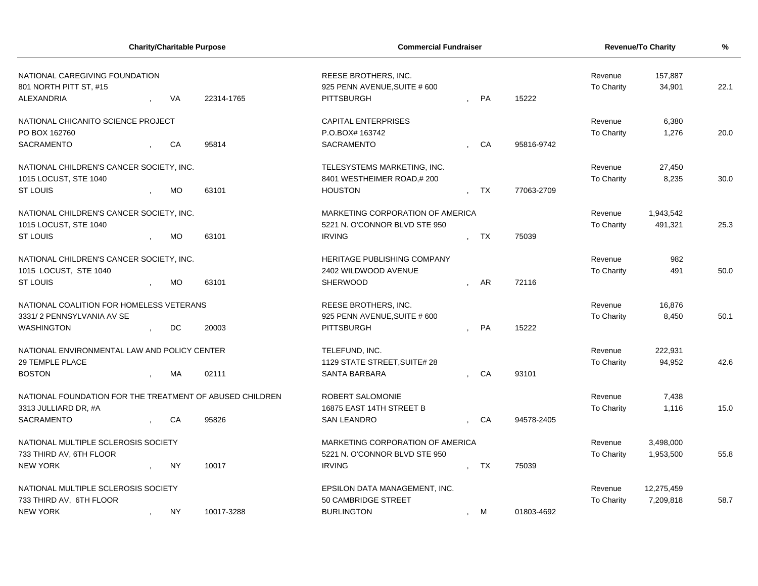| Charity/Charitable Purpose | Commercial Fundraiser | Revenue/To Charity | | % |
|---|---|---|---|---|
| NATIONAL CAREGIVING FOUNDATION<br>801 NORTH PITT ST, #15<br>ALEXANDRIA , VA 22314-1765 | REESE BROTHERS, INC.<br>925 PENN AVENUE,SUITE # 600<br>PITTSBURGH , PA 15222 | Revenue<br>To Charity | 157,887<br>34,901 | 22.1 |
| NATIONAL CHICANITO SCIENCE PROJECT<br>PO BOX 162760<br>SACRAMENTO , CA 95814 | CAPITAL ENTERPRISES<br>P.O.BOX# 163742<br>SACRAMENTO , CA 95816-9742 | Revenue<br>To Charity | 6,380<br>1,276 | 20.0 |
| NATIONAL CHILDREN'S CANCER SOCIETY, INC.<br>1015 LOCUST, STE 1040<br>ST LOUIS , MO 63101 | TELESYSTEMS MARKETING, INC.<br>8401 WESTHEIMER ROAD,# 200<br>HOUSTON , TX 77063-2709 | Revenue<br>To Charity | 27,450<br>8,235 | 30.0 |
| NATIONAL CHILDREN'S CANCER SOCIETY, INC.<br>1015 LOCUST, STE 1040<br>ST LOUIS , MO 63101 | MARKETING CORPORATION OF AMERICA<br>5221 N. O'CONNOR BLVD STE 950<br>IRVING , TX 75039 | Revenue<br>To Charity | 1,943,542<br>491,321 | 25.3 |
| NATIONAL CHILDREN'S CANCER SOCIETY, INC.<br>1015 LOCUST, STE 1040<br>ST LOUIS , MO 63101 | HERITAGE PUBLISHING COMPANY<br>2402 WILDWOOD AVENUE<br>SHERWOOD , AR 72116 | Revenue<br>To Charity | 982<br>491 | 50.0 |
| NATIONAL COALITION FOR HOMELESS VETERANS<br>3331/ 2 PENNSYLVANIA AV SE<br>WASHINGTON , DC 20003 | REESE BROTHERS, INC.<br>925 PENN AVENUE,SUITE # 600<br>PITTSBURGH , PA 15222 | Revenue<br>To Charity | 16,876<br>8,450 | 50.1 |
| NATIONAL ENVIRONMENTAL LAW AND POLICY CENTER<br>29 TEMPLE PLACE<br>BOSTON , MA 02111 | TELEFUND, INC.<br>1129 STATE STREET,SUITE# 28<br>SANTA BARBARA , CA 93101 | Revenue<br>To Charity | 222,931<br>94,952 | 42.6 |
| NATIONAL FOUNDATION FOR THE TREATMENT OF ABUSED CHILDREN<br>3313 JULLIARD DR, #A<br>SACRAMENTO , CA 95826 | ROBERT SALOMONIE<br>16875 EAST 14TH STREET B<br>SAN LEANDRO , CA 94578-2405 | Revenue<br>To Charity | 7,438<br>1,116 | 15.0 |
| NATIONAL MULTIPLE SCLEROSIS SOCIETY<br>733 THIRD AV, 6TH FLOOR<br>NEW YORK , NY 10017 | MARKETING CORPORATION OF AMERICA<br>5221 N. O'CONNOR BLVD STE 950<br>IRVING , TX 75039 | Revenue<br>To Charity | 3,498,000<br>1,953,500 | 55.8 |
| NATIONAL MULTIPLE SCLEROSIS SOCIETY<br>733 THIRD AV, 6TH FLOOR<br>NEW YORK , NY 10017-3288 | EPSILON DATA MANAGEMENT, INC.<br>50 CAMBRIDGE STREET<br>BURLINGTON , M 01803-4692 | Revenue<br>To Charity | 12,275,459<br>7,209,818 | 58.7 |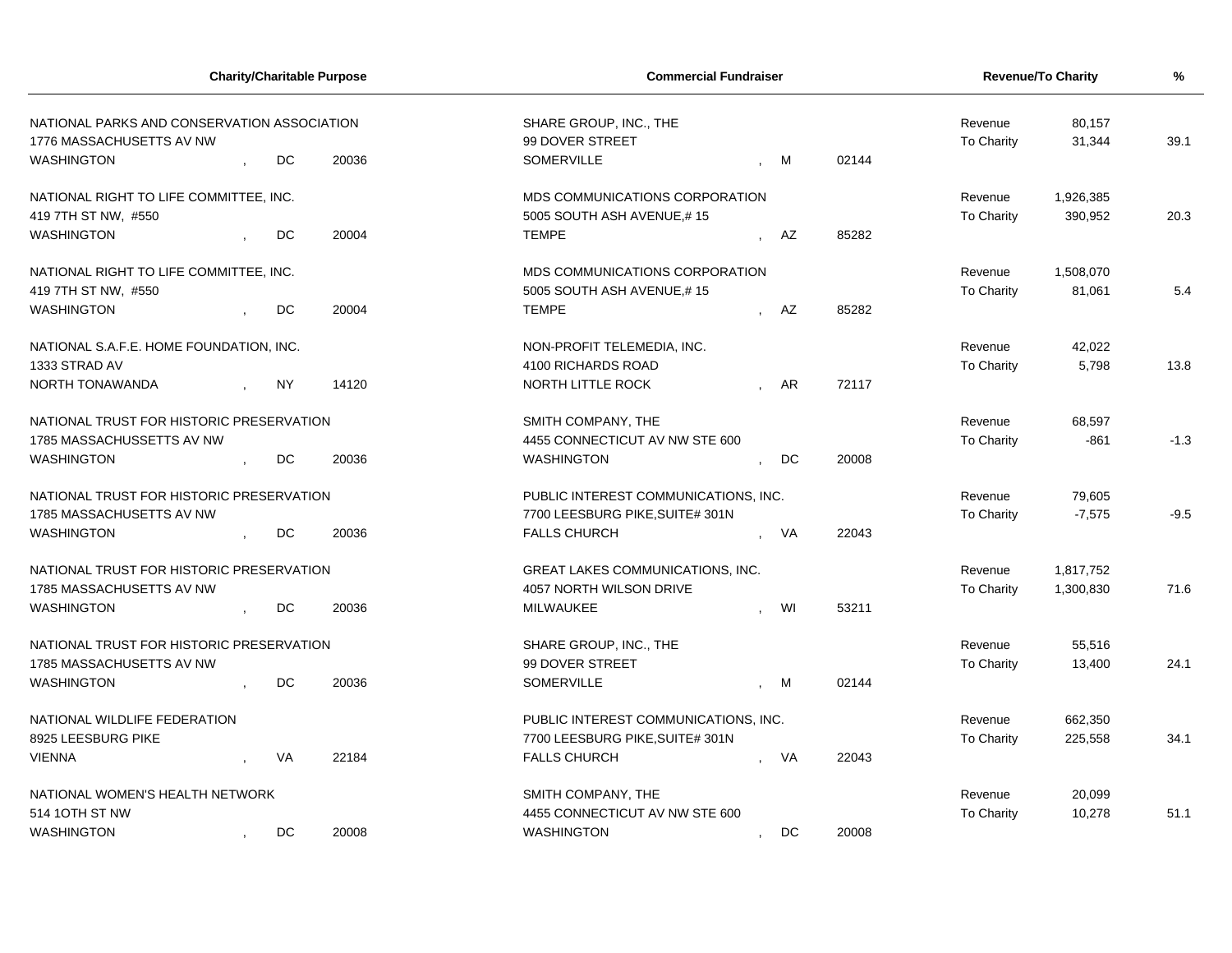| Charity/Charitable Purpose | Commercial Fundraiser | Revenue/To Charity | | % |
|---|---|---|---|---|
| NATIONAL PARKS AND CONSERVATION ASSOCIATION<br>1776 MASSACHUSETTS AV NW<br>WASHINGTON , DC 20036 | SHARE GROUP, INC., THE<br>99 DOVER STREET<br>SOMERVILLE , M 02144 | Revenue<br>To Charity | 80,157<br>31,344 | 39.1 |
| NATIONAL RIGHT TO LIFE COMMITTEE, INC.<br>419 7TH ST NW, #550<br>WASHINGTON , DC 20004 | MDS COMMUNICATIONS CORPORATION<br>5005 SOUTH ASH AVENUE,# 15<br>TEMPE , AZ 85282 | Revenue<br>To Charity | 1,926,385<br>390,952 | 20.3 |
| NATIONAL RIGHT TO LIFE COMMITTEE, INC.<br>419 7TH ST NW, #550<br>WASHINGTON , DC 20004 | MDS COMMUNICATIONS CORPORATION<br>5005 SOUTH ASH AVENUE,# 15<br>TEMPE , AZ 85282 | Revenue<br>To Charity | 1,508,070<br>81,061 | 5.4 |
| NATIONAL S.A.F.E. HOME FOUNDATION, INC.<br>1333 STRAD AV<br>NORTH TONAWANDA , NY 14120 | NON-PROFIT TELEMEDIA, INC.<br>4100 RICHARDS ROAD<br>NORTH LITTLE ROCK , AR 72117 | Revenue<br>To Charity | 42,022<br>5,798 | 13.8 |
| NATIONAL TRUST FOR HISTORIC PRESERVATION<br>1785 MASSACHUSSETTS AV NW<br>WASHINGTON , DC 20036 | SMITH COMPANY, THE<br>4455 CONNECTICUT AV NW STE 600<br>WASHINGTON , DC 20008 | Revenue<br>To Charity | 68,597<br>-861 | -1.3 |
| NATIONAL TRUST FOR HISTORIC PRESERVATION<br>1785 MASSACHUSETTS AV NW<br>WASHINGTON , DC 20036 | PUBLIC INTEREST COMMUNICATIONS, INC.<br>7700 LEESBURG PIKE,SUITE# 301N<br>FALLS CHURCH , VA 22043 | Revenue<br>To Charity | 79,605<br>-7,575 | -9.5 |
| NATIONAL TRUST FOR HISTORIC PRESERVATION<br>1785 MASSACHUSETTS AV NW<br>WASHINGTON , DC 20036 | GREAT LAKES COMMUNICATIONS, INC.<br>4057 NORTH WILSON DRIVE<br>MILWAUKEE , WI 53211 | Revenue<br>To Charity | 1,817,752<br>1,300,830 | 71.6 |
| NATIONAL TRUST FOR HISTORIC PRESERVATION<br>1785 MASSACHUSETTS AV NW<br>WASHINGTON , DC 20036 | SHARE GROUP, INC., THE<br>99 DOVER STREET<br>SOMERVILLE , M 02144 | Revenue<br>To Charity | 55,516<br>13,400 | 24.1 |
| NATIONAL WILDLIFE FEDERATION<br>8925 LEESBURG PIKE<br>VIENNA , VA 22184 | PUBLIC INTEREST COMMUNICATIONS, INC.<br>7700 LEESBURG PIKE,SUITE# 301N<br>FALLS CHURCH , VA 22043 | Revenue<br>To Charity | 662,350<br>225,558 | 34.1 |
| NATIONAL WOMEN'S HEALTH NETWORK<br>514 1OTH ST NW<br>WASHINGTON , DC 20008 | SMITH COMPANY, THE<br>4455 CONNECTICUT AV NW STE 600<br>WASHINGTON , DC 20008 | Revenue<br>To Charity | 20,099<br>10,278 | 51.1 |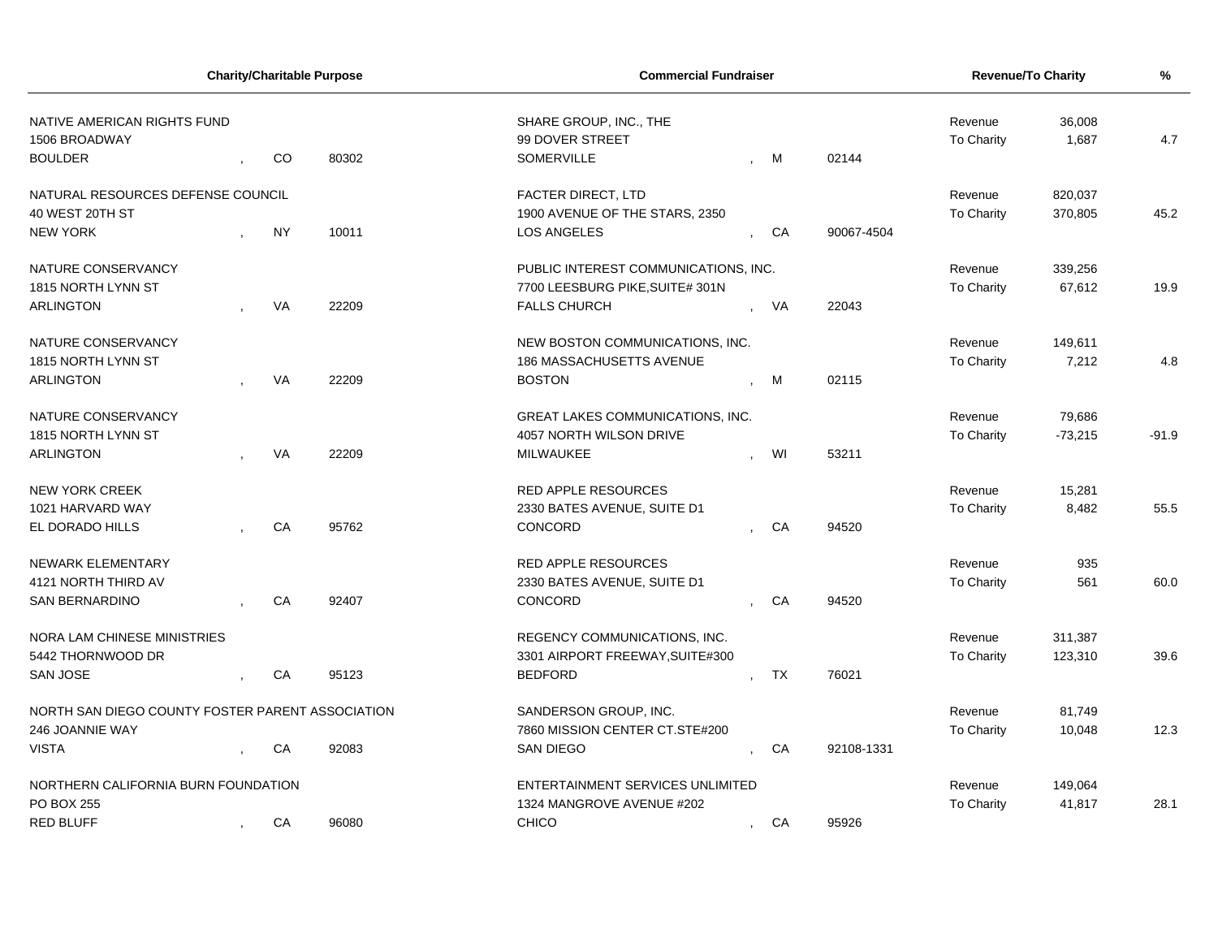| Charity/Charitable Purpose | | | Commercial Fundraiser | | | Revenue/To Charity | | % |
|---|---|---|---|---|---|---|---|---|
| NATIVE AMERICAN RIGHTS FUND<br>1506 BROADWAY<br>BOULDER | CO | 80302 | SHARE GROUP, INC., THE<br>99 DOVER STREET<br>SOMERVILLE | M | 02144 | Revenue<br>To Charity | 36,008<br>1,687 | 4.7 |
| NATURAL RESOURCES DEFENSE COUNCIL<br>40 WEST 20TH ST<br>NEW YORK | NY | 10011 | FACTER DIRECT, LTD<br>1900 AVENUE OF THE STARS, 2350<br>LOS ANGELES | CA | 90067-4504 | Revenue<br>To Charity | 820,037<br>370,805 | 45.2 |
| NATURE CONSERVANCY<br>1815 NORTH LYNN ST<br>ARLINGTON | VA | 22209 | PUBLIC INTEREST COMMUNICATIONS, INC.<br>7700 LEESBURG PIKE,SUITE# 301N<br>FALLS CHURCH | VA | 22043 | Revenue<br>To Charity | 339,256<br>67,612 | 19.9 |
| NATURE CONSERVANCY<br>1815 NORTH LYNN ST<br>ARLINGTON | VA | 22209 | NEW BOSTON COMMUNICATIONS, INC.<br>186 MASSACHUSETTS AVENUE<br>BOSTON | M | 02115 | Revenue<br>To Charity | 149,611<br>7,212 | 4.8 |
| NATURE CONSERVANCY<br>1815 NORTH LYNN ST<br>ARLINGTON | VA | 22209 | GREAT LAKES COMMUNICATIONS, INC.<br>4057 NORTH WILSON DRIVE<br>MILWAUKEE | WI | 53211 | Revenue<br>To Charity | 79,686<br>-73,215 | -91.9 |
| NEW YORK CREEK<br>1021 HARVARD WAY<br>EL DORADO HILLS | CA | 95762 | RED APPLE RESOURCES<br>2330 BATES AVENUE, SUITE D1<br>CONCORD | CA | 94520 | Revenue<br>To Charity | 15,281<br>8,482 | 55.5 |
| NEWARK ELEMENTARY<br>4121 NORTH THIRD AV<br>SAN BERNARDINO | CA | 92407 | RED APPLE RESOURCES<br>2330 BATES AVENUE, SUITE D1<br>CONCORD | CA | 94520 | Revenue<br>To Charity | 935<br>561 | 60.0 |
| NORA LAM CHINESE MINISTRIES<br>5442 THORNWOOD DR<br>SAN JOSE | CA | 95123 | REGENCY COMMUNICATIONS, INC.<br>3301 AIRPORT FREEWAY,SUITE#300<br>BEDFORD | TX | 76021 | Revenue<br>To Charity | 311,387<br>123,310 | 39.6 |
| NORTH SAN DIEGO COUNTY FOSTER PARENT ASSOCIATION<br>246 JOANNIE WAY<br>VISTA | CA | 92083 | SANDERSON GROUP, INC.<br>7860 MISSION CENTER CT.STE#200<br>SAN DIEGO | CA | 92108-1331 | Revenue<br>To Charity | 81,749<br>10,048 | 12.3 |
| NORTHERN CALIFORNIA BURN FOUNDATION<br>PO BOX 255<br>RED BLUFF | CA | 96080 | ENTERTAINMENT SERVICES UNLIMITED<br>1324 MANGROVE AVENUE #202<br>CHICO | CA | 95926 | Revenue<br>To Charity | 149,064<br>41,817 | 28.1 |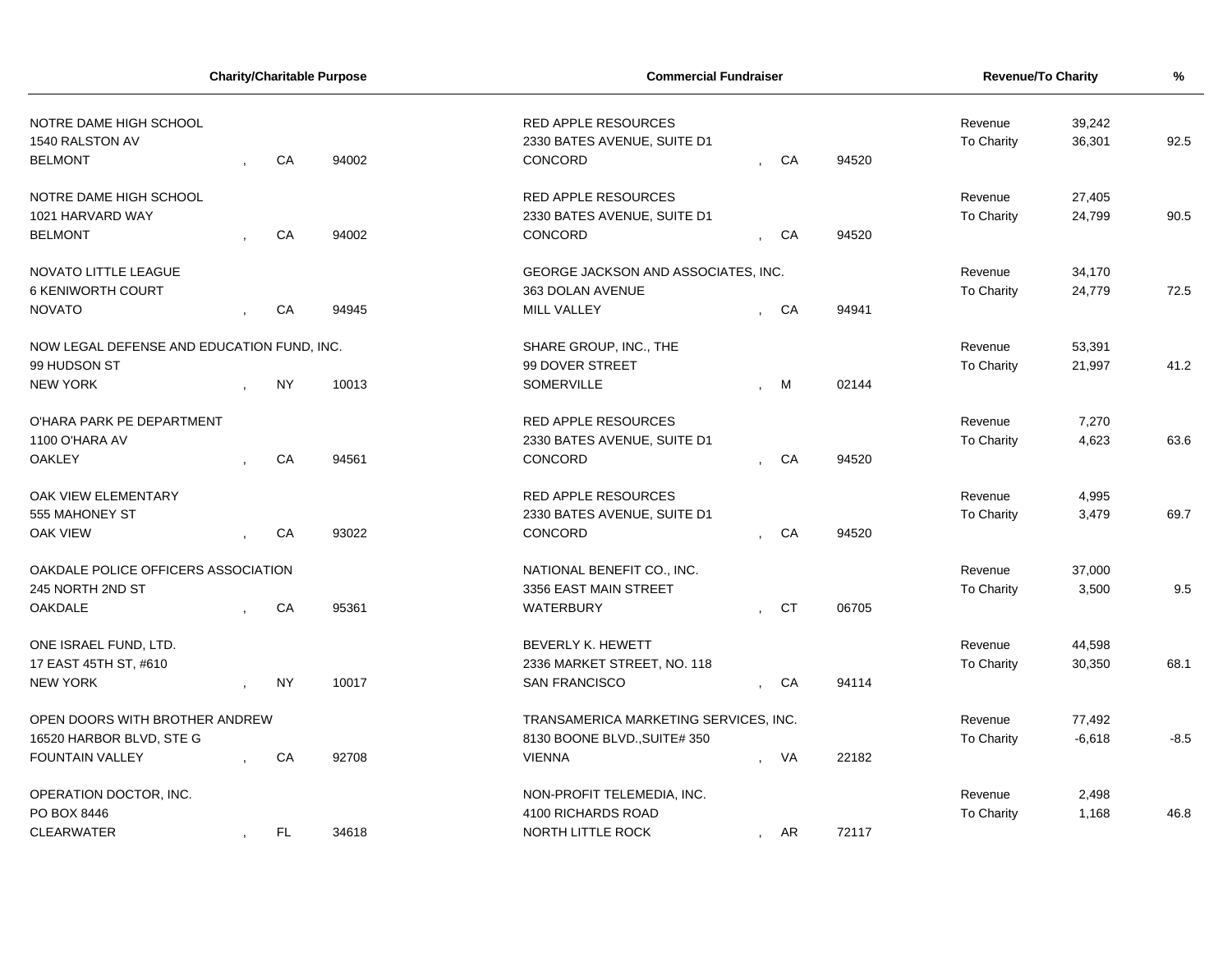| Charity/Charitable Purpose | | | Commercial Fundraiser | | | Revenue/To Charity | | % |
|---|---|---|---|---|---|---|---|---|
| NOTRE DAME HIGH SCHOOL | | | RED APPLE RESOURCES | | | Revenue | 39,242 | |
| 1540 RALSTON AV | | | 2330 BATES AVENUE, SUITE D1 | | | To Charity | 36,301 | 92.5 |
| BELMONT | CA | 94002 | CONCORD | CA | 94520 | | | |
| NOTRE DAME HIGH SCHOOL | | | RED APPLE RESOURCES | | | Revenue | 27,405 | |
| 1021 HARVARD WAY | | | 2330 BATES AVENUE, SUITE D1 | | | To Charity | 24,799 | 90.5 |
| BELMONT | CA | 94002 | CONCORD | CA | 94520 | | | |
| NOVATO LITTLE LEAGUE | | | GEORGE JACKSON AND ASSOCIATES, INC. | | | Revenue | 34,170 | |
| 6 KENIWORTH COURT | | | 363 DOLAN AVENUE | | | To Charity | 24,779 | 72.5 |
| NOVATO | CA | 94945 | MILL VALLEY | CA | 94941 | | | |
| NOW LEGAL DEFENSE AND EDUCATION FUND, INC. | | | SHARE GROUP, INC., THE | | | Revenue | 53,391 | |
| 99 HUDSON ST | | | 99 DOVER STREET | | | To Charity | 21,997 | 41.2 |
| NEW YORK | NY | 10013 | SOMERVILLE | M | 02144 | | | |
| O'HARA PARK PE DEPARTMENT | | | RED APPLE RESOURCES | | | Revenue | 7,270 | |
| 1100 O'HARA AV | | | 2330 BATES AVENUE, SUITE D1 | | | To Charity | 4,623 | 63.6 |
| OAKLEY | CA | 94561 | CONCORD | CA | 94520 | | | |
| OAK VIEW ELEMENTARY | | | RED APPLE RESOURCES | | | Revenue | 4,995 | |
| 555 MAHONEY ST | | | 2330 BATES AVENUE, SUITE D1 | | | To Charity | 3,479 | 69.7 |
| OAK VIEW | CA | 93022 | CONCORD | CA | 94520 | | | |
| OAKDALE POLICE OFFICERS ASSOCIATION | | | NATIONAL BENEFIT CO., INC. | | | Revenue | 37,000 | |
| 245 NORTH 2ND ST | | | 3356 EAST MAIN STREET | | | To Charity | 3,500 | 9.5 |
| OAKDALE | CA | 95361 | WATERBURY | CT | 06705 | | | |
| ONE ISRAEL FUND, LTD. | | | BEVERLY K. HEWETT | | | Revenue | 44,598 | |
| 17 EAST 45TH ST, #610 | | | 2336 MARKET STREET, NO. 118 | | | To Charity | 30,350 | 68.1 |
| NEW YORK | NY | 10017 | SAN FRANCISCO | CA | 94114 | | | |
| OPEN DOORS WITH BROTHER ANDREW | | | TRANSAMERICA MARKETING SERVICES, INC. | | | Revenue | 77,492 | |
| 16520 HARBOR BLVD, STE G | | | 8130 BOONE BLVD.,SUITE# 350 | | | To Charity | -6,618 | -8.5 |
| FOUNTAIN VALLEY | CA | 92708 | VIENNA | VA | 22182 | | | |
| OPERATION DOCTOR, INC. | | | NON-PROFIT TELEMEDIA, INC. | | | Revenue | 2,498 | |
| PO BOX 8446 | | | 4100 RICHARDS ROAD | | | To Charity | 1,168 | 46.8 |
| CLEARWATER | FL | 34618 | NORTH LITTLE ROCK | AR | 72117 | | | |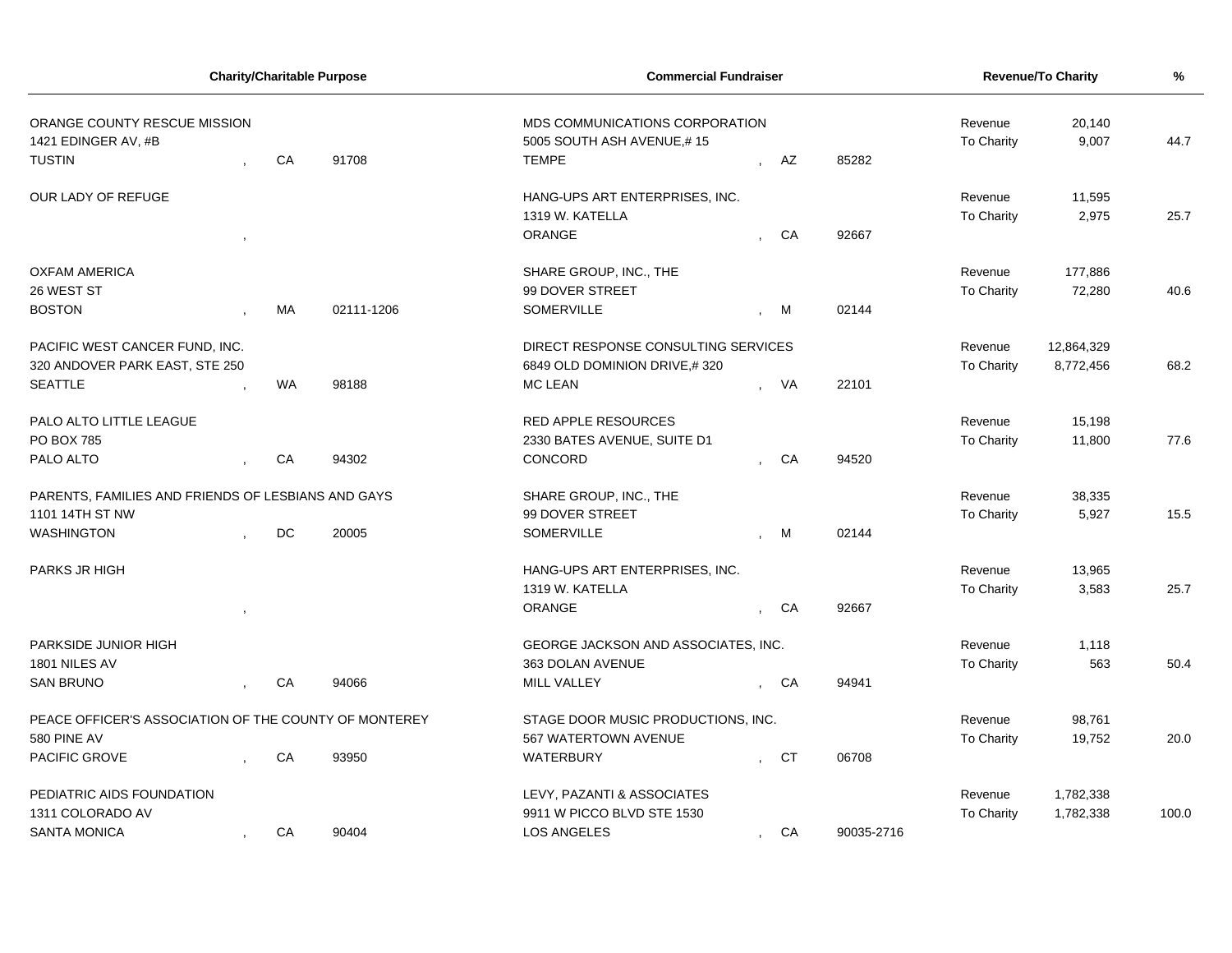| Charity/Charitable Purpose | | | Commercial Fundraiser | | | Revenue/To Charity | | % |
|---|---|---|---|---|---|---|---|---|
| ORANGE COUNTY RESCUE MISSION<br>1421 EDINGER AV, #B<br>TUSTIN | CA | 91708 | MDS COMMUNICATIONS CORPORATION<br>5005 SOUTH ASH AVENUE,# 15<br>TEMPE | AZ | 85282 | Revenue<br>To Charity | 20,140<br>9,007 | 44.7 |
| OUR LADY OF REFUGE | | | HANG-UPS ART ENTERPRISES, INC.<br>1319 W. KATELLA<br>ORANGE | CA | 92667 | Revenue<br>To Charity | 11,595<br>2,975 | 25.7 |
| OXFAM AMERICA<br>26 WEST ST<br>BOSTON | MA | 02111-1206 | SHARE GROUP, INC., THE<br>99 DOVER STREET<br>SOMERVILLE | M | 02144 | Revenue<br>To Charity | 177,886<br>72,280 | 40.6 |
| PACIFIC WEST CANCER FUND, INC.<br>320 ANDOVER PARK EAST, STE 250<br>SEATTLE | WA | 98188 | DIRECT RESPONSE CONSULTING SERVICES<br>6849 OLD DOMINION DRIVE,# 320<br>MC LEAN | VA | 22101 | Revenue<br>To Charity | 12,864,329<br>8,772,456 | 68.2 |
| PALO ALTO LITTLE LEAGUE<br>PO BOX 785<br>PALO ALTO | CA | 94302 | RED APPLE RESOURCES<br>2330 BATES AVENUE, SUITE D1<br>CONCORD | CA | 94520 | Revenue<br>To Charity | 15,198<br>11,800 | 77.6 |
| PARENTS, FAMILIES AND FRIENDS OF LESBIANS AND GAYS<br>1101 14TH ST NW<br>WASHINGTON | DC | 20005 | SHARE GROUP, INC., THE<br>99 DOVER STREET<br>SOMERVILLE | M | 02144 | Revenue<br>To Charity | 38,335<br>5,927 | 15.5 |
| PARKS JR HIGH | | | HANG-UPS ART ENTERPRISES, INC.<br>1319 W. KATELLA<br>ORANGE | CA | 92667 | Revenue<br>To Charity | 13,965<br>3,583 | 25.7 |
| PARKSIDE JUNIOR HIGH<br>1801 NILES AV<br>SAN BRUNO | CA | 94066 | GEORGE JACKSON AND ASSOCIATES, INC.<br>363 DOLAN AVENUE<br>MILL VALLEY | CA | 94941 | Revenue<br>To Charity | 1,118<br>563 | 50.4 |
| PEACE OFFICER'S ASSOCIATION OF THE COUNTY OF MONTEREY<br>580 PINE AV<br>PACIFIC GROVE | CA | 93950 | STAGE DOOR MUSIC PRODUCTIONS, INC.<br>567 WATERTOWN AVENUE<br>WATERBURY | CT | 06708 | Revenue<br>To Charity | 98,761<br>19,752 | 20.0 |
| PEDIATRIC AIDS FOUNDATION<br>1311 COLORADO AV<br>SANTA MONICA | CA | 90404 | LEVY, PAZANTI & ASSOCIATES<br>9911 W PICCO BLVD STE 1530<br>LOS ANGELES | CA | 90035-2716 | Revenue<br>To Charity | 1,782,338<br>1,782,338 | 100.0 |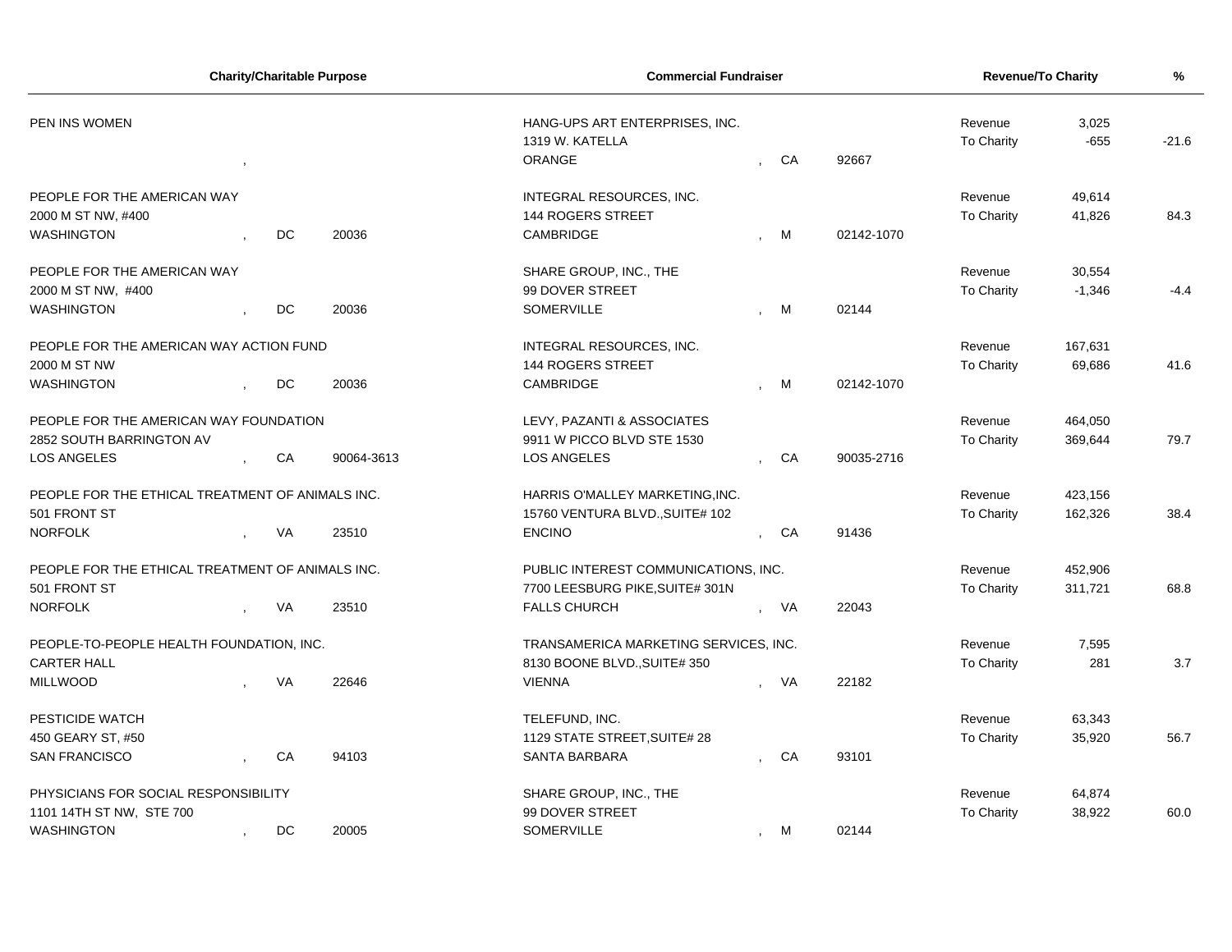| Charity/Charitable Purpose | Commercial Fundraiser | Revenue/To Charity | | % |
|---|---|---|---|---|
| PEN INS WOMEN<br>, | HANG-UPS ART ENTERPRISES, INC.<br>1319 W. KATELLA<br>ORANGE , CA 92667 | Revenue<br>To Charity | 3,025<br>-655 | -21.6 |
| PEOPLE FOR THE AMERICAN WAY<br>2000 M ST NW, #400<br>WASHINGTON , DC 20036 | INTEGRAL RESOURCES, INC.<br>144 ROGERS STREET<br>CAMBRIDGE , M 02142-1070 | Revenue<br>To Charity | 49,614<br>41,826 | 84.3 |
| PEOPLE FOR THE AMERICAN WAY<br>2000 M ST NW, #400<br>WASHINGTON , DC 20036 | SHARE GROUP, INC., THE<br>99 DOVER STREET<br>SOMERVILLE , M 02144 | Revenue<br>To Charity | 30,554<br>-1,346 | -4.4 |
| PEOPLE FOR THE AMERICAN WAY ACTION FUND<br>2000 M ST NW<br>WASHINGTON , DC 20036 | INTEGRAL RESOURCES, INC.<br>144 ROGERS STREET<br>CAMBRIDGE , M 02142-1070 | Revenue<br>To Charity | 167,631<br>69,686 | 41.6 |
| PEOPLE FOR THE AMERICAN WAY FOUNDATION<br>2852 SOUTH BARRINGTON AV<br>LOS ANGELES , CA 90064-3613 | LEVY, PAZANTI & ASSOCIATES<br>9911 W PICCO BLVD STE 1530<br>LOS ANGELES , CA 90035-2716 | Revenue<br>To Charity | 464,050<br>369,644 | 79.7 |
| PEOPLE FOR THE ETHICAL TREATMENT OF ANIMALS INC.<br>501 FRONT ST<br>NORFOLK , VA 23510 | HARRIS O'MALLEY MARKETING,INC.<br>15760 VENTURA BLVD.,SUITE# 102<br>ENCINO , CA 91436 | Revenue<br>To Charity | 423,156<br>162,326 | 38.4 |
| PEOPLE FOR THE ETHICAL TREATMENT OF ANIMALS INC.<br>501 FRONT ST<br>NORFOLK , VA 23510 | PUBLIC INTEREST COMMUNICATIONS, INC.<br>7700 LEESBURG PIKE,SUITE# 301N<br>FALLS CHURCH , VA 22043 | Revenue<br>To Charity | 452,906<br>311,721 | 68.8 |
| PEOPLE-TO-PEOPLE HEALTH FOUNDATION, INC.<br>CARTER HALL<br>MILLWOOD , VA 22646 | TRANSAMERICA MARKETING SERVICES, INC.<br>8130 BOONE BLVD.,SUITE# 350<br>VIENNA , VA 22182 | Revenue<br>To Charity | 7,595<br>281 | 3.7 |
| PESTICIDE WATCH<br>450 GEARY ST, #50<br>SAN FRANCISCO , CA 94103 | TELEFUND, INC.<br>1129 STATE STREET,SUITE# 28<br>SANTA BARBARA , CA 93101 | Revenue<br>To Charity | 63,343<br>35,920 | 56.7 |
| PHYSICIANS FOR SOCIAL RESPONSIBILITY<br>1101 14TH ST NW, STE 700<br>WASHINGTON , DC 20005 | SHARE GROUP, INC., THE<br>99 DOVER STREET<br>SOMERVILLE , M 02144 | Revenue<br>To Charity | 64,874<br>38,922 | 60.0 |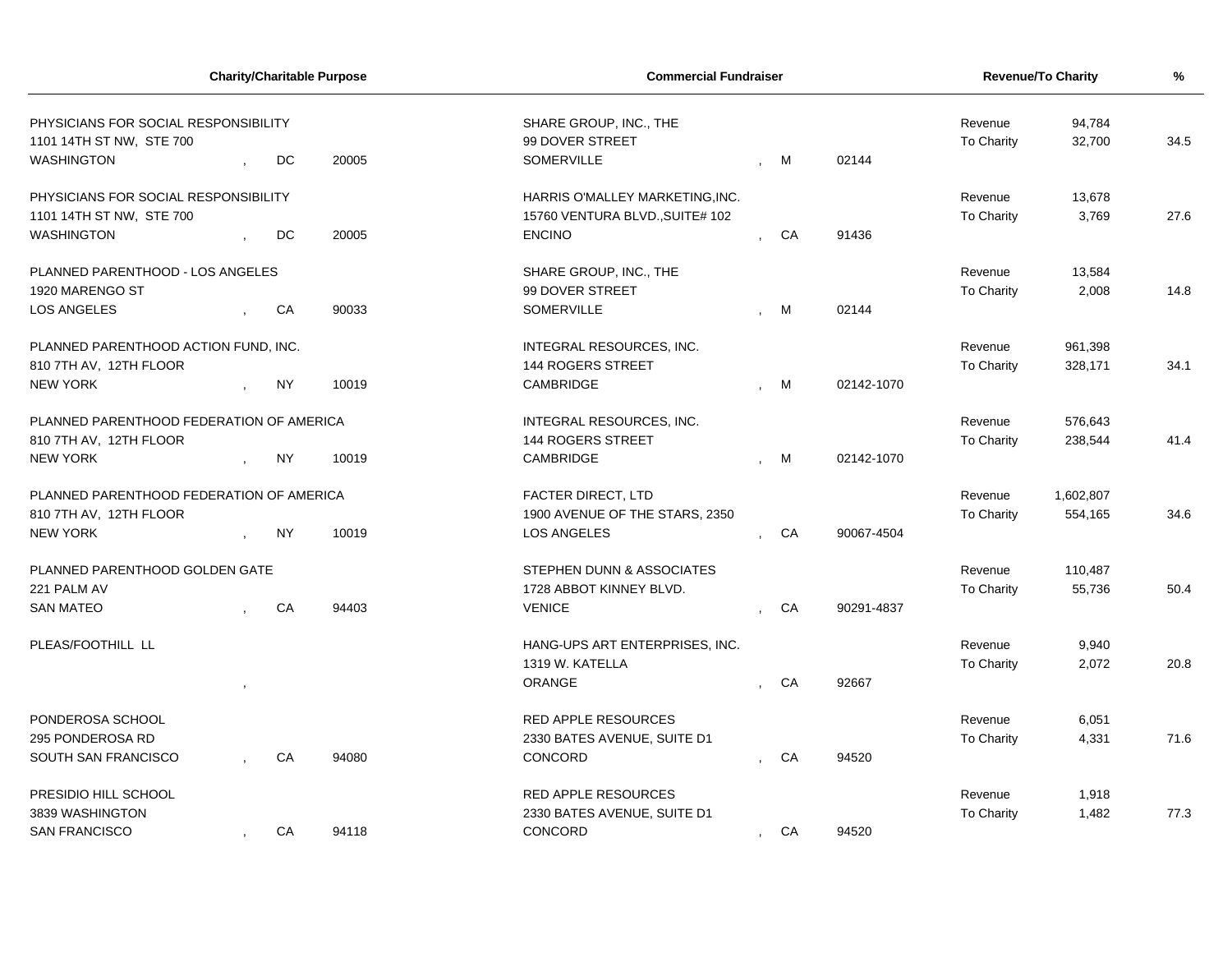| Charity/Charitable Purpose | Commercial Fundraiser | Revenue/To Charity | | % |
|---|---|---|---|---|
| PHYSICIANS FOR SOCIAL RESPONSIBILITY<br>1101 14TH ST NW, STE 700<br>WASHINGTON , DC 20005 | SHARE GROUP, INC., THE<br>99 DOVER STREET<br>SOMERVILLE , M 02144 | Revenue<br>To Charity | 94,784<br>32,700 | 34.5 |
| PHYSICIANS FOR SOCIAL RESPONSIBILITY<br>1101 14TH ST NW, STE 700<br>WASHINGTON , DC 20005 | HARRIS O'MALLEY MARKETING,INC.<br>15760 VENTURA BLVD.,SUITE# 102<br>ENCINO , CA 91436 | Revenue<br>To Charity | 13,678<br>3,769 | 27.6 |
| PLANNED PARENTHOOD - LOS ANGELES<br>1920 MARENGO ST<br>LOS ANGELES , CA 90033 | SHARE GROUP, INC., THE<br>99 DOVER STREET<br>SOMERVILLE , M 02144 | Revenue<br>To Charity | 13,584<br>2,008 | 14.8 |
| PLANNED PARENTHOOD ACTION FUND, INC.<br>810 7TH AV, 12TH FLOOR<br>NEW YORK , NY 10019 | INTEGRAL RESOURCES, INC.<br>144 ROGERS STREET<br>CAMBRIDGE , M 02142-1070 | Revenue<br>To Charity | 961,398<br>328,171 | 34.1 |
| PLANNED PARENTHOOD FEDERATION OF AMERICA<br>810 7TH AV, 12TH FLOOR<br>NEW YORK , NY 10019 | INTEGRAL RESOURCES, INC.<br>144 ROGERS STREET<br>CAMBRIDGE , M 02142-1070 | Revenue<br>To Charity | 576,643<br>238,544 | 41.4 |
| PLANNED PARENTHOOD FEDERATION OF AMERICA<br>810 7TH AV, 12TH FLOOR<br>NEW YORK , NY 10019 | FACTER DIRECT, LTD<br>1900 AVENUE OF THE STARS, 2350<br>LOS ANGELES , CA 90067-4504 | Revenue<br>To Charity | 1,602,807<br>554,165 | 34.6 |
| PLANNED PARENTHOOD GOLDEN GATE<br>221 PALM AV<br>SAN MATEO , CA 94403 | STEPHEN DUNN & ASSOCIATES<br>1728 ABBOT KINNEY BLVD.<br>VENICE , CA 90291-4837 | Revenue<br>To Charity | 110,487<br>55,736 | 50.4 |
| PLEAS/FOOTHILL LL<br><br>, | HANG-UPS ART ENTERPRISES, INC.<br>1319 W. KATELLA<br>ORANGE , CA 92667 | Revenue<br>To Charity | 9,940<br>2,072 | 20.8 |
| PONDEROSA SCHOOL<br>295 PONDEROSA RD<br>SOUTH SAN FRANCISCO , CA 94080 | RED APPLE RESOURCES<br>2330 BATES AVENUE, SUITE D1<br>CONCORD , CA 94520 | Revenue<br>To Charity | 6,051<br>4,331 | 71.6 |
| PRESIDIO HILL SCHOOL<br>3839 WASHINGTON<br>SAN FRANCISCO , CA 94118 | RED APPLE RESOURCES<br>2330 BATES AVENUE, SUITE D1<br>CONCORD , CA 94520 | Revenue<br>To Charity | 1,918<br>1,482 | 77.3 |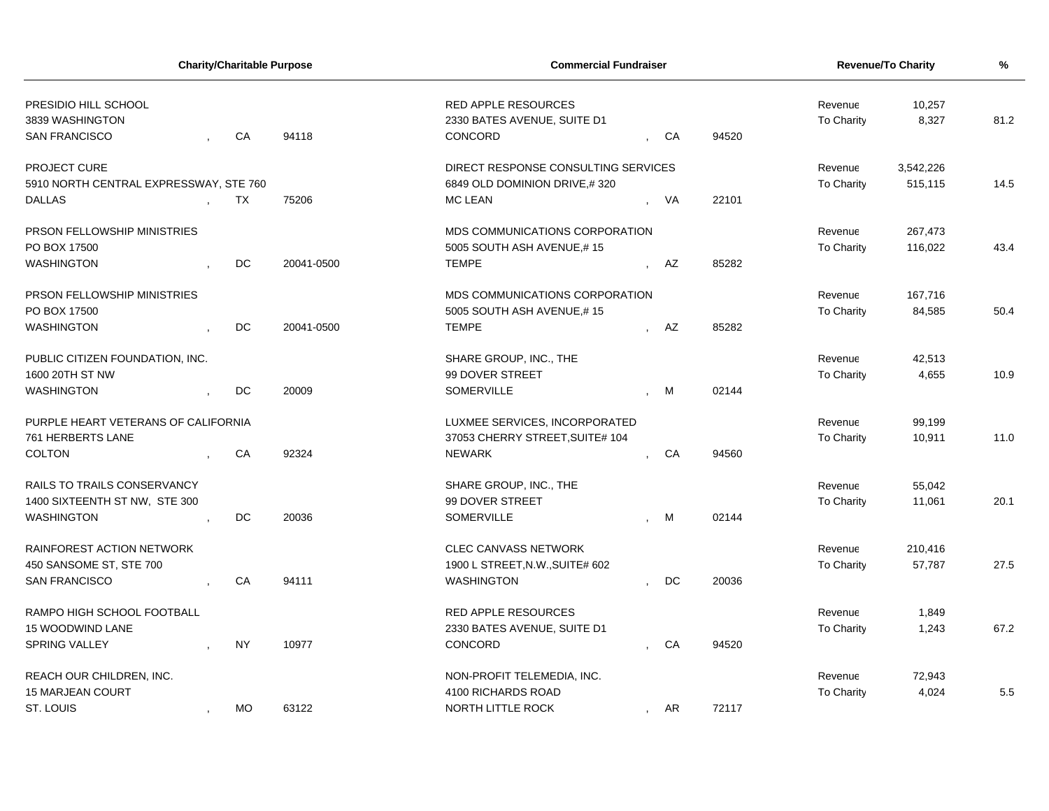| Charity/Charitable Purpose | | | | Commercial Fundraiser | | | | Revenue/To Charity | | % |
|---|---|---|---|---|---|---|---|---|---|---|
| PRESIDIO HILL SCHOOL<br>3839 WASHINGTON<br>SAN FRANCISCO | , | CA | 94118 | RED APPLE RESOURCES<br>2330 BATES AVENUE, SUITE D1<br>CONCORD | , | CA | 94520 | Revenue<br>To Charity | 10,257<br>8,327 | 81.2 |
| PROJECT CURE<br>5910 NORTH CENTRAL EXPRESSWAY, STE 760<br>DALLAS | , | TX | 75206 | DIRECT RESPONSE CONSULTING SERVICES<br>6849 OLD DOMINION DRIVE,# 320<br>MC LEAN | , | VA | 22101 | Revenue<br>To Charity | 3,542,226<br>515,115 | 14.5 |
| PRSON FELLOWSHIP MINISTRIES<br>PO BOX 17500<br>WASHINGTON | , | DC | 20041-0500 | MDS COMMUNICATIONS CORPORATION<br>5005 SOUTH ASH AVENUE,# 15<br>TEMPE | , | AZ | 85282 | Revenue<br>To Charity | 267,473<br>116,022 | 43.4 |
| PRSON FELLOWSHIP MINISTRIES<br>PO BOX 17500<br>WASHINGTON | , | DC | 20041-0500 | MDS COMMUNICATIONS CORPORATION<br>5005 SOUTH ASH AVENUE,# 15<br>TEMPE | , | AZ | 85282 | Revenue<br>To Charity | 167,716<br>84,585 | 50.4 |
| PUBLIC CITIZEN FOUNDATION, INC.<br>1600 20TH ST NW<br>WASHINGTON | , | DC | 20009 | SHARE GROUP, INC., THE<br>99 DOVER STREET<br>SOMERVILLE | , | M | 02144 | Revenue<br>To Charity | 42,513<br>4,655 | 10.9 |
| PURPLE HEART VETERANS OF CALIFORNIA<br>761 HERBERTS LANE<br>COLTON | , | CA | 92324 | LUXMEE SERVICES, INCORPORATED<br>37053 CHERRY STREET,SUITE# 104<br>NEWARK | , | CA | 94560 | Revenue<br>To Charity | 99,199<br>10,911 | 11.0 |
| RAILS TO TRAILS CONSERVANCY<br>1400 SIXTEENTH ST NW, STE 300<br>WASHINGTON | , | DC | 20036 | SHARE GROUP, INC., THE<br>99 DOVER STREET<br>SOMERVILLE | , | M | 02144 | Revenue<br>To Charity | 55,042<br>11,061 | 20.1 |
| RAINFOREST ACTION NETWORK<br>450 SANSOME ST, STE 700<br>SAN FRANCISCO | , | CA | 94111 | CLEC CANVASS NETWORK<br>1900 L STREET,N.W.,SUITE# 602<br>WASHINGTON | , | DC | 20036 | Revenue<br>To Charity | 210,416<br>57,787 | 27.5 |
| RAMPO HIGH SCHOOL FOOTBALL<br>15 WOODWIND LANE<br>SPRING VALLEY | , | NY | 10977 | RED APPLE RESOURCES<br>2330 BATES AVENUE, SUITE D1<br>CONCORD | , | CA | 94520 | Revenue<br>To Charity | 1,849<br>1,243 | 67.2 |
| REACH OUR CHILDREN, INC.<br>15 MARJEAN COURT<br>ST. LOUIS | , | MO | 63122 | NON-PROFIT TELEMEDIA, INC.<br>4100 RICHARDS ROAD<br>NORTH LITTLE ROCK | , | AR | 72117 | Revenue<br>To Charity | 72,943<br>4,024 | 5.5 |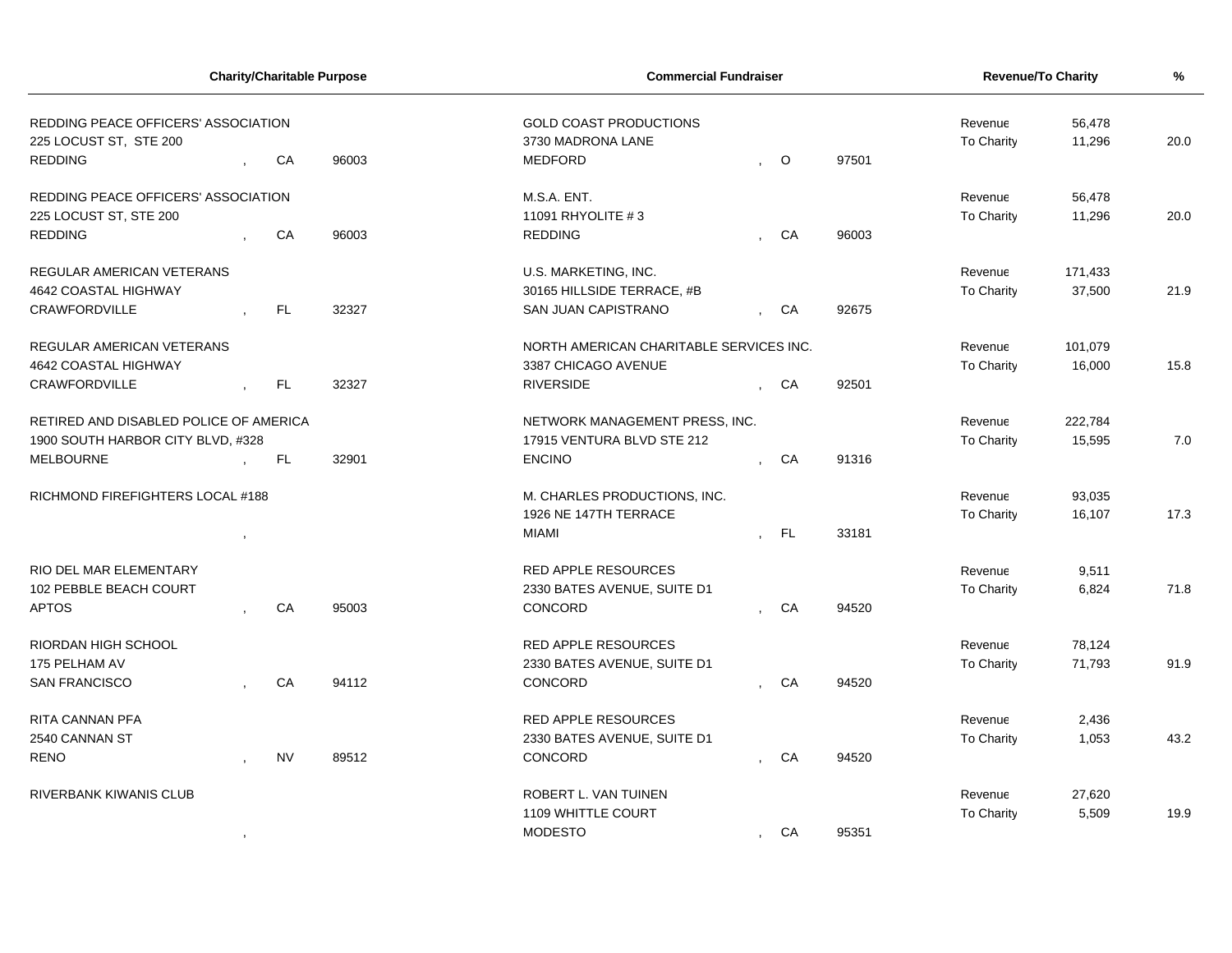| Charity/Charitable Purpose | Commercial Fundraiser | Revenue/To Charity | | % |
|---|---|---|---|---|
| REDDING PEACE OFFICERS' ASSOCIATION<br>225 LOCUST ST, STE 200<br>REDDING , CA 96003 | GOLD COAST PRODUCTIONS<br>3730 MADRONA LANE<br>MEDFORD , O 97501 | Revenue<br>To Charity | 56,478<br>11,296 | 20.0 |
| REDDING PEACE OFFICERS' ASSOCIATION<br>225 LOCUST ST, STE 200<br>REDDING , CA 96003 | M.S.A. ENT.<br>11091 RHYOLITE # 3<br>REDDING , CA 96003 | Revenue<br>To Charity | 56,478<br>11,296 | 20.0 |
| REGULAR AMERICAN VETERANS<br>4642 COASTAL HIGHWAY<br>CRAWFORDVILLE , FL 32327 | U.S. MARKETING, INC.<br>30165 HILLSIDE TERRACE, #B<br>SAN JUAN CAPISTRANO , CA 92675 | Revenue<br>To Charity | 171,433<br>37,500 | 21.9 |
| REGULAR AMERICAN VETERANS<br>4642 COASTAL HIGHWAY<br>CRAWFORDVILLE , FL 32327 | NORTH AMERICAN CHARITABLE SERVICES INC.<br>3387 CHICAGO AVENUE<br>RIVERSIDE , CA 92501 | Revenue<br>To Charity | 101,079<br>16,000 | 15.8 |
| RETIRED AND DISABLED POLICE OF AMERICA<br>1900 SOUTH HARBOR CITY BLVD, #328<br>MELBOURNE , FL 32901 | NETWORK MANAGEMENT PRESS, INC.<br>17915 VENTURA BLVD STE 212<br>ENCINO , CA 91316 | Revenue<br>To Charity | 222,784<br>15,595 | 7.0 |
| RICHMOND FIREFIGHTERS LOCAL #188<br>, | M. CHARLES PRODUCTIONS, INC.<br>1926 NE 147TH TERRACE<br>MIAMI , FL 33181 | Revenue<br>To Charity | 93,035<br>16,107 | 17.3 |
| RIO DEL MAR ELEMENTARY<br>102 PEBBLE BEACH COURT<br>APTOS , CA 95003 | RED APPLE RESOURCES<br>2330 BATES AVENUE, SUITE D1<br>CONCORD , CA 94520 | Revenue<br>To Charity | 9,511<br>6,824 | 71.8 |
| RIORDAN HIGH SCHOOL<br>175 PELHAM AV<br>SAN FRANCISCO , CA 94112 | RED APPLE RESOURCES<br>2330 BATES AVENUE, SUITE D1<br>CONCORD , CA 94520 | Revenue<br>To Charity | 78,124<br>71,793 | 91.9 |
| RITA CANNAN PFA<br>2540 CANNAN ST<br>RENO , NV 89512 | RED APPLE RESOURCES<br>2330 BATES AVENUE, SUITE D1<br>CONCORD , CA 94520 | Revenue<br>To Charity | 2,436<br>1,053 | 43.2 |
| RIVERBANK KIWANIS CLUB<br>, | ROBERT L. VAN TUINEN<br>1109 WHITTLE COURT<br>MODESTO , CA 95351 | Revenue<br>To Charity | 27,620<br>5,509 | 19.9 |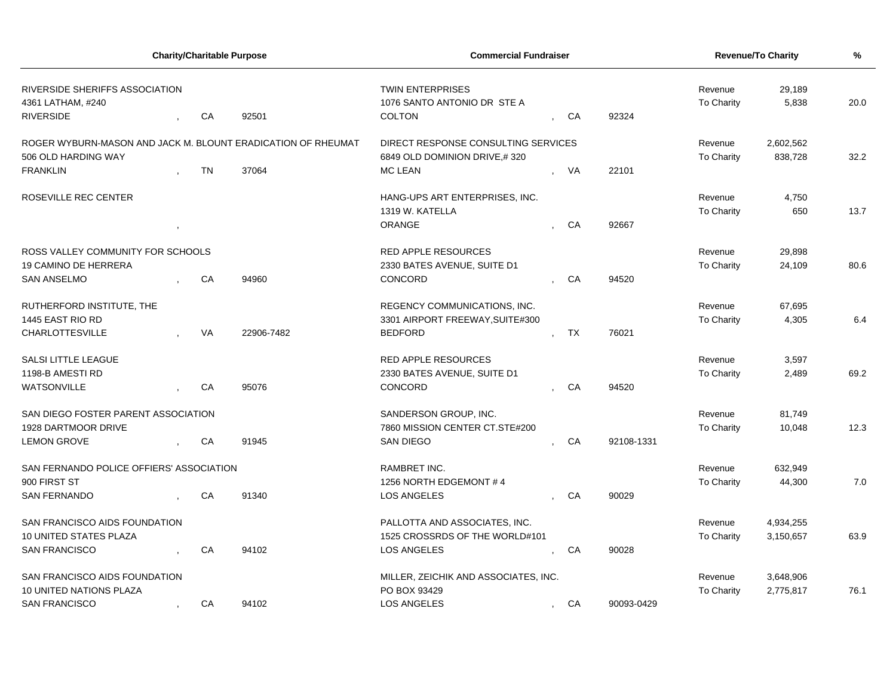| Charity/Charitable Purpose | Commercial Fundraiser | Revenue/To Charity | | % |
|---|---|---|---|---|
| RIVERSIDE SHERIFFS ASSOCIATION<br>4361 LATHAM, #240<br>RIVERSIDE , CA 92501 | TWIN ENTERPRISES<br>1076 SANTO ANTONIO DR STE A<br>COLTON , CA 92324 | Revenue<br>To Charity | 29,189<br>5,838 | 20.0 |
| ROGER WYBURN-MASON AND JACK M. BLOUNT ERADICATION OF RHEUMAT<br>506 OLD HARDING WAY<br>FRANKLIN , TN 37064 | DIRECT RESPONSE CONSULTING SERVICES<br>6849 OLD DOMINION DRIVE,# 320<br>MC LEAN , VA 22101 | Revenue<br>To Charity | 2,602,562<br>838,728 | 32.2 |
| ROSEVILLE REC CENTER<br>, | HANG-UPS ART ENTERPRISES, INC.<br>1319 W. KATELLA<br>ORANGE , CA 92667 | Revenue<br>To Charity | 4,750<br>650 | 13.7 |
| ROSS VALLEY COMMUNITY FOR SCHOOLS<br>19 CAMINO DE HERRERA<br>SAN ANSELMO , CA 94960 | RED APPLE RESOURCES<br>2330 BATES AVENUE, SUITE D1<br>CONCORD , CA 94520 | Revenue<br>To Charity | 29,898<br>24,109 | 80.6 |
| RUTHERFORD INSTITUTE, THE<br>1445 EAST RIO RD<br>CHARLOTTESVILLE , VA 22906-7482 | REGENCY COMMUNICATIONS, INC.<br>3301 AIRPORT FREEWAY,SUITE#300<br>BEDFORD , TX 76021 | Revenue<br>To Charity | 67,695<br>4,305 | 6.4 |
| SALSI LITTLE LEAGUE<br>1198-B AMESTI RD<br>WATSONVILLE , CA 95076 | RED APPLE RESOURCES<br>2330 BATES AVENUE, SUITE D1<br>CONCORD , CA 94520 | Revenue<br>To Charity | 3,597<br>2,489 | 69.2 |
| SAN DIEGO FOSTER PARENT ASSOCIATION<br>1928 DARTMOOR DRIVE<br>LEMON GROVE , CA 91945 | SANDERSON GROUP, INC.<br>7860 MISSION CENTER CT.STE#200<br>SAN DIEGO , CA 92108-1331 | Revenue<br>To Charity | 81,749<br>10,048 | 12.3 |
| SAN FERNANDO POLICE OFFIERS' ASSOCIATION<br>900 FIRST ST<br>SAN FERNANDO , CA 91340 | RAMBRET INC.<br>1256 NORTH EDGEMONT # 4<br>LOS ANGELES , CA 90029 | Revenue<br>To Charity | 632,949<br>44,300 | 7.0 |
| SAN FRANCISCO AIDS FOUNDATION<br>10 UNITED STATES PLAZA<br>SAN FRANCISCO , CA 94102 | PALLOTTA AND ASSOCIATES, INC.<br>1525 CROSSRDS OF THE WORLD#101<br>LOS ANGELES , CA 90028 | Revenue<br>To Charity | 4,934,255<br>3,150,657 | 63.9 |
| SAN FRANCISCO AIDS FOUNDATION<br>10 UNITED NATIONS PLAZA<br>SAN FRANCISCO , CA 94102 | MILLER, ZEICHIK AND ASSOCIATES, INC.<br>PO BOX 93429<br>LOS ANGELES , CA 90093-0429 | Revenue<br>To Charity | 3,648,906<br>2,775,817 | 76.1 |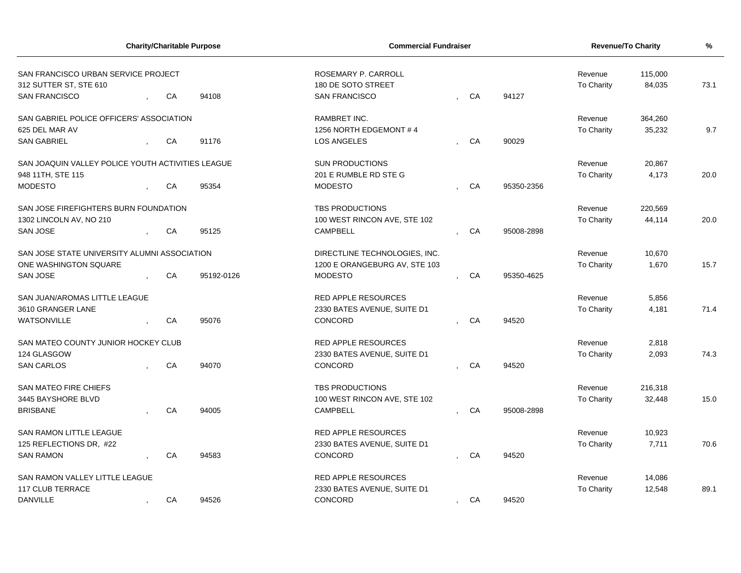| Charity/Charitable Purpose | Commercial Fundraiser | Revenue/To Charity | | % |
|---|---|---|---|---|
| SAN FRANCISCO URBAN SERVICE PROJECT<br>312 SUTTER ST, STE 610<br>SAN FRANCISCO , CA 94108 | ROSEMARY P. CARROLL<br>180 DE SOTO STREET<br>SAN FRANCISCO , CA 94127 | Revenue<br>To Charity | 115,000<br>84,035 | 73.1 |
| SAN GABRIEL POLICE OFFICERS' ASSOCIATION<br>625 DEL MAR AV<br>SAN GABRIEL , CA 91176 | RAMBRET INC.<br>1256 NORTH EDGEMONT # 4<br>LOS ANGELES , CA 90029 | Revenue<br>To Charity | 364,260<br>35,232 | 9.7 |
| SAN JOAQUIN VALLEY POLICE YOUTH ACTIVITIES LEAGUE<br>948 11TH, STE 115<br>MODESTO , CA 95354 | SUN PRODUCTIONS<br>201 E RUMBLE RD STE G<br>MODESTO , CA 95350-2356 | Revenue<br>To Charity | 20,867<br>4,173 | 20.0 |
| SAN JOSE FIREFIGHTERS BURN FOUNDATION<br>1302 LINCOLN AV, NO 210<br>SAN JOSE , CA 95125 | TBS PRODUCTIONS<br>100 WEST RINCON AVE, STE 102<br>CAMPBELL , CA 95008-2898 | Revenue<br>To Charity | 220,569<br>44,114 | 20.0 |
| SAN JOSE STATE UNIVERSITY ALUMNI ASSOCIATION<br>ONE WASHINGTON SQUARE<br>SAN JOSE , CA 95192-0126 | DIRECTLINE TECHNOLOGIES, INC.<br>1200 E ORANGEBURG AV, STE 103<br>MODESTO , CA 95350-4625 | Revenue<br>To Charity | 10,670<br>1,670 | 15.7 |
| SAN JUAN/AROMAS LITTLE LEAGUE<br>3610 GRANGER LANE<br>WATSONVILLE , CA 95076 | RED APPLE RESOURCES<br>2330 BATES AVENUE, SUITE D1<br>CONCORD , CA 94520 | Revenue<br>To Charity | 5,856<br>4,181 | 71.4 |
| SAN MATEO COUNTY JUNIOR HOCKEY CLUB<br>124 GLASGOW<br>SAN CARLOS , CA 94070 | RED APPLE RESOURCES<br>2330 BATES AVENUE, SUITE D1<br>CONCORD , CA 94520 | Revenue<br>To Charity | 2,818<br>2,093 | 74.3 |
| SAN MATEO FIRE CHIEFS<br>3445 BAYSHORE BLVD<br>BRISBANE , CA 94005 | TBS PRODUCTIONS<br>100 WEST RINCON AVE, STE 102<br>CAMPBELL , CA 95008-2898 | Revenue<br>To Charity | 216,318<br>32,448 | 15.0 |
| SAN RAMON LITTLE LEAGUE<br>125 REFLECTIONS DR, #22<br>SAN RAMON , CA 94583 | RED APPLE RESOURCES<br>2330 BATES AVENUE, SUITE D1<br>CONCORD , CA 94520 | Revenue<br>To Charity | 10,923<br>7,711 | 70.6 |
| SAN RAMON VALLEY LITTLE LEAGUE<br>117 CLUB TERRACE<br>DANVILLE , CA 94526 | RED APPLE RESOURCES<br>2330 BATES AVENUE, SUITE D1<br>CONCORD , CA 94520 | Revenue<br>To Charity | 14,086<br>12,548 | 89.1 |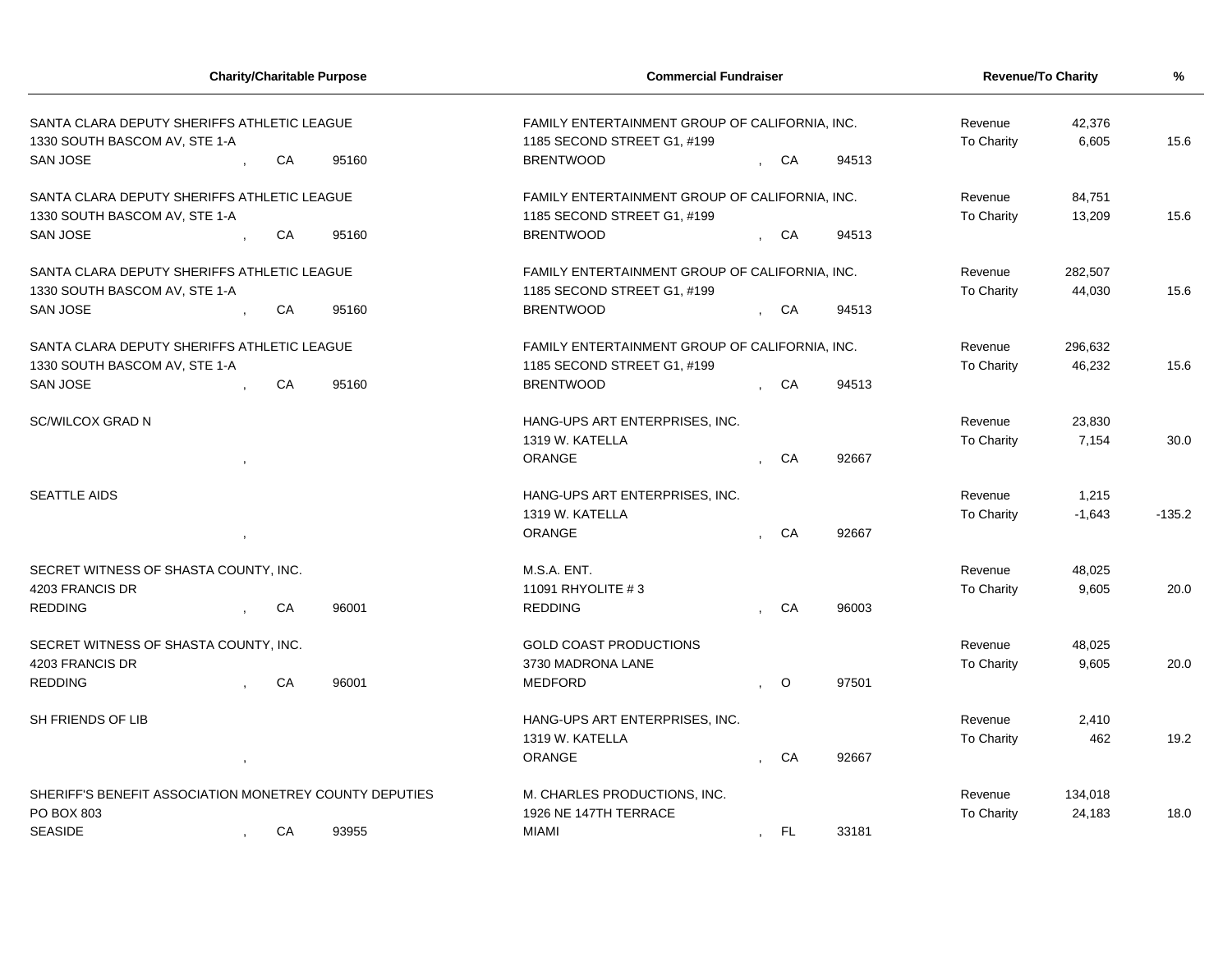| Charity/Charitable Purpose | Commercial Fundraiser | Revenue/To Charity | | % |
|---|---|---|---|---|
| SANTA CLARA DEPUTY SHERIFFS ATHLETIC LEAGUE<br>1330 SOUTH BASCOM AV, STE 1-A<br>SAN JOSE , CA 95160 | FAMILY ENTERTAINMENT GROUP OF CALIFORNIA, INC.<br>1185 SECOND STREET G1, #199<br>BRENTWOOD , CA 94513 | Revenue<br>To Charity | 42,376<br>6,605 | 15.6 |
| SANTA CLARA DEPUTY SHERIFFS ATHLETIC LEAGUE<br>1330 SOUTH BASCOM AV, STE 1-A<br>SAN JOSE , CA 95160 | FAMILY ENTERTAINMENT GROUP OF CALIFORNIA, INC.<br>1185 SECOND STREET G1, #199<br>BRENTWOOD , CA 94513 | Revenue<br>To Charity | 84,751<br>13,209 | 15.6 |
| SANTA CLARA DEPUTY SHERIFFS ATHLETIC LEAGUE<br>1330 SOUTH BASCOM AV, STE 1-A<br>SAN JOSE , CA 95160 | FAMILY ENTERTAINMENT GROUP OF CALIFORNIA, INC.<br>1185 SECOND STREET G1, #199<br>BRENTWOOD , CA 94513 | Revenue<br>To Charity | 282,507<br>44,030 | 15.6 |
| SANTA CLARA DEPUTY SHERIFFS ATHLETIC LEAGUE<br>1330 SOUTH BASCOM AV, STE 1-A<br>SAN JOSE , CA 95160 | FAMILY ENTERTAINMENT GROUP OF CALIFORNIA, INC.<br>1185 SECOND STREET G1, #199<br>BRENTWOOD , CA 94513 | Revenue<br>To Charity | 296,632<br>46,232 | 15.6 |
| SC/WILCOX GRAD N<br>, | HANG-UPS ART ENTERPRISES, INC.<br>1319 W. KATELLA<br>ORANGE , CA 92667 | Revenue<br>To Charity | 23,830<br>7,154 | 30.0 |
| SEATTLE AIDS<br>, | HANG-UPS ART ENTERPRISES, INC.<br>1319 W. KATELLA<br>ORANGE , CA 92667 | Revenue<br>To Charity | 1,215<br>-1,643 | -135.2 |
| SECRET WITNESS OF SHASTA COUNTY, INC.<br>4203 FRANCIS DR<br>REDDING , CA 96001 | M.S.A. ENT.<br>11091 RHYOLITE # 3<br>REDDING , CA 96003 | Revenue<br>To Charity | 48,025<br>9,605 | 20.0 |
| SECRET WITNESS OF SHASTA COUNTY, INC.<br>4203 FRANCIS DR<br>REDDING , CA 96001 | GOLD COAST PRODUCTIONS<br>3730 MADRONA LANE<br>MEDFORD , O 97501 | Revenue<br>To Charity | 48,025<br>9,605 | 20.0 |
| SH FRIENDS OF LIB<br>, | HANG-UPS ART ENTERPRISES, INC.<br>1319 W. KATELLA<br>ORANGE , CA 92667 | Revenue<br>To Charity | 2,410<br>462 | 19.2 |
| SHERIFF'S BENEFIT ASSOCIATION MONETREY COUNTY DEPUTIES<br>PO BOX 803<br>SEASIDE , CA 93955 | M. CHARLES PRODUCTIONS, INC.<br>1926 NE 147TH TERRACE<br>MIAMI , FL 33181 | Revenue<br>To Charity | 134,018<br>24,183 | 18.0 |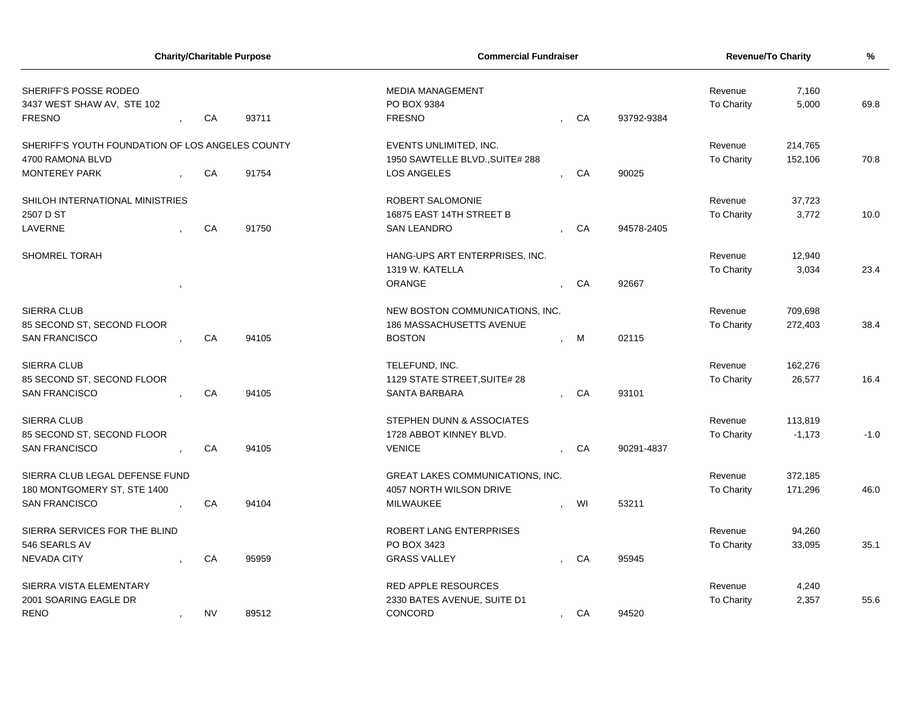| Charity/Charitable Purpose | Commercial Fundraiser | Revenue/To Charity | | % |
|---|---|---|---|---|
| SHERIFF'S POSSE RODEO<br>3437 WEST SHAW AV, STE 102<br>FRESNO , CA 93711 | MEDIA MANAGEMENT<br>PO BOX 9384<br>FRESNO , CA 93792-9384 | Revenue<br>To Charity | 7,160<br>5,000 | 69.8 |
| SHERIFF'S YOUTH FOUNDATION OF LOS ANGELES COUNTY<br>4700 RAMONA BLVD<br>MONTEREY PARK , CA 91754 | EVENTS UNLIMITED, INC.<br>1950 SAWTELLE BLVD.,SUITE# 288<br>LOS ANGELES , CA 90025 | Revenue<br>To Charity | 214,765<br>152,106 | 70.8 |
| SHILOH INTERNATIONAL MINISTRIES<br>2507 D ST<br>LAVERNE , CA 91750 | ROBERT SALOMONIE<br>16875 EAST 14TH STREET B<br>SAN LEANDRO , CA 94578-2405 | Revenue<br>To Charity | 37,723<br>3,772 | 10.0 |
| SHOMREL TORAH<br>, | HANG-UPS ART ENTERPRISES, INC.<br>1319 W. KATELLA<br>ORANGE , CA 92667 | Revenue<br>To Charity | 12,940<br>3,034 | 23.4 |
| SIERRA CLUB<br>85 SECOND ST, SECOND FLOOR<br>SAN FRANCISCO , CA 94105 | NEW BOSTON COMMUNICATIONS, INC.<br>186 MASSACHUSETTS AVENUE<br>BOSTON , M 02115 | Revenue<br>To Charity | 709,698<br>272,403 | 38.4 |
| SIERRA CLUB<br>85 SECOND ST, SECOND FLOOR<br>SAN FRANCISCO , CA 94105 | TELEFUND, INC.<br>1129 STATE STREET,SUITE# 28<br>SANTA BARBARA , CA 93101 | Revenue<br>To Charity | 162,276<br>26,577 | 16.4 |
| SIERRA CLUB<br>85 SECOND ST, SECOND FLOOR<br>SAN FRANCISCO , CA 94105 | STEPHEN DUNN & ASSOCIATES<br>1728 ABBOT KINNEY BLVD.<br>VENICE , CA 90291-4837 | Revenue<br>To Charity | 113,819<br>-1,173 | -1.0 |
| SIERRA CLUB LEGAL DEFENSE FUND<br>180 MONTGOMERY ST, STE 1400<br>SAN FRANCISCO , CA 94104 | GREAT LAKES COMMUNICATIONS, INC.<br>4057 NORTH WILSON DRIVE<br>MILWAUKEE , WI 53211 | Revenue<br>To Charity | 372,185<br>171,296 | 46.0 |
| SIERRA SERVICES FOR THE BLIND<br>546 SEARLS AV<br>NEVADA CITY , CA 95959 | ROBERT LANG ENTERPRISES<br>PO BOX 3423<br>GRASS VALLEY , CA 95945 | Revenue<br>To Charity | 94,260<br>33,095 | 35.1 |
| SIERRA VISTA ELEMENTARY<br>2001 SOARING EAGLE DR<br>RENO , NV 89512 | RED APPLE RESOURCES<br>2330 BATES AVENUE, SUITE D1<br>CONCORD , CA 94520 | Revenue<br>To Charity | 4,240<br>2,357 | 55.6 |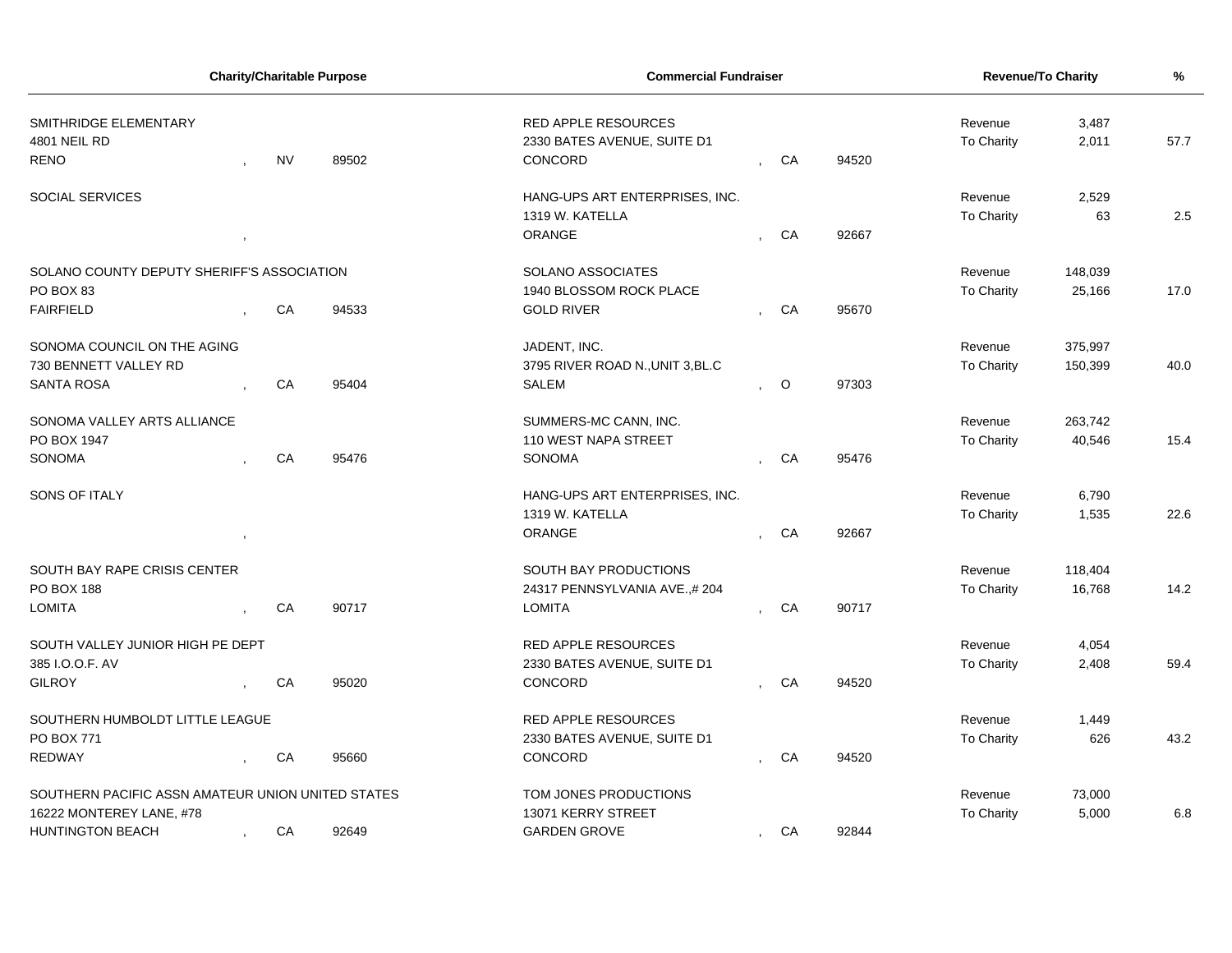| Charity/Charitable Purpose | | | Commercial Fundraiser | | | Revenue/To Charity | | % |
|---|---|---|---|---|---|---|---|---|
| SMITHRIDGE ELEMENTARY<br>4801 NEIL RD<br>RENO | NV | 89502 | RED APPLE RESOURCES<br>2330 BATES AVENUE, SUITE D1<br>CONCORD | CA | 94520 | Revenue<br>To Charity | 3,487<br>2,011 | 57.7 |
| SOCIAL SERVICES | | | HANG-UPS ART ENTERPRISES, INC.<br>1319 W. KATELLA<br>ORANGE | CA | 92667 | Revenue<br>To Charity | 2,529<br>63 | 2.5 |
| SOLANO COUNTY DEPUTY SHERIFF'S ASSOCIATION<br>PO BOX 83<br>FAIRFIELD | CA | 94533 | SOLANO ASSOCIATES<br>1940 BLOSSOM ROCK PLACE<br>GOLD RIVER | CA | 95670 | Revenue<br>To Charity | 148,039<br>25,166 | 17.0 |
| SONOMA COUNCIL ON THE AGING<br>730 BENNETT VALLEY RD<br>SANTA ROSA | CA | 95404 | JADENT, INC.<br>3795 RIVER ROAD N.,UNIT 3,BL.C<br>SALEM | O | 97303 | Revenue<br>To Charity | 375,997<br>150,399 | 40.0 |
| SONOMA VALLEY ARTS ALLIANCE<br>PO BOX 1947<br>SONOMA | CA | 95476 | SUMMERS-MC CANN, INC.<br>110 WEST NAPA STREET<br>SONOMA | CA | 95476 | Revenue<br>To Charity | 263,742<br>40,546 | 15.4 |
| SONS OF ITALY | | | HANG-UPS ART ENTERPRISES, INC.<br>1319 W. KATELLA<br>ORANGE | CA | 92667 | Revenue<br>To Charity | 6,790<br>1,535 | 22.6 |
| SOUTH BAY RAPE CRISIS CENTER<br>PO BOX 188<br>LOMITA | CA | 90717 | SOUTH BAY PRODUCTIONS<br>24317 PENNSYLVANIA AVE.,# 204<br>LOMITA | CA | 90717 | Revenue<br>To Charity | 118,404<br>16,768 | 14.2 |
| SOUTH VALLEY JUNIOR HIGH PE DEPT<br>385 I.O.O.F. AV<br>GILROY | CA | 95020 | RED APPLE RESOURCES<br>2330 BATES AVENUE, SUITE D1<br>CONCORD | CA | 94520 | Revenue<br>To Charity | 4,054<br>2,408 | 59.4 |
| SOUTHERN HUMBOLDT LITTLE LEAGUE<br>PO BOX 771<br>REDWAY | CA | 95660 | RED APPLE RESOURCES<br>2330 BATES AVENUE, SUITE D1<br>CONCORD | CA | 94520 | Revenue<br>To Charity | 1,449<br>626 | 43.2 |
| SOUTHERN PACIFIC ASSN AMATEUR UNION UNITED STATES<br>16222 MONTEREY LANE, #78<br>HUNTINGTON BEACH | CA | 92649 | TOM JONES PRODUCTIONS<br>13071 KERRY STREET<br>GARDEN GROVE | CA | 92844 | Revenue<br>To Charity | 73,000<br>5,000 | 6.8 |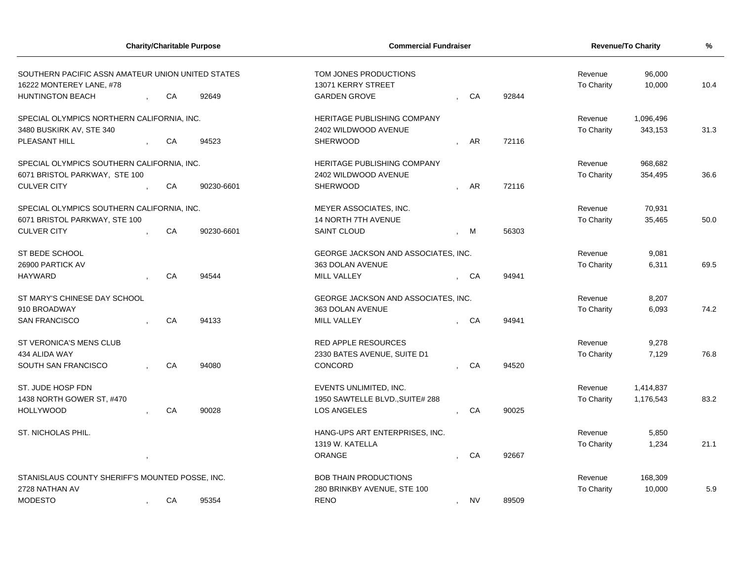| Charity/Charitable Purpose | Commercial Fundraiser | Revenue/To Charity | | % |
|---|---|---|---|---|
| SOUTHERN PACIFIC ASSN AMATEUR UNION UNITED STATES<br>16222 MONTEREY LANE, #78<br>HUNTINGTON BEACH , CA 92649 | TOM JONES PRODUCTIONS<br>13071 KERRY STREET<br>GARDEN GROVE , CA 92844 | Revenue<br>To Charity | 96,000<br>10,000 | 10.4 |
| SPECIAL OLYMPICS NORTHERN CALIFORNIA, INC.<br>3480 BUSKIRK AV, STE 340<br>PLEASANT HILL , CA 94523 | HERITAGE PUBLISHING COMPANY<br>2402 WILDWOOD AVENUE<br>SHERWOOD , AR 72116 | Revenue<br>To Charity | 1,096,496<br>343,153 | 31.3 |
| SPECIAL OLYMPICS SOUTHERN CALIFORNIA, INC.<br>6071 BRISTOL PARKWAY, STE 100<br>CULVER CITY , CA 90230-6601 | HERITAGE PUBLISHING COMPANY<br>2402 WILDWOOD AVENUE<br>SHERWOOD , AR 72116 | Revenue<br>To Charity | 968,682<br>354,495 | 36.6 |
| SPECIAL OLYMPICS SOUTHERN CALIFORNIA, INC.<br>6071 BRISTOL PARKWAY, STE 100<br>CULVER CITY , CA 90230-6601 | MEYER ASSOCIATES, INC.<br>14 NORTH 7TH AVENUE<br>SAINT CLOUD , M 56303 | Revenue<br>To Charity | 70,931<br>35,465 | 50.0 |
| ST BEDE SCHOOL<br>26900 PARTICK AV<br>HAYWARD , CA 94544 | GEORGE JACKSON AND ASSOCIATES, INC.<br>363 DOLAN AVENUE<br>MILL VALLEY , CA 94941 | Revenue<br>To Charity | 9,081<br>6,311 | 69.5 |
| ST MARY'S CHINESE DAY SCHOOL<br>910 BROADWAY<br>SAN FRANCISCO , CA 94133 | GEORGE JACKSON AND ASSOCIATES, INC.<br>363 DOLAN AVENUE<br>MILL VALLEY , CA 94941 | Revenue<br>To Charity | 8,207<br>6,093 | 74.2 |
| ST VERONICA'S MENS CLUB<br>434 ALIDA WAY<br>SOUTH SAN FRANCISCO , CA 94080 | RED APPLE RESOURCES<br>2330 BATES AVENUE, SUITE D1<br>CONCORD , CA 94520 | Revenue<br>To Charity | 9,278<br>7,129 | 76.8 |
| ST. JUDE HOSP FDN<br>1438 NORTH GOWER ST, #470<br>HOLLYWOOD , CA 90028 | EVENTS UNLIMITED, INC.<br>1950 SAWTELLE BLVD.,SUITE# 288<br>LOS ANGELES , CA 90025 | Revenue<br>To Charity | 1,414,837<br>1,176,543 | 83.2 |
| ST. NICHOLAS PHIL.<br>, | HANG-UPS ART ENTERPRISES, INC.<br>1319 W. KATELLA<br>ORANGE , CA 92667 | Revenue<br>To Charity | 5,850<br>1,234 | 21.1 |
| STANISLAUS COUNTY SHERIFF'S MOUNTED POSSE, INC.<br>2728 NATHAN AV<br>MODESTO , CA 95354 | BOB THAIN PRODUCTIONS<br>280 BRINKBY AVENUE, STE 100<br>RENO , NV 89509 | Revenue<br>To Charity | 168,309<br>10,000 | 5.9 |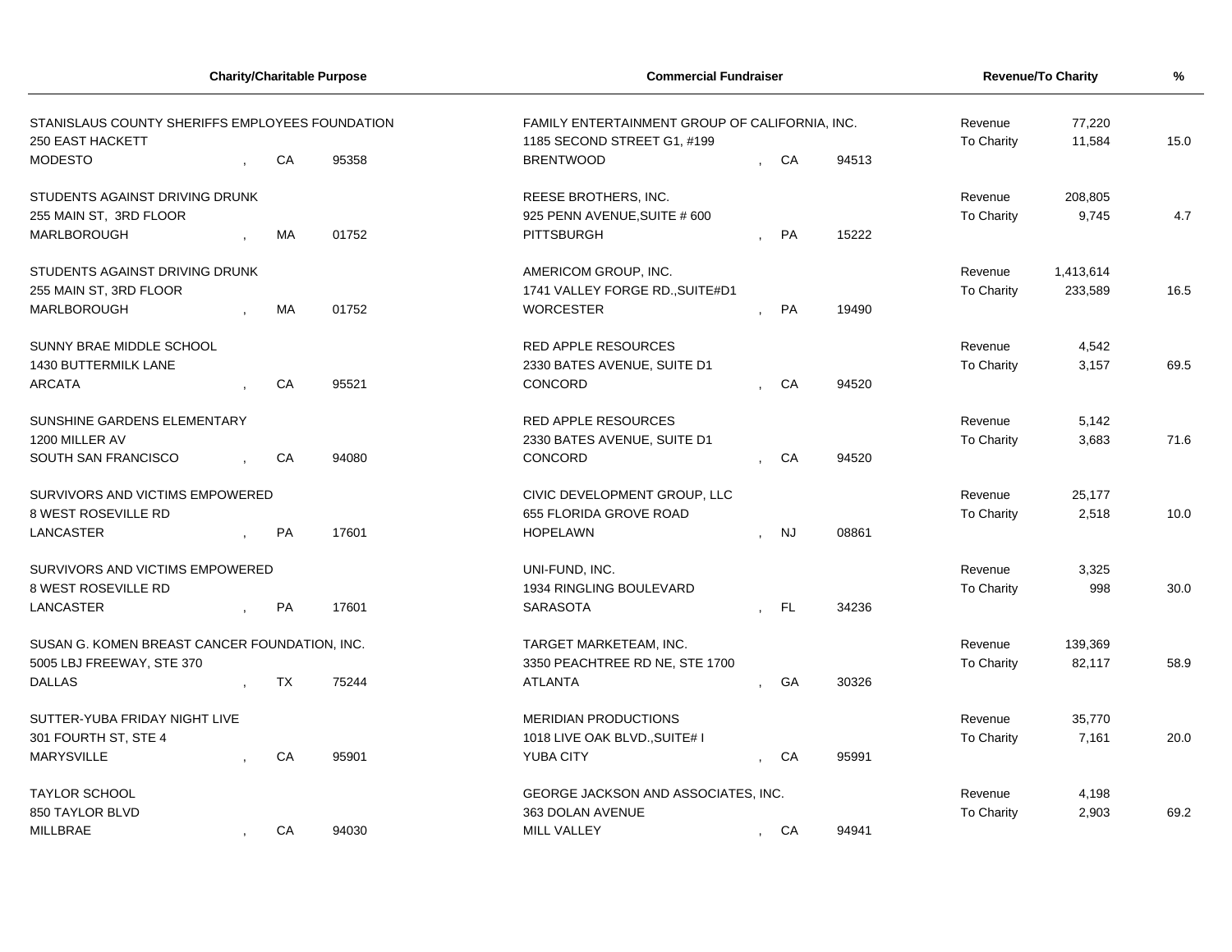| Charity/Charitable Purpose | Commercial Fundraiser | Revenue/To Charity | | % |
|---|---|---|---|---|
| STANISLAUS COUNTY SHERIFFS EMPLOYEES FOUNDATION<br>250 EAST HACKETT<br>MODESTO , CA 95358 | FAMILY ENTERTAINMENT GROUP OF CALIFORNIA, INC.<br>1185 SECOND STREET G1, #199<br>BRENTWOOD , CA 94513 | Revenue<br>To Charity | 77,220<br>11,584 | 15.0 |
| STUDENTS AGAINST DRIVING DRUNK<br>255 MAIN ST, 3RD FLOOR<br>MARLBOROUGH , MA 01752 | REESE BROTHERS, INC.<br>925 PENN AVENUE,SUITE # 600<br>PITTSBURGH , PA 15222 | Revenue<br>To Charity | 208,805<br>9,745 | 4.7 |
| STUDENTS AGAINST DRIVING DRUNK<br>255 MAIN ST, 3RD FLOOR<br>MARLBOROUGH , MA 01752 | AMERICOM GROUP, INC.<br>1741 VALLEY FORGE RD.,SUITE#D1<br>WORCESTER , PA 19490 | Revenue<br>To Charity | 1,413,614<br>233,589 | 16.5 |
| SUNNY BRAE MIDDLE SCHOOL<br>1430 BUTTERMILK LANE<br>ARCATA , CA 95521 | RED APPLE RESOURCES<br>2330 BATES AVENUE, SUITE D1<br>CONCORD , CA 94520 | Revenue<br>To Charity | 4,542<br>3,157 | 69.5 |
| SUNSHINE GARDENS ELEMENTARY<br>1200 MILLER AV<br>SOUTH SAN FRANCISCO , CA 94080 | RED APPLE RESOURCES<br>2330 BATES AVENUE, SUITE D1<br>CONCORD , CA 94520 | Revenue<br>To Charity | 5,142<br>3,683 | 71.6 |
| SURVIVORS AND VICTIMS EMPOWERED<br>8 WEST ROSEVILLE RD<br>LANCASTER , PA 17601 | CIVIC DEVELOPMENT GROUP, LLC<br>655 FLORIDA GROVE ROAD<br>HOPELAWN , NJ 08861 | Revenue<br>To Charity | 25,177<br>2,518 | 10.0 |
| SURVIVORS AND VICTIMS EMPOWERED<br>8 WEST ROSEVILLE RD<br>LANCASTER , PA 17601 | UNI-FUND, INC.<br>1934 RINGLING BOULEVARD<br>SARASOTA , FL 34236 | Revenue<br>To Charity | 3,325<br>998 | 30.0 |
| SUSAN G. KOMEN BREAST CANCER FOUNDATION, INC.<br>5005 LBJ FREEWAY, STE 370<br>DALLAS , TX 75244 | TARGET MARKETEAM, INC.<br>3350 PEACHTREE RD NE, STE 1700<br>ATLANTA , GA 30326 | Revenue<br>To Charity | 139,369<br>82,117 | 58.9 |
| SUTTER-YUBA FRIDAY NIGHT LIVE<br>301 FOURTH ST, STE 4<br>MARYSVILLE , CA 95901 | MERIDIAN PRODUCTIONS<br>1018 LIVE OAK BLVD.,SUITE# I<br>YUBA CITY , CA 95991 | Revenue<br>To Charity | 35,770<br>7,161 | 20.0 |
| TAYLOR SCHOOL<br>850 TAYLOR BLVD<br>MILLBRAE , CA 94030 | GEORGE JACKSON AND ASSOCIATES, INC.<br>363 DOLAN AVENUE<br>MILL VALLEY , CA 94941 | Revenue<br>To Charity | 4,198<br>2,903 | 69.2 |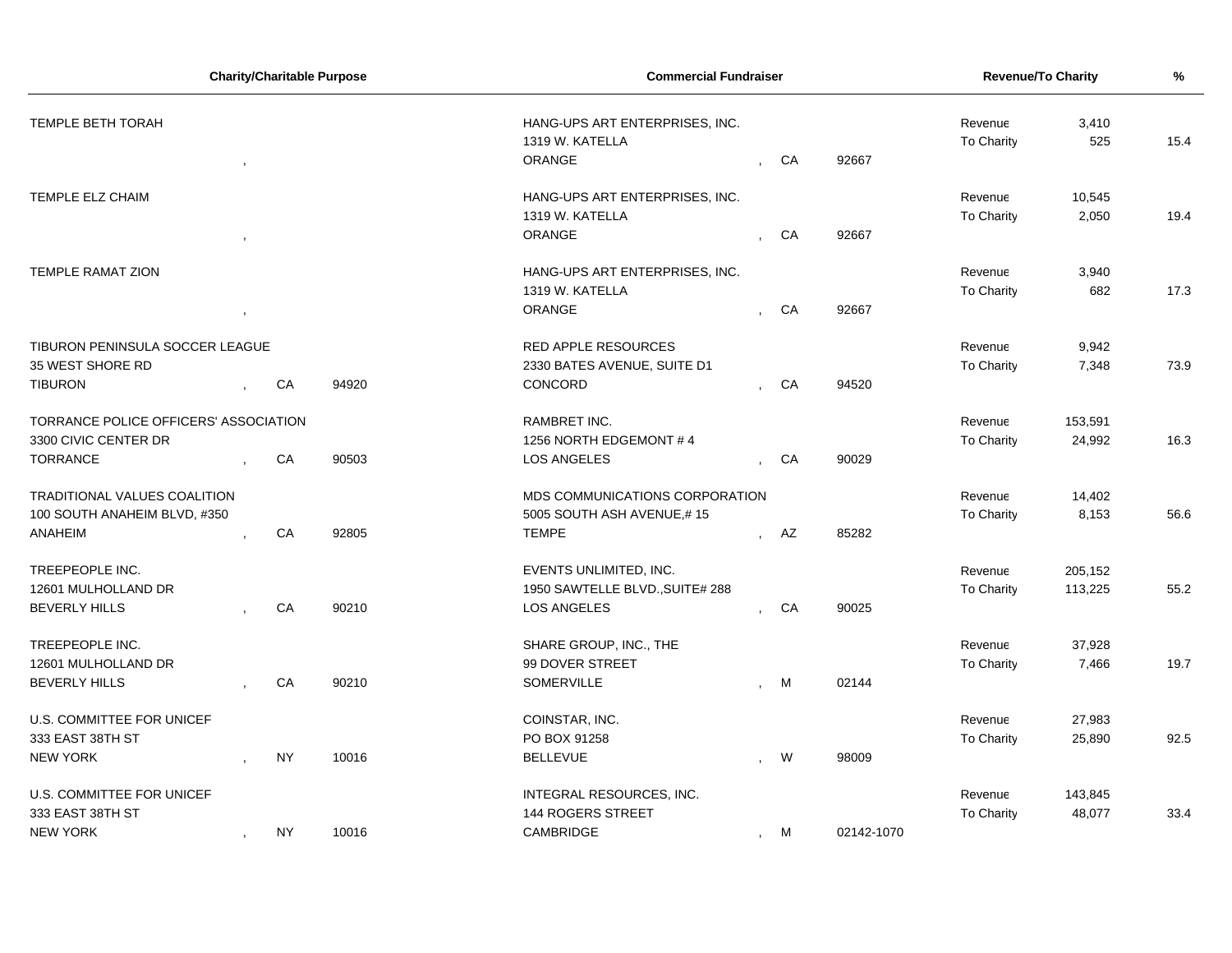| Charity/Charitable Purpose | Commercial Fundraiser | Revenue/To Charity | | % |
|---|---|---|---|---|
| TEMPLE BETH TORAH<br>, | HANG-UPS ART ENTERPRISES, INC.<br>1319 W. KATELLA<br>ORANGE , CA 92667 | Revenue<br>To Charity | 3,410<br>525 | 15.4 |
| TEMPLE ELZ CHAIM<br>, | HANG-UPS ART ENTERPRISES, INC.<br>1319 W. KATELLA<br>ORANGE , CA 92667 | Revenue<br>To Charity | 10,545<br>2,050 | 19.4 |
| TEMPLE RAMAT ZION<br>, | HANG-UPS ART ENTERPRISES, INC.<br>1319 W. KATELLA<br>ORANGE , CA 92667 | Revenue<br>To Charity | 3,940<br>682 | 17.3 |
| TIBURON PENINSULA SOCCER LEAGUE<br>35 WEST SHORE RD<br>TIBURON , CA 94920 | RED APPLE RESOURCES<br>2330 BATES AVENUE, SUITE D1<br>CONCORD , CA 94520 | Revenue<br>To Charity | 9,942<br>7,348 | 73.9 |
| TORRANCE POLICE OFFICERS' ASSOCIATION<br>3300 CIVIC CENTER DR<br>TORRANCE , CA 90503 | RAMBRET INC.<br>1256 NORTH EDGEMONT # 4<br>LOS ANGELES , CA 90029 | Revenue<br>To Charity | 153,591<br>24,992 | 16.3 |
| TRADITIONAL VALUES COALITION<br>100 SOUTH ANAHEIM BLVD, #350<br>ANAHEIM , CA 92805 | MDS COMMUNICATIONS CORPORATION<br>5005 SOUTH ASH AVENUE,# 15<br>TEMPE , AZ 85282 | Revenue<br>To Charity | 14,402<br>8,153 | 56.6 |
| TREEPEOPLE INC.<br>12601 MULHOLLAND DR<br>BEVERLY HILLS , CA 90210 | EVENTS UNLIMITED, INC.<br>1950 SAWTELLE BLVD.,SUITE# 288<br>LOS ANGELES , CA 90025 | Revenue<br>To Charity | 205,152<br>113,225 | 55.2 |
| TREEPEOPLE INC.<br>12601 MULHOLLAND DR<br>BEVERLY HILLS , CA 90210 | SHARE GROUP, INC., THE<br>99 DOVER STREET<br>SOMERVILLE , M 02144 | Revenue<br>To Charity | 37,928<br>7,466 | 19.7 |
| U.S. COMMITTEE FOR UNICEF<br>333 EAST 38TH ST<br>NEW YORK , NY 10016 | COINSTAR, INC.<br>PO BOX 91258<br>BELLEVUE , W 98009 | Revenue<br>To Charity | 27,983<br>25,890 | 92.5 |
| U.S. COMMITTEE FOR UNICEF<br>333 EAST 38TH ST<br>NEW YORK , NY 10016 | INTEGRAL RESOURCES, INC.<br>144 ROGERS STREET<br>CAMBRIDGE , M 02142-1070 | Revenue<br>To Charity | 143,845<br>48,077 | 33.4 |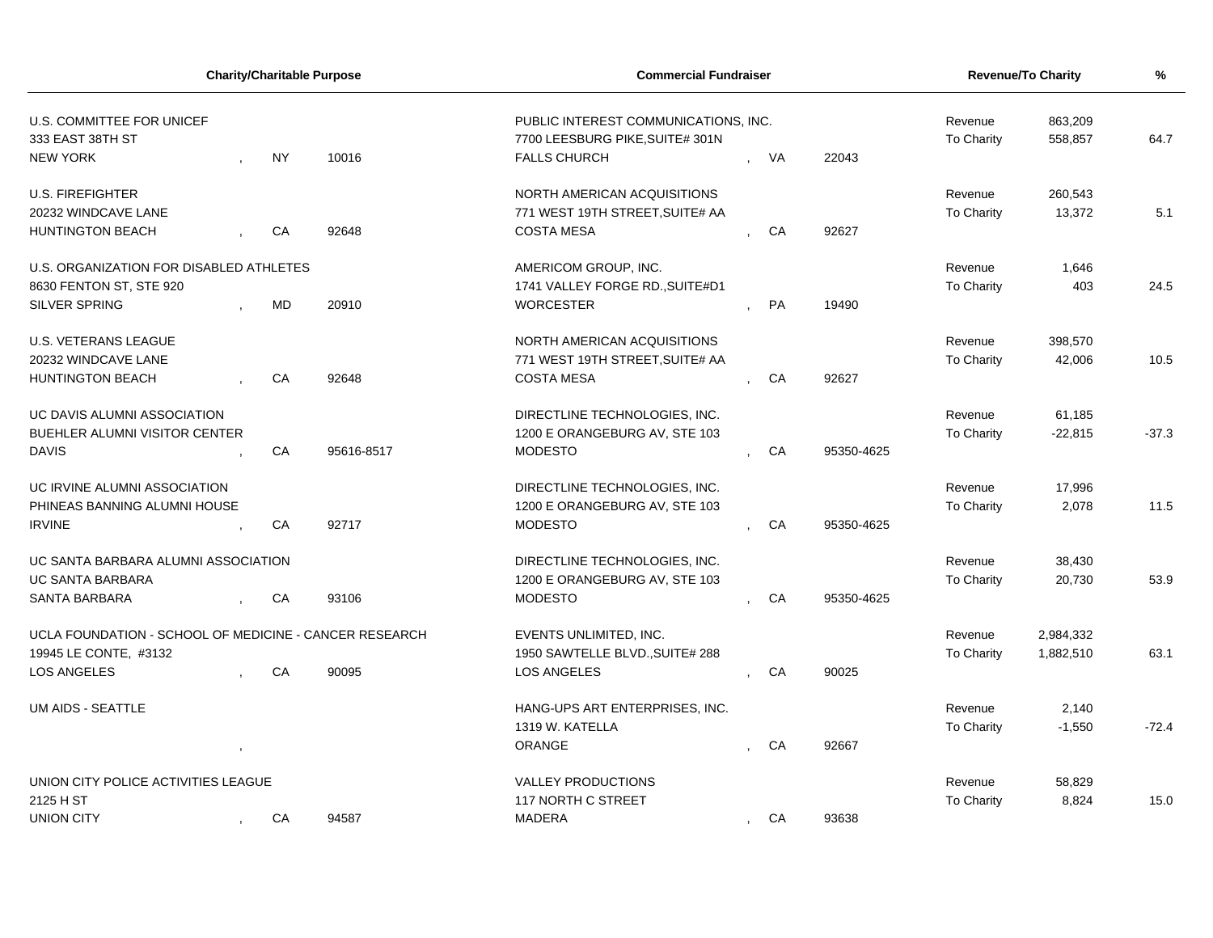| Charity/Charitable Purpose | Commercial Fundraiser | Revenue/To Charity | | % |
|---|---|---|---|---|
| U.S. COMMITTEE FOR UNICEF<br>333 EAST 38TH ST<br>NEW YORK , NY 10016 | PUBLIC INTEREST COMMUNICATIONS, INC.<br>7700 LEESBURG PIKE,SUITE# 301N<br>FALLS CHURCH , VA 22043 | Revenue<br>To Charity | 863,209<br>558,857 | 64.7 |
| U.S. FIREFIGHTER<br>20232 WINDCAVE LANE<br>HUNTINGTON BEACH , CA 92648 | NORTH AMERICAN ACQUISITIONS<br>771 WEST 19TH STREET,SUITE# AA<br>COSTA MESA , CA 92627 | Revenue<br>To Charity | 260,543<br>13,372 | 5.1 |
| U.S. ORGANIZATION FOR DISABLED ATHLETES<br>8630 FENTON ST, STE 920<br>SILVER SPRING , MD 20910 | AMERICOM GROUP, INC.<br>1741 VALLEY FORGE RD.,SUITE#D1<br>WORCESTER , PA 19490 | Revenue<br>To Charity | 1,646<br>403 | 24.5 |
| U.S. VETERANS LEAGUE<br>20232 WINDCAVE LANE<br>HUNTINGTON BEACH , CA 92648 | NORTH AMERICAN ACQUISITIONS<br>771 WEST 19TH STREET,SUITE# AA<br>COSTA MESA , CA 92627 | Revenue<br>To Charity | 398,570<br>42,006 | 10.5 |
| UC DAVIS ALUMNI ASSOCIATION<br>BUEHLER ALUMNI VISITOR CENTER<br>DAVIS , CA 95616-8517 | DIRECTLINE TECHNOLOGIES, INC.<br>1200 E ORANGEBURG AV, STE 103<br>MODESTO , CA 95350-4625 | Revenue<br>To Charity | 61,185<br>-22,815 | -37.3 |
| UC IRVINE ALUMNI ASSOCIATION<br>PHINEAS BANNING ALUMNI HOUSE<br>IRVINE , CA 92717 | DIRECTLINE TECHNOLOGIES, INC.<br>1200 E ORANGEBURG AV, STE 103<br>MODESTO , CA 95350-4625 | Revenue<br>To Charity | 17,996<br>2,078 | 11.5 |
| UC SANTA BARBARA ALUMNI ASSOCIATION<br>UC SANTA BARBARA<br>SANTA BARBARA , CA 93106 | DIRECTLINE TECHNOLOGIES, INC.<br>1200 E ORANGEBURG AV, STE 103<br>MODESTO , CA 95350-4625 | Revenue<br>To Charity | 38,430<br>20,730 | 53.9 |
| UCLA FOUNDATION - SCHOOL OF MEDICINE - CANCER RESEARCH<br>19945 LE CONTE, #3132<br>LOS ANGELES , CA 90095 | EVENTS UNLIMITED, INC.<br>1950 SAWTELLE BLVD.,SUITE# 288<br>LOS ANGELES , CA 90025 | Revenue<br>To Charity | 2,984,332<br>1,882,510 | 63.1 |
| UM AIDS - SEATTLE<br>, | HANG-UPS ART ENTERPRISES, INC.<br>1319 W. KATELLA<br>ORANGE , CA 92667 | Revenue<br>To Charity | 2,140<br>-1,550 | -72.4 |
| UNION CITY POLICE ACTIVITIES LEAGUE<br>2125 H ST<br>UNION CITY , CA 94587 | VALLEY PRODUCTIONS<br>117 NORTH C STREET<br>MADERA , CA 93638 | Revenue<br>To Charity | 58,829<br>8,824 | 15.0 |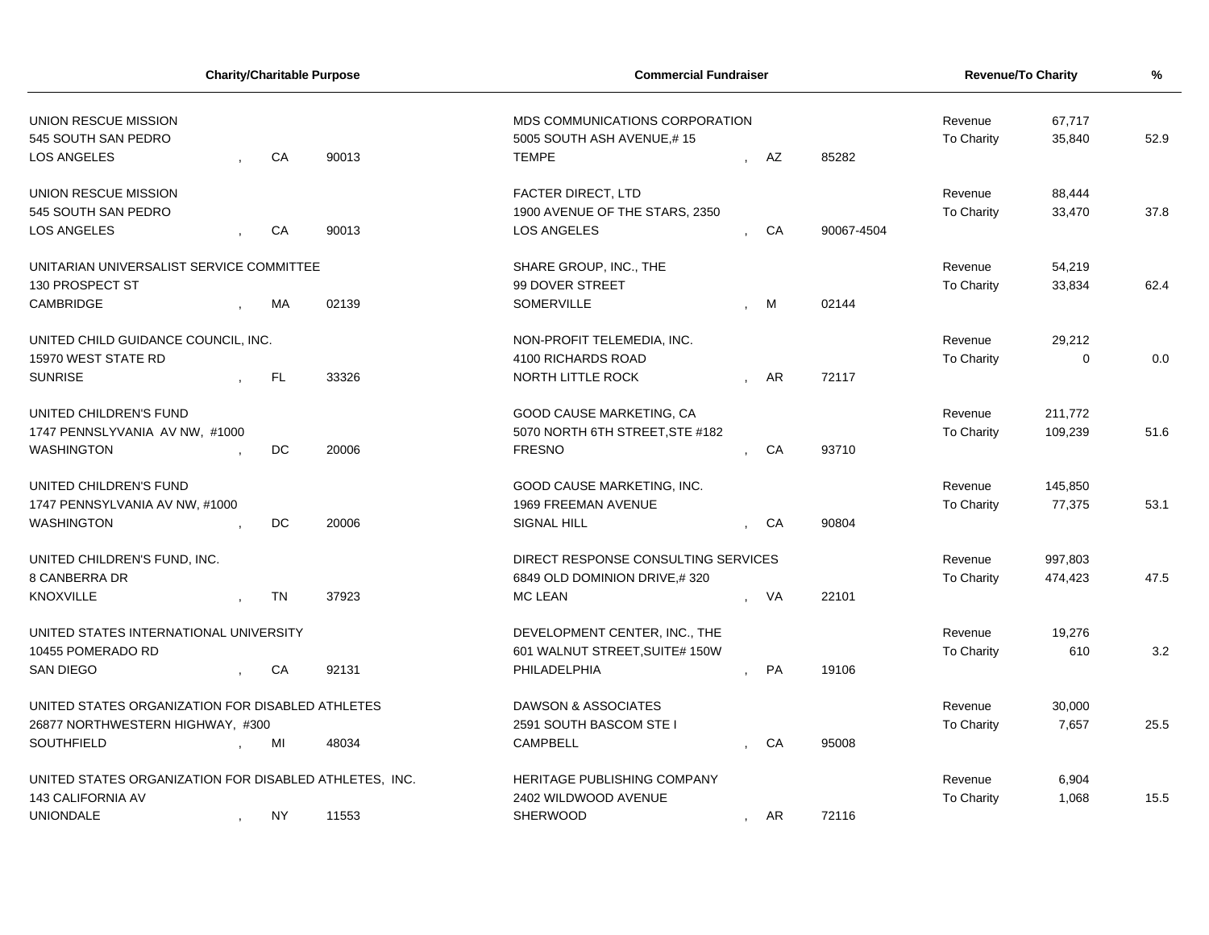| Charity/Charitable Purpose | Commercial Fundraiser | Revenue/To Charity | | % |
|---|---|---|---|---|
| UNION RESCUE MISSION<br>545 SOUTH SAN PEDRO<br>LOS ANGELES , CA 90013 | MDS COMMUNICATIONS CORPORATION<br>5005 SOUTH ASH AVENUE,# 15<br>TEMPE , AZ 85282 | Revenue<br>To Charity | 67,717<br>35,840 | 52.9 |
| UNION RESCUE MISSION<br>545 SOUTH SAN PEDRO<br>LOS ANGELES , CA 90013 | FACTER DIRECT, LTD<br>1900 AVENUE OF THE STARS, 2350<br>LOS ANGELES , CA 90067-4504 | Revenue<br>To Charity | 88,444<br>33,470 | 37.8 |
| UNITARIAN UNIVERSALIST SERVICE COMMITTEE<br>130 PROSPECT ST<br>CAMBRIDGE , MA 02139 | SHARE GROUP, INC., THE<br>99 DOVER STREET<br>SOMERVILLE , M 02144 | Revenue<br>To Charity | 54,219<br>33,834 | 62.4 |
| UNITED CHILD GUIDANCE COUNCIL, INC.<br>15970 WEST STATE RD<br>SUNRISE , FL 33326 | NON-PROFIT TELEMEDIA, INC.<br>4100 RICHARDS ROAD<br>NORTH LITTLE ROCK , AR 72117 | Revenue<br>To Charity | 29,212<br>0 | 0.0 |
| UNITED CHILDREN'S FUND<br>1747 PENNSLYVANIA AV NW, #1000<br>WASHINGTON , DC 20006 | GOOD CAUSE MARKETING, CA<br>5070 NORTH 6TH STREET,STE #182<br>FRESNO , CA 93710 | Revenue<br>To Charity | 211,772<br>109,239 | 51.6 |
| UNITED CHILDREN'S FUND<br>1747 PENNSYLVANIA AV NW, #1000<br>WASHINGTON , DC 20006 | GOOD CAUSE MARKETING, INC.<br>1969 FREEMAN AVENUE<br>SIGNAL HILL , CA 90804 | Revenue<br>To Charity | 145,850<br>77,375 | 53.1 |
| UNITED CHILDREN'S FUND, INC.<br>8 CANBERRA DR<br>KNOXVILLE , TN 37923 | DIRECT RESPONSE CONSULTING SERVICES<br>6849 OLD DOMINION DRIVE,# 320<br>MC LEAN , VA 22101 | Revenue<br>To Charity | 997,803<br>474,423 | 47.5 |
| UNITED STATES INTERNATIONAL UNIVERSITY<br>10455 POMERADO RD<br>SAN DIEGO , CA 92131 | DEVELOPMENT CENTER, INC., THE<br>601 WALNUT STREET,SUITE# 150W<br>PHILADELPHIA , PA 19106 | Revenue<br>To Charity | 19,276<br>610 | 3.2 |
| UNITED STATES ORGANIZATION FOR DISABLED ATHLETES<br>26877 NORTHWESTERN HIGHWAY, #300<br>SOUTHFIELD , MI 48034 | DAWSON & ASSOCIATES<br>2591 SOUTH BASCOM STE I<br>CAMPBELL , CA 95008 | Revenue<br>To Charity | 30,000<br>7,657 | 25.5 |
| UNITED STATES ORGANIZATION FOR DISABLED ATHLETES, INC.<br>143 CALIFORNIA AV<br>UNIONDALE , NY 11553 | HERITAGE PUBLISHING COMPANY<br>2402 WILDWOOD AVENUE<br>SHERWOOD , AR 72116 | Revenue<br>To Charity | 6,904<br>1,068 | 15.5 |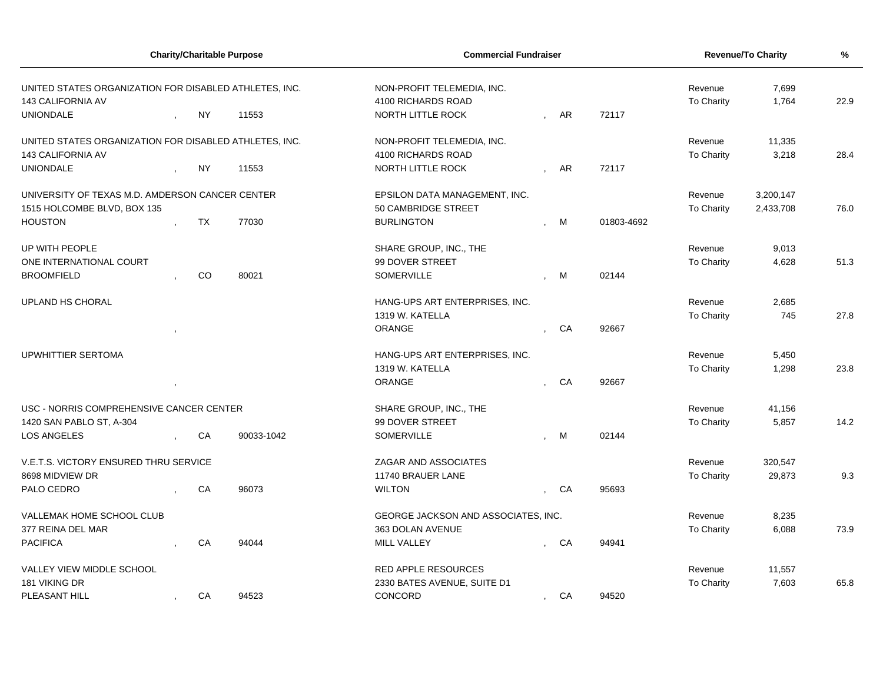| Charity/Charitable Purpose | Commercial Fundraiser | Revenue/To Charity | | % |
|---|---|---|---|---|
| UNITED STATES ORGANIZATION FOR DISABLED ATHLETES, INC.<br>143 CALIFORNIA AV<br>UNIONDALE , NY 11553 | NON-PROFIT TELEMEDIA, INC.<br>4100 RICHARDS ROAD<br>NORTH LITTLE ROCK , AR 72117 | Revenue<br>To Charity | 7,699<br>1,764 | 22.9 |
| UNITED STATES ORGANIZATION FOR DISABLED ATHLETES, INC.<br>143 CALIFORNIA AV<br>UNIONDALE , NY 11553 | NON-PROFIT TELEMEDIA, INC.<br>4100 RICHARDS ROAD<br>NORTH LITTLE ROCK , AR 72117 | Revenue<br>To Charity | 11,335<br>3,218 | 28.4 |
| UNIVERSITY OF TEXAS M.D. AMDERSON CANCER CENTER<br>1515 HOLCOMBE BLVD, BOX 135<br>HOUSTON , TX 77030 | EPSILON DATA MANAGEMENT, INC.<br>50 CAMBRIDGE STREET<br>BURLINGTON , M 01803-4692 | Revenue<br>To Charity | 3,200,147<br>2,433,708 | 76.0 |
| UP WITH PEOPLE<br>ONE INTERNATIONAL COURT<br>BROOMFIELD , CO 80021 | SHARE GROUP, INC., THE<br>99 DOVER STREET<br>SOMERVILLE , M 02144 | Revenue<br>To Charity | 9,013<br>4,628 | 51.3 |
| UPLAND HS CHORAL<br>, | HANG-UPS ART ENTERPRISES, INC.<br>1319 W. KATELLA<br>ORANGE , CA 92667 | Revenue<br>To Charity | 2,685<br>745 | 27.8 |
| UPWHITTIER SERTOMA<br>, | HANG-UPS ART ENTERPRISES, INC.<br>1319 W. KATELLA<br>ORANGE , CA 92667 | Revenue<br>To Charity | 5,450<br>1,298 | 23.8 |
| USC - NORRIS COMPREHENSIVE CANCER CENTER<br>1420 SAN PABLO ST, A-304<br>LOS ANGELES , CA 90033-1042 | SHARE GROUP, INC., THE<br>99 DOVER STREET<br>SOMERVILLE , M 02144 | Revenue<br>To Charity | 41,156<br>5,857 | 14.2 |
| V.E.T.S. VICTORY ENSURED THRU SERVICE<br>8698 MIDVIEW DR<br>PALO CEDRO , CA 96073 | ZAGAR AND ASSOCIATES<br>11740 BRAUER LANE<br>WILTON , CA 95693 | Revenue<br>To Charity | 320,547<br>29,873 | 9.3 |
| VALLEMAK HOME SCHOOL CLUB<br>377 REINA DEL MAR<br>PACIFICA , CA 94044 | GEORGE JACKSON AND ASSOCIATES, INC.<br>363 DOLAN AVENUE<br>MILL VALLEY , CA 94941 | Revenue<br>To Charity | 8,235<br>6,088 | 73.9 |
| VALLEY VIEW MIDDLE SCHOOL<br>181 VIKING DR<br>PLEASANT HILL , CA 94523 | RED APPLE RESOURCES<br>2330 BATES AVENUE, SUITE D1<br>CONCORD , CA 94520 | Revenue<br>To Charity | 11,557<br>7,603 | 65.8 |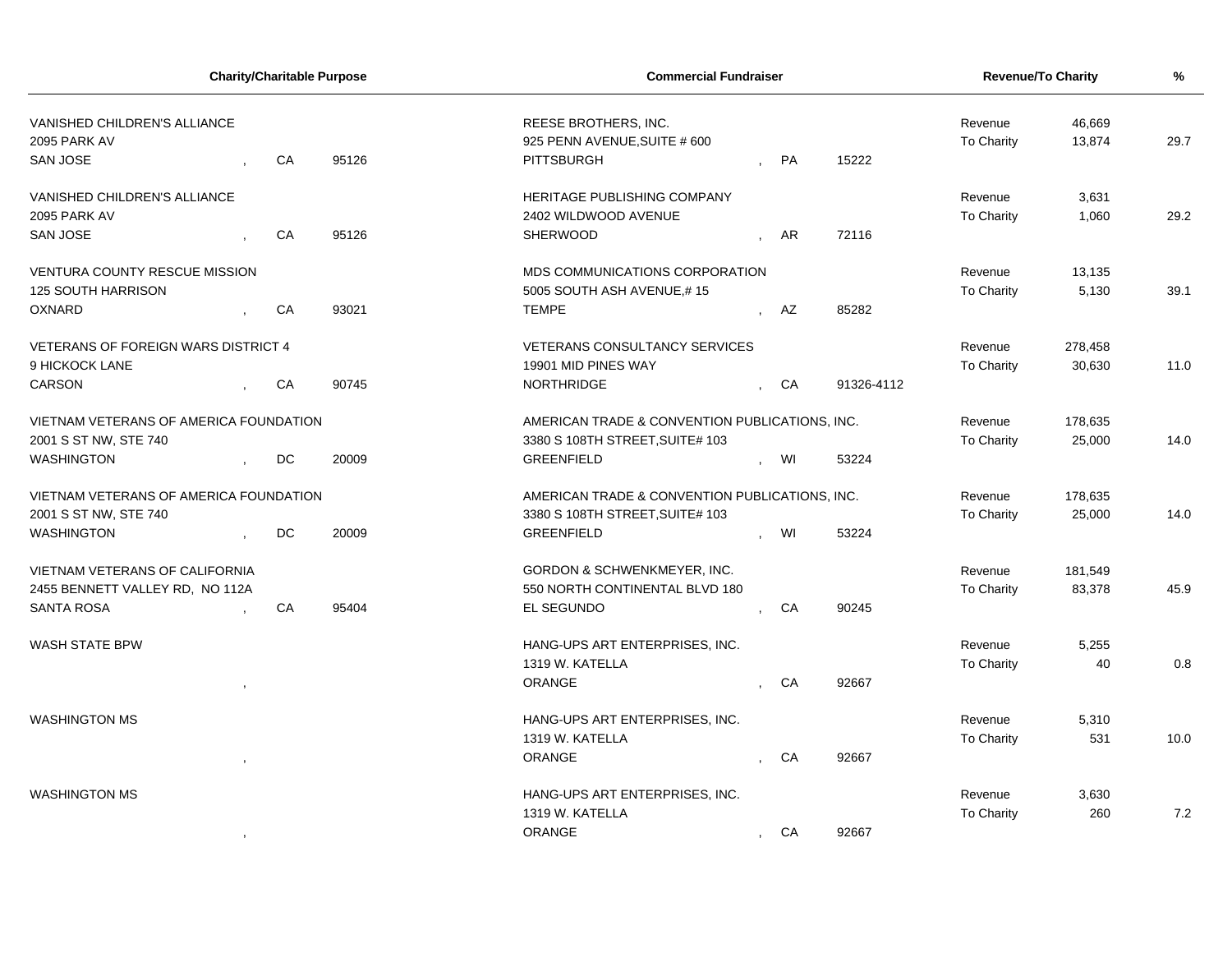| Charity/Charitable Purpose | Commercial Fundraiser | Revenue/To Charity | | % |
|---|---|---|---|---|
| VANISHED CHILDREN'S ALLIANCE<br>2095 PARK AV<br>SAN JOSE , CA 95126 | REESE BROTHERS, INC.<br>925 PENN AVENUE,SUITE # 600<br>PITTSBURGH , PA 15222 | Revenue<br>To Charity | 46,669<br>13,874 | 29.7 |
| VANISHED CHILDREN'S ALLIANCE<br>2095 PARK AV<br>SAN JOSE , CA 95126 | HERITAGE PUBLISHING COMPANY<br>2402 WILDWOOD AVENUE<br>SHERWOOD , AR 72116 | Revenue<br>To Charity | 3,631<br>1,060 | 29.2 |
| VENTURA COUNTY RESCUE MISSION<br>125 SOUTH HARRISON<br>OXNARD , CA 93021 | MDS COMMUNICATIONS CORPORATION<br>5005 SOUTH ASH AVENUE,# 15<br>TEMPE , AZ 85282 | Revenue<br>To Charity | 13,135<br>5,130 | 39.1 |
| VETERANS OF FOREIGN WARS DISTRICT 4<br>9 HICKOCK LANE<br>CARSON , CA 90745 | VETERANS CONSULTANCY SERVICES<br>19901 MID PINES WAY<br>NORTHRIDGE , CA 91326-4112 | Revenue<br>To Charity | 278,458<br>30,630 | 11.0 |
| VIETNAM VETERANS OF AMERICA FOUNDATION<br>2001 S ST NW, STE 740<br>WASHINGTON , DC 20009 | AMERICAN TRADE & CONVENTION PUBLICATIONS, INC.<br>3380 S 108TH STREET,SUITE# 103<br>GREENFIELD , WI 53224 | Revenue<br>To Charity | 178,635<br>25,000 | 14.0 |
| VIETNAM VETERANS OF AMERICA FOUNDATION<br>2001 S ST NW, STE 740<br>WASHINGTON , DC 20009 | AMERICAN TRADE & CONVENTION PUBLICATIONS, INC.<br>3380 S 108TH STREET,SUITE# 103<br>GREENFIELD , WI 53224 | Revenue<br>To Charity | 178,635<br>25,000 | 14.0 |
| VIETNAM VETERANS OF CALIFORNIA<br>2455 BENNETT VALLEY RD, NO 112A<br>SANTA ROSA , CA 95404 | GORDON & SCHWENKMEYER, INC.<br>550 NORTH CONTINENTAL BLVD 180<br>EL SEGUNDO , CA 90245 | Revenue<br>To Charity | 181,549<br>83,378 | 45.9 |
| WASH STATE BPW<br>, | HANG-UPS ART ENTERPRISES, INC.<br>1319 W. KATELLA<br>ORANGE , CA 92667 | Revenue<br>To Charity | 5,255<br>40 | 0.8 |
| WASHINGTON MS<br>, | HANG-UPS ART ENTERPRISES, INC.<br>1319 W. KATELLA<br>ORANGE , CA 92667 | Revenue<br>To Charity | 5,310<br>531 | 10.0 |
| WASHINGTON MS<br>, | HANG-UPS ART ENTERPRISES, INC.<br>1319 W. KATELLA<br>ORANGE , CA 92667 | Revenue<br>To Charity | 3,630<br>260 | 7.2 |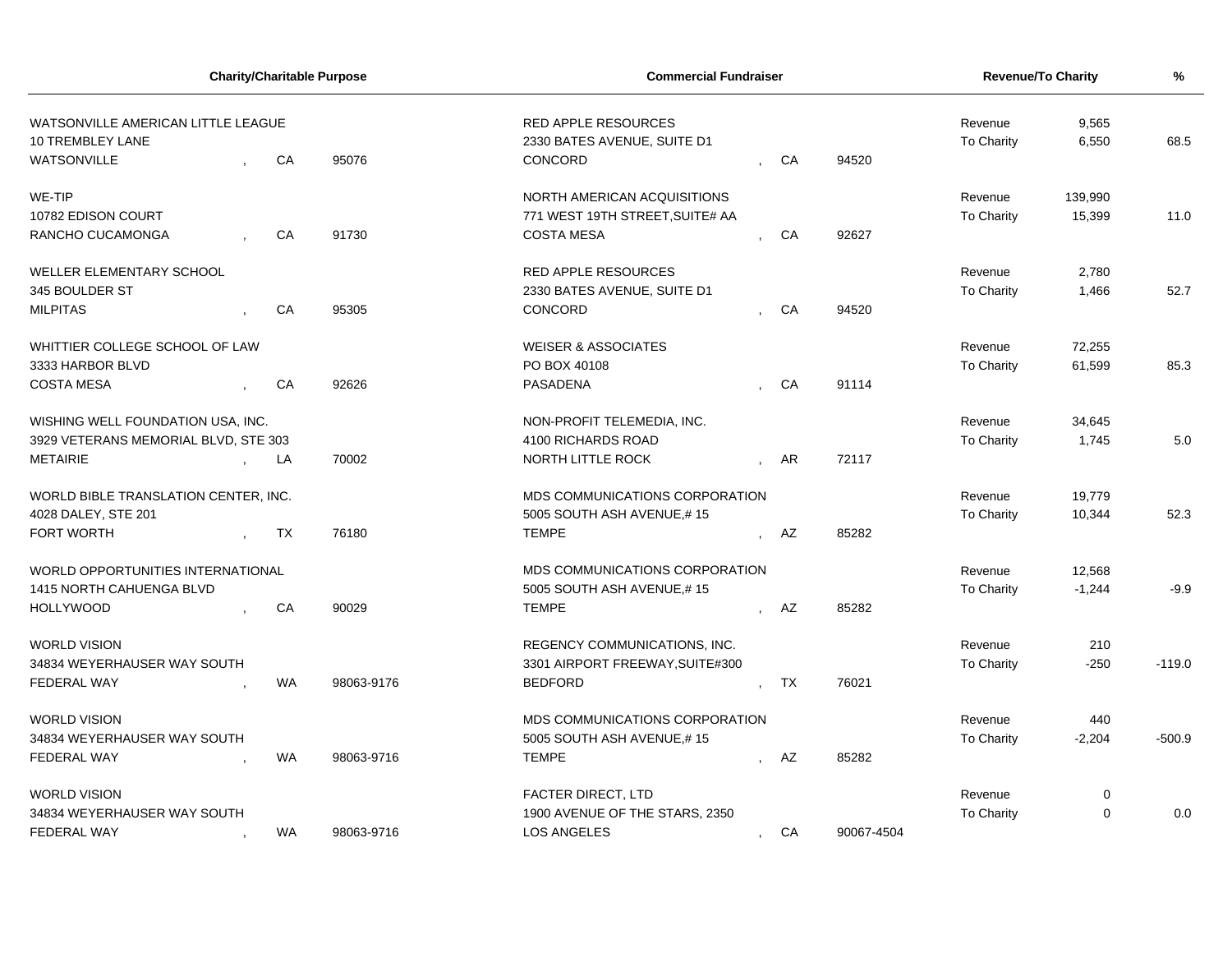| Charity/Charitable Purpose | | | Commercial Fundraiser | | | Revenue/To Charity | | % |
|---|---|---|---|---|---|---|---|---|
| WATSONVILLE AMERICAN LITTLE LEAGUE<br>10 TREMBLEY LANE<br>WATSONVILLE | CA | 95076 | RED APPLE RESOURCES<br>2330 BATES AVENUE, SUITE D1<br>CONCORD | CA | 94520 | Revenue<br>To Charity | 9,565<br>6,550 | 68.5 |
| WE-TIP<br>10782 EDISON COURT<br>RANCHO CUCAMONGA | CA | 91730 | NORTH AMERICAN ACQUISITIONS<br>771 WEST 19TH STREET,SUITE# AA<br>COSTA MESA | CA | 92627 | Revenue<br>To Charity | 139,990<br>15,399 | 11.0 |
| WELLER ELEMENTARY SCHOOL<br>345 BOULDER ST<br>MILPITAS | CA | 95305 | RED APPLE RESOURCES<br>2330 BATES AVENUE, SUITE D1<br>CONCORD | CA | 94520 | Revenue<br>To Charity | 2,780<br>1,466 | 52.7 |
| WHITTIER COLLEGE SCHOOL OF LAW<br>3333 HARBOR BLVD<br>COSTA MESA | CA | 92626 | WEISER & ASSOCIATES<br>PO BOX 40108<br>PASADENA | CA | 91114 | Revenue<br>To Charity | 72,255<br>61,599 | 85.3 |
| WISHING WELL FOUNDATION USA, INC.<br>3929 VETERANS MEMORIAL BLVD, STE 303<br>METAIRIE | LA | 70002 | NON-PROFIT TELEMEDIA, INC.<br>4100 RICHARDS ROAD<br>NORTH LITTLE ROCK | AR | 72117 | Revenue<br>To Charity | 34,645<br>1,745 | 5.0 |
| WORLD BIBLE TRANSLATION CENTER, INC.<br>4028 DALEY, STE 201<br>FORT WORTH | TX | 76180 | MDS COMMUNICATIONS CORPORATION<br>5005 SOUTH ASH AVENUE,# 15<br>TEMPE | AZ | 85282 | Revenue<br>To Charity | 19,779<br>10,344 | 52.3 |
| WORLD OPPORTUNITIES INTERNATIONAL<br>1415 NORTH CAHUENGA BLVD<br>HOLLYWOOD | CA | 90029 | MDS COMMUNICATIONS CORPORATION<br>5005 SOUTH ASH AVENUE,# 15<br>TEMPE | AZ | 85282 | Revenue<br>To Charity | 12,568<br>-1,244 | -9.9 |
| WORLD VISION<br>34834 WEYERHAUSER WAY SOUTH<br>FEDERAL WAY | WA | 98063-9176 | REGENCY COMMUNICATIONS, INC.<br>3301 AIRPORT FREEWAY,SUITE#300<br>BEDFORD | TX | 76021 | Revenue<br>To Charity | 210<br>-250 | -119.0 |
| WORLD VISION<br>34834 WEYERHAUSER WAY SOUTH<br>FEDERAL WAY | WA | 98063-9716 | MDS COMMUNICATIONS CORPORATION<br>5005 SOUTH ASH AVENUE,# 15<br>TEMPE | AZ | 85282 | Revenue<br>To Charity | 440<br>-2,204 | -500.9 |
| WORLD VISION<br>34834 WEYERHAUSER WAY SOUTH<br>FEDERAL WAY | WA | 98063-9716 | FACTER DIRECT, LTD<br>1900 AVENUE OF THE STARS, 2350<br>LOS ANGELES | CA | 90067-4504 | Revenue<br>To Charity | 0<br>0 | 0.0 |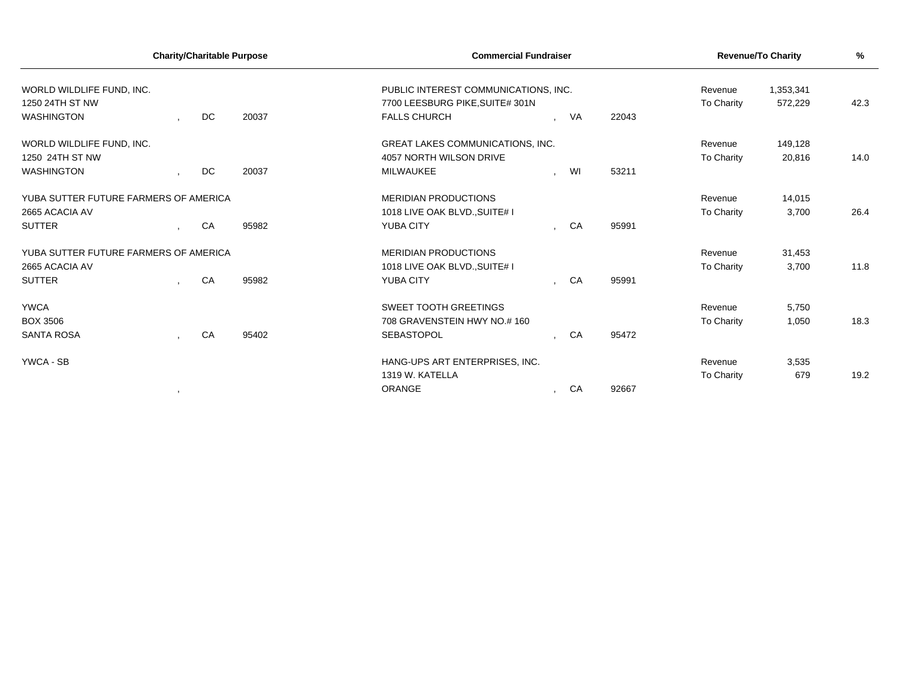| Charity/Charitable Purpose | Commercial Fundraiser | Revenue/To Charity | | % |
|---|---|---|---|---|
| WORLD WILDLIFE FUND, INC.<br>1250 24TH ST NW<br>WASHINGTON , DC 20037 | PUBLIC INTEREST COMMUNICATIONS, INC.<br>7700 LEESBURG PIKE,SUITE# 301N<br>FALLS CHURCH , VA 22043 | Revenue<br>To Charity | 1,353,341<br>572,229 | 42.3 |
| WORLD WILDLIFE FUND, INC.<br>1250 24TH ST NW<br>WASHINGTON , DC 20037 | GREAT LAKES COMMUNICATIONS, INC.<br>4057 NORTH WILSON DRIVE<br>MILWAUKEE , WI 53211 | Revenue<br>To Charity | 149,128<br>20,816 | 14.0 |
| YUBA SUTTER FUTURE FARMERS OF AMERICA<br>2665 ACACIA AV<br>SUTTER , CA 95982 | MERIDIAN PRODUCTIONS<br>1018 LIVE OAK BLVD.,SUITE# I<br>YUBA CITY , CA 95991 | Revenue<br>To Charity | 14,015<br>3,700 | 26.4 |
| YUBA SUTTER FUTURE FARMERS OF AMERICA<br>2665 ACACIA AV<br>SUTTER , CA 95982 | MERIDIAN PRODUCTIONS<br>1018 LIVE OAK BLVD.,SUITE# I<br>YUBA CITY , CA 95991 | Revenue<br>To Charity | 31,453<br>3,700 | 11.8 |
| YWCA<br>BOX 3506<br>SANTA ROSA , CA 95402 | SWEET TOOTH GREETINGS<br>708 GRAVENSTEIN HWY NO.# 160<br>SEBASTOPOL , CA 95472 | Revenue<br>To Charity | 5,750<br>1,050 | 18.3 |
| YWCA - SB<br>, | HANG-UPS ART ENTERPRISES, INC.<br>1319 W. KATELLA<br>ORANGE , CA 92667 | Revenue<br>To Charity | 3,535<br>679 | 19.2 |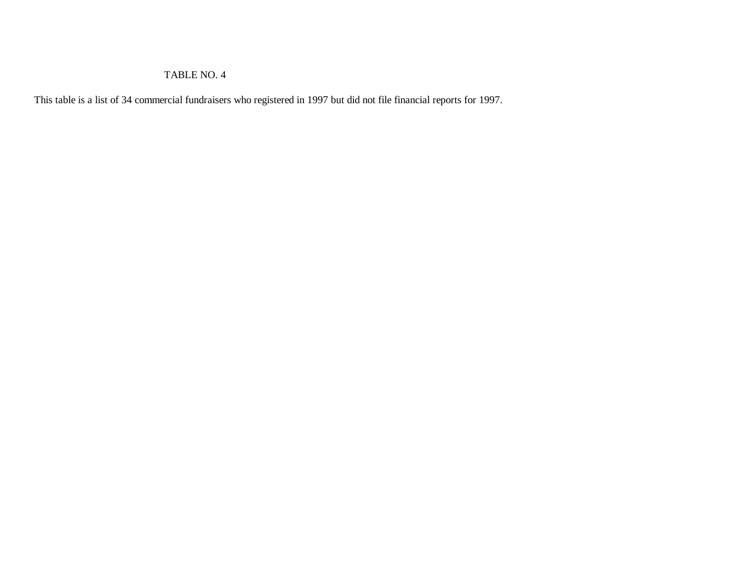TABLE NO. 4

This table is a list of 34 commercial fundraisers who registered in 1997 but did not file financial reports for 1997.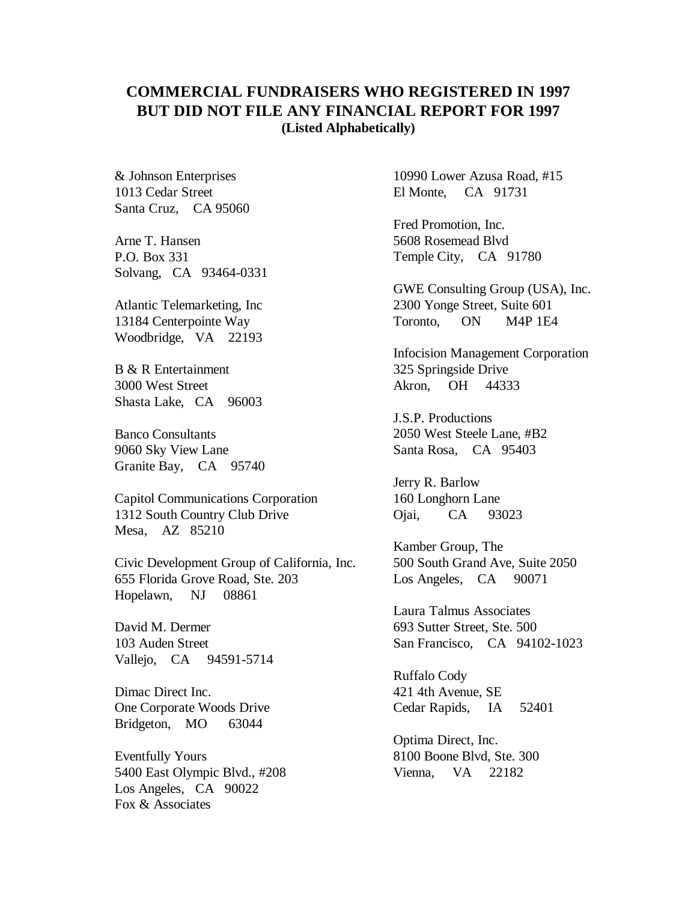## COMMERCIAL FUNDRAISERS WHO REGISTERED IN 1997 BUT DID NOT FILE ANY FINANCIAL REPORT FOR 1997

**(Listed Alphabetically)**

& Johnson Enterprises
1013 Cedar Street
Santa Cruz, CA 95060

Arne T. Hansen
P.O. Box 331
Solvang, CA 93464-0331

Atlantic Telemarketing, Inc
13184 Centerpointe Way
Woodbridge, VA 22193

B & R Entertainment
3000 West Street
Shasta Lake, CA 96003

Banco Consultants
9060 Sky View Lane
Granite Bay, CA 95740

Capitol Communications Corporation
1312 South Country Club Drive
Mesa, AZ 85210

Civic Development Group of California, Inc.
655 Florida Grove Road, Ste. 203
Hopelawn, NJ 08861

David M. Dermer
103 Auden Street
Vallejo, CA 94591-5714

Dimac Direct Inc.
One Corporate Woods Drive
Bridgeton, MO 63044

Eventfully Yours
5400 East Olympic Blvd., #208
Los Angeles, CA 90022

Fox & Associates
10990 Lower Azusa Road, #15
El Monte, CA 91731

Fred Promotion, Inc.
5608 Rosemead Blvd
Temple City, CA 91780

GWE Consulting Group (USA), Inc.
2300 Yonge Street, Suite 601
Toronto, ON M4P 1E4

Infocision Management Corporation
325 Springside Drive
Akron, OH 44333

J.S.P. Productions
2050 West Steele Lane, #B2
Santa Rosa, CA 95403

Jerry R. Barlow
160 Longhorn Lane
Ojai, CA 93023

Kamber Group, The
500 South Grand Ave, Suite 2050
Los Angeles, CA 90071

Laura Talmus Associates
693 Sutter Street, Ste. 500
San Francisco, CA 94102-1023

Ruffalo Cody
421 4th Avenue, SE
Cedar Rapids, IA 52401

Optima Direct, Inc.
8100 Boone Blvd, Ste. 300
Vienna, VA 22182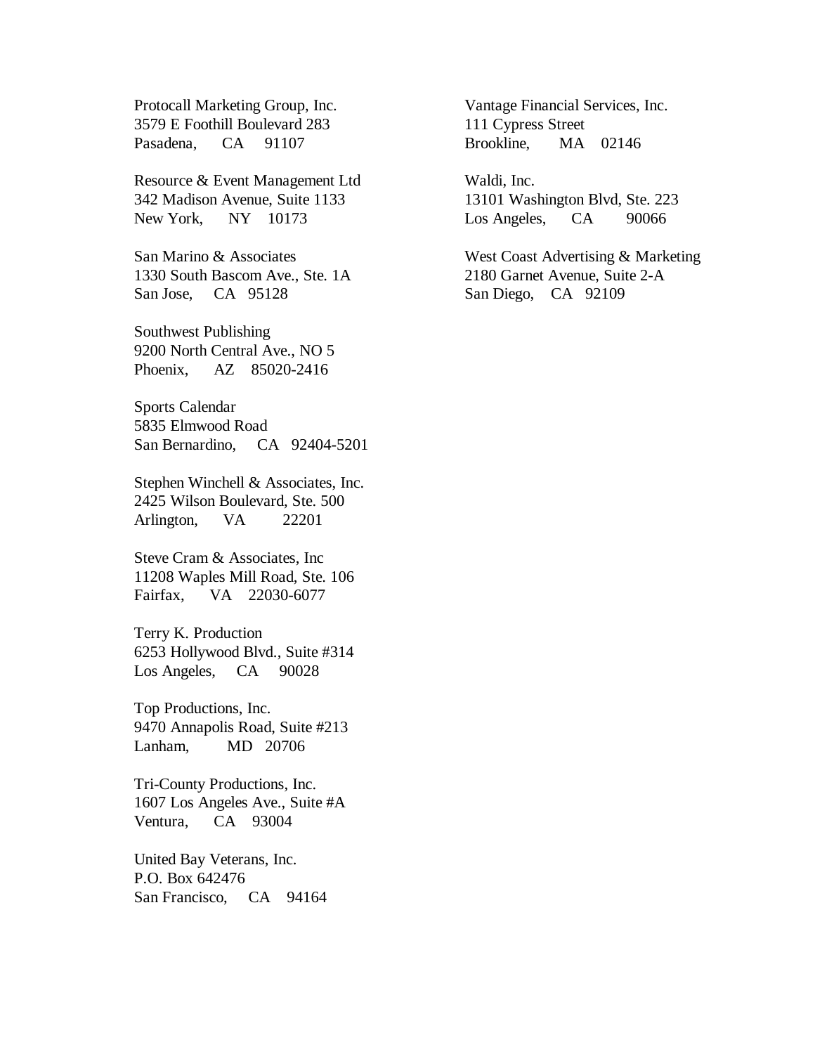Protocall Marketing Group, Inc.
3579 E Foothill Boulevard 283
Pasadena, CA 91107

Resource & Event Management Ltd
342 Madison Avenue, Suite 1133
New York, NY 10173

San Marino & Associates
1330 South Bascom Ave., Ste. 1A
San Jose, CA 95128

Southwest Publishing
9200 North Central Ave., NO 5
Phoenix, AZ 85020-2416

Sports Calendar
5835 Elmwood Road
San Bernardino, CA 92404-5201

Stephen Winchell & Associates, Inc.
2425 Wilson Boulevard, Ste. 500
Arlington, VA 22201

Steve Cram & Associates, Inc
11208 Waples Mill Road, Ste. 106
Fairfax, VA 22030-6077

Terry K. Production
6253 Hollywood Blvd., Suite #314
Los Angeles, CA 90028

Top Productions, Inc.
9470 Annapolis Road, Suite #213
Lanham, MD 20706

Tri-County Productions, Inc.
1607 Los Angeles Ave., Suite #A
Ventura, CA 93004

United Bay Veterans, Inc.
P.O. Box 642476
San Francisco, CA 94164

Vantage Financial Services, Inc.
111 Cypress Street
Brookline, MA 02146

Waldi, Inc.
13101 Washington Blvd, Ste. 223
Los Angeles, CA 90066

West Coast Advertising & Marketing
2180 Garnet Avenue, Suite 2-A
San Diego, CA 92109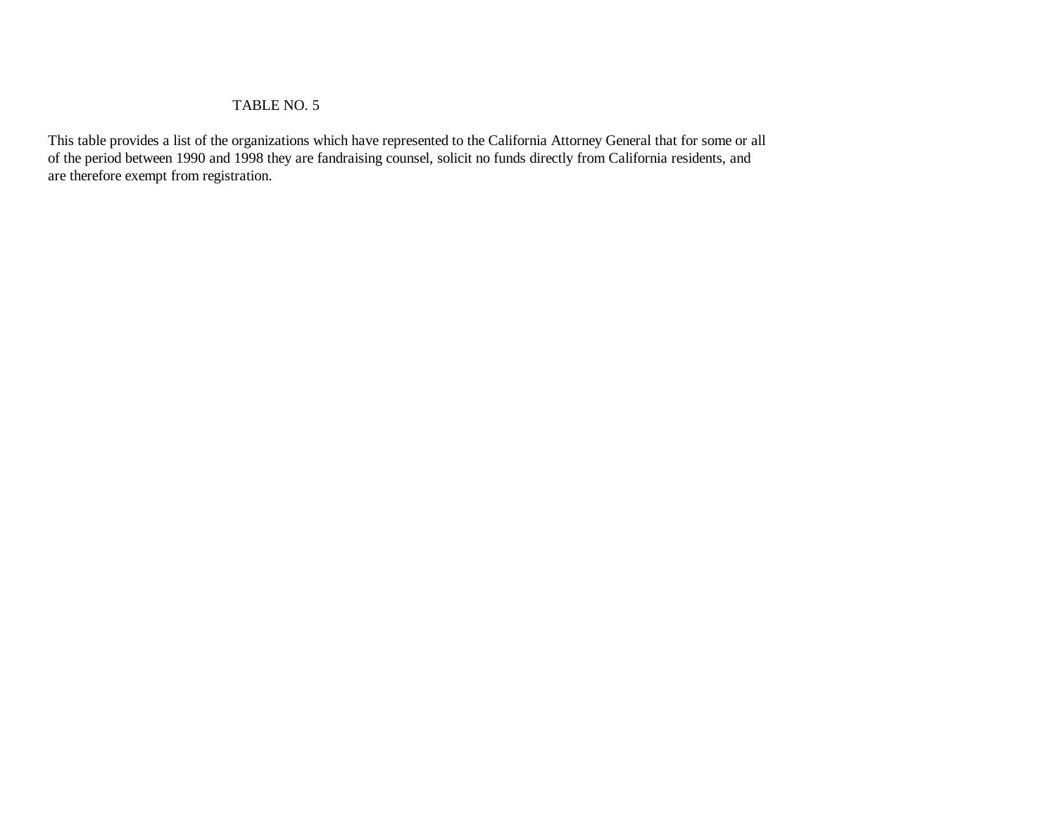# TABLE NO. 5

This table provides a list of the organizations which have represented to the California Attorney General that for some or all of the period between 1990 and 1998 they are fandraising counsel, solicit no funds directly from California residents, and are therefore exempt from registration.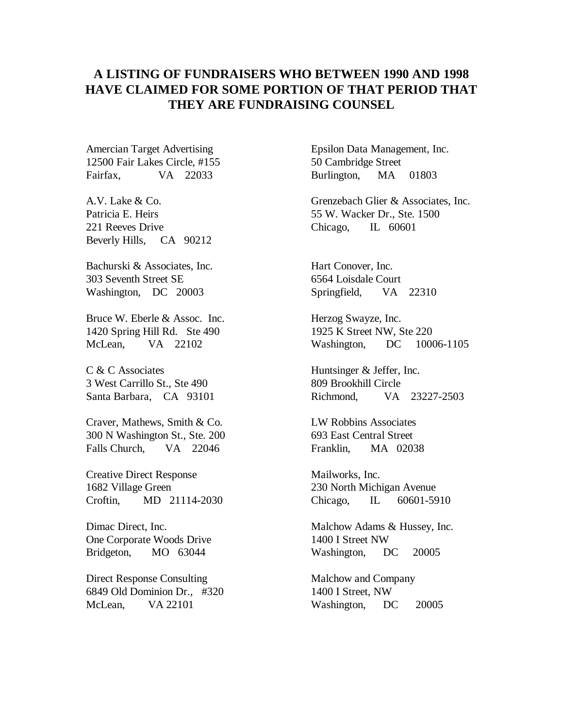# A LISTING OF FUNDRAISERS WHO BETWEEN 1990 AND 1998 HAVE CLAIMED FOR SOME PORTION OF THAT PERIOD THAT THEY ARE FUNDRAISING COUNSEL

Amercian Target Advertising
12500 Fair Lakes Circle, #155
Fairfax, VA 22033

A.V. Lake & Co.
Patricia E. Heirs
221 Reeves Drive
Beverly Hills, CA 90212

Bachurski & Associates, Inc.
303 Seventh Street SE
Washington, DC 20003

Bruce W. Eberle & Assoc. Inc.
1420 Spring Hill Rd. Ste 490
McLean, VA 22102

C & C Associates
3 West Carrillo St., Ste 490
Santa Barbara, CA 93101

Craver, Mathews, Smith & Co.
300 N Washington St., Ste. 200
Falls Church, VA 22046

Creative Direct Response
1682 Village Green
Croftin, MD 21114-2030

Dimac Direct, Inc.
One Corporate Woods Drive
Bridgeton, MO 63044

Direct Response Consulting
6849 Old Dominion Dr., #320
McLean, VA 22101

Epsilon Data Management, Inc.
50 Cambridge Street
Burlington, MA 01803

Grenzebach Glier & Associates, Inc.
55 W. Wacker Dr., Ste. 1500
Chicago, IL 60601

Hart Conover, Inc.
6564 Loisdale Court
Springfield, VA 22310

Herzog Swayze, Inc.
1925 K Street NW, Ste 220
Washington, DC 10006-1105

Huntsinger & Jeffer, Inc.
809 Brookhill Circle
Richmond, VA 23227-2503

LW Robbins Associates
693 East Central Street
Franklin, MA 02038

Mailworks, Inc.
230 North Michigan Avenue
Chicago, IL 60601-5910

Malchow Adams & Hussey, Inc.
1400 I Street NW
Washington, DC 20005

Malchow and Company
1400 I Street, NW
Washington, DC 20005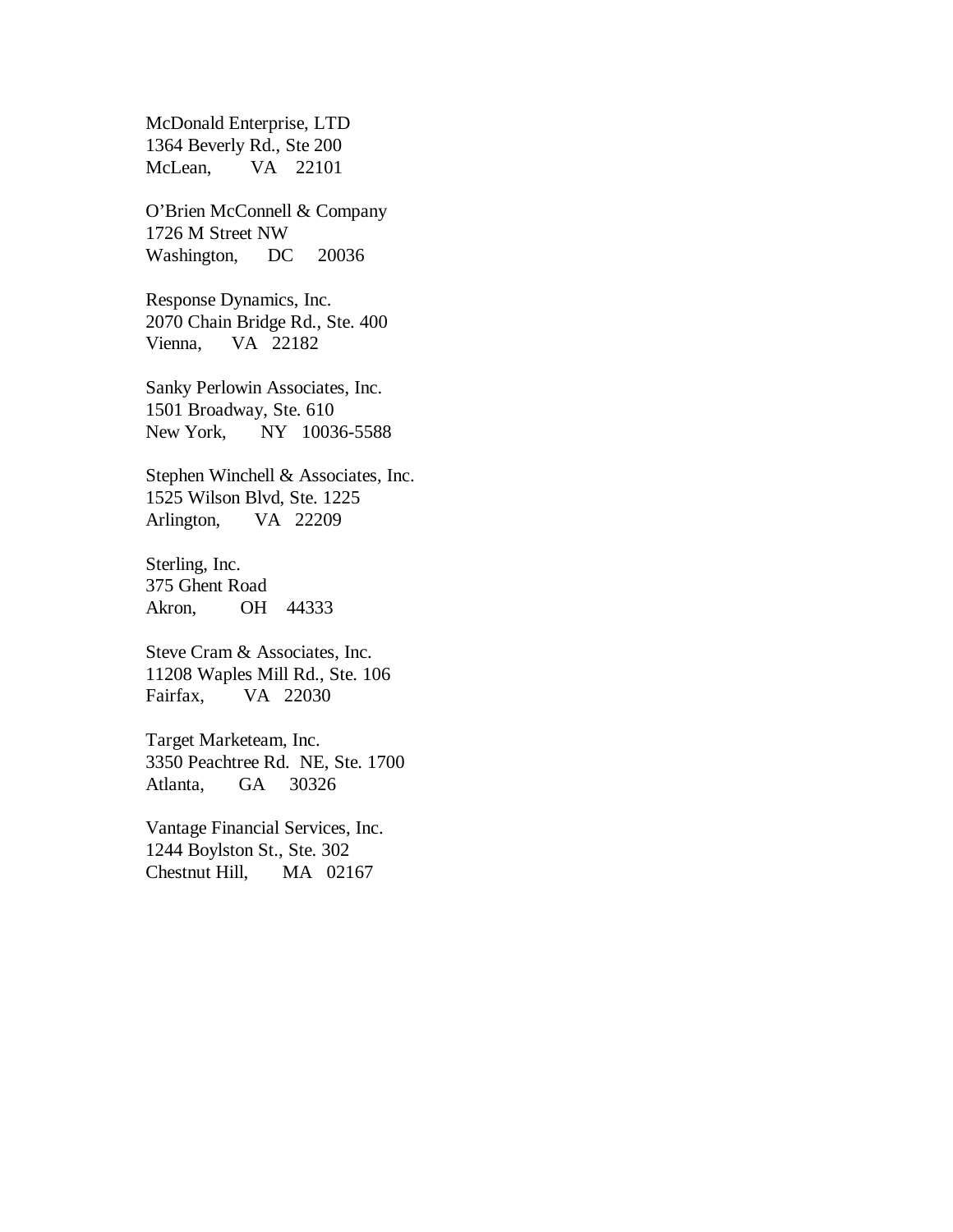McDonald Enterprise, LTD  
1364 Beverly Rd., Ste 200  
McLean, VA 22101

O'Brien McConnell & Company  
1726 M Street NW  
Washington, DC 20036

Response Dynamics, Inc.  
2070 Chain Bridge Rd., Ste. 400  
Vienna, VA 22182

Sanky Perlowin Associates, Inc.  
1501 Broadway, Ste. 610  
New York, NY 10036-5588

Stephen Winchell & Associates, Inc.  
1525 Wilson Blvd, Ste. 1225  
Arlington, VA 22209

Sterling, Inc.  
375 Ghent Road  
Akron, OH 44333

Steve Cram & Associates, Inc.  
11208 Waples Mill Rd., Ste. 106  
Fairfax, VA 22030

Target Marketeam, Inc.  
3350 Peachtree Rd. NE, Ste. 1700  
Atlanta, GA 30326

Vantage Financial Services, Inc.  
1244 Boylston St., Ste. 302  
Chestnut Hill, MA 02167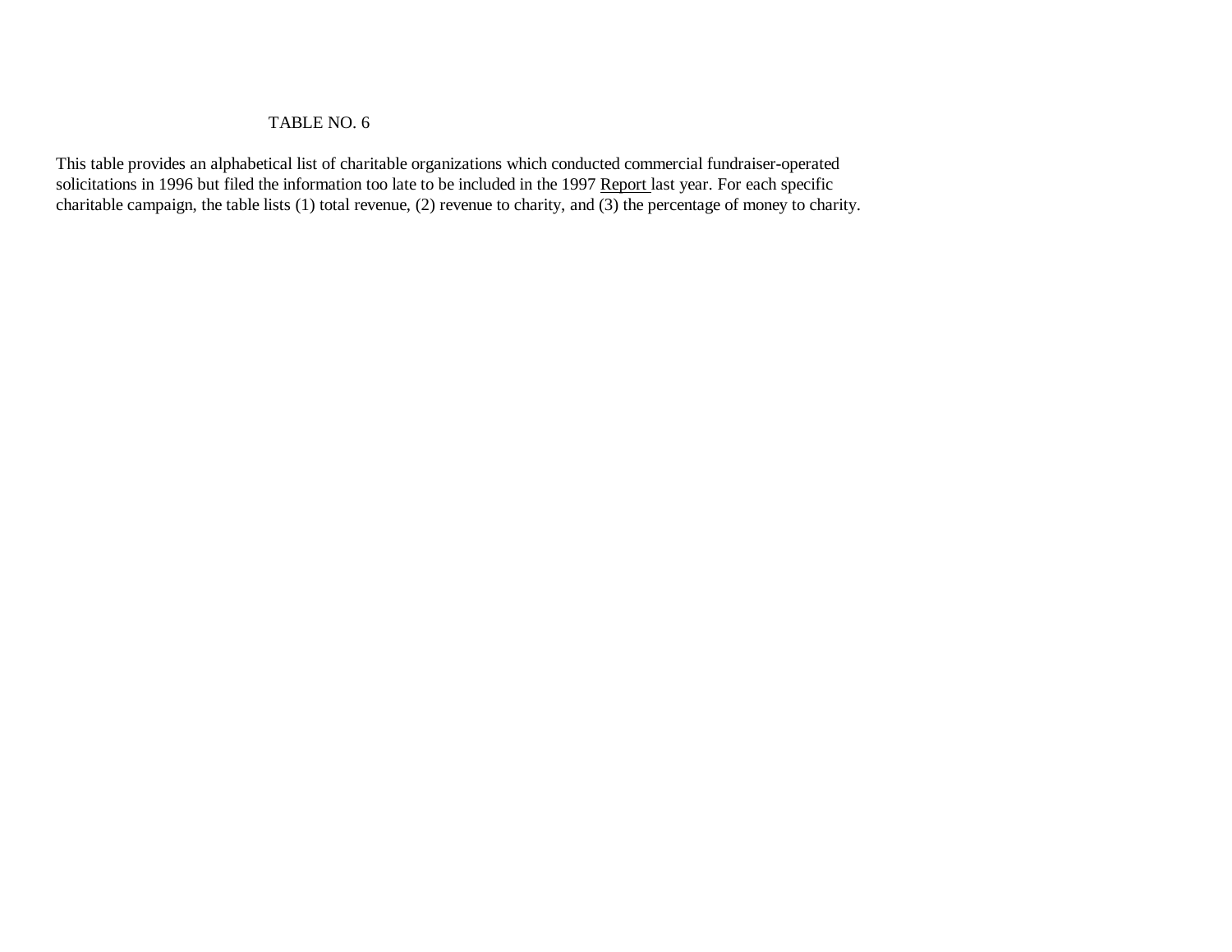TABLE NO. 6

This table provides an alphabetical list of charitable organizations which conducted commercial fundraiser-operated solicitations in 1996 but filed the information too late to be included in the 1997 Report last year. For each specific charitable campaign, the table lists (1) total revenue, (2) revenue to charity, and (3) the percentage of money to charity.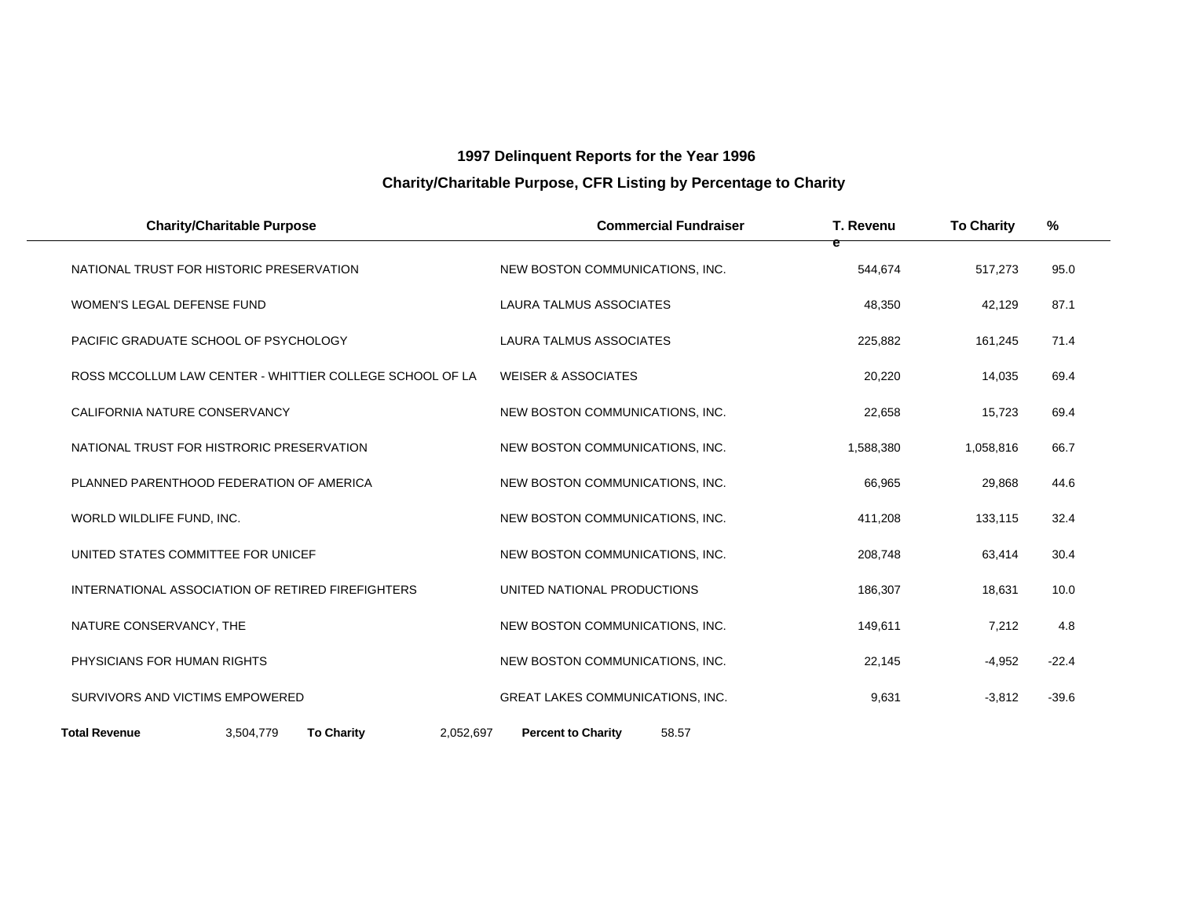## 1997 Delinquent Reports for the Year 1996

## Charity/Charitable Purpose, CFR Listing by Percentage to Charity

| Charity/Charitable Purpose | Commercial Fundraiser | T. Revenue | To Charity | % |
|---|---|---|---|---|
| NATIONAL TRUST FOR HISTORIC PRESERVATION | NEW BOSTON COMMUNICATIONS, INC. | 544,674 | 517,273 | 95.0 |
| WOMEN'S LEGAL DEFENSE FUND | LAURA TALMUS ASSOCIATES | 48,350 | 42,129 | 87.1 |
| PACIFIC GRADUATE SCHOOL OF PSYCHOLOGY | LAURA TALMUS ASSOCIATES | 225,882 | 161,245 | 71.4 |
| ROSS MCCOLLUM LAW CENTER - WHITTIER COLLEGE SCHOOL OF LA | WEISER & ASSOCIATES | 20,220 | 14,035 | 69.4 |
| CALIFORNIA NATURE CONSERVANCY | NEW BOSTON COMMUNICATIONS, INC. | 22,658 | 15,723 | 69.4 |
| NATIONAL TRUST FOR HISTRORIC PRESERVATION | NEW BOSTON COMMUNICATIONS, INC. | 1,588,380 | 1,058,816 | 66.7 |
| PLANNED PARENTHOOD FEDERATION OF AMERICA | NEW BOSTON COMMUNICATIONS, INC. | 66,965 | 29,868 | 44.6 |
| WORLD WILDLIFE FUND, INC. | NEW BOSTON COMMUNICATIONS, INC. | 411,208 | 133,115 | 32.4 |
| UNITED STATES COMMITTEE FOR UNICEF | NEW BOSTON COMMUNICATIONS, INC. | 208,748 | 63,414 | 30.4 |
| INTERNATIONAL ASSOCIATION OF RETIRED FIREFIGHTERS | UNITED NATIONAL PRODUCTIONS | 186,307 | 18,631 | 10.0 |
| NATURE CONSERVANCY, THE | NEW BOSTON COMMUNICATIONS, INC. | 149,611 | 7,212 | 4.8 |
| PHYSICIANS FOR HUMAN RIGHTS | NEW BOSTON COMMUNICATIONS, INC. | 22,145 | -4,952 | -22.4 |
| SURVIVORS AND VICTIMS EMPOWERED | GREAT LAKES COMMUNICATIONS, INC. | 9,631 | -3,812 | -39.6 |

**Total Revenue** 3,504,779 **To Charity** 2,052,697 **Percent to Charity** 58.57